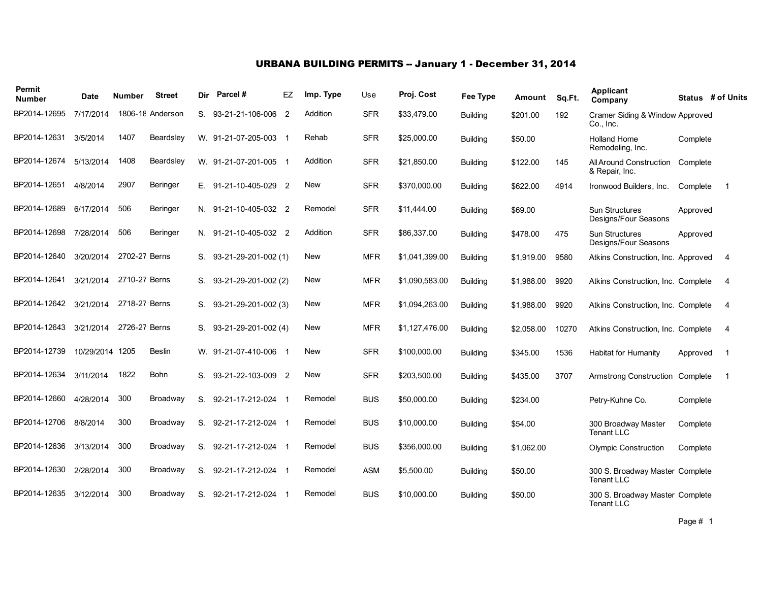# URBANA BUILDING PERMITS -- January 1 - December 31, 2014

| Permit Number | Date | Number | Street | Dir | Parcel # | EZ | Imp. Type | Use | Proj. Cost | Fee Type | Amount | Sq.Ft. | Applicant Company | Status | # of Units |
|---|---|---|---|---|---|---|---|---|---|---|---|---|---|---|---|
| BP2014-12695 | 7/17/2014 | 1806-18 | Anderson | S. | 93-21-21-106-006 | 2 | Addition | SFR | $33,479.00 | Building | $201.00 | 192 | Cramer Siding & Window Co., Inc. | Approved | |
| BP2014-12631 | 3/5/2014 | 1407 | Beardsley | W. | 91-21-07-205-003 | 1 | Rehab | SFR | $25,000.00 | Building | $50.00 | | Holland Home Remodeling, Inc. | Complete | |
| BP2014-12674 | 5/13/2014 | 1408 | Beardsley | W. | 91-21-07-201-005 | 1 | Addition | SFR | $21,850.00 | Building | $122.00 | 145 | All Around Construction & Repair, Inc. | Complete | |
| BP2014-12651 | 4/8/2014 | 2907 | Beringer | E. | 91-21-10-405-029 | 2 | New | SFR | $370,000.00 | Building | $622.00 | 4914 | Ironwood Builders, Inc. | Complete | 1 |
| BP2014-12689 | 6/17/2014 | 506 | Beringer | N. | 91-21-10-405-032 | 2 | Remodel | SFR | $11,444.00 | Building | $69.00 | | Sun Structures Designs/Four Seasons | Approved | |
| BP2014-12698 | 7/28/2014 | 506 | Beringer | N. | 91-21-10-405-032 | 2 | Addition | SFR | $86,337.00 | Building | $478.00 | 475 | Sun Structures Designs/Four Seasons | Approved | |
| BP2014-12640 | 3/20/2014 | 2702-27 | Berns | S. | 93-21-29-201-002 (1) | | New | MFR | $1,041,399.00 | Building | $1,919.00 | 9580 | Atkins Construction, Inc. | Approved | 4 |
| BP2014-12641 | 3/21/2014 | 2710-27 | Berns | S. | 93-21-29-201-002 (2) | | New | MFR | $1,090,583.00 | Building | $1,988.00 | 9920 | Atkins Construction, Inc. | Complete | 4 |
| BP2014-12642 | 3/21/2014 | 2718-27 | Berns | S. | 93-21-29-201-002 (3) | | New | MFR | $1,094,263.00 | Building | $1,988.00 | 9920 | Atkins Construction, Inc. | Complete | 4 |
| BP2014-12643 | 3/21/2014 | 2726-27 | Berns | S. | 93-21-29-201-002 (4) | | New | MFR | $1,127,476.00 | Building | $2,058.00 | 10270 | Atkins Construction, Inc. | Complete | 4 |
| BP2014-12739 | 10/29/2014 | 1205 | Beslin | W. | 91-21-07-410-006 | 1 | New | SFR | $100,000.00 | Building | $345.00 | 1536 | Habitat for Humanity | Approved | 1 |
| BP2014-12634 | 3/11/2014 | 1822 | Bohn | S. | 93-21-22-103-009 | 2 | New | SFR | $203,500.00 | Building | $435.00 | 3707 | Armstrong Construction | Complete | 1 |
| BP2014-12660 | 4/28/2014 | 300 | Broadway | S. | 92-21-17-212-024 | 1 | Remodel | BUS | $50,000.00 | Building | $234.00 | | Petry-Kuhne Co. | Complete | |
| BP2014-12706 | 8/8/2014 | 300 | Broadway | S. | 92-21-17-212-024 | 1 | Remodel | BUS | $10,000.00 | Building | $54.00 | | 300 Broadway Master Tenant LLC | Complete | |
| BP2014-12636 | 3/13/2014 | 300 | Broadway | S. | 92-21-17-212-024 | 1 | Remodel | BUS | $356,000.00 | Building | $1,062.00 | | Olympic Construction | Complete | |
| BP2014-12630 | 2/28/2014 | 300 | Broadway | S. | 92-21-17-212-024 | 1 | Remodel | ASM | $5,500.00 | Building | $50.00 | | 300 S. Broadway Master Tenant LLC | Complete | |
| BP2014-12635 | 3/12/2014 | 300 | Broadway | S. | 92-21-17-212-024 | 1 | Remodel | BUS | $10,000.00 | Building | $50.00 | | 300 S. Broadway Master Tenant LLC | Complete | |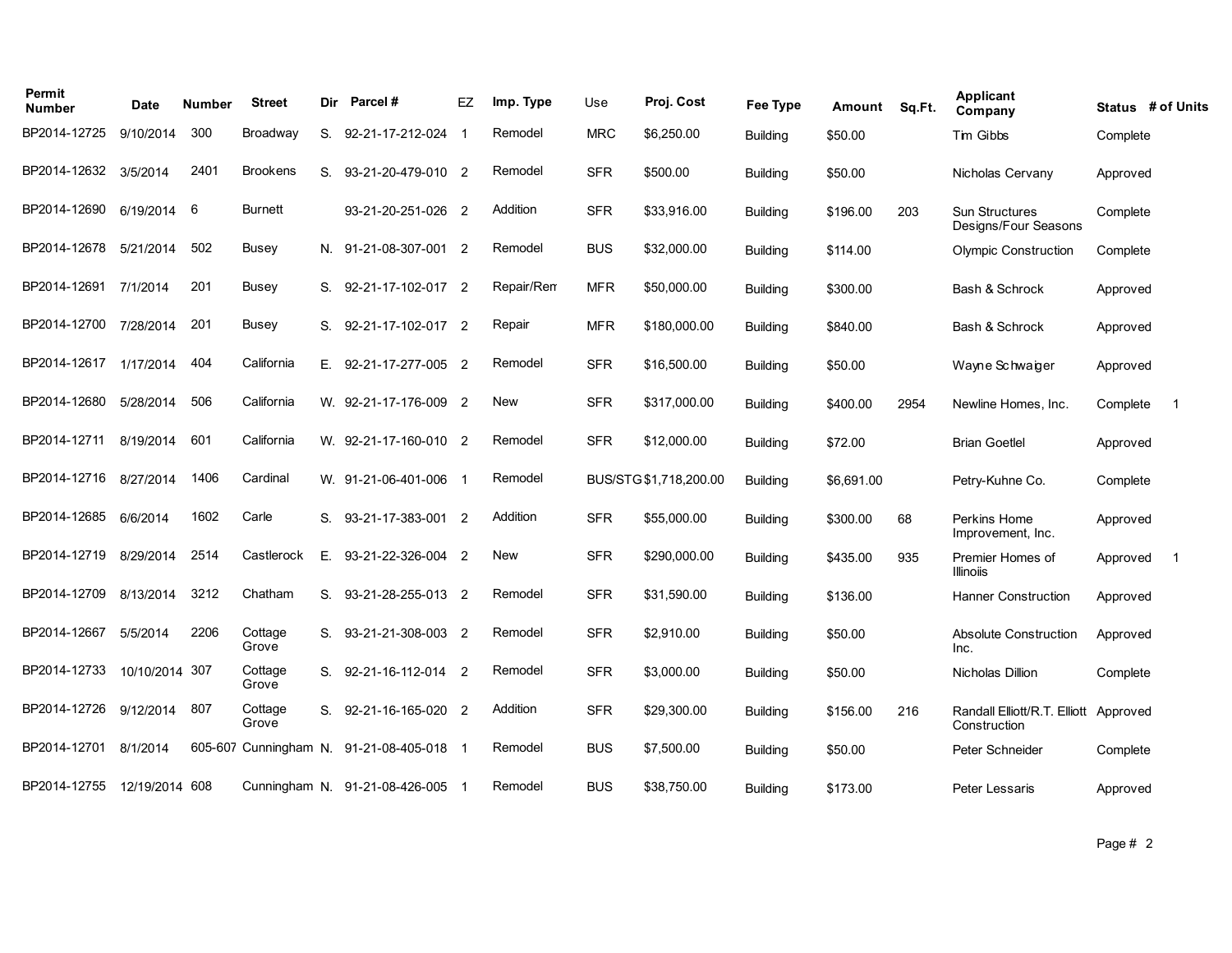| Permit Number | Date | Number | Street | Dir | Parcel # | EZ | Imp. Type | Use | Proj. Cost | Fee Type | Amount | Sq.Ft. | Applicant Company | Status | # of Units |
|---|---|---|---|---|---|---|---|---|---|---|---|---|---|---|---|
| BP2014-12725 | 9/10/2014 | 300 | Broadway | S. | 92-21-17-212-024 | 1 | Remodel | MRC | $6,250.00 | Building | $50.00 | | Tim Gibbs | Complete | |
| BP2014-12632 | 3/5/2014 | 2401 | Brookens | S. | 93-21-20-479-010 | 2 | Remodel | SFR | $500.00 | Building | $50.00 | | Nicholas Cervany | Approved | |
| BP2014-12690 | 6/19/2014 | 6 | Burnett | | 93-21-20-251-026 | 2 | Addition | SFR | $33,916.00 | Building | $196.00 | 203 | Sun Structures Designs/Four Seasons | Complete | |
| BP2014-12678 | 5/21/2014 | 502 | Busey | N. | 91-21-08-307-001 | 2 | Remodel | BUS | $32,000.00 | Building | $114.00 | | Olympic Construction | Complete | |
| BP2014-12691 | 7/1/2014 | 201 | Busey | S. | 92-21-17-102-017 | 2 | Repair/Rem | MFR | $50,000.00 | Building | $300.00 | | Bash & Schrock | Approved | |
| BP2014-12700 | 7/28/2014 | 201 | Busey | S. | 92-21-17-102-017 | 2 | Repair | MFR | $180,000.00 | Building | $840.00 | | Bash & Schrock | Approved | |
| BP2014-12617 | 1/17/2014 | 404 | California | E. | 92-21-17-277-005 | 2 | Remodel | SFR | $16,500.00 | Building | $50.00 | | Wayne Schwaiger | Approved | |
| BP2014-12680 | 5/28/2014 | 506 | California | W. | 92-21-17-176-009 | 2 | New | SFR | $317,000.00 | Building | $400.00 | 2954 | Newline Homes, Inc. | Complete | 1 |
| BP2014-12711 | 8/19/2014 | 601 | California | W. | 92-21-17-160-010 | 2 | Remodel | SFR | $12,000.00 | Building | $72.00 | | Brian Goetlel | Approved | |
| BP2014-12716 | 8/27/2014 | 1406 | Cardinal | W. | 91-21-06-401-006 | 1 | Remodel | BUS/STG | $1,718,200.00 | Building | $6,691.00 | | Petry-Kuhne Co. | Complete | |
| BP2014-12685 | 6/6/2014 | 1602 | Carle | S. | 93-21-17-383-001 | 2 | Addition | SFR | $55,000.00 | Building | $300.00 | 68 | Perkins Home Improvement, Inc. | Approved | |
| BP2014-12719 | 8/29/2014 | 2514 | Castlerock | E. | 93-21-22-326-004 | 2 | New | SFR | $290,000.00 | Building | $435.00 | 935 | Premier Homes of Illinoiis | Approved | 1 |
| BP2014-12709 | 8/13/2014 | 3212 | Chatham | S. | 93-21-28-255-013 | 2 | Remodel | SFR | $31,590.00 | Building | $136.00 | | Hanner Construction | Approved | |
| BP2014-12667 | 5/5/2014 | 2206 | Cottage Grove | S. | 93-21-21-308-003 | 2 | Remodel | SFR | $2,910.00 | Building | $50.00 | | Absolute Construction Inc. | Approved | |
| BP2014-12733 | 10/10/2014 | 307 | Cottage Grove | S. | 92-21-16-112-014 | 2 | Remodel | SFR | $3,000.00 | Building | $50.00 | | Nicholas Dillion | Complete | |
| BP2014-12726 | 9/12/2014 | 807 | Cottage Grove | S. | 92-21-16-165-020 | 2 | Addition | SFR | $29,300.00 | Building | $156.00 | 216 | Randall Elliott/R.T. Elliott Construction | Approved | |
| BP2014-12701 | 8/1/2014 | 605-607 | Cunningham | N. | 91-21-08-405-018 | 1 | Remodel | BUS | $7,500.00 | Building | $50.00 | | Peter Schneider | Complete | |
| BP2014-12755 | 12/19/2014 | 608 | Cunningham | N. | 91-21-08-426-005 | 1 | Remodel | BUS | $38,750.00 | Building | $173.00 | | Peter Lessaris | Approved | |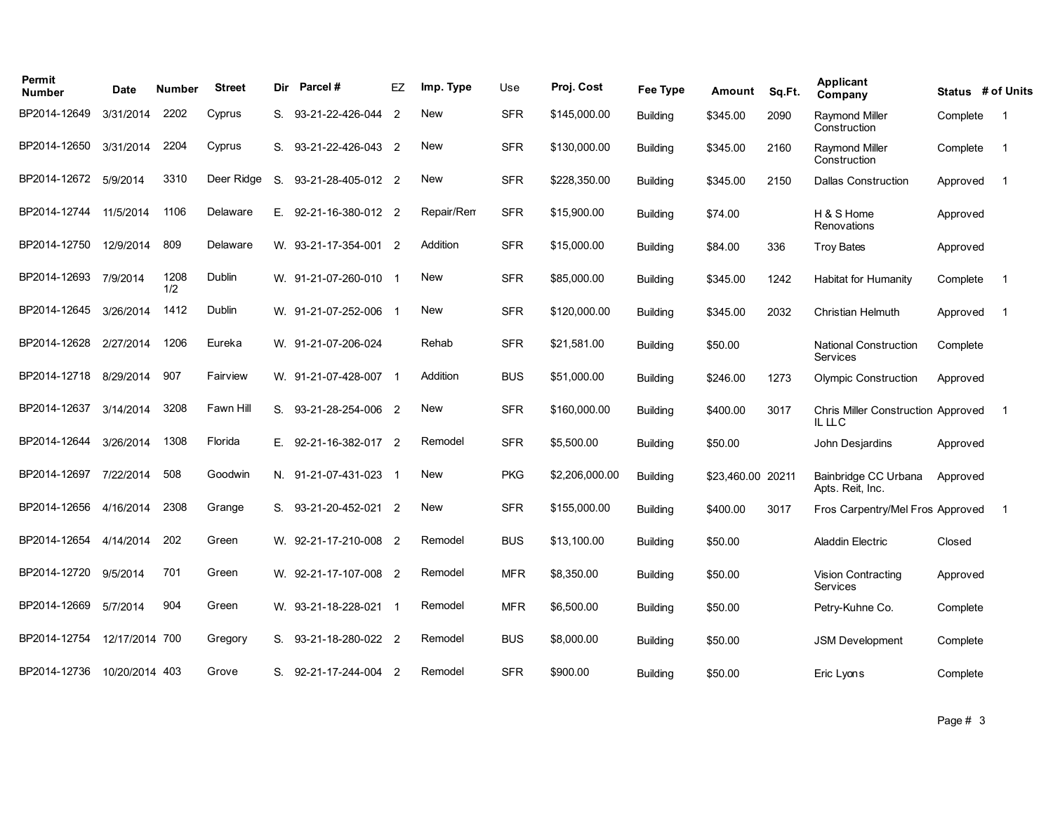| Permit Number | Date | Number | Street | Dir | Parcel # | EZ | Imp. Type | Use | Proj. Cost | Fee Type | Amount | Sq.Ft. | Applicant Company | Status | # of Units |
|---|---|---|---|---|---|---|---|---|---|---|---|---|---|---|---|
| BP2014-12649 | 3/31/2014 | 2202 | Cyprus | S. | 93-21-22-426-044 | 2 | New | SFR | $145,000.00 | Building | $345.00 | 2090 | Raymond Miller Construction | Complete | 1 |
| BP2014-12650 | 3/31/2014 | 2204 | Cyprus | S. | 93-21-22-426-043 | 2 | New | SFR | $130,000.00 | Building | $345.00 | 2160 | Raymond Miller Construction | Complete | 1 |
| BP2014-12672 | 5/9/2014 | 3310 | Deer Ridge | S. | 93-21-28-405-012 | 2 | New | SFR | $228,350.00 | Building | $345.00 | 2150 | Dallas Construction | Approved | 1 |
| BP2014-12744 | 11/5/2014 | 1106 | Delaware | E. | 92-21-16-380-012 | 2 | Repair/Rem | SFR | $15,900.00 | Building | $74.00 | | H & S Home Renovations | Approved | |
| BP2014-12750 | 12/9/2014 | 809 | Delaware | W. | 93-21-17-354-001 | 2 | Addition | SFR | $15,000.00 | Building | $84.00 | 336 | Troy Bates | Approved | |
| BP2014-12693 | 7/9/2014 | 1208 1/2 | Dublin | W. | 91-21-07-260-010 | 1 | New | SFR | $85,000.00 | Building | $345.00 | 1242 | Habitat for Humanity | Complete | 1 |
| BP2014-12645 | 3/26/2014 | 1412 | Dublin | W. | 91-21-07-252-006 | 1 | New | SFR | $120,000.00 | Building | $345.00 | 2032 | Christian Helmuth | Approved | 1 |
| BP2014-12628 | 2/27/2014 | 1206 | Eureka | W. | 91-21-07-206-024 | | Rehab | SFR | $21,581.00 | Building | $50.00 | | National Construction Services | Complete | |
| BP2014-12718 | 8/29/2014 | 907 | Fairview | W. | 91-21-07-428-007 | 1 | Addition | BUS | $51,000.00 | Building | $246.00 | 1273 | Olympic Construction | Approved | |
| BP2014-12637 | 3/14/2014 | 3208 | Fawn Hill | S. | 93-21-28-254-006 | 2 | New | SFR | $160,000.00 | Building | $400.00 | 3017 | Chris Miller Construction IL LLC | Approved | 1 |
| BP2014-12644 | 3/26/2014 | 1308 | Florida | E. | 92-21-16-382-017 | 2 | Remodel | SFR | $5,500.00 | Building | $50.00 | | John Desjardins | Approved | |
| BP2014-12697 | 7/22/2014 | 508 | Goodwin | N. | 91-21-07-431-023 | 1 | New | PKG | $2,206,000.00 | Building | $23,460.00 | 20211 | Bainbridge CC Urbana Apts. Reit, Inc. | Approved | |
| BP2014-12656 | 4/16/2014 | 2308 | Grange | S. | 93-21-20-452-021 | 2 | New | SFR | $155,000.00 | Building | $400.00 | 3017 | Fros Carpentry/Mel Fros | Approved | 1 |
| BP2014-12654 | 4/14/2014 | 202 | Green | W. | 92-21-17-210-008 | 2 | Remodel | BUS | $13,100.00 | Building | $50.00 | | Aladdin Electric | Closed | |
| BP2014-12720 | 9/5/2014 | 701 | Green | W. | 92-21-17-107-008 | 2 | Remodel | MFR | $8,350.00 | Building | $50.00 | | Vision Contracting Services | Approved | |
| BP2014-12669 | 5/7/2014 | 904 | Green | W. | 93-21-18-228-021 | 1 | Remodel | MFR | $6,500.00 | Building | $50.00 | | Petry-Kuhne Co. | Complete | |
| BP2014-12754 | 12/17/2014 | 700 | Gregory | S. | 93-21-18-280-022 | 2 | Remodel | BUS | $8,000.00 | Building | $50.00 | | JSM Development | Complete | |
| BP2014-12736 | 10/20/2014 | 403 | Grove | S. | 92-21-17-244-004 | 2 | Remodel | SFR | $900.00 | Building | $50.00 | | Eric Lyons | Complete | |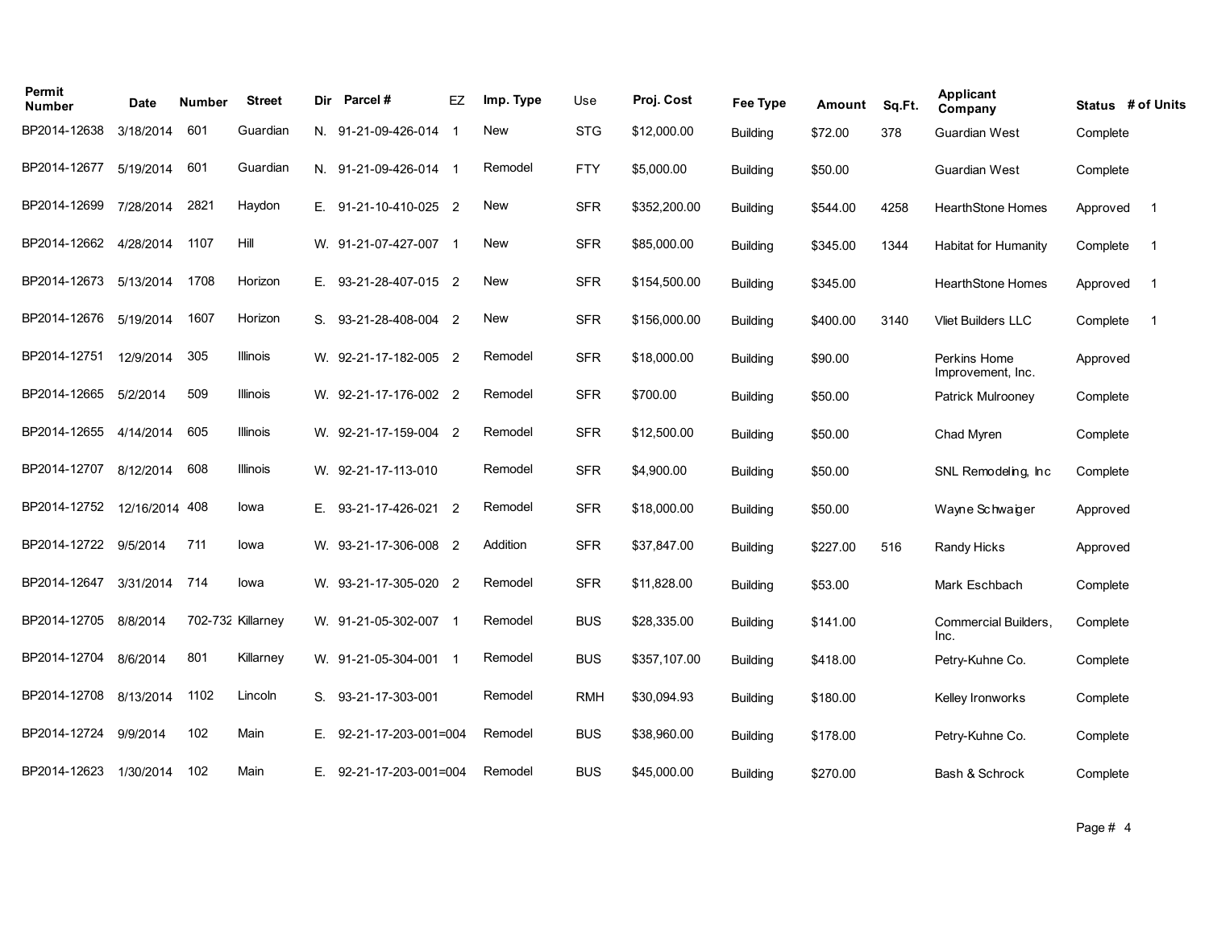| Permit Number | Date | Number | Street | Dir | Parcel # | EZ | Imp. Type | Use | Proj. Cost | Fee Type | Amount | Sq.Ft. | Applicant Company | Status | # of Units |
|---|---|---|---|---|---|---|---|---|---|---|---|---|---|---|---|
| BP2014-12638 | 3/18/2014 | 601 | Guardian | N. | 91-21-09-426-014 | 1 | New | STG | $12,000.00 | Building | $72.00 | 378 | Guardian West | Complete | |
| BP2014-12677 | 5/19/2014 | 601 | Guardian | N. | 91-21-09-426-014 | 1 | Remodel | FTY | $5,000.00 | Building | $50.00 | | Guardian West | Complete | |
| BP2014-12699 | 7/28/2014 | 2821 | Haydon | E. | 91-21-10-410-025 | 2 | New | SFR | $352,200.00 | Building | $544.00 | 4258 | HearthStone Homes | Approved | 1 |
| BP2014-12662 | 4/28/2014 | 1107 | Hill | W. | 91-21-07-427-007 | 1 | New | SFR | $85,000.00 | Building | $345.00 | 1344 | Habitat for Humanity | Complete | 1 |
| BP2014-12673 | 5/13/2014 | 1708 | Horizon | E. | 93-21-28-407-015 | 2 | New | SFR | $154,500.00 | Building | $345.00 | | HearthStone Homes | Approved | 1 |
| BP2014-12676 | 5/19/2014 | 1607 | Horizon | S. | 93-21-28-408-004 | 2 | New | SFR | $156,000.00 | Building | $400.00 | 3140 | Vliet Builders LLC | Complete | 1 |
| BP2014-12751 | 12/9/2014 | 305 | Illinois | W. | 92-21-17-182-005 | 2 | Remodel | SFR | $18,000.00 | Building | $90.00 | | Perkins Home Improvement, Inc. | Approved | |
| BP2014-12665 | 5/2/2014 | 509 | Illinois | W. | 92-21-17-176-002 | 2 | Remodel | SFR | $700.00 | Building | $50.00 | | Patrick Mulrooney | Complete | |
| BP2014-12655 | 4/14/2014 | 605 | Illinois | W. | 92-21-17-159-004 | 2 | Remodel | SFR | $12,500.00 | Building | $50.00 | | Chad Myren | Complete | |
| BP2014-12707 | 8/12/2014 | 608 | Illinois | W. | 92-21-17-113-010 | | Remodel | SFR | $4,900.00 | Building | $50.00 | | SNL Remodeling, Inc | Complete | |
| BP2014-12752 | 12/16/2014 | 408 | Iowa | E. | 93-21-17-426-021 | 2 | Remodel | SFR | $18,000.00 | Building | $50.00 | | Wayne Schwaiger | Approved | |
| BP2014-12722 | 9/5/2014 | 711 | Iowa | W. | 93-21-17-306-008 | 2 | Addition | SFR | $37,847.00 | Building | $227.00 | 516 | Randy Hicks | Approved | |
| BP2014-12647 | 3/31/2014 | 714 | Iowa | W. | 93-21-17-305-020 | 2 | Remodel | SFR | $11,828.00 | Building | $53.00 | | Mark Eschbach | Complete | |
| BP2014-12705 | 8/8/2014 | 702-732 | Killarney | W. | 91-21-05-302-007 | 1 | Remodel | BUS | $28,335.00 | Building | $141.00 | | Commercial Builders, Inc. | Complete | |
| BP2014-12704 | 8/6/2014 | 801 | Killarney | W. | 91-21-05-304-001 | 1 | Remodel | BUS | $357,107.00 | Building | $418.00 | | Petry-Kuhne Co. | Complete | |
| BP2014-12708 | 8/13/2014 | 1102 | Lincoln | S. | 93-21-17-303-001 | | Remodel | RMH | $30,094.93 | Building | $180.00 | | Kelley Ironworks | Complete | |
| BP2014-12724 | 9/9/2014 | 102 | Main | E. | 92-21-17-203-001=004 | | Remodel | BUS | $38,960.00 | Building | $178.00 | | Petry-Kuhne Co. | Complete | |
| BP2014-12623 | 1/30/2014 | 102 | Main | E. | 92-21-17-203-001=004 | | Remodel | BUS | $45,000.00 | Building | $270.00 | | Bash & Schrock | Complete | |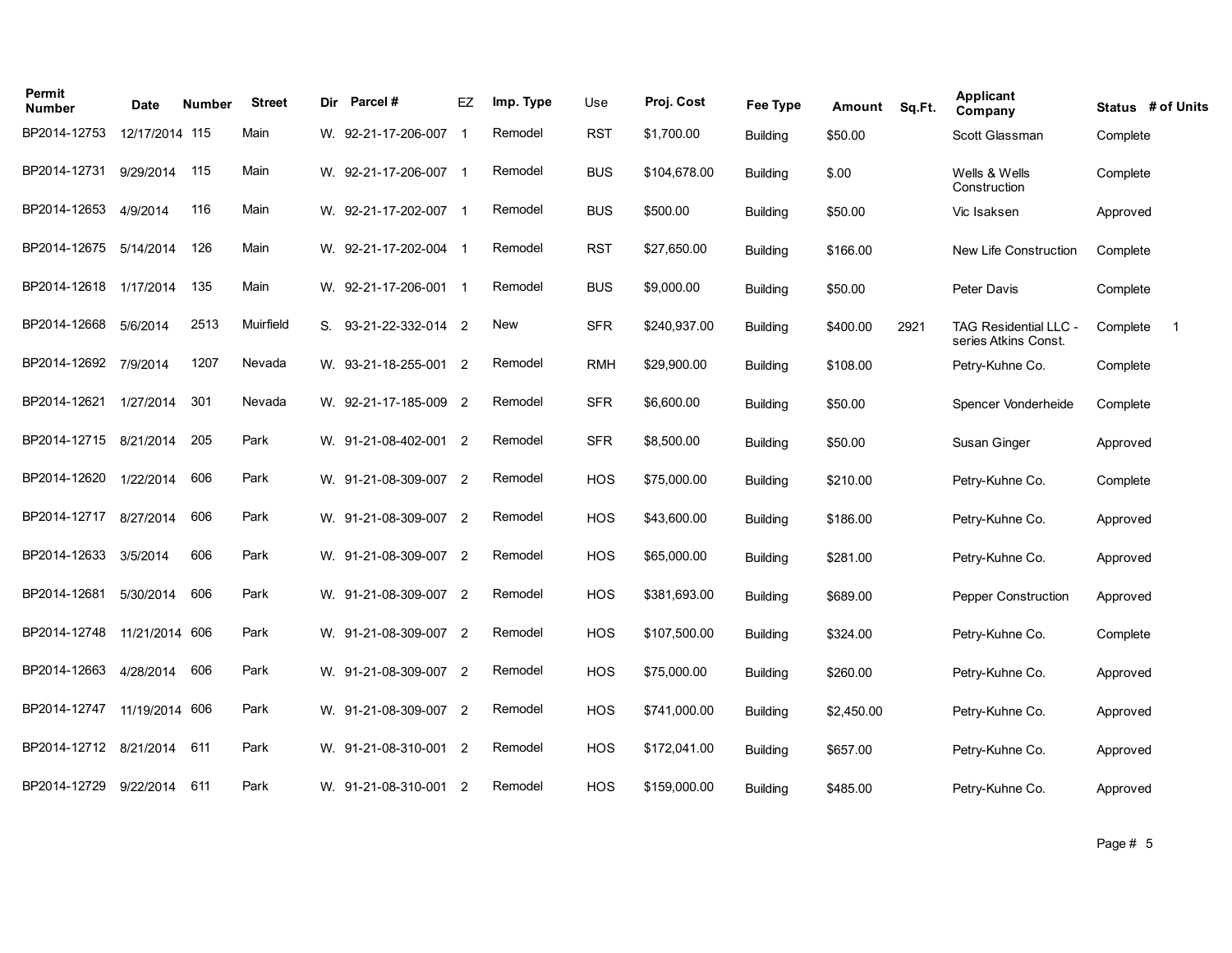| Permit Number | Date | Number | Street | Dir | Parcel # | EZ | Imp. Type | Use | Proj. Cost | Fee Type | Amount | Sq.Ft. | Applicant Company | Status | # of Units |
|---|---|---|---|---|---|---|---|---|---|---|---|---|---|---|---|
| BP2014-12753 | 12/17/2014 | 115 | Main | W. | 92-21-17-206-007 | 1 | Remodel | RST | $1,700.00 | Building | $50.00 | | Scott Glassman | Complete | |
| BP2014-12731 | 9/29/2014 | 115 | Main | W. | 92-21-17-206-007 | 1 | Remodel | BUS | $104,678.00 | Building | $.00 | | Wells & Wells Construction | Complete | |
| BP2014-12653 | 4/9/2014 | 116 | Main | W. | 92-21-17-202-007 | 1 | Remodel | BUS | $500.00 | Building | $50.00 | | Vic Isaksen | Approved | |
| BP2014-12675 | 5/14/2014 | 126 | Main | W. | 92-21-17-202-004 | 1 | Remodel | RST | $27,650.00 | Building | $166.00 | | New Life Construction | Complete | |
| BP2014-12618 | 1/17/2014 | 135 | Main | W. | 92-21-17-206-001 | 1 | Remodel | BUS | $9,000.00 | Building | $50.00 | | Peter Davis | Complete | |
| BP2014-12668 | 5/6/2014 | 2513 | Muirfield | S. | 93-21-22-332-014 | 2 | New | SFR | $240,937.00 | Building | $400.00 | 2921 | TAG Residential LLC - series Atkins Const. | Complete | 1 |
| BP2014-12692 | 7/9/2014 | 1207 | Nevada | W. | 93-21-18-255-001 | 2 | Remodel | RMH | $29,900.00 | Building | $108.00 | | Petry-Kuhne Co. | Complete | |
| BP2014-12621 | 1/27/2014 | 301 | Nevada | W. | 92-21-17-185-009 | 2 | Remodel | SFR | $6,600.00 | Building | $50.00 | | Spencer Vonderheide | Complete | |
| BP2014-12715 | 8/21/2014 | 205 | Park | W. | 91-21-08-402-001 | 2 | Remodel | SFR | $8,500.00 | Building | $50.00 | | Susan Ginger | Approved | |
| BP2014-12620 | 1/22/2014 | 606 | Park | W. | 91-21-08-309-007 | 2 | Remodel | HOS | $75,000.00 | Building | $210.00 | | Petry-Kuhne Co. | Complete | |
| BP2014-12717 | 8/27/2014 | 606 | Park | W. | 91-21-08-309-007 | 2 | Remodel | HOS | $43,600.00 | Building | $186.00 | | Petry-Kuhne Co. | Approved | |
| BP2014-12633 | 3/5/2014 | 606 | Park | W. | 91-21-08-309-007 | 2 | Remodel | HOS | $65,000.00 | Building | $281.00 | | Petry-Kuhne Co. | Approved | |
| BP2014-12681 | 5/30/2014 | 606 | Park | W. | 91-21-08-309-007 | 2 | Remodel | HOS | $381,693.00 | Building | $689.00 | | Pepper Construction | Approved | |
| BP2014-12748 | 11/21/2014 | 606 | Park | W. | 91-21-08-309-007 | 2 | Remodel | HOS | $107,500.00 | Building | $324.00 | | Petry-Kuhne Co. | Complete | |
| BP2014-12663 | 4/28/2014 | 606 | Park | W. | 91-21-08-309-007 | 2 | Remodel | HOS | $75,000.00 | Building | $260.00 | | Petry-Kuhne Co. | Approved | |
| BP2014-12747 | 11/19/2014 | 606 | Park | W. | 91-21-08-309-007 | 2 | Remodel | HOS | $741,000.00 | Building | $2,450.00 | | Petry-Kuhne Co. | Approved | |
| BP2014-12712 | 8/21/2014 | 611 | Park | W. | 91-21-08-310-001 | 2 | Remodel | HOS | $172,041.00 | Building | $657.00 | | Petry-Kuhne Co. | Approved | |
| BP2014-12729 | 9/22/2014 | 611 | Park | W. | 91-21-08-310-001 | 2 | Remodel | HOS | $159,000.00 | Building | $485.00 | | Petry-Kuhne Co. | Approved | |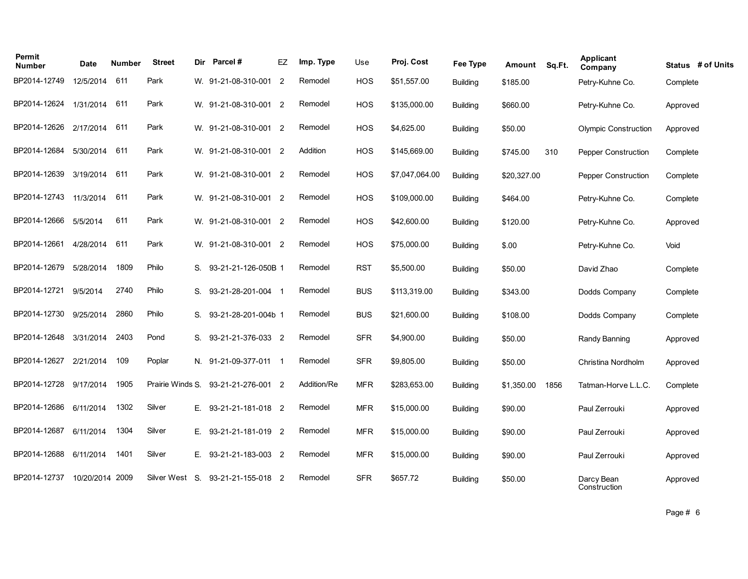| Permit Number | Date | Number | Street | Dir | Parcel # | EZ | Imp. Type | Use | Proj. Cost | Fee Type | Amount | Sq.Ft. | Applicant Company | Status | # of Units |
|---|---|---|---|---|---|---|---|---|---|---|---|---|---|---|---|
| BP2014-12749 | 12/5/2014 | 611 | Park | W. | 91-21-08-310-001 | 2 | Remodel | HOS | $51,557.00 | Building | $185.00 | | Petry-Kuhne Co. | Complete | |
| BP2014-12624 | 1/31/2014 | 611 | Park | W. | 91-21-08-310-001 | 2 | Remodel | HOS | $135,000.00 | Building | $660.00 | | Petry-Kuhne Co. | Approved | |
| BP2014-12626 | 2/17/2014 | 611 | Park | W. | 91-21-08-310-001 | 2 | Remodel | HOS | $4,625.00 | Building | $50.00 | | Olympic Construction | Approved | |
| BP2014-12684 | 5/30/2014 | 611 | Park | W. | 91-21-08-310-001 | 2 | Addition | HOS | $145,669.00 | Building | $745.00 | 310 | Pepper Construction | Complete | |
| BP2014-12639 | 3/19/2014 | 611 | Park | W. | 91-21-08-310-001 | 2 | Remodel | HOS | $7,047,064.00 | Building | $20,327.00 | | Pepper Construction | Complete | |
| BP2014-12743 | 11/3/2014 | 611 | Park | W. | 91-21-08-310-001 | 2 | Remodel | HOS | $109,000.00 | Building | $464.00 | | Petry-Kuhne Co. | Complete | |
| BP2014-12666 | 5/5/2014 | 611 | Park | W. | 91-21-08-310-001 | 2 | Remodel | HOS | $42,600.00 | Building | $120.00 | | Petry-Kuhne Co. | Approved | |
| BP2014-12661 | 4/28/2014 | 611 | Park | W. | 91-21-08-310-001 | 2 | Remodel | HOS | $75,000.00 | Building | $.00 | | Petry-Kuhne Co. | Void | |
| BP2014-12679 | 5/28/2014 | 1809 | Philo | S. | 93-21-21-126-050B | 1 | Remodel | RST | $5,500.00 | Building | $50.00 | | David Zhao | Complete | |
| BP2014-12721 | 9/5/2014 | 2740 | Philo | S. | 93-21-28-201-004 | 1 | Remodel | BUS | $113,319.00 | Building | $343.00 | | Dodds Company | Complete | |
| BP2014-12730 | 9/25/2014 | 2860 | Philo | S. | 93-21-28-201-004b | 1 | Remodel | BUS | $21,600.00 | Building | $108.00 | | Dodds Company | Complete | |
| BP2014-12648 | 3/31/2014 | 2403 | Pond | S. | 93-21-21-376-033 | 2 | Remodel | SFR | $4,900.00 | Building | $50.00 | | Randy Banning | Approved | |
| BP2014-12627 | 2/21/2014 | 109 | Poplar | N. | 91-21-09-377-011 | 1 | Remodel | SFR | $9,805.00 | Building | $50.00 | | Christina Nordholm | Approved | |
| BP2014-12728 | 9/17/2014 | 1905 | Prairie Winds | S. | 93-21-21-276-001 | 2 | Addition/Re | MFR | $283,653.00 | Building | $1,350.00 | 1856 | Tatman-Horve L.L.C. | Complete | |
| BP2014-12686 | 6/11/2014 | 1302 | Silver | E. | 93-21-21-181-018 | 2 | Remodel | MFR | $15,000.00 | Building | $90.00 | | Paul Zerrouki | Approved | |
| BP2014-12687 | 6/11/2014 | 1304 | Silver | E. | 93-21-21-181-019 | 2 | Remodel | MFR | $15,000.00 | Building | $90.00 | | Paul Zerrouki | Approved | |
| BP2014-12688 | 6/11/2014 | 1401 | Silver | E. | 93-21-21-183-003 | 2 | Remodel | MFR | $15,000.00 | Building | $90.00 | | Paul Zerrouki | Approved | |
| BP2014-12737 | 10/20/2014 | 2009 | Silver West | S. | 93-21-21-155-018 | 2 | Remodel | SFR | $657.72 | Building | $50.00 | | Darcy Bean Construction | Approved | |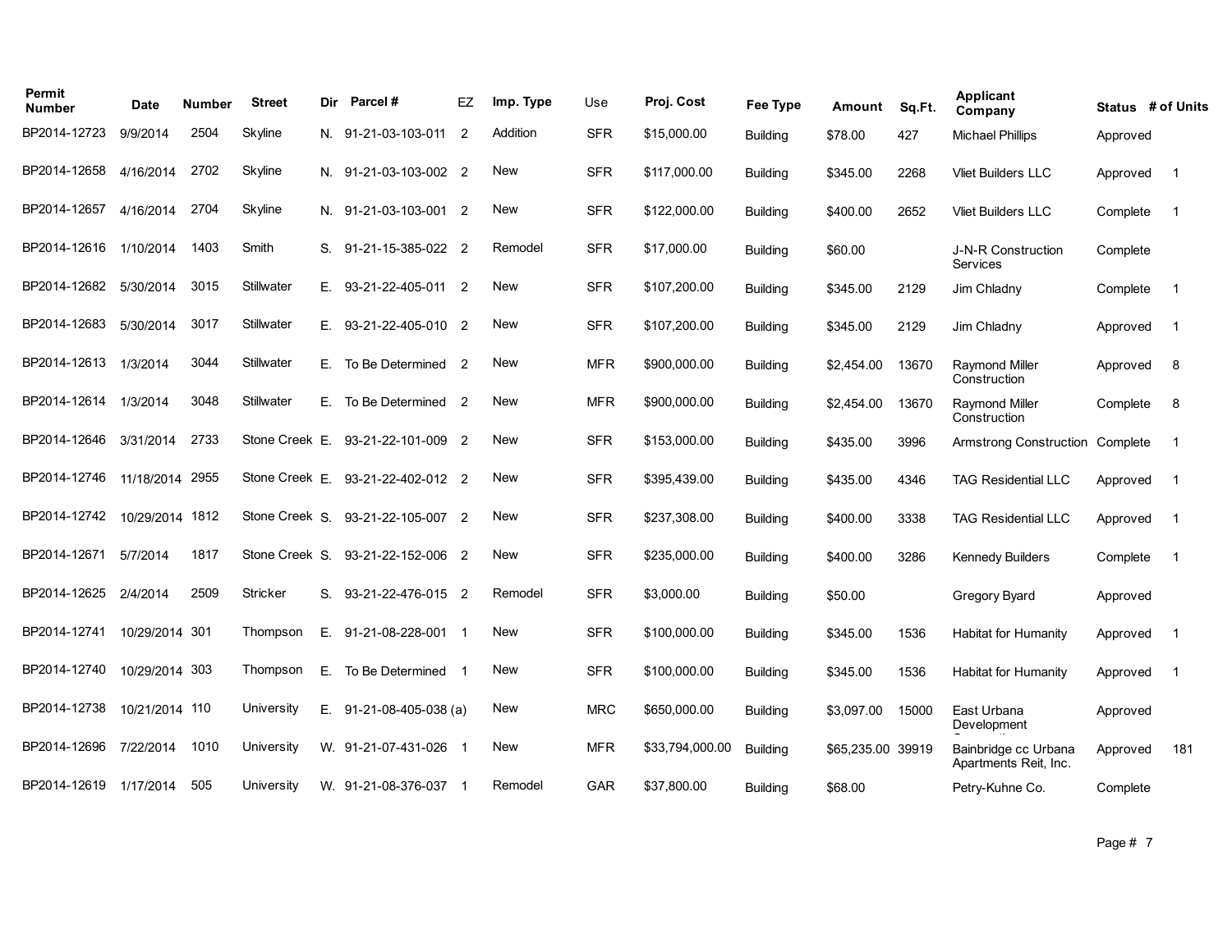| Permit Number | Date | Number | Street | Dir | Parcel # | EZ | Imp. Type | Use | Proj. Cost | Fee Type | Amount | Sq.Ft. | Applicant Company | Status | # of Units |
|---|---|---|---|---|---|---|---|---|---|---|---|---|---|---|---|
| BP2014-12723 | 9/9/2014 | 2504 | Skyline | N. | 91-21-03-103-011 | 2 | Addition | SFR | $15,000.00 | Building | $78.00 | 427 | Michael Phillips | Approved | |
| BP2014-12658 | 4/16/2014 | 2702 | Skyline | N. | 91-21-03-103-002 | 2 | New | SFR | $117,000.00 | Building | $345.00 | 2268 | Vliet Builders LLC | Approved | 1 |
| BP2014-12657 | 4/16/2014 | 2704 | Skyline | N. | 91-21-03-103-001 | 2 | New | SFR | $122,000.00 | Building | $400.00 | 2652 | Vliet Builders LLC | Complete | 1 |
| BP2014-12616 | 1/10/2014 | 1403 | Smith | S. | 91-21-15-385-022 | 2 | Remodel | SFR | $17,000.00 | Building | $60.00 | | J-N-R Construction Services | Complete | |
| BP2014-12682 | 5/30/2014 | 3015 | Stillwater | E. | 93-21-22-405-011 | 2 | New | SFR | $107,200.00 | Building | $345.00 | 2129 | Jim Chladny | Complete | 1 |
| BP2014-12683 | 5/30/2014 | 3017 | Stillwater | E. | 93-21-22-405-010 | 2 | New | SFR | $107,200.00 | Building | $345.00 | 2129 | Jim Chladny | Approved | 1 |
| BP2014-12613 | 1/3/2014 | 3044 | Stillwater | E. | To Be Determined | 2 | New | MFR | $900,000.00 | Building | $2,454.00 | 13670 | Raymond Miller Construction | Approved | 8 |
| BP2014-12614 | 1/3/2014 | 3048 | Stillwater | E. | To Be Determined | 2 | New | MFR | $900,000.00 | Building | $2,454.00 | 13670 | Raymond Miller Construction | Complete | 8 |
| BP2014-12646 | 3/31/2014 | 2733 | Stone Creek | E. | 93-21-22-101-009 | 2 | New | SFR | $153,000.00 | Building | $435.00 | 3996 | Armstrong Construction | Complete | 1 |
| BP2014-12746 | 11/18/2014 | 2955 | Stone Creek | E. | 93-21-22-402-012 | 2 | New | SFR | $395,439.00 | Building | $435.00 | 4346 | TAG Residential LLC | Approved | 1 |
| BP2014-12742 | 10/29/2014 | 1812 | Stone Creek | S. | 93-21-22-105-007 | 2 | New | SFR | $237,308.00 | Building | $400.00 | 3338 | TAG Residential LLC | Approved | 1 |
| BP2014-12671 | 5/7/2014 | 1817 | Stone Creek | S. | 93-21-22-152-006 | 2 | New | SFR | $235,000.00 | Building | $400.00 | 3286 | Kennedy Builders | Complete | 1 |
| BP2014-12625 | 2/4/2014 | 2509 | Stricker | S. | 93-21-22-476-015 | 2 | Remodel | SFR | $3,000.00 | Building | $50.00 | | Gregory Byard | Approved | |
| BP2014-12741 | 10/29/2014 | 301 | Thompson | E. | 91-21-08-228-001 | 1 | New | SFR | $100,000.00 | Building | $345.00 | 1536 | Habitat for Humanity | Approved | 1 |
| BP2014-12740 | 10/29/2014 | 303 | Thompson | E. | To Be Determined | 1 | New | SFR | $100,000.00 | Building | $345.00 | 1536 | Habitat for Humanity | Approved | 1 |
| BP2014-12738 | 10/21/2014 | 110 | University | E. | 91-21-08-405-038 (a) | | New | MRC | $650,000.00 | Building | $3,097.00 | 15000 | East Urbana Development | Approved | |
| BP2014-12696 | 7/22/2014 | 1010 | University | W. | 91-21-07-431-026 | 1 | New | MFR | $33,794,000.00 | Building | $65,235.00 | 39919 | Bainbridge cc Urbana Apartments Reit, Inc. | Approved | 181 |
| BP2014-12619 | 1/17/2014 | 505 | University | W. | 91-21-08-376-037 | 1 | Remodel | GAR | $37,800.00 | Building | $68.00 | | Petry-Kuhne Co. | Complete | |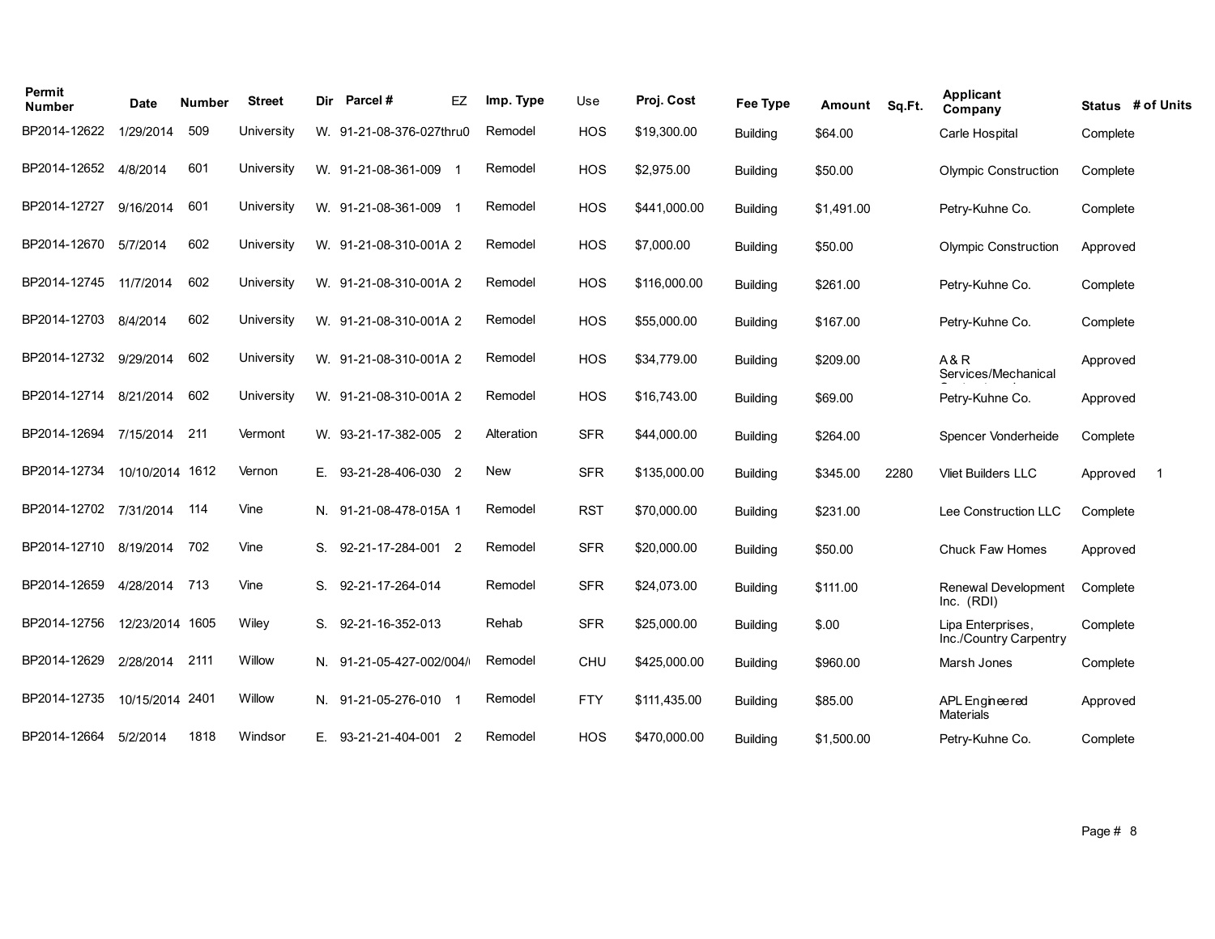| Permit Number | Date | Number | Street | Dir | Parcel # | EZ | Imp. Type | Use | Proj. Cost | Fee Type | Amount | Sq.Ft. | Applicant Company | Status | # of Units |
|---|---|---|---|---|---|---|---|---|---|---|---|---|---|---|---|
| BP2014-12622 | 1/29/2014 | 509 | University | W. | 91-21-08-376-027thru0 | | Remodel | HOS | $19,300.00 | Building | $64.00 | | Carle Hospital | Complete | |
| BP2014-12652 | 4/8/2014 | 601 | University | W. | 91-21-08-361-009 | 1 | Remodel | HOS | $2,975.00 | Building | $50.00 | | Olympic Construction | Complete | |
| BP2014-12727 | 9/16/2014 | 601 | University | W. | 91-21-08-361-009 | 1 | Remodel | HOS | $441,000.00 | Building | $1,491.00 | | Petry-Kuhne Co. | Complete | |
| BP2014-12670 | 5/7/2014 | 602 | University | W. | 91-21-08-310-001A | 2 | Remodel | HOS | $7,000.00 | Building | $50.00 | | Olympic Construction | Approved | |
| BP2014-12745 | 11/7/2014 | 602 | University | W. | 91-21-08-310-001A | 2 | Remodel | HOS | $116,000.00 | Building | $261.00 | | Petry-Kuhne Co. | Complete | |
| BP2014-12703 | 8/4/2014 | 602 | University | W. | 91-21-08-310-001A | 2 | Remodel | HOS | $55,000.00 | Building | $167.00 | | Petry-Kuhne Co. | Complete | |
| BP2014-12732 | 9/29/2014 | 602 | University | W. | 91-21-08-310-001A | 2 | Remodel | HOS | $34,779.00 | Building | $209.00 | | A & R Services/Mechanical | Approved | |
| BP2014-12714 | 8/21/2014 | 602 | University | W. | 91-21-08-310-001A | 2 | Remodel | HOS | $16,743.00 | Building | $69.00 | | Petry-Kuhne Co. | Approved | |
| BP2014-12694 | 7/15/2014 | 211 | Vermont | W. | 93-21-17-382-005 | 2 | Alteration | SFR | $44,000.00 | Building | $264.00 | | Spencer Vonderheide | Complete | |
| BP2014-12734 | 10/10/2014 | 1612 | Vernon | E. | 93-21-28-406-030 | 2 | New | SFR | $135,000.00 | Building | $345.00 | 2280 | Vliet Builders LLC | Approved | 1 |
| BP2014-12702 | 7/31/2014 | 114 | Vine | N. | 91-21-08-478-015A | 1 | Remodel | RST | $70,000.00 | Building | $231.00 | | Lee Construction LLC | Complete | |
| BP2014-12710 | 8/19/2014 | 702 | Vine | S. | 92-21-17-284-001 | 2 | Remodel | SFR | $20,000.00 | Building | $50.00 | | Chuck Faw Homes | Approved | |
| BP2014-12659 | 4/28/2014 | 713 | Vine | S. | 92-21-17-264-014 | | Remodel | SFR | $24,073.00 | Building | $111.00 | | Renewal Development Inc. (RDI) | Complete | |
| BP2014-12756 | 12/23/2014 | 1605 | Wiley | S. | 92-21-16-352-013 | | Rehab | SFR | $25,000.00 | Building | $.00 | | Lipa Enterprises, Inc./Country Carpentry | Complete | |
| BP2014-12629 | 2/28/2014 | 2111 | Willow | N. | 91-21-05-427-002/004/( | | Remodel | CHU | $425,000.00 | Building | $960.00 | | Marsh Jones | Complete | |
| BP2014-12735 | 10/15/2014 | 2401 | Willow | N. | 91-21-05-276-010 | 1 | Remodel | FTY | $111,435.00 | Building | $85.00 | | APL Engineered Materials | Approved | |
| BP2014-12664 | 5/2/2014 | 1818 | Windsor | E. | 93-21-21-404-001 | 2 | Remodel | HOS | $470,000.00 | Building | $1,500.00 | | Petry-Kuhne Co. | Complete | |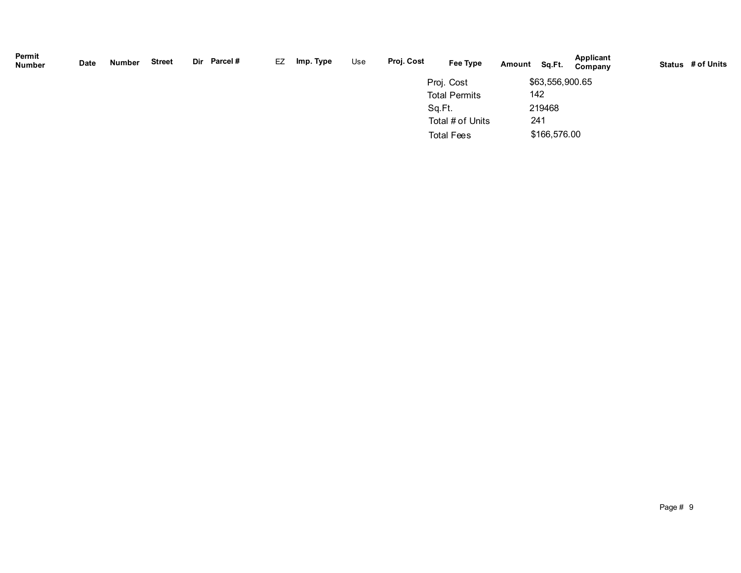| Permit Number | Date | Number | Street | Dir | Parcel # | EZ | Imp. Type | Use | Proj. Cost | Fee Type | Amount | Sq.Ft. | Applicant Company | Status | # of Units |
|---|---|---|---|---|---|---|---|---|---|---|---|---|---|---|---|

| | |
|---|---|
| Proj. Cost | $63,556,900.65 |
| Total Permits | 142 |
| Sq.Ft. | 219468 |
| Total # of Units | 241 |
| Total Fees | $166,576.00 |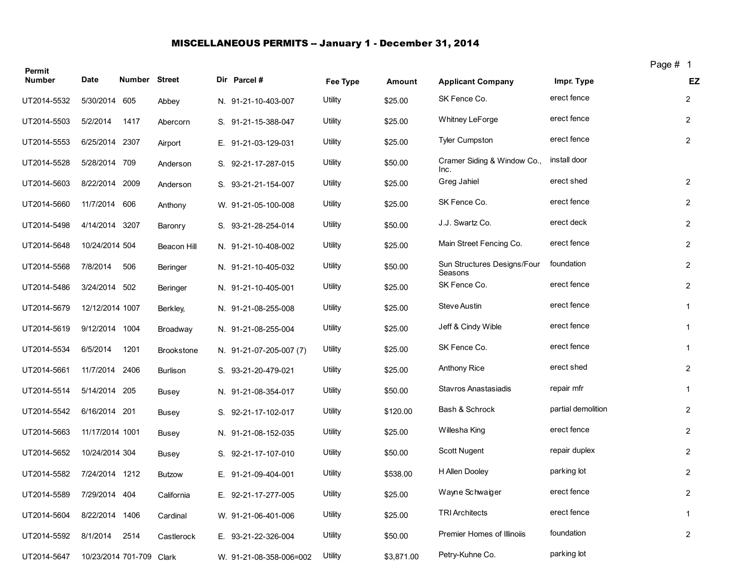# MISCELLANEOUS PERMITS -- January 1 - December 31, 2014

| Permit Number | Date | Number | Street | Dir | Parcel # | Fee Type | Amount | Applicant Company | Impr. Type | EZ |
|---|---|---|---|---|---|---|---|---|---|---|
| UT2014-5532 | 5/30/2014 | 605 | Abbey | N. | 91-21-10-403-007 | Utility | $25.00 | SK Fence Co. | erect fence | 2 |
| UT2014-5503 | 5/2/2014 | 1417 | Abercorn | S. | 91-21-15-388-047 | Utility | $25.00 | Whitney LeForge | erect fence | 2 |
| UT2014-5553 | 6/25/2014 | 2307 | Airport | E. | 91-21-03-129-031 | Utility | $25.00 | Tyler Cumpston | erect fence | 2 |
| UT2014-5528 | 5/28/2014 | 709 | Anderson | S. | 92-21-17-287-015 | Utility | $50.00 | Cramer Siding & Window Co., Inc. | install door | |
| UT2014-5603 | 8/22/2014 | 2009 | Anderson | S. | 93-21-21-154-007 | Utility | $25.00 | Greg Jahiel | erect shed | 2 |
| UT2014-5660 | 11/7/2014 | 606 | Anthony | W. | 91-21-05-100-008 | Utility | $25.00 | SK Fence Co. | erect fence | 2 |
| UT2014-5498 | 4/14/2014 | 3207 | Baronry | S. | 93-21-28-254-014 | Utility | $50.00 | J.J. Swartz Co. | erect deck | 2 |
| UT2014-5648 | 10/24/2014 | 504 | Beacon Hill | N. | 91-21-10-408-002 | Utility | $25.00 | Main Street Fencing Co. | erect fence | 2 |
| UT2014-5568 | 7/8/2014 | 506 | Beringer | N. | 91-21-10-405-032 | Utility | $50.00 | Sun Structures Designs/Four Seasons | foundation | 2 |
| UT2014-5486 | 3/24/2014 | 502 | Beringer | N. | 91-21-10-405-001 | Utility | $25.00 | SK Fence Co. | erect fence | 2 |
| UT2014-5679 | 12/12/2014 | 1007 | Berkley, | N. | 91-21-08-255-008 | Utility | $25.00 | Steve Austin | erect fence | 1 |
| UT2014-5619 | 9/12/2014 | 1004 | Broadway | N. | 91-21-08-255-004 | Utility | $25.00 | Jeff & Cindy Wible | erect fence | 1 |
| UT2014-5534 | 6/5/2014 | 1201 | Brookstone | N. | 91-21-07-205-007 (7) | Utility | $25.00 | SK Fence Co. | erect fence | 1 |
| UT2014-5661 | 11/7/2014 | 2406 | Burlison | S. | 93-21-20-479-021 | Utility | $25.00 | Anthony Rice | erect shed | 2 |
| UT2014-5514 | 5/14/2014 | 205 | Busey | N. | 91-21-08-354-017 | Utility | $50.00 | Stavros Anastasiadis | repair mfr | 1 |
| UT2014-5542 | 6/16/2014 | 201 | Busey | S. | 92-21-17-102-017 | Utility | $120.00 | Bash & Schrock | partial demolition | 2 |
| UT2014-5663 | 11/17/2014 | 1001 | Busey | N. | 91-21-08-152-035 | Utility | $25.00 | Willesha King | erect fence | 2 |
| UT2014-5652 | 10/24/2014 | 304 | Busey | S. | 92-21-17-107-010 | Utility | $50.00 | Scott Nugent | repair duplex | 2 |
| UT2014-5582 | 7/24/2014 | 1212 | Butzow | E. | 91-21-09-404-001 | Utility | $538.00 | H Allen Dooley | parking lot | 2 |
| UT2014-5589 | 7/29/2014 | 404 | California | E. | 92-21-17-277-005 | Utility | $25.00 | Wayne Schwaiger | erect fence | 2 |
| UT2014-5604 | 8/22/2014 | 1406 | Cardinal | W. | 91-21-06-401-006 | Utility | $25.00 | TRI Architects | erect fence | 1 |
| UT2014-5592 | 8/1/2014 | 2514 | Castlerock | E. | 93-21-22-326-004 | Utility | $50.00 | Premier Homes of Illinoiis | foundation | 2 |
| UT2014-5647 | 10/23/2014 | 701-709 | Clark | W. | 91-21-08-358-006=002 | Utility | $3,871.00 | Petry-Kuhne Co. | parking lot | |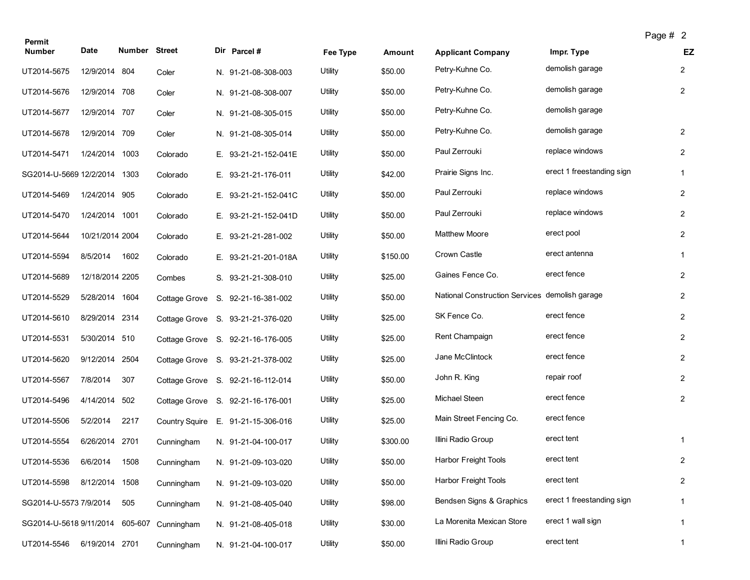| Permit Number | Date | Number | Street | Dir | Parcel # | Fee Type | Amount | Applicant Company | Impr. Type | EZ |
|---|---|---|---|---|---|---|---|---|---|---|
| UT2014-5675 | 12/9/2014 | 804 | Coler | N. | 91-21-08-308-003 | Utility | $50.00 | Petry-Kuhne Co. | demolish garage | 2 |
| UT2014-5676 | 12/9/2014 | 708 | Coler | N. | 91-21-08-308-007 | Utility | $50.00 | Petry-Kuhne Co. | demolish garage | 2 |
| UT2014-5677 | 12/9/2014 | 707 | Coler | N. | 91-21-08-305-015 | Utility | $50.00 | Petry-Kuhne Co. | demolish garage | |
| UT2014-5678 | 12/9/2014 | 709 | Coler | N. | 91-21-08-305-014 | Utility | $50.00 | Petry-Kuhne Co. | demolish garage | 2 |
| UT2014-5471 | 1/24/2014 | 1003 | Colorado | E. | 93-21-21-152-041E | Utility | $50.00 | Paul Zerrouki | replace windows | 2 |
| SG2014-U-5669 | 12/2/2014 | 1303 | Colorado | E. | 93-21-21-176-011 | Utility | $42.00 | Prairie Signs Inc. | erect 1 freestanding sign | 1 |
| UT2014-5469 | 1/24/2014 | 905 | Colorado | E. | 93-21-21-152-041C | Utility | $50.00 | Paul Zerrouki | replace windows | 2 |
| UT2014-5470 | 1/24/2014 | 1001 | Colorado | E. | 93-21-21-152-041D | Utility | $50.00 | Paul Zerrouki | replace windows | 2 |
| UT2014-5644 | 10/21/2014 | 2004 | Colorado | E. | 93-21-21-281-002 | Utility | $50.00 | Matthew Moore | erect pool | 2 |
| UT2014-5594 | 8/5/2014 | 1602 | Colorado | E. | 93-21-21-201-018A | Utility | $150.00 | Crown Castle | erect antenna | 1 |
| UT2014-5689 | 12/18/2014 | 2205 | Combes | S. | 93-21-21-308-010 | Utility | $25.00 | Gaines Fence Co. | erect fence | 2 |
| UT2014-5529 | 5/28/2014 | 1604 | Cottage Grove | S. | 92-21-16-381-002 | Utility | $50.00 | National Construction Services | demolish garage | 2 |
| UT2014-5610 | 8/29/2014 | 2314 | Cottage Grove | S. | 93-21-21-376-020 | Utility | $25.00 | SK Fence Co. | erect fence | 2 |
| UT2014-5531 | 5/30/2014 | 510 | Cottage Grove | S. | 92-21-16-176-005 | Utility | $25.00 | Rent Champaign | erect fence | 2 |
| UT2014-5620 | 9/12/2014 | 2504 | Cottage Grove | S. | 93-21-21-378-002 | Utility | $25.00 | Jane McClintock | erect fence | 2 |
| UT2014-5567 | 7/8/2014 | 307 | Cottage Grove | S. | 92-21-16-112-014 | Utility | $50.00 | John R. King | repair roof | 2 |
| UT2014-5496 | 4/14/2014 | 502 | Cottage Grove | S. | 92-21-16-176-001 | Utility | $25.00 | Michael Steen | erect fence | 2 |
| UT2014-5506 | 5/2/2014 | 2217 | Country Squire | E. | 91-21-15-306-016 | Utility | $25.00 | Main Street Fencing Co. | erect fence | |
| UT2014-5554 | 6/26/2014 | 2701 | Cunningham | N. | 91-21-04-100-017 | Utility | $300.00 | Illini Radio Group | erect tent | 1 |
| UT2014-5536 | 6/6/2014 | 1508 | Cunningham | N. | 91-21-09-103-020 | Utility | $50.00 | Harbor Freight Tools | erect tent | 2 |
| UT2014-5598 | 8/12/2014 | 1508 | Cunningham | N. | 91-21-09-103-020 | Utility | $50.00 | Harbor Freight Tools | erect tent | 2 |
| SG2014-U-5573 | 7/9/2014 | 505 | Cunningham | N. | 91-21-08-405-040 | Utility | $98.00 | Bendsen Signs & Graphics | erect 1 freestanding sign | 1 |
| SG2014-U-5618 | 9/11/2014 | 605-607 | Cunningham | N. | 91-21-08-405-018 | Utility | $30.00 | La Morenita Mexican Store | erect 1 wall sign | 1 |
| UT2014-5546 | 6/19/2014 | 2701 | Cunningham | N. | 91-21-04-100-017 | Utility | $50.00 | Illini Radio Group | erect tent | 1 |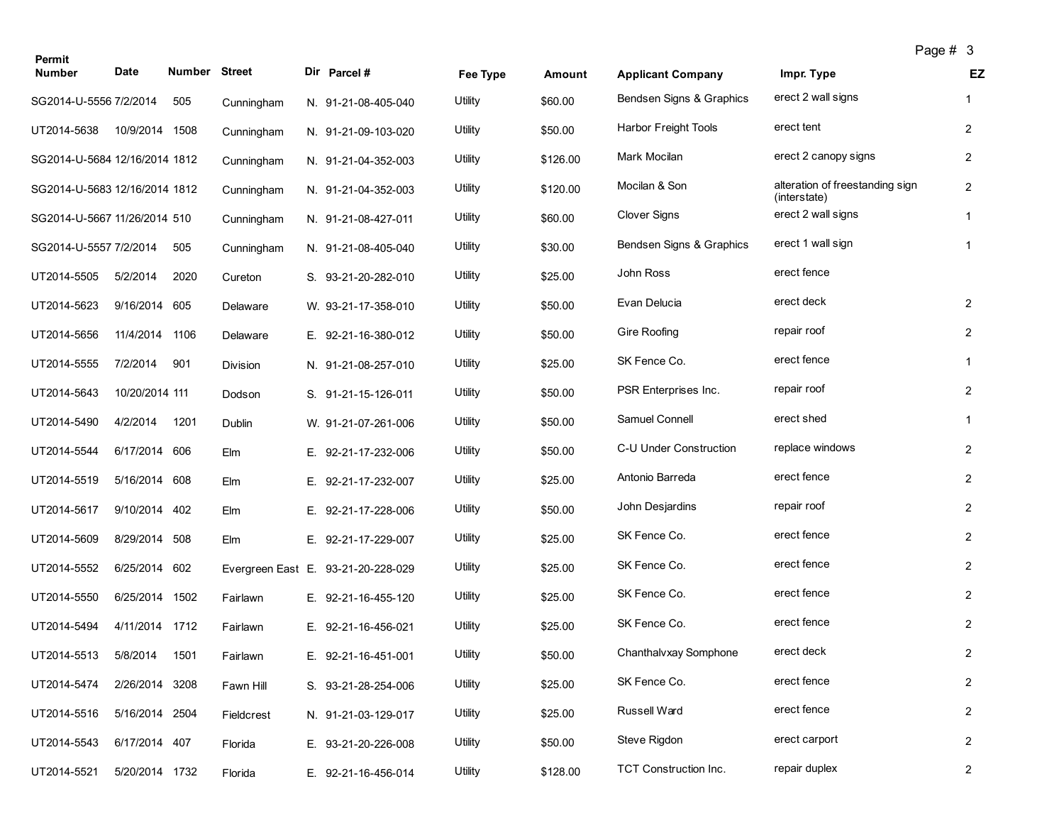| Permit Number | Date | Number | Street | Dir | Parcel # | Fee Type | Amount | Applicant Company | Impr. Type | EZ |
|---|---|---|---|---|---|---|---|---|---|---|
| SG2014-U-5556 | 7/2/2014 | 505 | Cunningham | N. | 91-21-08-405-040 | Utility | $60.00 | Bendsen Signs & Graphics | erect 2 wall signs | 1 |
| UT2014-5638 | 10/9/2014 | 1508 | Cunningham | N. | 91-21-09-103-020 | Utility | $50.00 | Harbor Freight Tools | erect tent | 2 |
| SG2014-U-5684 | 12/16/2014 | 1812 | Cunningham | N. | 91-21-04-352-003 | Utility | $126.00 | Mark Mocilan | erect 2 canopy signs | 2 |
| SG2014-U-5683 | 12/16/2014 | 1812 | Cunningham | N. | 91-21-04-352-003 | Utility | $120.00 | Mocilan & Son | alteration of freestanding sign (interstate) | 2 |
| SG2014-U-5667 | 11/26/2014 | 510 | Cunningham | N. | 91-21-08-427-011 | Utility | $60.00 | Clover Signs | erect 2 wall signs | 1 |
| SG2014-U-5557 | 7/2/2014 | 505 | Cunningham | N. | 91-21-08-405-040 | Utility | $30.00 | Bendsen Signs & Graphics | erect 1 wall sign | 1 |
| UT2014-5505 | 5/2/2014 | 2020 | Cureton | S. | 93-21-20-282-010 | Utility | $25.00 | John Ross | erect fence | |
| UT2014-5623 | 9/16/2014 | 605 | Delaware | W. | 93-21-17-358-010 | Utility | $50.00 | Evan Delucia | erect deck | 2 |
| UT2014-5656 | 11/4/2014 | 1106 | Delaware | E. | 92-21-16-380-012 | Utility | $50.00 | Gire Roofing | repair roof | 2 |
| UT2014-5555 | 7/2/2014 | 901 | Division | N. | 91-21-08-257-010 | Utility | $25.00 | SK Fence Co. | erect fence | 1 |
| UT2014-5643 | 10/20/2014 | 111 | Dodson | S. | 91-21-15-126-011 | Utility | $50.00 | PSR Enterprises Inc. | repair roof | 2 |
| UT2014-5490 | 4/2/2014 | 1201 | Dublin | W. | 91-21-07-261-006 | Utility | $50.00 | Samuel Connell | erect shed | 1 |
| UT2014-5544 | 6/17/2014 | 606 | Elm | E. | 92-21-17-232-006 | Utility | $50.00 | C-U Under Construction | replace windows | 2 |
| UT2014-5519 | 5/16/2014 | 608 | Elm | E. | 92-21-17-232-007 | Utility | $25.00 | Antonio Barreda | erect fence | 2 |
| UT2014-5617 | 9/10/2014 | 402 | Elm | E. | 92-21-17-228-006 | Utility | $50.00 | John Desjardins | repair roof | 2 |
| UT2014-5609 | 8/29/2014 | 508 | Elm | E. | 92-21-17-229-007 | Utility | $25.00 | SK Fence Co. | erect fence | 2 |
| UT2014-5552 | 6/25/2014 | 602 | Evergreen East | E. | 93-21-20-228-029 | Utility | $25.00 | SK Fence Co. | erect fence | 2 |
| UT2014-5550 | 6/25/2014 | 1502 | Fairlawn | E. | 92-21-16-455-120 | Utility | $25.00 | SK Fence Co. | erect fence | 2 |
| UT2014-5494 | 4/11/2014 | 1712 | Fairlawn | E. | 92-21-16-456-021 | Utility | $25.00 | SK Fence Co. | erect fence | 2 |
| UT2014-5513 | 5/8/2014 | 1501 | Fairlawn | E. | 92-21-16-451-001 | Utility | $50.00 | Chanthalvxay Somphone | erect deck | 2 |
| UT2014-5474 | 2/26/2014 | 3208 | Fawn Hill | S. | 93-21-28-254-006 | Utility | $25.00 | SK Fence Co. | erect fence | 2 |
| UT2014-5516 | 5/16/2014 | 2504 | Fieldcrest | N. | 91-21-03-129-017 | Utility | $25.00 | Russell Ward | erect fence | 2 |
| UT2014-5543 | 6/17/2014 | 407 | Florida | E. | 93-21-20-226-008 | Utility | $50.00 | Steve Rigdon | erect carport | 2 |
| UT2014-5521 | 5/20/2014 | 1732 | Florida | E. | 92-21-16-456-014 | Utility | $128.00 | TCT Construction Inc. | repair duplex | 2 |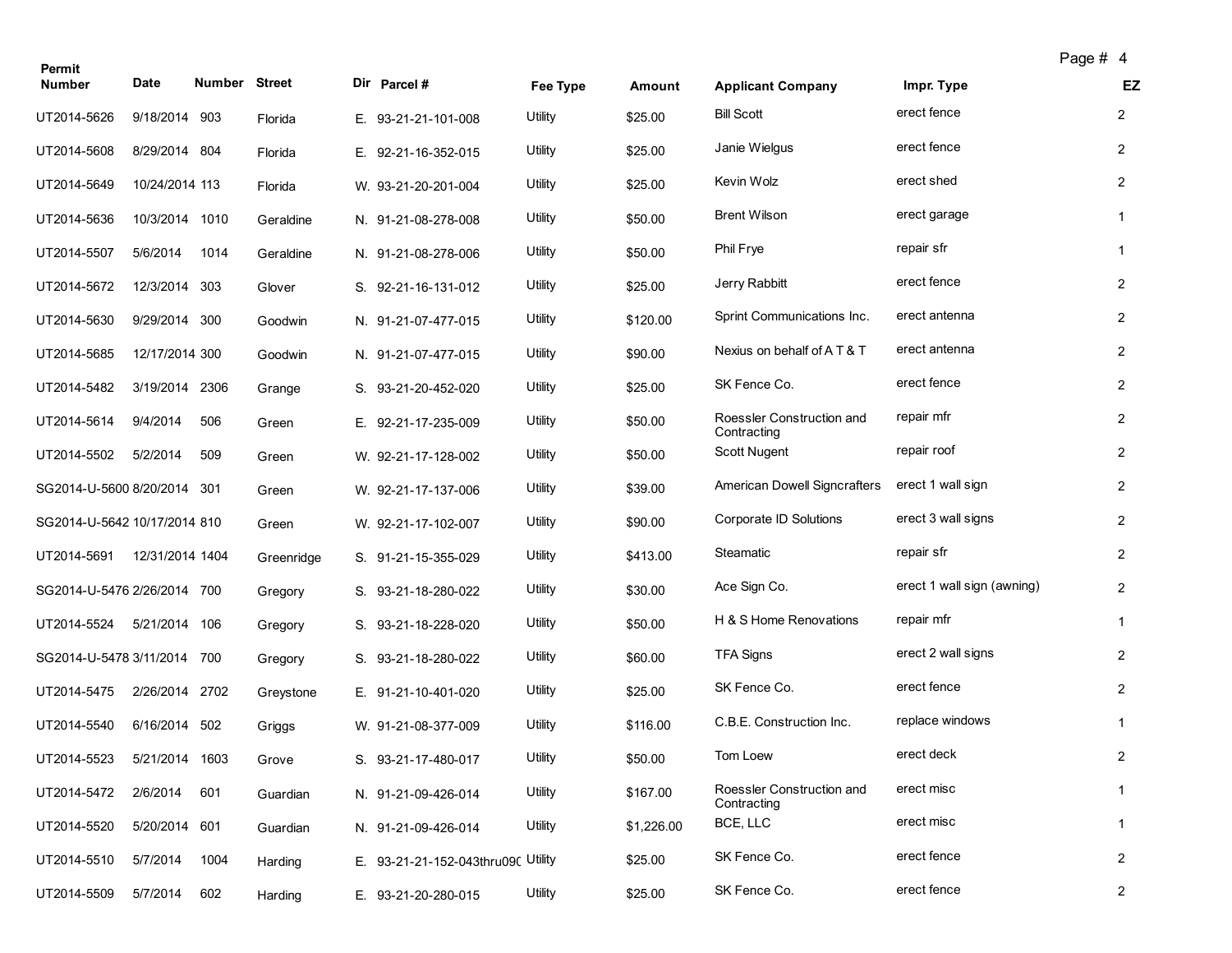| Permit Number | Date | Number | Street | Dir | Parcel # | Fee Type | Amount | Applicant Company | Impr. Type | EZ |
|---|---|---|---|---|---|---|---|---|---|---|
| UT2014-5626 | 9/18/2014 | 903 | Florida | E. | 93-21-21-101-008 | Utility | $25.00 | Bill Scott | erect fence | 2 |
| UT2014-5608 | 8/29/2014 | 804 | Florida | E. | 92-21-16-352-015 | Utility | $25.00 | Janie Wielgus | erect fence | 2 |
| UT2014-5649 | 10/24/2014 | 113 | Florida | W. | 93-21-20-201-004 | Utility | $25.00 | Kevin Wolz | erect shed | 2 |
| UT2014-5636 | 10/3/2014 | 1010 | Geraldine | N. | 91-21-08-278-008 | Utility | $50.00 | Brent Wilson | erect garage | 1 |
| UT2014-5507 | 5/6/2014 | 1014 | Geraldine | N. | 91-21-08-278-006 | Utility | $50.00 | Phil Frye | repair sfr | 1 |
| UT2014-5672 | 12/3/2014 | 303 | Glover | S. | 92-21-16-131-012 | Utility | $25.00 | Jerry Rabbitt | erect fence | 2 |
| UT2014-5630 | 9/29/2014 | 300 | Goodwin | N. | 91-21-07-477-015 | Utility | $120.00 | Sprint Communications Inc. | erect antenna | 2 |
| UT2014-5685 | 12/17/2014 | 300 | Goodwin | N. | 91-21-07-477-015 | Utility | $90.00 | Nexius on behalf of A T & T | erect antenna | 2 |
| UT2014-5482 | 3/19/2014 | 2306 | Grange | S. | 93-21-20-452-020 | Utility | $25.00 | SK Fence Co. | erect fence | 2 |
| UT2014-5614 | 9/4/2014 | 506 | Green | E. | 92-21-17-235-009 | Utility | $50.00 | Roessler Construction and Contracting | repair mfr | 2 |
| UT2014-5502 | 5/2/2014 | 509 | Green | W. | 92-21-17-128-002 | Utility | $50.00 | Scott Nugent | repair roof | 2 |
| SG2014-U-5600 | 8/20/2014 | 301 | Green | W. | 92-21-17-137-006 | Utility | $39.00 | American Dowell Signcrafters | erect 1 wall sign | 2 |
| SG2014-U-5642 | 10/17/2014 | 810 | Green | W. | 92-21-17-102-007 | Utility | $90.00 | Corporate ID Solutions | erect 3 wall signs | 2 |
| UT2014-5691 | 12/31/2014 | 1404 | Greenridge | S. | 91-21-15-355-029 | Utility | $413.00 | Steamatic | repair sfr | 2 |
| SG2014-U-5476 | 2/26/2014 | 700 | Gregory | S. | 93-21-18-280-022 | Utility | $30.00 | Ace Sign Co. | erect 1 wall sign (awning) | 2 |
| UT2014-5524 | 5/21/2014 | 106 | Gregory | S. | 93-21-18-228-020 | Utility | $50.00 | H & S Home Renovations | repair mfr | 1 |
| SG2014-U-5478 | 3/11/2014 | 700 | Gregory | S. | 93-21-18-280-022 | Utility | $60.00 | TFA Signs | erect 2 wall signs | 2 |
| UT2014-5475 | 2/26/2014 | 2702 | Greystone | E. | 91-21-10-401-020 | Utility | $25.00 | SK Fence Co. | erect fence | 2 |
| UT2014-5540 | 6/16/2014 | 502 | Griggs | W. | 91-21-08-377-009 | Utility | $116.00 | C.B.E. Construction Inc. | replace windows | 1 |
| UT2014-5523 | 5/21/2014 | 1603 | Grove | S. | 93-21-17-480-017 | Utility | $50.00 | Tom Loew | erect deck | 2 |
| UT2014-5472 | 2/6/2014 | 601 | Guardian | N. | 91-21-09-426-014 | Utility | $167.00 | Roessler Construction and Contracting | erect misc | 1 |
| UT2014-5520 | 5/20/2014 | 601 | Guardian | N. | 91-21-09-426-014 | Utility | $1,226.00 | BCE, LLC | erect misc | 1 |
| UT2014-5510 | 5/7/2014 | 1004 | Harding | E. | 93-21-21-152-043thru090 | Utility | $25.00 | SK Fence Co. | erect fence | 2 |
| UT2014-5509 | 5/7/2014 | 602 | Harding | E. | 93-21-20-280-015 | Utility | $25.00 | SK Fence Co. | erect fence | 2 |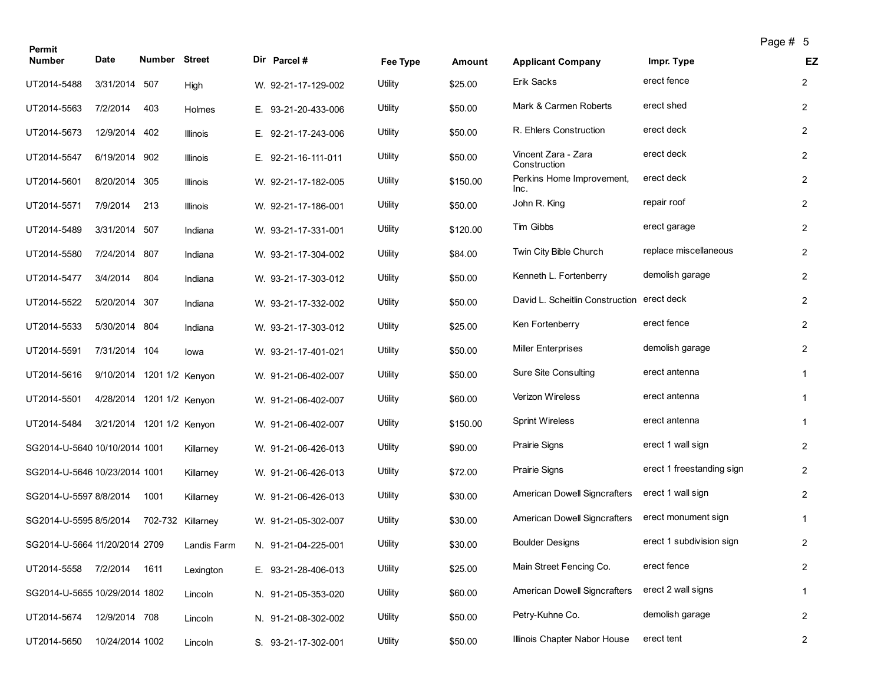| Permit Number | Date | Number | Street | Dir | Parcel # | Fee Type | Amount | Applicant Company | Impr. Type | EZ |
|---|---|---|---|---|---|---|---|---|---|---|
| UT2014-5488 | 3/31/2014 | 507 | High | W. | 92-21-17-129-002 | Utility | $25.00 | Erik Sacks | erect fence | 2 |
| UT2014-5563 | 7/2/2014 | 403 | Holmes | E. | 93-21-20-433-006 | Utility | $50.00 | Mark & Carmen Roberts | erect shed | 2 |
| UT2014-5673 | 12/9/2014 | 402 | Illinois | E. | 92-21-17-243-006 | Utility | $50.00 | R. Ehlers Construction | erect deck | 2 |
| UT2014-5547 | 6/19/2014 | 902 | Illinois | E. | 92-21-16-111-011 | Utility | $50.00 | Vincent Zara - Zara Construction | erect deck | 2 |
| UT2014-5601 | 8/20/2014 | 305 | Illinois | W. | 92-21-17-182-005 | Utility | $150.00 | Perkins Home Improvement, Inc. | erect deck | 2 |
| UT2014-5571 | 7/9/2014 | 213 | Illinois | W. | 92-21-17-186-001 | Utility | $50.00 | John R. King | repair roof | 2 |
| UT2014-5489 | 3/31/2014 | 507 | Indiana | W. | 93-21-17-331-001 | Utility | $120.00 | Tim Gibbs | erect garage | 2 |
| UT2014-5580 | 7/24/2014 | 807 | Indiana | W. | 93-21-17-304-002 | Utility | $84.00 | Twin City Bible Church | replace miscellaneous | 2 |
| UT2014-5477 | 3/4/2014 | 804 | Indiana | W. | 93-21-17-303-012 | Utility | $50.00 | Kenneth L. Fortenberry | demolish garage | 2 |
| UT2014-5522 | 5/20/2014 | 307 | Indiana | W. | 93-21-17-332-002 | Utility | $50.00 | David L. Scheitlin Construction | erect deck | 2 |
| UT2014-5533 | 5/30/2014 | 804 | Indiana | W. | 93-21-17-303-012 | Utility | $25.00 | Ken Fortenberry | erect fence | 2 |
| UT2014-5591 | 7/31/2014 | 104 | Iowa | W. | 93-21-17-401-021 | Utility | $50.00 | Miller Enterprises | demolish garage | 2 |
| UT2014-5616 | 9/10/2014 | 1201 1/2 | Kenyon | W. | 91-21-06-402-007 | Utility | $50.00 | Sure Site Consulting | erect antenna | 1 |
| UT2014-5501 | 4/28/2014 | 1201 1/2 | Kenyon | W. | 91-21-06-402-007 | Utility | $60.00 | Verizon Wireless | erect antenna | 1 |
| UT2014-5484 | 3/21/2014 | 1201 1/2 | Kenyon | W. | 91-21-06-402-007 | Utility | $150.00 | Sprint Wireless | erect antenna | 1 |
| SG2014-U-5640 | 10/10/2014 | 1001 | Killarney | W. | 91-21-06-426-013 | Utility | $90.00 | Prairie Signs | erect 1 wall sign | 2 |
| SG2014-U-5646 | 10/23/2014 | 1001 | Killarney | W. | 91-21-06-426-013 | Utility | $72.00 | Prairie Signs | erect 1 freestanding sign | 2 |
| SG2014-U-5597 | 8/8/2014 | 1001 | Killarney | W. | 91-21-06-426-013 | Utility | $30.00 | American Dowell Signcrafters | erect 1 wall sign | 2 |
| SG2014-U-5595 | 8/5/2014 | 702-732 | Killarney | W. | 91-21-05-302-007 | Utility | $30.00 | American Dowell Signcrafters | erect monument sign | 1 |
| SG2014-U-5664 | 11/20/2014 | 2709 | Landis Farm | N. | 91-21-04-225-001 | Utility | $30.00 | Boulder Designs | erect 1 subdivision sign | 2 |
| UT2014-5558 | 7/2/2014 | 1611 | Lexington | E. | 93-21-28-406-013 | Utility | $25.00 | Main Street Fencing Co. | erect fence | 2 |
| SG2014-U-5655 | 10/29/2014 | 1802 | Lincoln | N. | 91-21-05-353-020 | Utility | $60.00 | American Dowell Signcrafters | erect 2 wall signs | 1 |
| UT2014-5674 | 12/9/2014 | 708 | Lincoln | N. | 91-21-08-302-002 | Utility | $50.00 | Petry-Kuhne Co. | demolish garage | 2 |
| UT2014-5650 | 10/24/2014 | 1002 | Lincoln | S. | 93-21-17-302-001 | Utility | $50.00 | Illinois Chapter Nabor House | erect tent | 2 |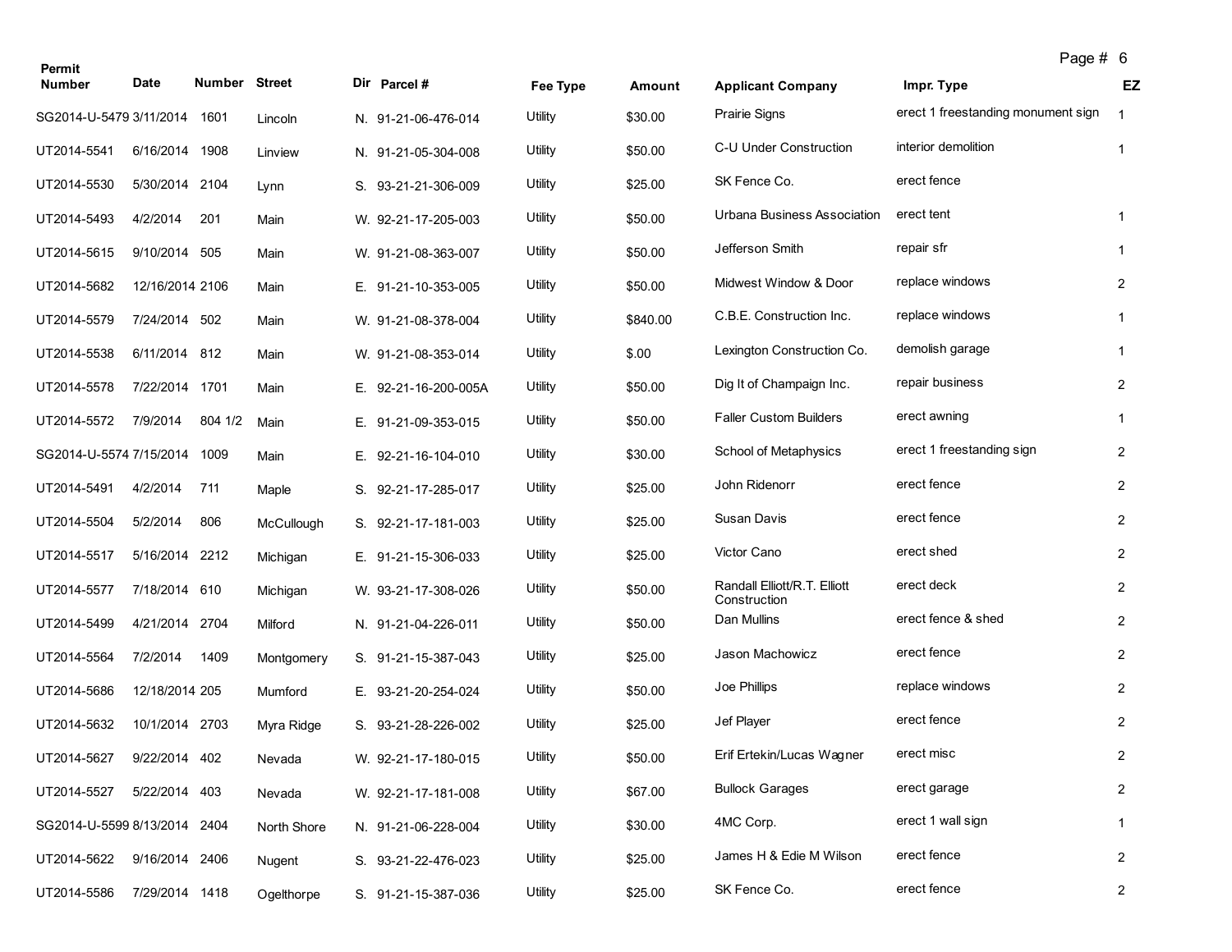| Permit Number | Date | Number | Street | Dir | Parcel # | Fee Type | Amount | Applicant Company | Impr. Type | EZ |
|---|---|---|---|---|---|---|---|---|---|---|
| SG2014-U-5479 | 3/11/2014 | 1601 | Lincoln | N. | 91-21-06-476-014 | Utility | $30.00 | Prairie Signs | erect 1 freestanding monument sign | 1 |
| UT2014-5541 | 6/16/2014 | 1908 | Linview | N. | 91-21-05-304-008 | Utility | $50.00 | C-U Under Construction | interior demolition | 1 |
| UT2014-5530 | 5/30/2014 | 2104 | Lynn | S. | 93-21-21-306-009 | Utility | $25.00 | SK Fence Co. | erect fence | |
| UT2014-5493 | 4/2/2014 | 201 | Main | W. | 92-21-17-205-003 | Utility | $50.00 | Urbana Business Association | erect tent | 1 |
| UT2014-5615 | 9/10/2014 | 505 | Main | W. | 91-21-08-363-007 | Utility | $50.00 | Jefferson Smith | repair sfr | 1 |
| UT2014-5682 | 12/16/2014 | 2106 | Main | E. | 91-21-10-353-005 | Utility | $50.00 | Midwest Window & Door | replace windows | 2 |
| UT2014-5579 | 7/24/2014 | 502 | Main | W. | 91-21-08-378-004 | Utility | $840.00 | C.B.E. Construction Inc. | replace windows | 1 |
| UT2014-5538 | 6/11/2014 | 812 | Main | W. | 91-21-08-353-014 | Utility | $.00 | Lexington Construction Co. | demolish garage | 1 |
| UT2014-5578 | 7/22/2014 | 1701 | Main | E. | 92-21-16-200-005A | Utility | $50.00 | Dig It of Champaign Inc. | repair business | 2 |
| UT2014-5572 | 7/9/2014 | 804 1/2 | Main | E. | 91-21-09-353-015 | Utility | $50.00 | Faller Custom Builders | erect awning | 1 |
| SG2014-U-5574 | 7/15/2014 | 1009 | Main | E. | 92-21-16-104-010 | Utility | $30.00 | School of Metaphysics | erect 1 freestanding sign | 2 |
| UT2014-5491 | 4/2/2014 | 711 | Maple | S. | 92-21-17-285-017 | Utility | $25.00 | John Ridenorr | erect fence | 2 |
| UT2014-5504 | 5/2/2014 | 806 | McCullough | S. | 92-21-17-181-003 | Utility | $25.00 | Susan Davis | erect fence | 2 |
| UT2014-5517 | 5/16/2014 | 2212 | Michigan | E. | 91-21-15-306-033 | Utility | $25.00 | Victor Cano | erect shed | 2 |
| UT2014-5577 | 7/18/2014 | 610 | Michigan | W. | 93-21-17-308-026 | Utility | $50.00 | Randall Elliott/R.T. Elliott Construction | erect deck | 2 |
| UT2014-5499 | 4/21/2014 | 2704 | Milford | N. | 91-21-04-226-011 | Utility | $50.00 | Dan Mullins | erect fence & shed | 2 |
| UT2014-5564 | 7/2/2014 | 1409 | Montgomery | S. | 91-21-15-387-043 | Utility | $25.00 | Jason Machowicz | erect fence | 2 |
| UT2014-5686 | 12/18/2014 | 205 | Mumford | E. | 93-21-20-254-024 | Utility | $50.00 | Joe Phillips | replace windows | 2 |
| UT2014-5632 | 10/1/2014 | 2703 | Myra Ridge | S. | 93-21-28-226-002 | Utility | $25.00 | Jef Player | erect fence | 2 |
| UT2014-5627 | 9/22/2014 | 402 | Nevada | W. | 92-21-17-180-015 | Utility | $50.00 | Erif Ertekin/Lucas Wagner | erect misc | 2 |
| UT2014-5527 | 5/22/2014 | 403 | Nevada | W. | 92-21-17-181-008 | Utility | $67.00 | Bullock Garages | erect garage | 2 |
| SG2014-U-5599 | 8/13/2014 | 2404 | North Shore | N. | 91-21-06-228-004 | Utility | $30.00 | 4MC Corp. | erect 1 wall sign | 1 |
| UT2014-5622 | 9/16/2014 | 2406 | Nugent | S. | 93-21-22-476-023 | Utility | $25.00 | James H & Edie M Wilson | erect fence | 2 |
| UT2014-5586 | 7/29/2014 | 1418 | Ogelthorpe | S. | 91-21-15-387-036 | Utility | $25.00 | SK Fence Co. | erect fence | 2 |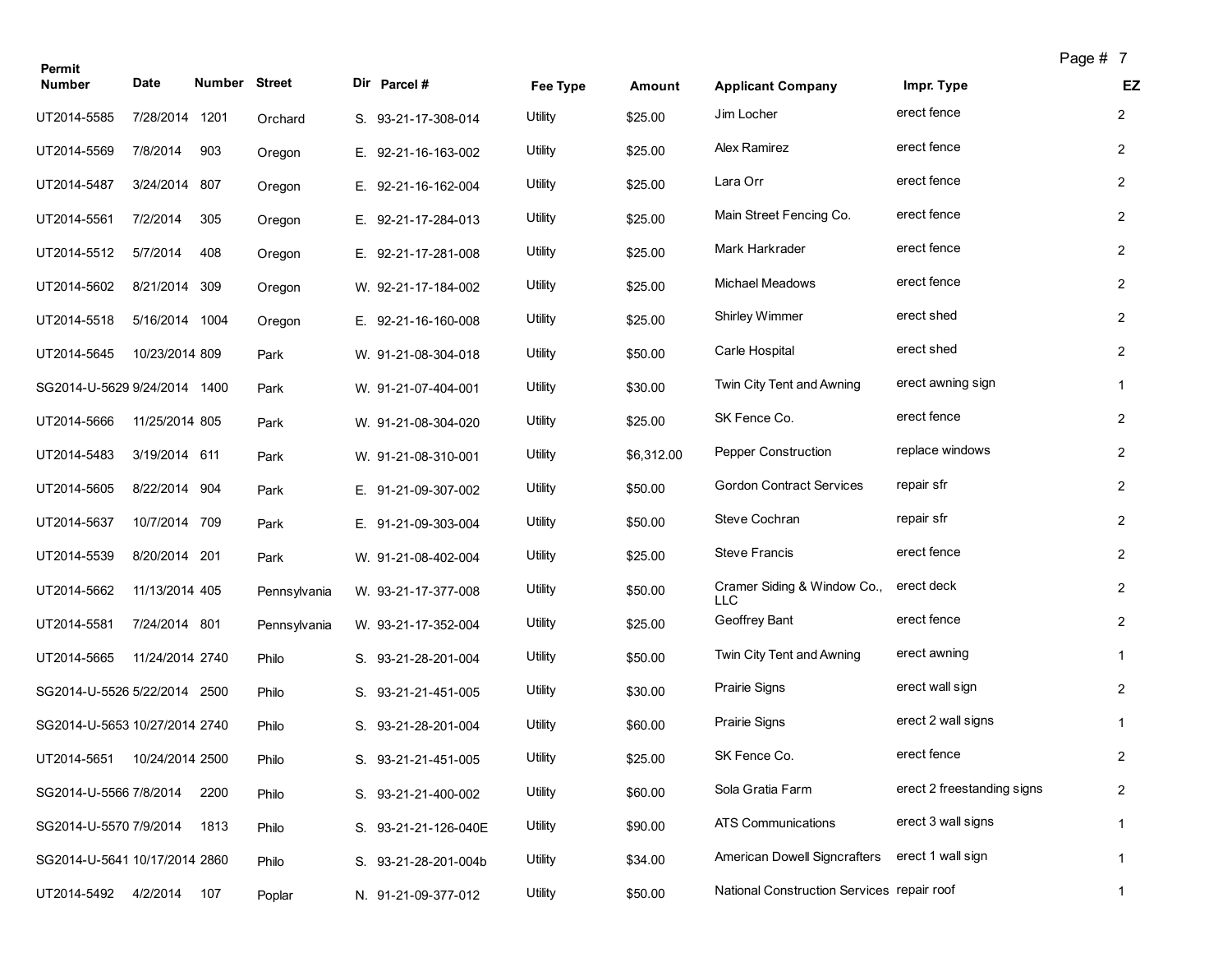| Permit Number | Date | Number | Street | Dir | Parcel # | Fee Type | Amount | Applicant Company | Impr. Type | EZ |
|---|---|---|---|---|---|---|---|---|---|---|
| UT2014-5585 | 7/28/2014 | 1201 | Orchard | S. | 93-21-17-308-014 | Utility | $25.00 | Jim Locher | erect fence | 2 |
| UT2014-5569 | 7/8/2014 | 903 | Oregon | E. | 92-21-16-163-002 | Utility | $25.00 | Alex Ramirez | erect fence | 2 |
| UT2014-5487 | 3/24/2014 | 807 | Oregon | E. | 92-21-16-162-004 | Utility | $25.00 | Lara Orr | erect fence | 2 |
| UT2014-5561 | 7/2/2014 | 305 | Oregon | E. | 92-21-17-284-013 | Utility | $25.00 | Main Street Fencing Co. | erect fence | 2 |
| UT2014-5512 | 5/7/2014 | 408 | Oregon | E. | 92-21-17-281-008 | Utility | $25.00 | Mark Harkrader | erect fence | 2 |
| UT2014-5602 | 8/21/2014 | 309 | Oregon | W. | 92-21-17-184-002 | Utility | $25.00 | Michael Meadows | erect fence | 2 |
| UT2014-5518 | 5/16/2014 | 1004 | Oregon | E. | 92-21-16-160-008 | Utility | $25.00 | Shirley Wimmer | erect shed | 2 |
| UT2014-5645 | 10/23/2014 | 809 | Park | W. | 91-21-08-304-018 | Utility | $50.00 | Carle Hospital | erect shed | 2 |
| SG2014-U-5629 | 9/24/2014 | 1400 | Park | W. | 91-21-07-404-001 | Utility | $30.00 | Twin City Tent and Awning | erect awning sign | 1 |
| UT2014-5666 | 11/25/2014 | 805 | Park | W. | 91-21-08-304-020 | Utility | $25.00 | SK Fence Co. | erect fence | 2 |
| UT2014-5483 | 3/19/2014 | 611 | Park | W. | 91-21-08-310-001 | Utility | $6,312.00 | Pepper Construction | replace windows | 2 |
| UT2014-5605 | 8/22/2014 | 904 | Park | E. | 91-21-09-307-002 | Utility | $50.00 | Gordon Contract Services | repair sfr | 2 |
| UT2014-5637 | 10/7/2014 | 709 | Park | E. | 91-21-09-303-004 | Utility | $50.00 | Steve Cochran | repair sfr | 2 |
| UT2014-5539 | 8/20/2014 | 201 | Park | W. | 91-21-08-402-004 | Utility | $25.00 | Steve Francis | erect fence | 2 |
| UT2014-5662 | 11/13/2014 | 405 | Pennsylvania | W. | 93-21-17-377-008 | Utility | $50.00 | Cramer Siding & Window Co., LLC | erect deck | 2 |
| UT2014-5581 | 7/24/2014 | 801 | Pennsylvania | W. | 93-21-17-352-004 | Utility | $25.00 | Geoffrey Bant | erect fence | 2 |
| UT2014-5665 | 11/24/2014 | 2740 | Philo | S. | 93-21-28-201-004 | Utility | $50.00 | Twin City Tent and Awning | erect awning | 1 |
| SG2014-U-5526 | 5/22/2014 | 2500 | Philo | S. | 93-21-21-451-005 | Utility | $30.00 | Prairie Signs | erect wall sign | 2 |
| SG2014-U-5653 | 10/27/2014 | 2740 | Philo | S. | 93-21-28-201-004 | Utility | $60.00 | Prairie Signs | erect 2 wall signs | 1 |
| UT2014-5651 | 10/24/2014 | 2500 | Philo | S. | 93-21-21-451-005 | Utility | $25.00 | SK Fence Co. | erect fence | 2 |
| SG2014-U-5566 | 7/8/2014 | 2200 | Philo | S. | 93-21-21-400-002 | Utility | $60.00 | Sola Gratia Farm | erect 2 freestanding signs | 2 |
| SG2014-U-5570 | 7/9/2014 | 1813 | Philo | S. | 93-21-21-126-040E | Utility | $90.00 | ATS Communications | erect 3 wall signs | 1 |
| SG2014-U-5641 | 10/17/2014 | 2860 | Philo | S. | 93-21-28-201-004b | Utility | $34.00 | American Dowell Signcrafters | erect 1 wall sign | 1 |
| UT2014-5492 | 4/2/2014 | 107 | Poplar | N. | 91-21-09-377-012 | Utility | $50.00 | National Construction Services | repair roof | 1 |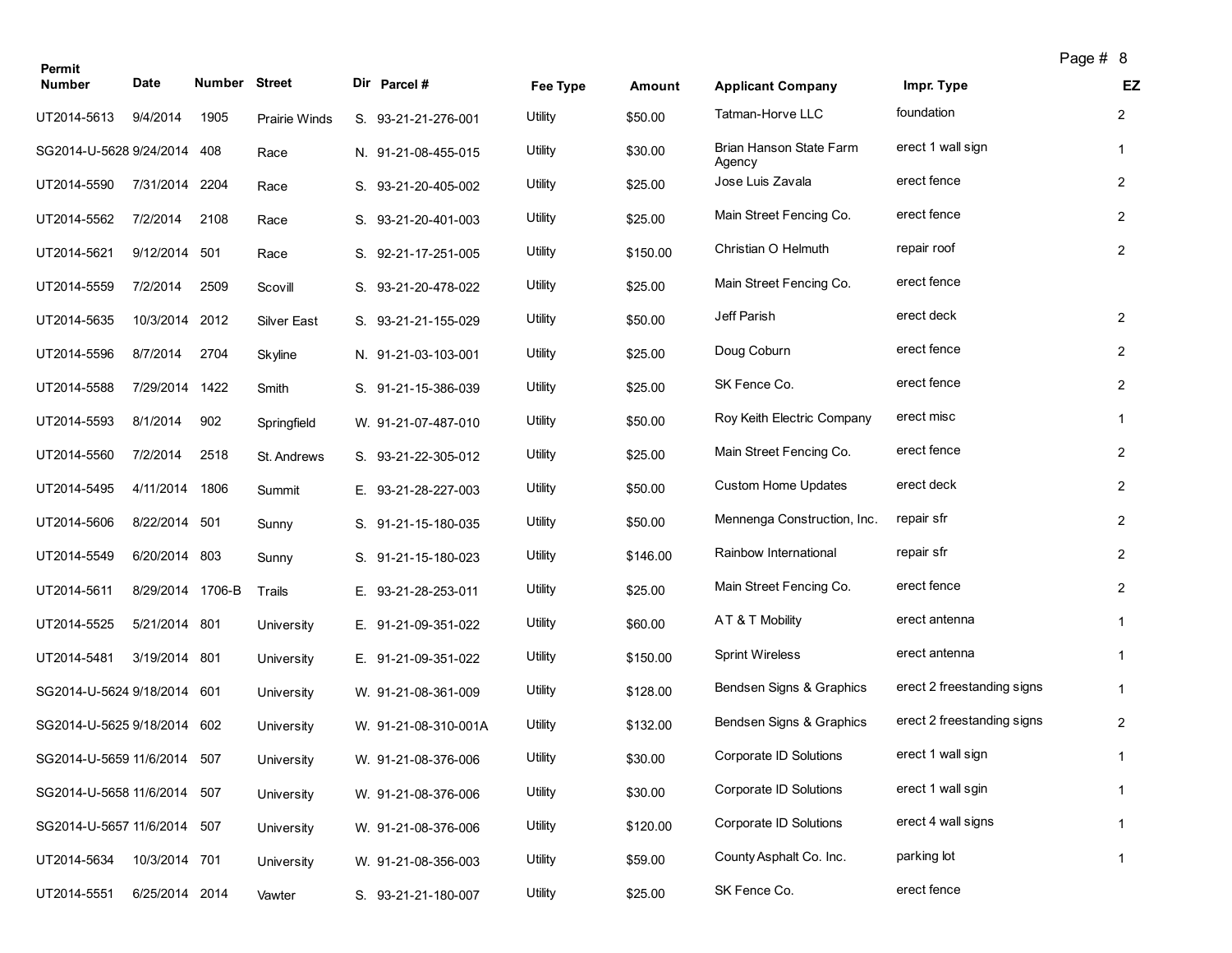| Permit Number | Date | Number | Street | Dir | Parcel # | Fee Type | Amount | Applicant Company | Impr. Type | EZ |
|---|---|---|---|---|---|---|---|---|---|---|
| UT2014-5613 | 9/4/2014 | 1905 | Prairie Winds | S. | 93-21-21-276-001 | Utility | $50.00 | Tatman-Horve LLC | foundation | 2 |
| SG2014-U-5628 | 9/24/2014 | 408 | Race | N. | 91-21-08-455-015 | Utility | $30.00 | Brian Hanson State Farm Agency | erect 1 wall sign | 1 |
| UT2014-5590 | 7/31/2014 | 2204 | Race | S. | 93-21-20-405-002 | Utility | $25.00 | Jose Luis Zavala | erect fence | 2 |
| UT2014-5562 | 7/2/2014 | 2108 | Race | S. | 93-21-20-401-003 | Utility | $25.00 | Main Street Fencing Co. | erect fence | 2 |
| UT2014-5621 | 9/12/2014 | 501 | Race | S. | 92-21-17-251-005 | Utility | $150.00 | Christian O Helmuth | repair roof | 2 |
| UT2014-5559 | 7/2/2014 | 2509 | Scovill | S. | 93-21-20-478-022 | Utility | $25.00 | Main Street Fencing Co. | erect fence | |
| UT2014-5635 | 10/3/2014 | 2012 | Silver East | S. | 93-21-21-155-029 | Utility | $50.00 | Jeff Parish | erect deck | 2 |
| UT2014-5596 | 8/7/2014 | 2704 | Skyline | N. | 91-21-03-103-001 | Utility | $25.00 | Doug Coburn | erect fence | 2 |
| UT2014-5588 | 7/29/2014 | 1422 | Smith | S. | 91-21-15-386-039 | Utility | $25.00 | SK Fence Co. | erect fence | 2 |
| UT2014-5593 | 8/1/2014 | 902 | Springfield | W. | 91-21-07-487-010 | Utility | $50.00 | Roy Keith Electric Company | erect misc | 1 |
| UT2014-5560 | 7/2/2014 | 2518 | St. Andrews | S. | 93-21-22-305-012 | Utility | $25.00 | Main Street Fencing Co. | erect fence | 2 |
| UT2014-5495 | 4/11/2014 | 1806 | Summit | E. | 93-21-28-227-003 | Utility | $50.00 | Custom Home Updates | erect deck | 2 |
| UT2014-5606 | 8/22/2014 | 501 | Sunny | S. | 91-21-15-180-035 | Utility | $50.00 | Mennenga Construction, Inc. | repair sfr | 2 |
| UT2014-5549 | 6/20/2014 | 803 | Sunny | S. | 91-21-15-180-023 | Utility | $146.00 | Rainbow International | repair sfr | 2 |
| UT2014-5611 | 8/29/2014 | 1706-B | Trails | E. | 93-21-28-253-011 | Utility | $25.00 | Main Street Fencing Co. | erect fence | 2 |
| UT2014-5525 | 5/21/2014 | 801 | University | E. | 91-21-09-351-022 | Utility | $60.00 | A T & T Mobility | erect antenna | 1 |
| UT2014-5481 | 3/19/2014 | 801 | University | E. | 91-21-09-351-022 | Utility | $150.00 | Sprint Wireless | erect antenna | 1 |
| SG2014-U-5624 | 9/18/2014 | 601 | University | W. | 91-21-08-361-009 | Utility | $128.00 | Bendsen Signs & Graphics | erect 2 freestanding signs | 1 |
| SG2014-U-5625 | 9/18/2014 | 602 | University | W. | 91-21-08-310-001A | Utility | $132.00 | Bendsen Signs & Graphics | erect 2 freestanding signs | 2 |
| SG2014-U-5659 | 11/6/2014 | 507 | University | W. | 91-21-08-376-006 | Utility | $30.00 | Corporate ID Solutions | erect 1 wall sign | 1 |
| SG2014-U-5658 | 11/6/2014 | 507 | University | W. | 91-21-08-376-006 | Utility | $30.00 | Corporate ID Solutions | erect 1 wall sgin | 1 |
| SG2014-U-5657 | 11/6/2014 | 507 | University | W. | 91-21-08-376-006 | Utility | $120.00 | Corporate ID Solutions | erect 4 wall signs | 1 |
| UT2014-5634 | 10/3/2014 | 701 | University | W. | 91-21-08-356-003 | Utility | $59.00 | County Asphalt Co. Inc. | parking lot | 1 |
| UT2014-5551 | 6/25/2014 | 2014 | Vawter | S. | 93-21-21-180-007 | Utility | $25.00 | SK Fence Co. | erect fence | |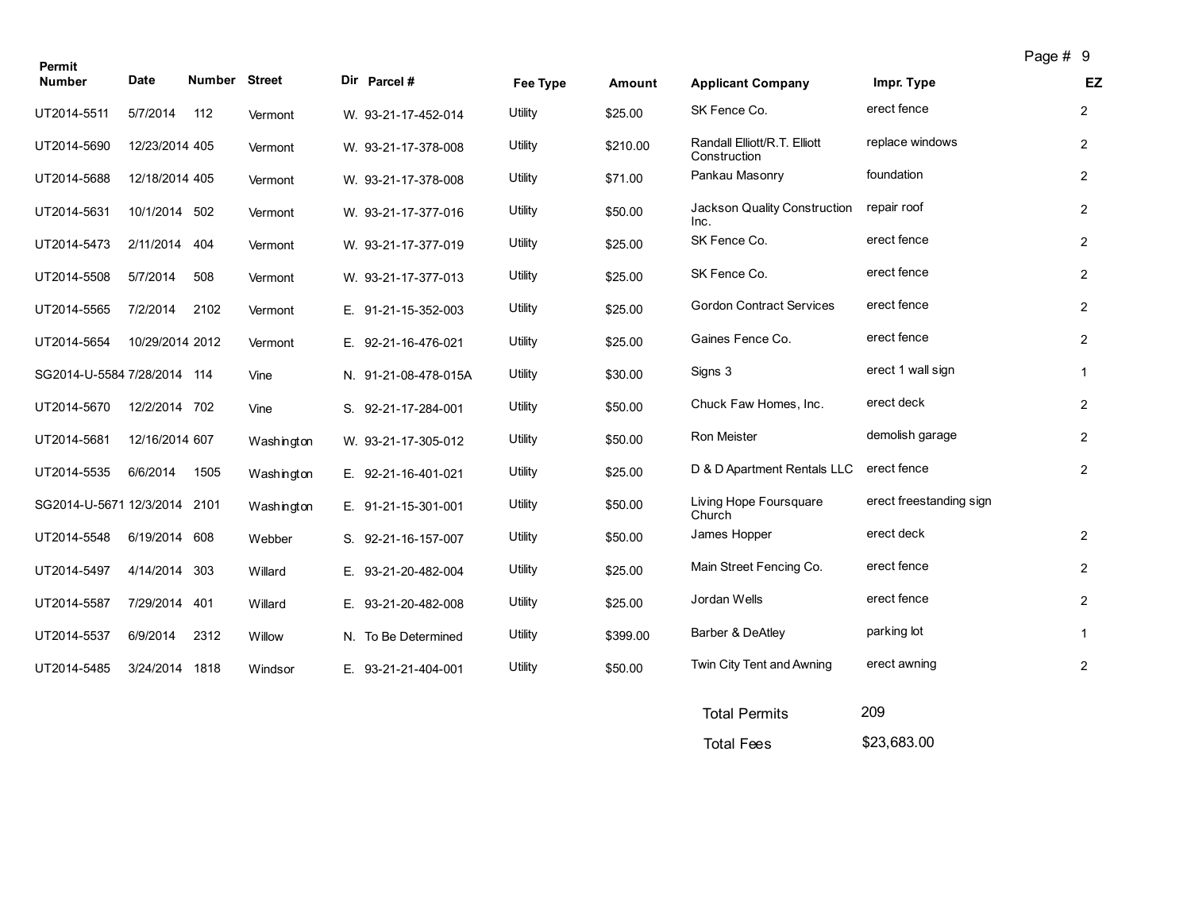| Permit Number | Date | Number | Street | Dir | Parcel # | Fee Type | Amount | Applicant Company | Impr. Type | EZ |
|---|---|---|---|---|---|---|---|---|---|---|
| UT2014-5511 | 5/7/2014 | 112 | Vermont | W. | 93-21-17-452-014 | Utility | $25.00 | SK Fence Co. | erect fence | 2 |
| UT2014-5690 | 12/23/2014 | 405 | Vermont | W. | 93-21-17-378-008 | Utility | $210.00 | Randall Elliott/R.T. Elliott Construction | replace windows | 2 |
| UT2014-5688 | 12/18/2014 | 405 | Vermont | W. | 93-21-17-378-008 | Utility | $71.00 | Pankau Masonry | foundation | 2 |
| UT2014-5631 | 10/1/2014 | 502 | Vermont | W. | 93-21-17-377-016 | Utility | $50.00 | Jackson Quality Construction Inc. | repair roof | 2 |
| UT2014-5473 | 2/11/2014 | 404 | Vermont | W. | 93-21-17-377-019 | Utility | $25.00 | SK Fence Co. | erect fence | 2 |
| UT2014-5508 | 5/7/2014 | 508 | Vermont | W. | 93-21-17-377-013 | Utility | $25.00 | SK Fence Co. | erect fence | 2 |
| UT2014-5565 | 7/2/2014 | 2102 | Vermont | E. | 91-21-15-352-003 | Utility | $25.00 | Gordon Contract Services | erect fence | 2 |
| UT2014-5654 | 10/29/2014 | 2012 | Vermont | E. | 92-21-16-476-021 | Utility | $25.00 | Gaines Fence Co. | erect fence | 2 |
| SG2014-U-5584 | 7/28/2014 | 114 | Vine | N. | 91-21-08-478-015A | Utility | $30.00 | Signs 3 | erect 1 wall sign | 1 |
| UT2014-5670 | 12/2/2014 | 702 | Vine | S. | 92-21-17-284-001 | Utility | $50.00 | Chuck Faw Homes, Inc. | erect deck | 2 |
| UT2014-5681 | 12/16/2014 | 607 | Washington | W. | 93-21-17-305-012 | Utility | $50.00 | Ron Meister | demolish garage | 2 |
| UT2014-5535 | 6/6/2014 | 1505 | Washington | E. | 92-21-16-401-021 | Utility | $25.00 | D & D Apartment Rentals LLC | erect fence | 2 |
| SG2014-U-5671 | 12/3/2014 | 2101 | Washington | E. | 91-21-15-301-001 | Utility | $50.00 | Living Hope Foursquare Church | erect freestanding sign | |
| UT2014-5548 | 6/19/2014 | 608 | Webber | S. | 92-21-16-157-007 | Utility | $50.00 | James Hopper | erect deck | 2 |
| UT2014-5497 | 4/14/2014 | 303 | Willard | E. | 93-21-20-482-004 | Utility | $25.00 | Main Street Fencing Co. | erect fence | 2 |
| UT2014-5587 | 7/29/2014 | 401 | Willard | E. | 93-21-20-482-008 | Utility | $25.00 | Jordan Wells | erect fence | 2 |
| UT2014-5537 | 6/9/2014 | 2312 | Willow | N. | To Be Determined | Utility | $399.00 | Barber & DeAtley | parking lot | 1 |
| UT2014-5485 | 3/24/2014 | 1818 | Windsor | E. | 93-21-21-404-001 | Utility | $50.00 | Twin City Tent and Awning | erect awning | 2 |

| | |
|---|---|
| Total Permits | 209 |
| Total Fees | $23,683.00 |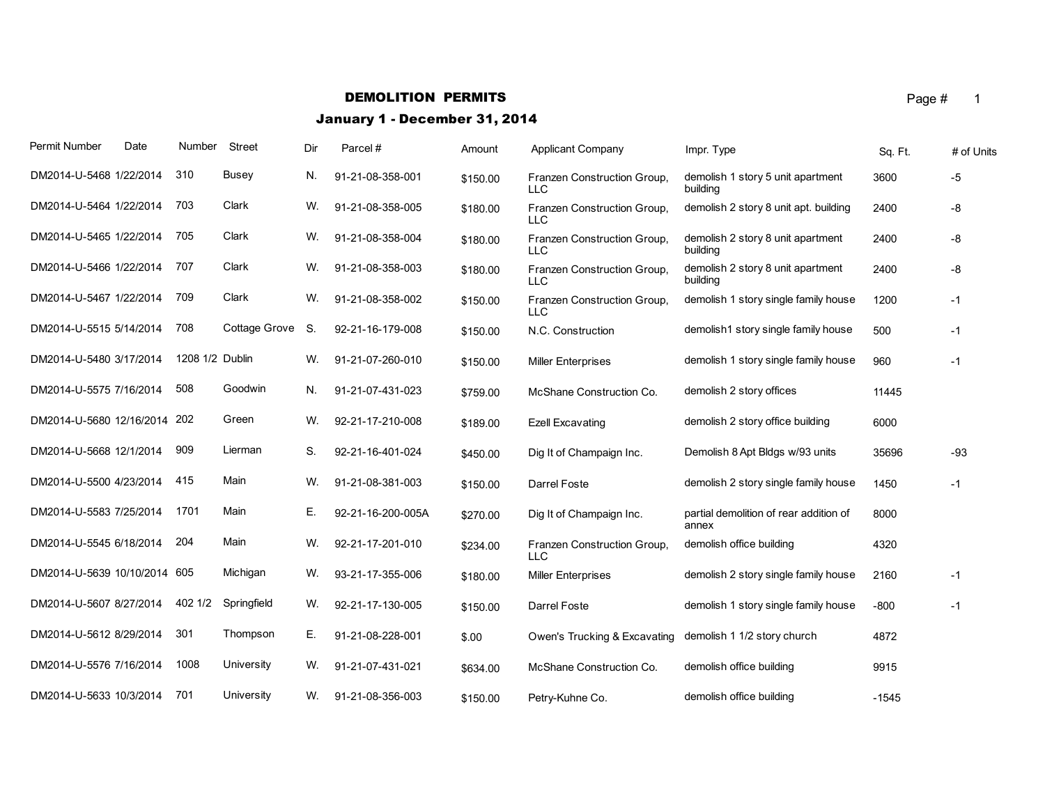# DEMOLITION PERMITS

## January 1 - December 31, 2014

| Permit Number | Date | Number | Street | Dir | Parcel # | Amount | Applicant Company | Impr. Type | Sq. Ft. | # of Units |
|---|---|---|---|---|---|---|---|---|---|---|
| DM2014-U-5468 | 1/22/2014 | 310 | Busey | N. | 91-21-08-358-001 | $150.00 | Franzen Construction Group, LLC | demolish 1 story 5 unit apartment building | 3600 | -5 |
| DM2014-U-5464 | 1/22/2014 | 703 | Clark | W. | 91-21-08-358-005 | $180.00 | Franzen Construction Group, LLC | demolish 2 story 8 unit apt. building | 2400 | -8 |
| DM2014-U-5465 | 1/22/2014 | 705 | Clark | W. | 91-21-08-358-004 | $180.00 | Franzen Construction Group, LLC | demolish 2 story 8 unit apartment building | 2400 | -8 |
| DM2014-U-5466 | 1/22/2014 | 707 | Clark | W. | 91-21-08-358-003 | $180.00 | Franzen Construction Group, LLC | demolish 2 story 8 unit apartment building | 2400 | -8 |
| DM2014-U-5467 | 1/22/2014 | 709 | Clark | W. | 91-21-08-358-002 | $150.00 | Franzen Construction Group, LLC | demolish 1 story single family house | 1200 | -1 |
| DM2014-U-5515 | 5/14/2014 | 708 | Cottage Grove | S. | 92-21-16-179-008 | $150.00 | N.C. Construction | demolish1 story single family house | 500 | -1 |
| DM2014-U-5480 | 3/17/2014 | 1208 1/2 | Dublin | W. | 91-21-07-260-010 | $150.00 | Miller Enterprises | demolish 1 story single family house | 960 | -1 |
| DM2014-U-5575 | 7/16/2014 | 508 | Goodwin | N. | 91-21-07-431-023 | $759.00 | McShane Construction Co. | demolish 2 story offices | 11445 | |
| DM2014-U-5680 | 12/16/2014 | 202 | Green | W. | 92-21-17-210-008 | $189.00 | Ezell Excavating | demolish 2 story office building | 6000 | |
| DM2014-U-5668 | 12/1/2014 | 909 | Lierman | S. | 92-21-16-401-024 | $450.00 | Dig It of Champaign Inc. | Demolish 8 Apt Bldgs w/93 units | 35696 | -93 |
| DM2014-U-5500 | 4/23/2014 | 415 | Main | W. | 91-21-08-381-003 | $150.00 | Darrel Foste | demolish 2 story single family house | 1450 | -1 |
| DM2014-U-5583 | 7/25/2014 | 1701 | Main | E. | 92-21-16-200-005A | $270.00 | Dig It of Champaign Inc. | partial demolition of rear addition of annex | 8000 | |
| DM2014-U-5545 | 6/18/2014 | 204 | Main | W. | 92-21-17-201-010 | $234.00 | Franzen Construction Group, LLC | demolish office building | 4320 | |
| DM2014-U-5639 | 10/10/2014 | 605 | Michigan | W. | 93-21-17-355-006 | $180.00 | Miller Enterprises | demolish 2 story single family house | 2160 | -1 |
| DM2014-U-5607 | 8/27/2014 | 402 1/2 | Springfield | W. | 92-21-17-130-005 | $150.00 | Darrel Foste | demolish 1 story single family house | -800 | -1 |
| DM2014-U-5612 | 8/29/2014 | 301 | Thompson | E. | 91-21-08-228-001 | $.00 | Owen's Trucking & Excavating | demolish 1 1/2 story church | 4872 | |
| DM2014-U-5576 | 7/16/2014 | 1008 | University | W. | 91-21-07-431-021 | $634.00 | McShane Construction Co. | demolish office building | 9915 | |
| DM2014-U-5633 | 10/3/2014 | 701 | University | W. | 91-21-08-356-003 | $150.00 | Petry-Kuhne Co. | demolish office building | -1545 | |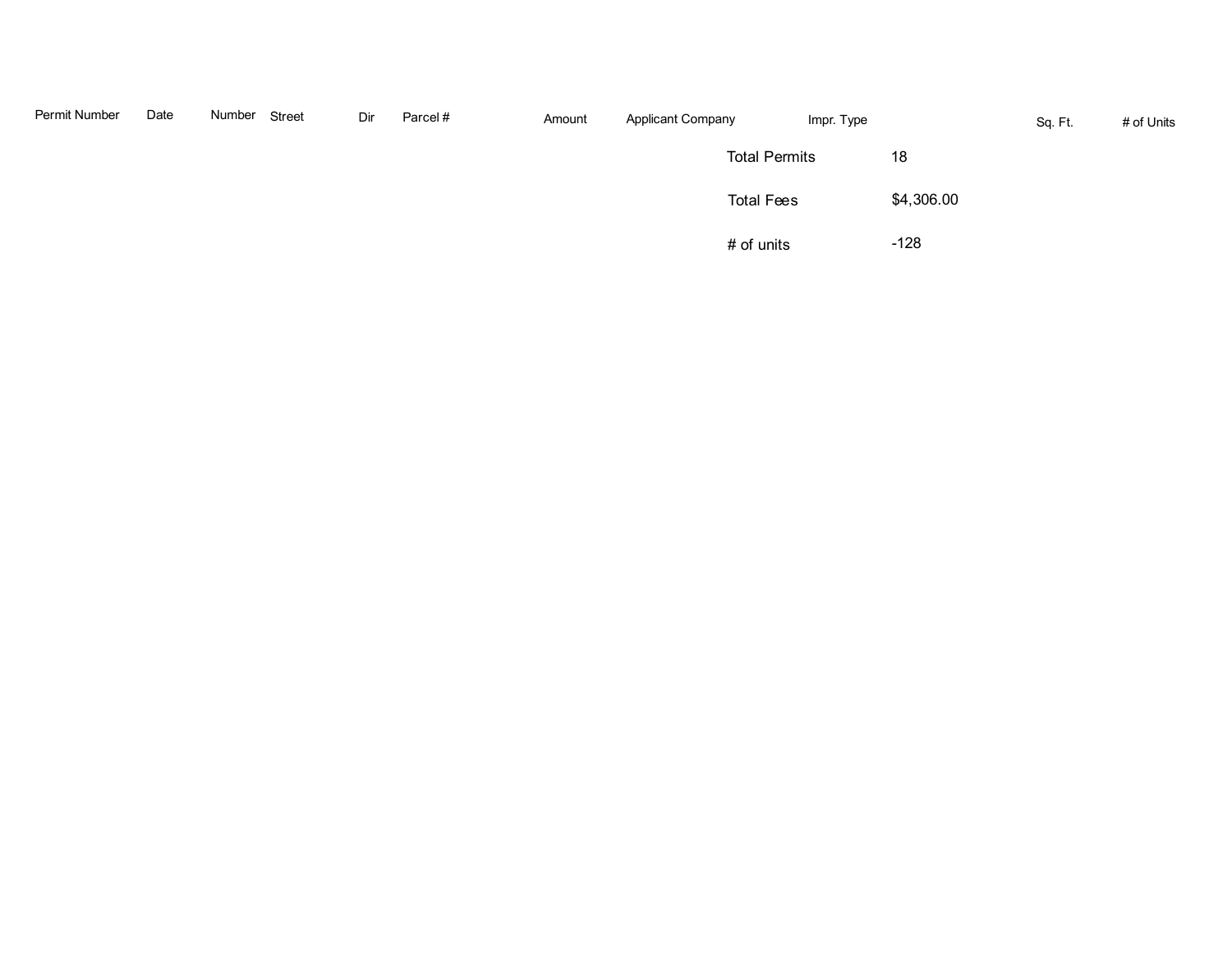| Permit Number | Date | Number | Street | Dir | Parcel # | Amount | Applicant Company | Impr. Type | Sq. Ft. | # of Units |
|---|---|---|---|---|---|---|---|---|---|---|

| | |
|---|---|
| Total Permits | 18 |
| Total Fees | $4,306.00 |
| # of units | -128 |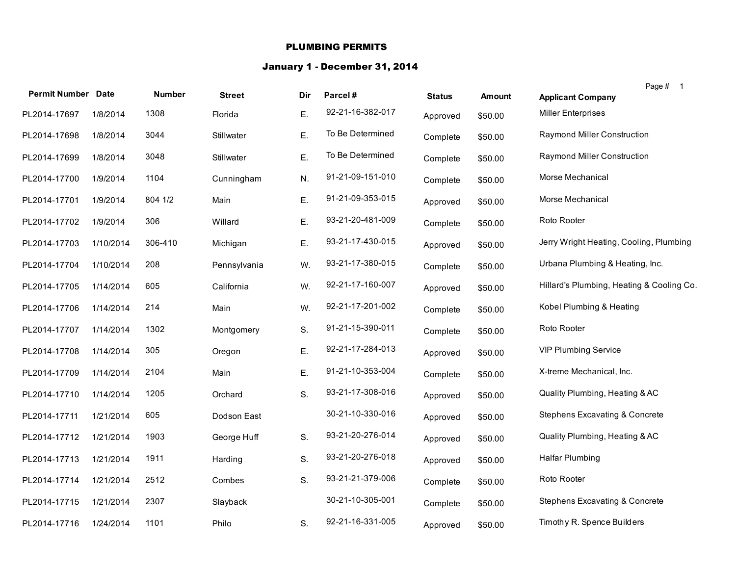# PLUMBING PERMITS

## January 1 - December 31, 2014

| Permit Number | Date | Number | Street | Dir | Parcel # | Status | Amount | Applicant Company |
|---|---|---|---|---|---|---|---|---|
| PL2014-17697 | 1/8/2014 | 1308 | Florida | E. | 92-21-16-382-017 | Approved | $50.00 | Miller Enterprises |
| PL2014-17698 | 1/8/2014 | 3044 | Stillwater | E. | To Be Determined | Complete | $50.00 | Raymond Miller Construction |
| PL2014-17699 | 1/8/2014 | 3048 | Stillwater | E. | To Be Determined | Complete | $50.00 | Raymond Miller Construction |
| PL2014-17700 | 1/9/2014 | 1104 | Cunningham | N. | 91-21-09-151-010 | Complete | $50.00 | Morse Mechanical |
| PL2014-17701 | 1/9/2014 | 804 1/2 | Main | E. | 91-21-09-353-015 | Approved | $50.00 | Morse Mechanical |
| PL2014-17702 | 1/9/2014 | 306 | Willard | E. | 93-21-20-481-009 | Complete | $50.00 | Roto Rooter |
| PL2014-17703 | 1/10/2014 | 306-410 | Michigan | E. | 93-21-17-430-015 | Approved | $50.00 | Jerry Wright Heating, Cooling, Plumbing |
| PL2014-17704 | 1/10/2014 | 208 | Pennsylvania | W. | 93-21-17-380-015 | Complete | $50.00 | Urbana Plumbing & Heating, Inc. |
| PL2014-17705 | 1/14/2014 | 605 | California | W. | 92-21-17-160-007 | Approved | $50.00 | Hillard's Plumbing, Heating & Cooling Co. |
| PL2014-17706 | 1/14/2014 | 214 | Main | W. | 92-21-17-201-002 | Complete | $50.00 | Kobel Plumbing & Heating |
| PL2014-17707 | 1/14/2014 | 1302 | Montgomery | S. | 91-21-15-390-011 | Complete | $50.00 | Roto Rooter |
| PL2014-17708 | 1/14/2014 | 305 | Oregon | E. | 92-21-17-284-013 | Approved | $50.00 | VIP Plumbing Service |
| PL2014-17709 | 1/14/2014 | 2104 | Main | E. | 91-21-10-353-004 | Complete | $50.00 | X-treme Mechanical, Inc. |
| PL2014-17710 | 1/14/2014 | 1205 | Orchard | S. | 93-21-17-308-016 | Approved | $50.00 | Quality Plumbing, Heating & AC |
| PL2014-17711 | 1/21/2014 | 605 | Dodson East | | 30-21-10-330-016 | Approved | $50.00 | Stephens Excavating & Concrete |
| PL2014-17712 | 1/21/2014 | 1903 | George Huff | S. | 93-21-20-276-014 | Approved | $50.00 | Quality Plumbing, Heating & AC |
| PL2014-17713 | 1/21/2014 | 1911 | Harding | S. | 93-21-20-276-018 | Approved | $50.00 | Halfar Plumbing |
| PL2014-17714 | 1/21/2014 | 2512 | Combes | S. | 93-21-21-379-006 | Complete | $50.00 | Roto Rooter |
| PL2014-17715 | 1/21/2014 | 2307 | Slayback | | 30-21-10-305-001 | Complete | $50.00 | Stephens Excavating & Concrete |
| PL2014-17716 | 1/24/2014 | 1101 | Philo | S. | 92-21-16-331-005 | Approved | $50.00 | Timothy R. Spence Builders |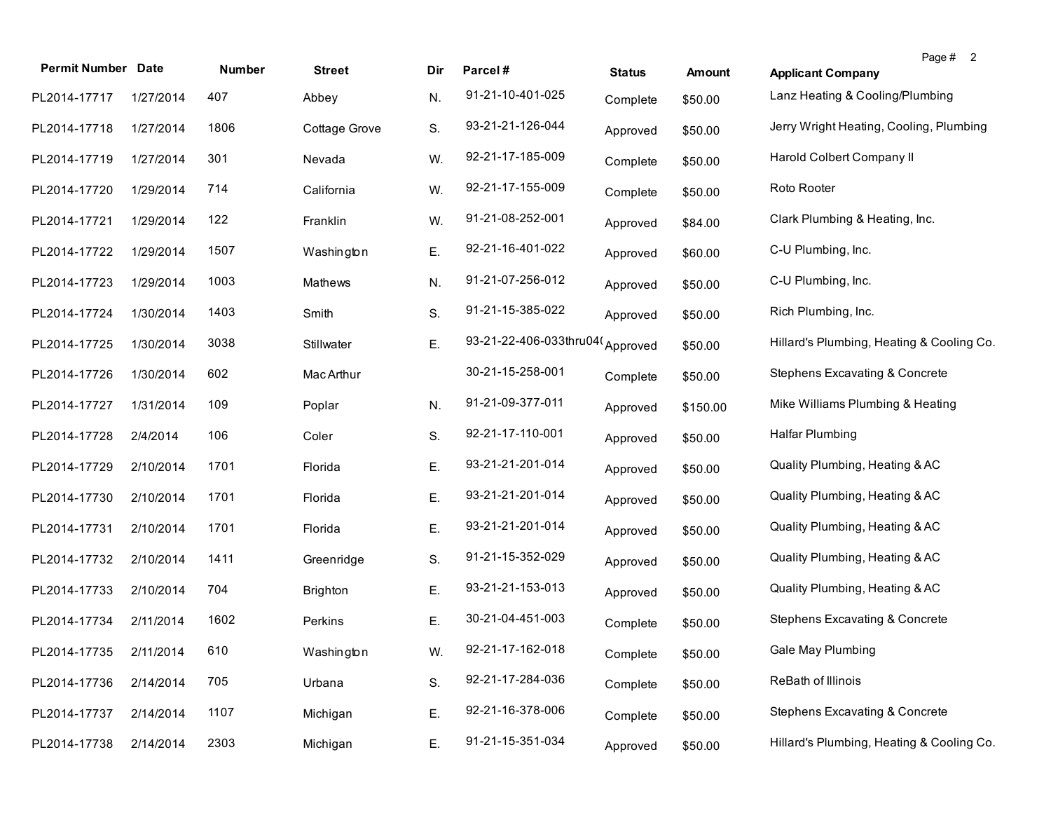| Permit Number | Date | Number | Street | Dir | Parcel # | Status | Amount | Applicant Company |
|---|---|---|---|---|---|---|---|---|
| PL2014-17717 | 1/27/2014 | 407 | Abbey | N. | 91-21-10-401-025 | Complete | $50.00 | Lanz Heating & Cooling/Plumbing |
| PL2014-17718 | 1/27/2014 | 1806 | Cottage Grove | S. | 93-21-21-126-044 | Approved | $50.00 | Jerry Wright Heating, Cooling, Plumbing |
| PL2014-17719 | 1/27/2014 | 301 | Nevada | W. | 92-21-17-185-009 | Complete | $50.00 | Harold Colbert Company II |
| PL2014-17720 | 1/29/2014 | 714 | California | W. | 92-21-17-155-009 | Complete | $50.00 | Roto Rooter |
| PL2014-17721 | 1/29/2014 | 122 | Franklin | W. | 91-21-08-252-001 | Approved | $84.00 | Clark Plumbing & Heating, Inc. |
| PL2014-17722 | 1/29/2014 | 1507 | Washington | E. | 92-21-16-401-022 | Approved | $60.00 | C-U Plumbing, Inc. |
| PL2014-17723 | 1/29/2014 | 1003 | Mathews | N. | 91-21-07-256-012 | Approved | $50.00 | C-U Plumbing, Inc. |
| PL2014-17724 | 1/30/2014 | 1403 | Smith | S. | 91-21-15-385-022 | Approved | $50.00 | Rich Plumbing, Inc. |
| PL2014-17725 | 1/30/2014 | 3038 | Stillwater | E. | 93-21-22-406-033thru04( | Approved | $50.00 | Hillard's Plumbing, Heating & Cooling Co. |
| PL2014-17726 | 1/30/2014 | 602 | MacArthur | | 30-21-15-258-001 | Complete | $50.00 | Stephens Excavating & Concrete |
| PL2014-17727 | 1/31/2014 | 109 | Poplar | N. | 91-21-09-377-011 | Approved | $150.00 | Mike Williams Plumbing & Heating |
| PL2014-17728 | 2/4/2014 | 106 | Coler | S. | 92-21-17-110-001 | Approved | $50.00 | Halfar Plumbing |
| PL2014-17729 | 2/10/2014 | 1701 | Florida | E. | 93-21-21-201-014 | Approved | $50.00 | Quality Plumbing, Heating & AC |
| PL2014-17730 | 2/10/2014 | 1701 | Florida | E. | 93-21-21-201-014 | Approved | $50.00 | Quality Plumbing, Heating & AC |
| PL2014-17731 | 2/10/2014 | 1701 | Florida | E. | 93-21-21-201-014 | Approved | $50.00 | Quality Plumbing, Heating & AC |
| PL2014-17732 | 2/10/2014 | 1411 | Greenridge | S. | 91-21-15-352-029 | Approved | $50.00 | Quality Plumbing, Heating & AC |
| PL2014-17733 | 2/10/2014 | 704 | Brighton | E. | 93-21-21-153-013 | Approved | $50.00 | Quality Plumbing, Heating & AC |
| PL2014-17734 | 2/11/2014 | 1602 | Perkins | E. | 30-21-04-451-003 | Complete | $50.00 | Stephens Excavating & Concrete |
| PL2014-17735 | 2/11/2014 | 610 | Washington | W. | 92-21-17-162-018 | Complete | $50.00 | Gale May Plumbing |
| PL2014-17736 | 2/14/2014 | 705 | Urbana | S. | 92-21-17-284-036 | Complete | $50.00 | ReBath of Illinois |
| PL2014-17737 | 2/14/2014 | 1107 | Michigan | E. | 92-21-16-378-006 | Complete | $50.00 | Stephens Excavating & Concrete |
| PL2014-17738 | 2/14/2014 | 2303 | Michigan | E. | 91-21-15-351-034 | Approved | $50.00 | Hillard's Plumbing, Heating & Cooling Co. |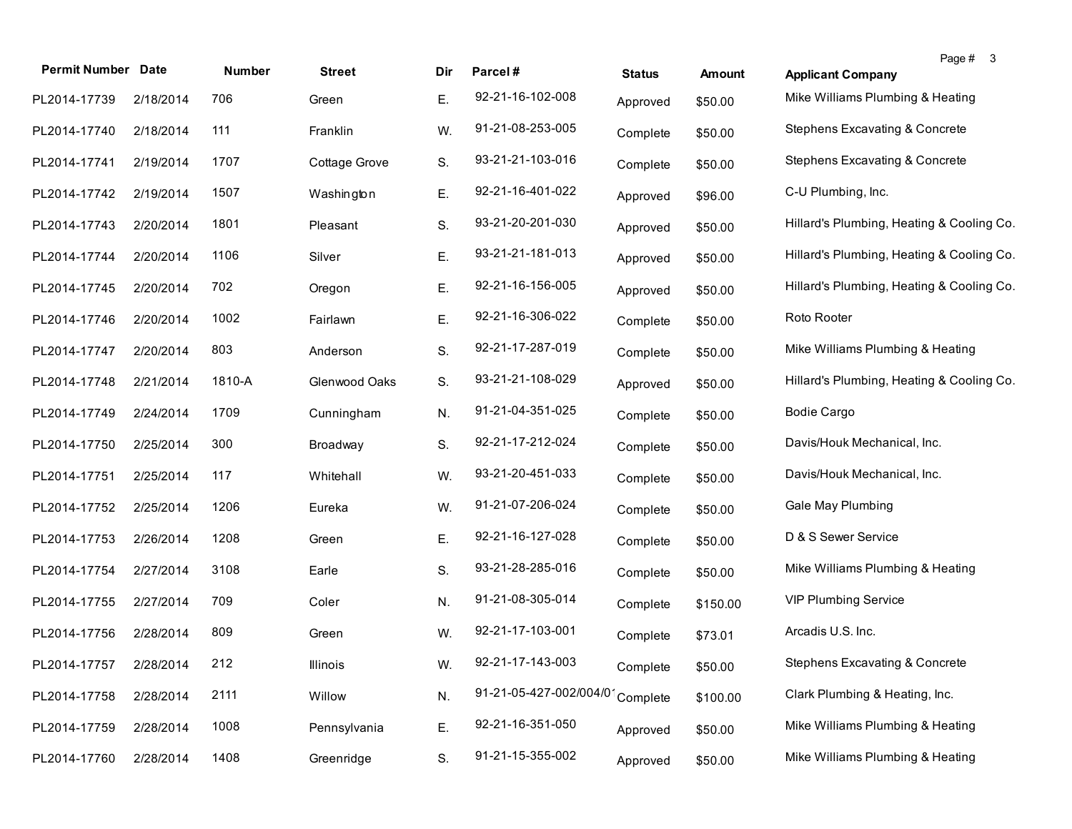| Permit Number | Date | Number | Street | Dir | Parcel # | Status | Amount | Applicant Company |
|---|---|---|---|---|---|---|---|---|
| PL2014-17739 | 2/18/2014 | 706 | Green | E. | 92-21-16-102-008 | Approved | $50.00 | Mike Williams Plumbing & Heating |
| PL2014-17740 | 2/18/2014 | 111 | Franklin | W. | 91-21-08-253-005 | Complete | $50.00 | Stephens Excavating & Concrete |
| PL2014-17741 | 2/19/2014 | 1707 | Cottage Grove | S. | 93-21-21-103-016 | Complete | $50.00 | Stephens Excavating & Concrete |
| PL2014-17742 | 2/19/2014 | 1507 | Washington | E. | 92-21-16-401-022 | Approved | $96.00 | C-U Plumbing, Inc. |
| PL2014-17743 | 2/20/2014 | 1801 | Pleasant | S. | 93-21-20-201-030 | Approved | $50.00 | Hillard's Plumbing, Heating & Cooling Co. |
| PL2014-17744 | 2/20/2014 | 1106 | Silver | E. | 93-21-21-181-013 | Approved | $50.00 | Hillard's Plumbing, Heating & Cooling Co. |
| PL2014-17745 | 2/20/2014 | 702 | Oregon | E. | 92-21-16-156-005 | Approved | $50.00 | Hillard's Plumbing, Heating & Cooling Co. |
| PL2014-17746 | 2/20/2014 | 1002 | Fairlawn | E. | 92-21-16-306-022 | Complete | $50.00 | Roto Rooter |
| PL2014-17747 | 2/20/2014 | 803 | Anderson | S. | 92-21-17-287-019 | Complete | $50.00 | Mike Williams Plumbing & Heating |
| PL2014-17748 | 2/21/2014 | 1810-A | Glenwood Oaks | S. | 93-21-21-108-029 | Approved | $50.00 | Hillard's Plumbing, Heating & Cooling Co. |
| PL2014-17749 | 2/24/2014 | 1709 | Cunningham | N. | 91-21-04-351-025 | Complete | $50.00 | Bodie Cargo |
| PL2014-17750 | 2/25/2014 | 300 | Broadway | S. | 92-21-17-212-024 | Complete | $50.00 | Davis/Houk Mechanical, Inc. |
| PL2014-17751 | 2/25/2014 | 117 | Whitehall | W. | 93-21-20-451-033 | Complete | $50.00 | Davis/Houk Mechanical, Inc. |
| PL2014-17752 | 2/25/2014 | 1206 | Eureka | W. | 91-21-07-206-024 | Complete | $50.00 | Gale May Plumbing |
| PL2014-17753 | 2/26/2014 | 1208 | Green | E. | 92-21-16-127-028 | Complete | $50.00 | D & S Sewer Service |
| PL2014-17754 | 2/27/2014 | 3108 | Earle | S. | 93-21-28-285-016 | Complete | $50.00 | Mike Williams Plumbing & Heating |
| PL2014-17755 | 2/27/2014 | 709 | Coler | N. | 91-21-08-305-014 | Complete | $150.00 | VIP Plumbing Service |
| PL2014-17756 | 2/28/2014 | 809 | Green | W. | 92-21-17-103-001 | Complete | $73.01 | Arcadis U.S. Inc. |
| PL2014-17757 | 2/28/2014 | 212 | Illinois | W. | 92-21-17-143-003 | Complete | $50.00 | Stephens Excavating & Concrete |
| PL2014-17758 | 2/28/2014 | 2111 | Willow | N. | 91-21-05-427-002/004/01 | Complete | $100.00 | Clark Plumbing & Heating, Inc. |
| PL2014-17759 | 2/28/2014 | 1008 | Pennsylvania | E. | 92-21-16-351-050 | Approved | $50.00 | Mike Williams Plumbing & Heating |
| PL2014-17760 | 2/28/2014 | 1408 | Greenridge | S. | 91-21-15-355-002 | Approved | $50.00 | Mike Williams Plumbing & Heating |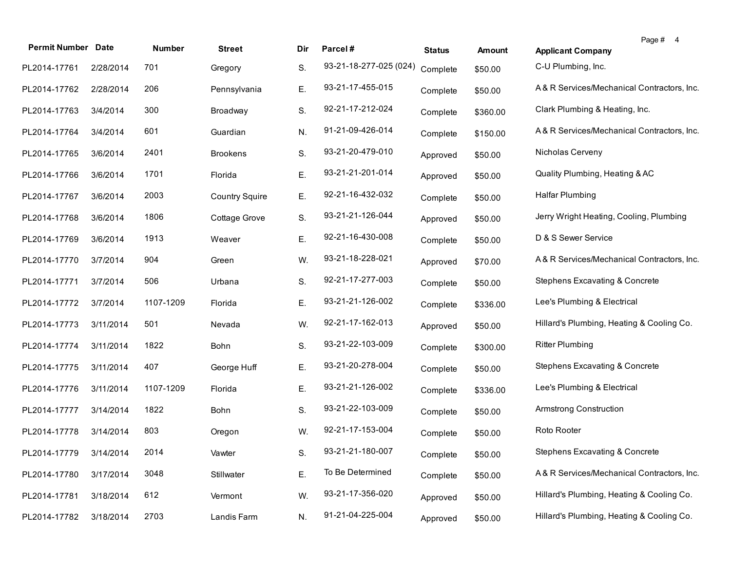| Permit Number | Date | Number | Street | Dir | Parcel # | Status | Amount | Applicant Company |
|---|---|---|---|---|---|---|---|---|
| PL2014-17761 | 2/28/2014 | 701 | Gregory | S. | 93-21-18-277-025 (024) | Complete | $50.00 | C-U Plumbing, Inc. |
| PL2014-17762 | 2/28/2014 | 206 | Pennsylvania | E. | 93-21-17-455-015 | Complete | $50.00 | A & R Services/Mechanical Contractors, Inc. |
| PL2014-17763 | 3/4/2014 | 300 | Broadway | S. | 92-21-17-212-024 | Complete | $360.00 | Clark Plumbing & Heating, Inc. |
| PL2014-17764 | 3/4/2014 | 601 | Guardian | N. | 91-21-09-426-014 | Complete | $150.00 | A & R Services/Mechanical Contractors, Inc. |
| PL2014-17765 | 3/6/2014 | 2401 | Brookens | S. | 93-21-20-479-010 | Approved | $50.00 | Nicholas Cerveny |
| PL2014-17766 | 3/6/2014 | 1701 | Florida | E. | 93-21-21-201-014 | Approved | $50.00 | Quality Plumbing, Heating & AC |
| PL2014-17767 | 3/6/2014 | 2003 | Country Squire | E. | 92-21-16-432-032 | Complete | $50.00 | Halfar Plumbing |
| PL2014-17768 | 3/6/2014 | 1806 | Cottage Grove | S. | 93-21-21-126-044 | Approved | $50.00 | Jerry Wright Heating, Cooling, Plumbing |
| PL2014-17769 | 3/6/2014 | 1913 | Weaver | E. | 92-21-16-430-008 | Complete | $50.00 | D & S Sewer Service |
| PL2014-17770 | 3/7/2014 | 904 | Green | W. | 93-21-18-228-021 | Approved | $70.00 | A & R Services/Mechanical Contractors, Inc. |
| PL2014-17771 | 3/7/2014 | 506 | Urbana | S. | 92-21-17-277-003 | Complete | $50.00 | Stephens Excavating & Concrete |
| PL2014-17772 | 3/7/2014 | 1107-1209 | Florida | E. | 93-21-21-126-002 | Complete | $336.00 | Lee's Plumbing & Electrical |
| PL2014-17773 | 3/11/2014 | 501 | Nevada | W. | 92-21-17-162-013 | Approved | $50.00 | Hillard's Plumbing, Heating & Cooling Co. |
| PL2014-17774 | 3/11/2014 | 1822 | Bohn | S. | 93-21-22-103-009 | Complete | $300.00 | Ritter Plumbing |
| PL2014-17775 | 3/11/2014 | 407 | George Huff | E. | 93-21-20-278-004 | Complete | $50.00 | Stephens Excavating & Concrete |
| PL2014-17776 | 3/11/2014 | 1107-1209 | Florida | E. | 93-21-21-126-002 | Complete | $336.00 | Lee's Plumbing & Electrical |
| PL2014-17777 | 3/14/2014 | 1822 | Bohn | S. | 93-21-22-103-009 | Complete | $50.00 | Armstrong Construction |
| PL2014-17778 | 3/14/2014 | 803 | Oregon | W. | 92-21-17-153-004 | Complete | $50.00 | Roto Rooter |
| PL2014-17779 | 3/14/2014 | 2014 | Vawter | S. | 93-21-21-180-007 | Complete | $50.00 | Stephens Excavating & Concrete |
| PL2014-17780 | 3/17/2014 | 3048 | Stillwater | E. | To Be Determined | Complete | $50.00 | A & R Services/Mechanical Contractors, Inc. |
| PL2014-17781 | 3/18/2014 | 612 | Vermont | W. | 93-21-17-356-020 | Approved | $50.00 | Hillard's Plumbing, Heating & Cooling Co. |
| PL2014-17782 | 3/18/2014 | 2703 | Landis Farm | N. | 91-21-04-225-004 | Approved | $50.00 | Hillard's Plumbing, Heating & Cooling Co. |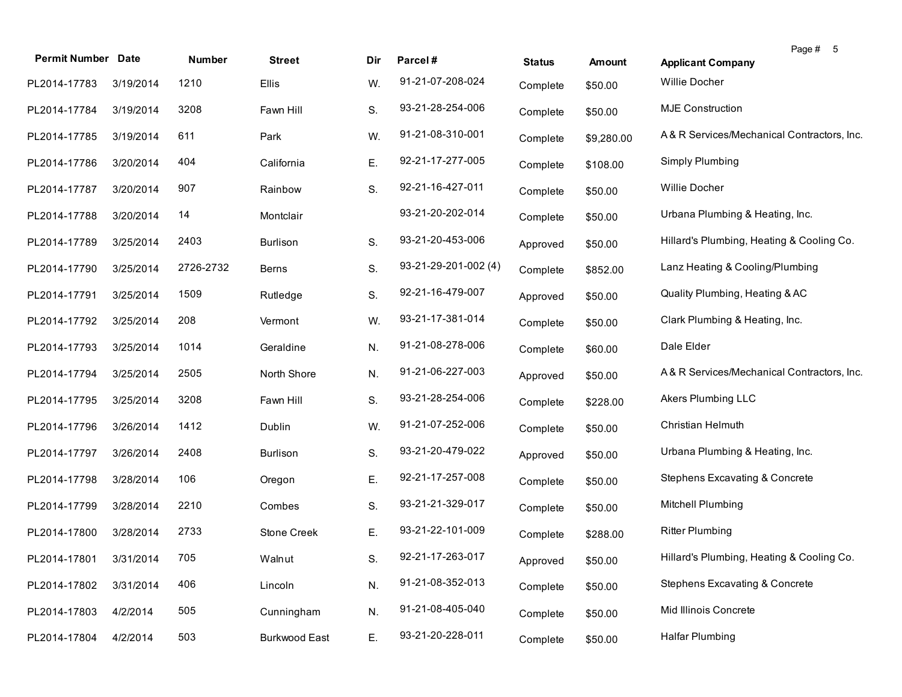| Permit Number | Date | Number | Street | Dir | Parcel # | Status | Amount | Applicant Company |
|---|---|---|---|---|---|---|---|---|
| PL2014-17783 | 3/19/2014 | 1210 | Ellis | W. | 91-21-07-208-024 | Complete | $50.00 | Willie Docher |
| PL2014-17784 | 3/19/2014 | 3208 | Fawn Hill | S. | 93-21-28-254-006 | Complete | $50.00 | MJE Construction |
| PL2014-17785 | 3/19/2014 | 611 | Park | W. | 91-21-08-310-001 | Complete | $9,280.00 | A & R Services/Mechanical Contractors, Inc. |
| PL2014-17786 | 3/20/2014 | 404 | California | E. | 92-21-17-277-005 | Complete | $108.00 | Simply Plumbing |
| PL2014-17787 | 3/20/2014 | 907 | Rainbow | S. | 92-21-16-427-011 | Complete | $50.00 | Willie Docher |
| PL2014-17788 | 3/20/2014 | 14 | Montclair | | 93-21-20-202-014 | Complete | $50.00 | Urbana Plumbing & Heating, Inc. |
| PL2014-17789 | 3/25/2014 | 2403 | Burlison | S. | 93-21-20-453-006 | Approved | $50.00 | Hillard's Plumbing, Heating & Cooling Co. |
| PL2014-17790 | 3/25/2014 | 2726-2732 | Berns | S. | 93-21-29-201-002 (4) | Complete | $852.00 | Lanz Heating & Cooling/Plumbing |
| PL2014-17791 | 3/25/2014 | 1509 | Rutledge | S. | 92-21-16-479-007 | Approved | $50.00 | Quality Plumbing, Heating & AC |
| PL2014-17792 | 3/25/2014 | 208 | Vermont | W. | 93-21-17-381-014 | Complete | $50.00 | Clark Plumbing & Heating, Inc. |
| PL2014-17793 | 3/25/2014 | 1014 | Geraldine | N. | 91-21-08-278-006 | Complete | $60.00 | Dale Elder |
| PL2014-17794 | 3/25/2014 | 2505 | North Shore | N. | 91-21-06-227-003 | Approved | $50.00 | A & R Services/Mechanical Contractors, Inc. |
| PL2014-17795 | 3/25/2014 | 3208 | Fawn Hill | S. | 93-21-28-254-006 | Complete | $228.00 | Akers Plumbing LLC |
| PL2014-17796 | 3/26/2014 | 1412 | Dublin | W. | 91-21-07-252-006 | Complete | $50.00 | Christian Helmuth |
| PL2014-17797 | 3/26/2014 | 2408 | Burlison | S. | 93-21-20-479-022 | Approved | $50.00 | Urbana Plumbing & Heating, Inc. |
| PL2014-17798 | 3/28/2014 | 106 | Oregon | E. | 92-21-17-257-008 | Complete | $50.00 | Stephens Excavating & Concrete |
| PL2014-17799 | 3/28/2014 | 2210 | Combes | S. | 93-21-21-329-017 | Complete | $50.00 | Mitchell Plumbing |
| PL2014-17800 | 3/28/2014 | 2733 | Stone Creek | E. | 93-21-22-101-009 | Complete | $288.00 | Ritter Plumbing |
| PL2014-17801 | 3/31/2014 | 705 | Walnut | S. | 92-21-17-263-017 | Approved | $50.00 | Hillard's Plumbing, Heating & Cooling Co. |
| PL2014-17802 | 3/31/2014 | 406 | Lincoln | N. | 91-21-08-352-013 | Complete | $50.00 | Stephens Excavating & Concrete |
| PL2014-17803 | 4/2/2014 | 505 | Cunningham | N. | 91-21-08-405-040 | Complete | $50.00 | Mid Illinois Concrete |
| PL2014-17804 | 4/2/2014 | 503 | Burkwood East | E. | 93-21-20-228-011 | Complete | $50.00 | Halfar Plumbing |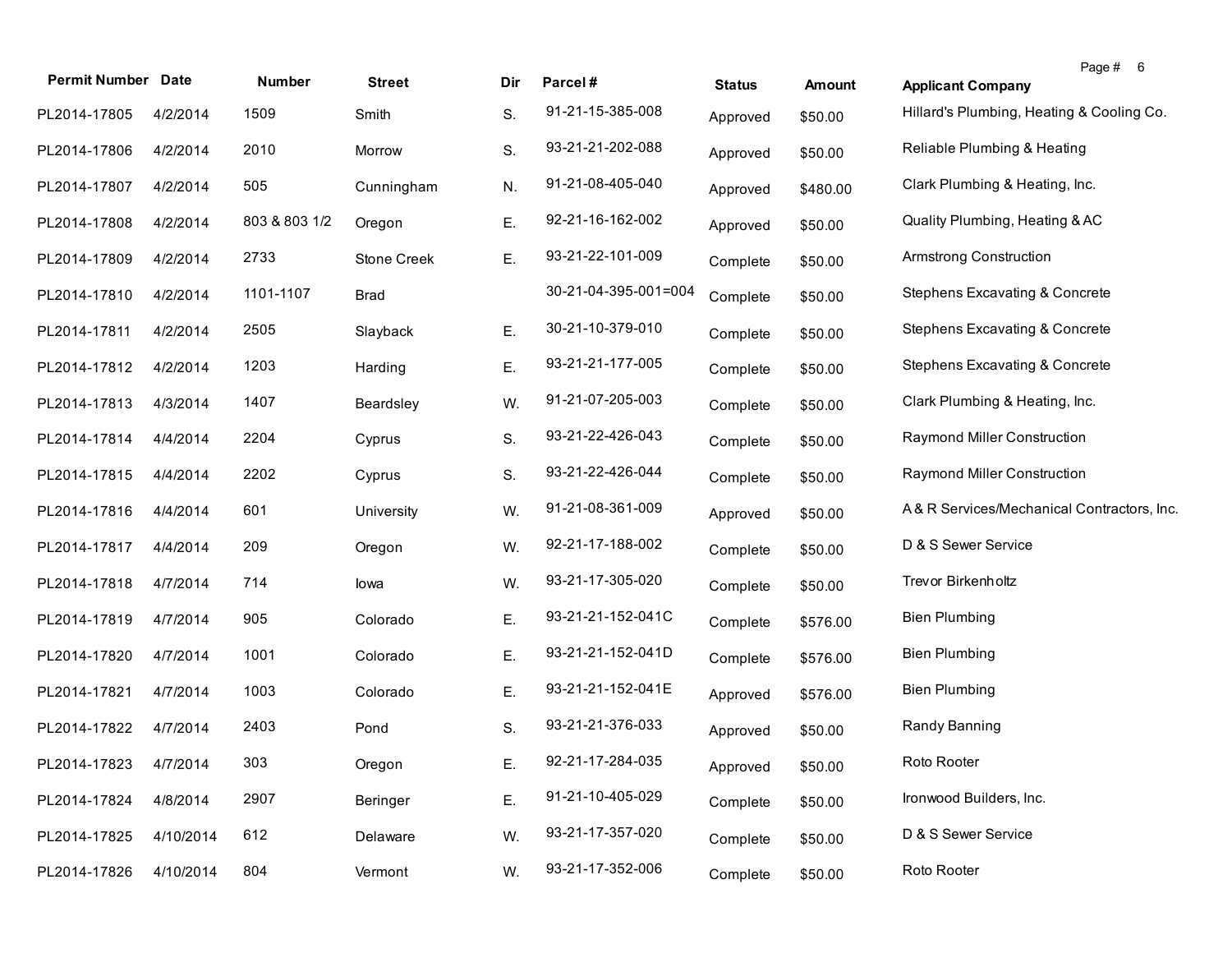| Permit Number | Date | Number | Street | Dir | Parcel # | Status | Amount | Applicant Company |
|---|---|---|---|---|---|---|---|---|
| PL2014-17805 | 4/2/2014 | 1509 | Smith | S. | 91-21-15-385-008 | Approved | $50.00 | Hillard's Plumbing, Heating & Cooling Co. |
| PL2014-17806 | 4/2/2014 | 2010 | Morrow | S. | 93-21-21-202-088 | Approved | $50.00 | Reliable Plumbing & Heating |
| PL2014-17807 | 4/2/2014 | 505 | Cunningham | N. | 91-21-08-405-040 | Approved | $480.00 | Clark Plumbing & Heating, Inc. |
| PL2014-17808 | 4/2/2014 | 803 & 803 1/2 | Oregon | E. | 92-21-16-162-002 | Approved | $50.00 | Quality Plumbing, Heating & AC |
| PL2014-17809 | 4/2/2014 | 2733 | Stone Creek | E. | 93-21-22-101-009 | Complete | $50.00 | Armstrong Construction |
| PL2014-17810 | 4/2/2014 | 1101-1107 | Brad | | 30-21-04-395-001=004 | Complete | $50.00 | Stephens Excavating & Concrete |
| PL2014-17811 | 4/2/2014 | 2505 | Slayback | E. | 30-21-10-379-010 | Complete | $50.00 | Stephens Excavating & Concrete |
| PL2014-17812 | 4/2/2014 | 1203 | Harding | E. | 93-21-21-177-005 | Complete | $50.00 | Stephens Excavating & Concrete |
| PL2014-17813 | 4/3/2014 | 1407 | Beardsley | W. | 91-21-07-205-003 | Complete | $50.00 | Clark Plumbing & Heating, Inc. |
| PL2014-17814 | 4/4/2014 | 2204 | Cyprus | S. | 93-21-22-426-043 | Complete | $50.00 | Raymond Miller Construction |
| PL2014-17815 | 4/4/2014 | 2202 | Cyprus | S. | 93-21-22-426-044 | Complete | $50.00 | Raymond Miller Construction |
| PL2014-17816 | 4/4/2014 | 601 | University | W. | 91-21-08-361-009 | Approved | $50.00 | A & R Services/Mechanical Contractors, Inc. |
| PL2014-17817 | 4/4/2014 | 209 | Oregon | W. | 92-21-17-188-002 | Complete | $50.00 | D & S Sewer Service |
| PL2014-17818 | 4/7/2014 | 714 | Iowa | W. | 93-21-17-305-020 | Complete | $50.00 | Trevor Birkenholtz |
| PL2014-17819 | 4/7/2014 | 905 | Colorado | E. | 93-21-21-152-041C | Complete | $576.00 | Bien Plumbing |
| PL2014-17820 | 4/7/2014 | 1001 | Colorado | E. | 93-21-21-152-041D | Complete | $576.00 | Bien Plumbing |
| PL2014-17821 | 4/7/2014 | 1003 | Colorado | E. | 93-21-21-152-041E | Approved | $576.00 | Bien Plumbing |
| PL2014-17822 | 4/7/2014 | 2403 | Pond | S. | 93-21-21-376-033 | Approved | $50.00 | Randy Banning |
| PL2014-17823 | 4/7/2014 | 303 | Oregon | E. | 92-21-17-284-035 | Approved | $50.00 | Roto Rooter |
| PL2014-17824 | 4/8/2014 | 2907 | Beringer | E. | 91-21-10-405-029 | Complete | $50.00 | Ironwood Builders, Inc. |
| PL2014-17825 | 4/10/2014 | 612 | Delaware | W. | 93-21-17-357-020 | Complete | $50.00 | D & S Sewer Service |
| PL2014-17826 | 4/10/2014 | 804 | Vermont | W. | 93-21-17-352-006 | Complete | $50.00 | Roto Rooter |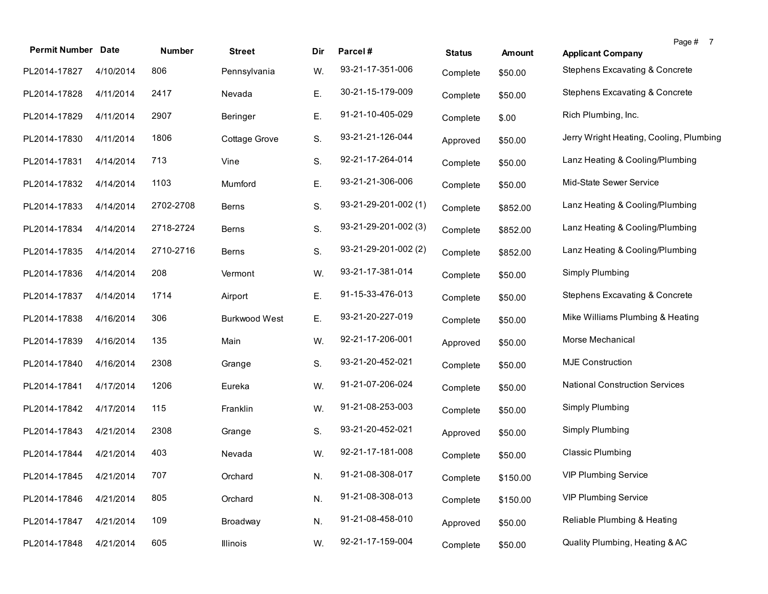| Permit Number | Date | Number | Street | Dir | Parcel # | Status | Amount | Applicant Company |
|---|---|---|---|---|---|---|---|---|
| PL2014-17827 | 4/10/2014 | 806 | Pennsylvania | W. | 93-21-17-351-006 | Complete | $50.00 | Stephens Excavating & Concrete |
| PL2014-17828 | 4/11/2014 | 2417 | Nevada | E. | 30-21-15-179-009 | Complete | $50.00 | Stephens Excavating & Concrete |
| PL2014-17829 | 4/11/2014 | 2907 | Beringer | E. | 91-21-10-405-029 | Complete | $.00 | Rich Plumbing, Inc. |
| PL2014-17830 | 4/11/2014 | 1806 | Cottage Grove | S. | 93-21-21-126-044 | Approved | $50.00 | Jerry Wright Heating, Cooling, Plumbing |
| PL2014-17831 | 4/14/2014 | 713 | Vine | S. | 92-21-17-264-014 | Complete | $50.00 | Lanz Heating & Cooling/Plumbing |
| PL2014-17832 | 4/14/2014 | 1103 | Mumford | E. | 93-21-21-306-006 | Complete | $50.00 | Mid-State Sewer Service |
| PL2014-17833 | 4/14/2014 | 2702-2708 | Berns | S. | 93-21-29-201-002 (1) | Complete | $852.00 | Lanz Heating & Cooling/Plumbing |
| PL2014-17834 | 4/14/2014 | 2718-2724 | Berns | S. | 93-21-29-201-002 (3) | Complete | $852.00 | Lanz Heating & Cooling/Plumbing |
| PL2014-17835 | 4/14/2014 | 2710-2716 | Berns | S. | 93-21-29-201-002 (2) | Complete | $852.00 | Lanz Heating & Cooling/Plumbing |
| PL2014-17836 | 4/14/2014 | 208 | Vermont | W. | 93-21-17-381-014 | Complete | $50.00 | Simply Plumbing |
| PL2014-17837 | 4/14/2014 | 1714 | Airport | E. | 91-15-33-476-013 | Complete | $50.00 | Stephens Excavating & Concrete |
| PL2014-17838 | 4/16/2014 | 306 | Burkwood West | E. | 93-21-20-227-019 | Complete | $50.00 | Mike Williams Plumbing & Heating |
| PL2014-17839 | 4/16/2014 | 135 | Main | W. | 92-21-17-206-001 | Approved | $50.00 | Morse Mechanical |
| PL2014-17840 | 4/16/2014 | 2308 | Grange | S. | 93-21-20-452-021 | Complete | $50.00 | MJE Construction |
| PL2014-17841 | 4/17/2014 | 1206 | Eureka | W. | 91-21-07-206-024 | Complete | $50.00 | National Construction Services |
| PL2014-17842 | 4/17/2014 | 115 | Franklin | W. | 91-21-08-253-003 | Complete | $50.00 | Simply Plumbing |
| PL2014-17843 | 4/21/2014 | 2308 | Grange | S. | 93-21-20-452-021 | Approved | $50.00 | Simply Plumbing |
| PL2014-17844 | 4/21/2014 | 403 | Nevada | W. | 92-21-17-181-008 | Complete | $50.00 | Classic Plumbing |
| PL2014-17845 | 4/21/2014 | 707 | Orchard | N. | 91-21-08-308-017 | Complete | $150.00 | VIP Plumbing Service |
| PL2014-17846 | 4/21/2014 | 805 | Orchard | N. | 91-21-08-308-013 | Complete | $150.00 | VIP Plumbing Service |
| PL2014-17847 | 4/21/2014 | 109 | Broadway | N. | 91-21-08-458-010 | Approved | $50.00 | Reliable Plumbing & Heating |
| PL2014-17848 | 4/21/2014 | 605 | Illinois | W. | 92-21-17-159-004 | Complete | $50.00 | Quality Plumbing, Heating & AC |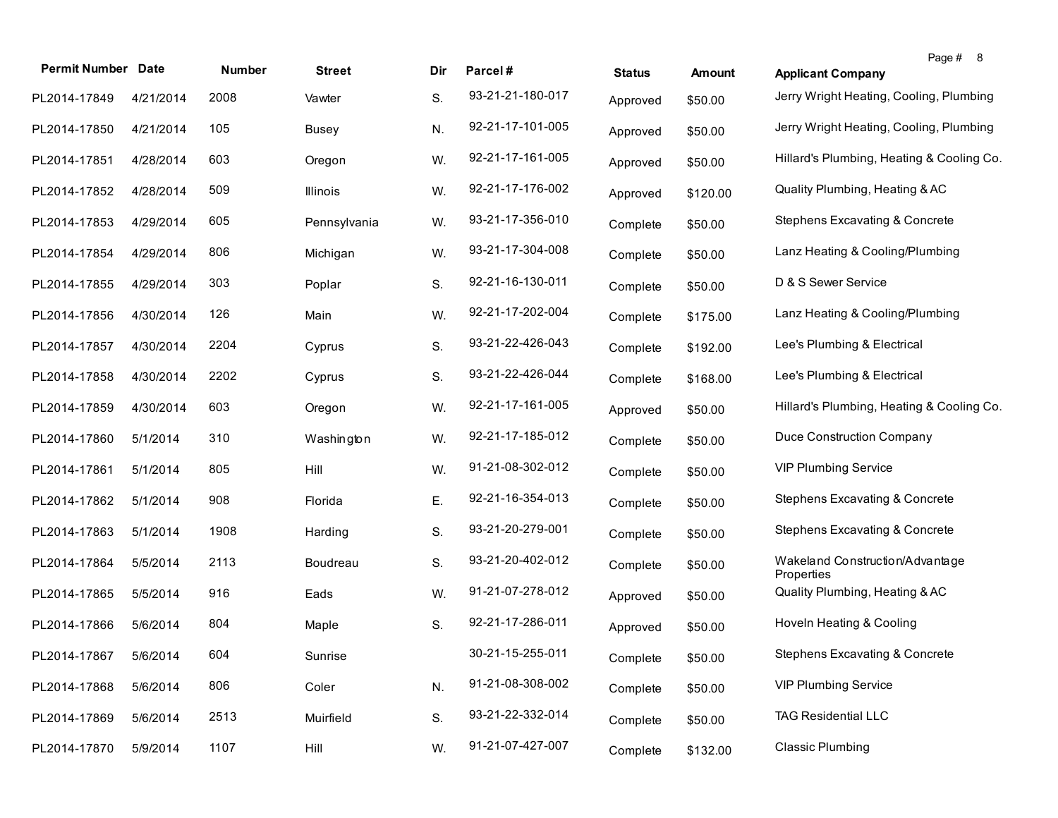| Permit Number | Date | Number | Street | Dir | Parcel # | Status | Amount | Applicant Company |
|---|---|---|---|---|---|---|---|---|
| PL2014-17849 | 4/21/2014 | 2008 | Vawter | S. | 93-21-21-180-017 | Approved | $50.00 | Jerry Wright Heating, Cooling, Plumbing |
| PL2014-17850 | 4/21/2014 | 105 | Busey | N. | 92-21-17-101-005 | Approved | $50.00 | Jerry Wright Heating, Cooling, Plumbing |
| PL2014-17851 | 4/28/2014 | 603 | Oregon | W. | 92-21-17-161-005 | Approved | $50.00 | Hillard's Plumbing, Heating & Cooling Co. |
| PL2014-17852 | 4/28/2014 | 509 | Illinois | W. | 92-21-17-176-002 | Approved | $120.00 | Quality Plumbing, Heating & AC |
| PL2014-17853 | 4/29/2014 | 605 | Pennsylvania | W. | 93-21-17-356-010 | Complete | $50.00 | Stephens Excavating & Concrete |
| PL2014-17854 | 4/29/2014 | 806 | Michigan | W. | 93-21-17-304-008 | Complete | $50.00 | Lanz Heating & Cooling/Plumbing |
| PL2014-17855 | 4/29/2014 | 303 | Poplar | S. | 92-21-16-130-011 | Complete | $50.00 | D & S Sewer Service |
| PL2014-17856 | 4/30/2014 | 126 | Main | W. | 92-21-17-202-004 | Complete | $175.00 | Lanz Heating & Cooling/Plumbing |
| PL2014-17857 | 4/30/2014 | 2204 | Cyprus | S. | 93-21-22-426-043 | Complete | $192.00 | Lee's Plumbing & Electrical |
| PL2014-17858 | 4/30/2014 | 2202 | Cyprus | S. | 93-21-22-426-044 | Complete | $168.00 | Lee's Plumbing & Electrical |
| PL2014-17859 | 4/30/2014 | 603 | Oregon | W. | 92-21-17-161-005 | Approved | $50.00 | Hillard's Plumbing, Heating & Cooling Co. |
| PL2014-17860 | 5/1/2014 | 310 | Washington | W. | 92-21-17-185-012 | Complete | $50.00 | Duce Construction Company |
| PL2014-17861 | 5/1/2014 | 805 | Hill | W. | 91-21-08-302-012 | Complete | $50.00 | VIP Plumbing Service |
| PL2014-17862 | 5/1/2014 | 908 | Florida | E. | 92-21-16-354-013 | Complete | $50.00 | Stephens Excavating & Concrete |
| PL2014-17863 | 5/1/2014 | 1908 | Harding | S. | 93-21-20-279-001 | Complete | $50.00 | Stephens Excavating & Concrete |
| PL2014-17864 | 5/5/2014 | 2113 | Boudreau | S. | 93-21-20-402-012 | Complete | $50.00 | Wakeland Construction/Advantage Properties |
| PL2014-17865 | 5/5/2014 | 916 | Eads | W. | 91-21-07-278-012 | Approved | $50.00 | Quality Plumbing, Heating & AC |
| PL2014-17866 | 5/6/2014 | 804 | Maple | S. | 92-21-17-286-011 | Approved | $50.00 | Hoveln Heating & Cooling |
| PL2014-17867 | 5/6/2014 | 604 | Sunrise | | 30-21-15-255-011 | Complete | $50.00 | Stephens Excavating & Concrete |
| PL2014-17868 | 5/6/2014 | 806 | Coler | N. | 91-21-08-308-002 | Complete | $50.00 | VIP Plumbing Service |
| PL2014-17869 | 5/6/2014 | 2513 | Muirfield | S. | 93-21-22-332-014 | Complete | $50.00 | TAG Residential LLC |
| PL2014-17870 | 5/9/2014 | 1107 | Hill | W. | 91-21-07-427-007 | Complete | $132.00 | Classic Plumbing |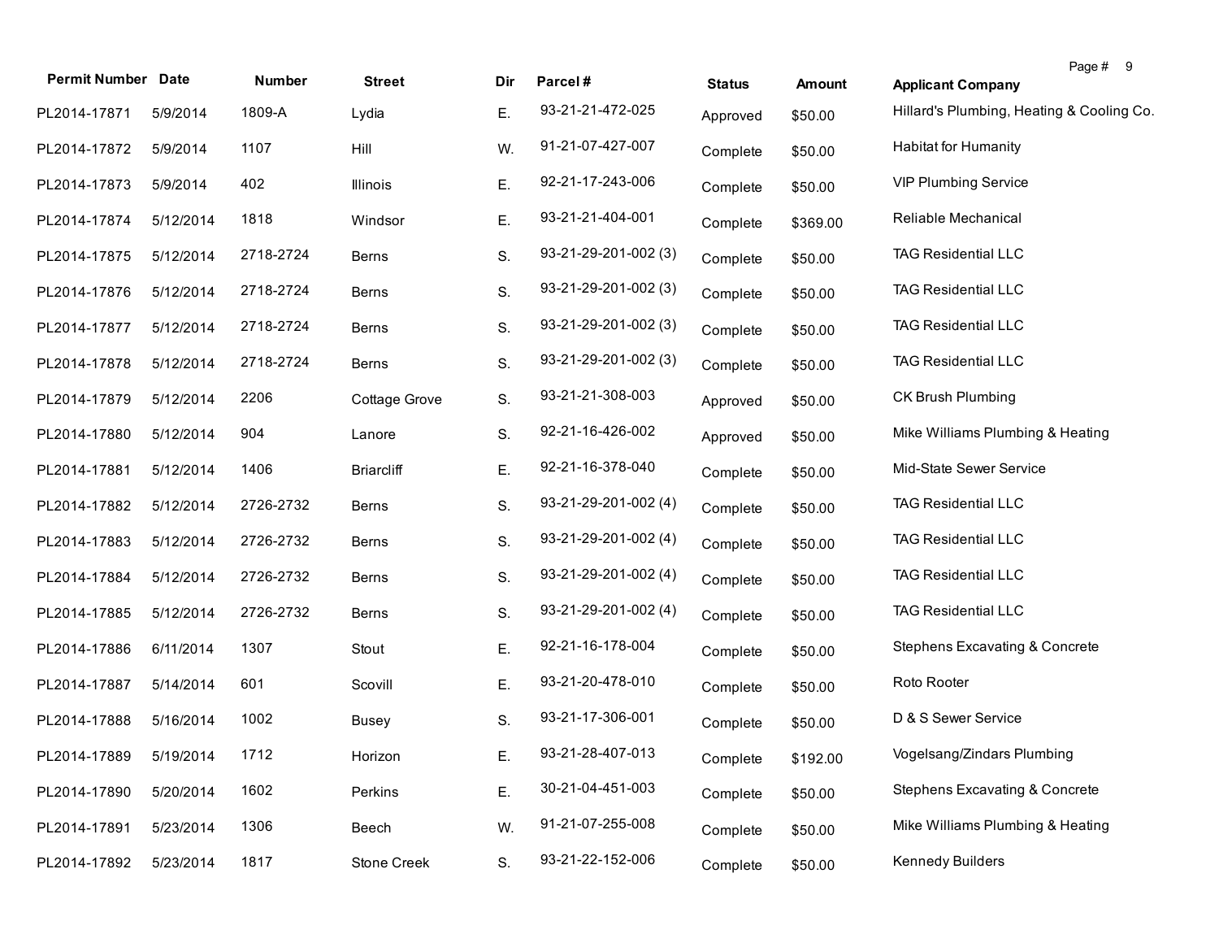| Permit Number | Date | Number | Street | Dir | Parcel # | Status | Amount | Applicant Company |
|---|---|---|---|---|---|---|---|---|
| PL2014-17871 | 5/9/2014 | 1809-A | Lydia | E. | 93-21-21-472-025 | Approved | $50.00 | Hillard's Plumbing, Heating & Cooling Co. |
| PL2014-17872 | 5/9/2014 | 1107 | Hill | W. | 91-21-07-427-007 | Complete | $50.00 | Habitat for Humanity |
| PL2014-17873 | 5/9/2014 | 402 | Illinois | E. | 92-21-17-243-006 | Complete | $50.00 | VIP Plumbing Service |
| PL2014-17874 | 5/12/2014 | 1818 | Windsor | E. | 93-21-21-404-001 | Complete | $369.00 | Reliable Mechanical |
| PL2014-17875 | 5/12/2014 | 2718-2724 | Berns | S. | 93-21-29-201-002 (3) | Complete | $50.00 | TAG Residential LLC |
| PL2014-17876 | 5/12/2014 | 2718-2724 | Berns | S. | 93-21-29-201-002 (3) | Complete | $50.00 | TAG Residential LLC |
| PL2014-17877 | 5/12/2014 | 2718-2724 | Berns | S. | 93-21-29-201-002 (3) | Complete | $50.00 | TAG Residential LLC |
| PL2014-17878 | 5/12/2014 | 2718-2724 | Berns | S. | 93-21-29-201-002 (3) | Complete | $50.00 | TAG Residential LLC |
| PL2014-17879 | 5/12/2014 | 2206 | Cottage Grove | S. | 93-21-21-308-003 | Approved | $50.00 | CK Brush Plumbing |
| PL2014-17880 | 5/12/2014 | 904 | Lanore | S. | 92-21-16-426-002 | Approved | $50.00 | Mike Williams Plumbing & Heating |
| PL2014-17881 | 5/12/2014 | 1406 | Briarcliff | E. | 92-21-16-378-040 | Complete | $50.00 | Mid-State Sewer Service |
| PL2014-17882 | 5/12/2014 | 2726-2732 | Berns | S. | 93-21-29-201-002 (4) | Complete | $50.00 | TAG Residential LLC |
| PL2014-17883 | 5/12/2014 | 2726-2732 | Berns | S. | 93-21-29-201-002 (4) | Complete | $50.00 | TAG Residential LLC |
| PL2014-17884 | 5/12/2014 | 2726-2732 | Berns | S. | 93-21-29-201-002 (4) | Complete | $50.00 | TAG Residential LLC |
| PL2014-17885 | 5/12/2014 | 2726-2732 | Berns | S. | 93-21-29-201-002 (4) | Complete | $50.00 | TAG Residential LLC |
| PL2014-17886 | 6/11/2014 | 1307 | Stout | E. | 92-21-16-178-004 | Complete | $50.00 | Stephens Excavating & Concrete |
| PL2014-17887 | 5/14/2014 | 601 | Scovill | E. | 93-21-20-478-010 | Complete | $50.00 | Roto Rooter |
| PL2014-17888 | 5/16/2014 | 1002 | Busey | S. | 93-21-17-306-001 | Complete | $50.00 | D & S Sewer Service |
| PL2014-17889 | 5/19/2014 | 1712 | Horizon | E. | 93-21-28-407-013 | Complete | $192.00 | Vogelsang/Zindars Plumbing |
| PL2014-17890 | 5/20/2014 | 1602 | Perkins | E. | 30-21-04-451-003 | Complete | $50.00 | Stephens Excavating & Concrete |
| PL2014-17891 | 5/23/2014 | 1306 | Beech | W. | 91-21-07-255-008 | Complete | $50.00 | Mike Williams Plumbing & Heating |
| PL2014-17892 | 5/23/2014 | 1817 | Stone Creek | S. | 93-21-22-152-006 | Complete | $50.00 | Kennedy Builders |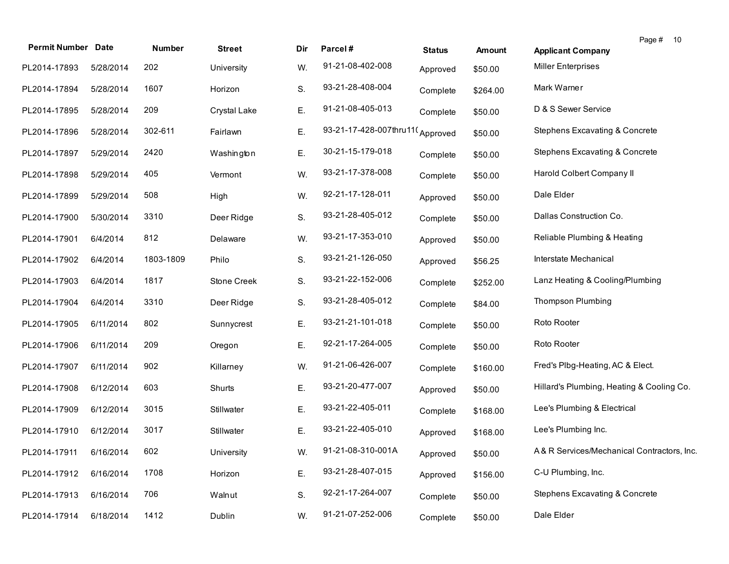| Permit Number | Date | Number | Street | Dir | Parcel # | Status | Amount | Applicant Company |
|---|---|---|---|---|---|---|---|---|
| PL2014-17893 | 5/28/2014 | 202 | University | W. | 91-21-08-402-008 | Approved | $50.00 | Miller Enterprises |
| PL2014-17894 | 5/28/2014 | 1607 | Horizon | S. | 93-21-28-408-004 | Complete | $264.00 | Mark Warner |
| PL2014-17895 | 5/28/2014 | 209 | Crystal Lake | E. | 91-21-08-405-013 | Complete | $50.00 | D & S Sewer Service |
| PL2014-17896 | 5/28/2014 | 302-611 | Fairlawn | E. | 93-21-17-428-007thru11( | Approved | $50.00 | Stephens Excavating & Concrete |
| PL2014-17897 | 5/29/2014 | 2420 | Washington | E. | 30-21-15-179-018 | Complete | $50.00 | Stephens Excavating & Concrete |
| PL2014-17898 | 5/29/2014 | 405 | Vermont | W. | 93-21-17-378-008 | Complete | $50.00 | Harold Colbert Company II |
| PL2014-17899 | 5/29/2014 | 508 | High | W. | 92-21-17-128-011 | Approved | $50.00 | Dale Elder |
| PL2014-17900 | 5/30/2014 | 3310 | Deer Ridge | S. | 93-21-28-405-012 | Complete | $50.00 | Dallas Construction Co. |
| PL2014-17901 | 6/4/2014 | 812 | Delaware | W. | 93-21-17-353-010 | Approved | $50.00 | Reliable Plumbing & Heating |
| PL2014-17902 | 6/4/2014 | 1803-1809 | Philo | S. | 93-21-21-126-050 | Approved | $56.25 | Interstate Mechanical |
| PL2014-17903 | 6/4/2014 | 1817 | Stone Creek | S. | 93-21-22-152-006 | Complete | $252.00 | Lanz Heating & Cooling/Plumbing |
| PL2014-17904 | 6/4/2014 | 3310 | Deer Ridge | S. | 93-21-28-405-012 | Complete | $84.00 | Thompson Plumbing |
| PL2014-17905 | 6/11/2014 | 802 | Sunnycrest | E. | 93-21-21-101-018 | Complete | $50.00 | Roto Rooter |
| PL2014-17906 | 6/11/2014 | 209 | Oregon | E. | 92-21-17-264-005 | Complete | $50.00 | Roto Rooter |
| PL2014-17907 | 6/11/2014 | 902 | Killarney | W. | 91-21-06-426-007 | Complete | $160.00 | Fred's Plbg-Heating, AC & Elect. |
| PL2014-17908 | 6/12/2014 | 603 | Shurts | E. | 93-21-20-477-007 | Approved | $50.00 | Hillard's Plumbing, Heating & Cooling Co. |
| PL2014-17909 | 6/12/2014 | 3015 | Stillwater | E. | 93-21-22-405-011 | Complete | $168.00 | Lee's Plumbing & Electrical |
| PL2014-17910 | 6/12/2014 | 3017 | Stillwater | E. | 93-21-22-405-010 | Approved | $168.00 | Lee's Plumbing Inc. |
| PL2014-17911 | 6/16/2014 | 602 | University | W. | 91-21-08-310-001A | Approved | $50.00 | A & R Services/Mechanical Contractors, Inc. |
| PL2014-17912 | 6/16/2014 | 1708 | Horizon | E. | 93-21-28-407-015 | Approved | $156.00 | C-U Plumbing, Inc. |
| PL2014-17913 | 6/16/2014 | 706 | Walnut | S. | 92-21-17-264-007 | Complete | $50.00 | Stephens Excavating & Concrete |
| PL2014-17914 | 6/18/2014 | 1412 | Dublin | W. | 91-21-07-252-006 | Complete | $50.00 | Dale Elder |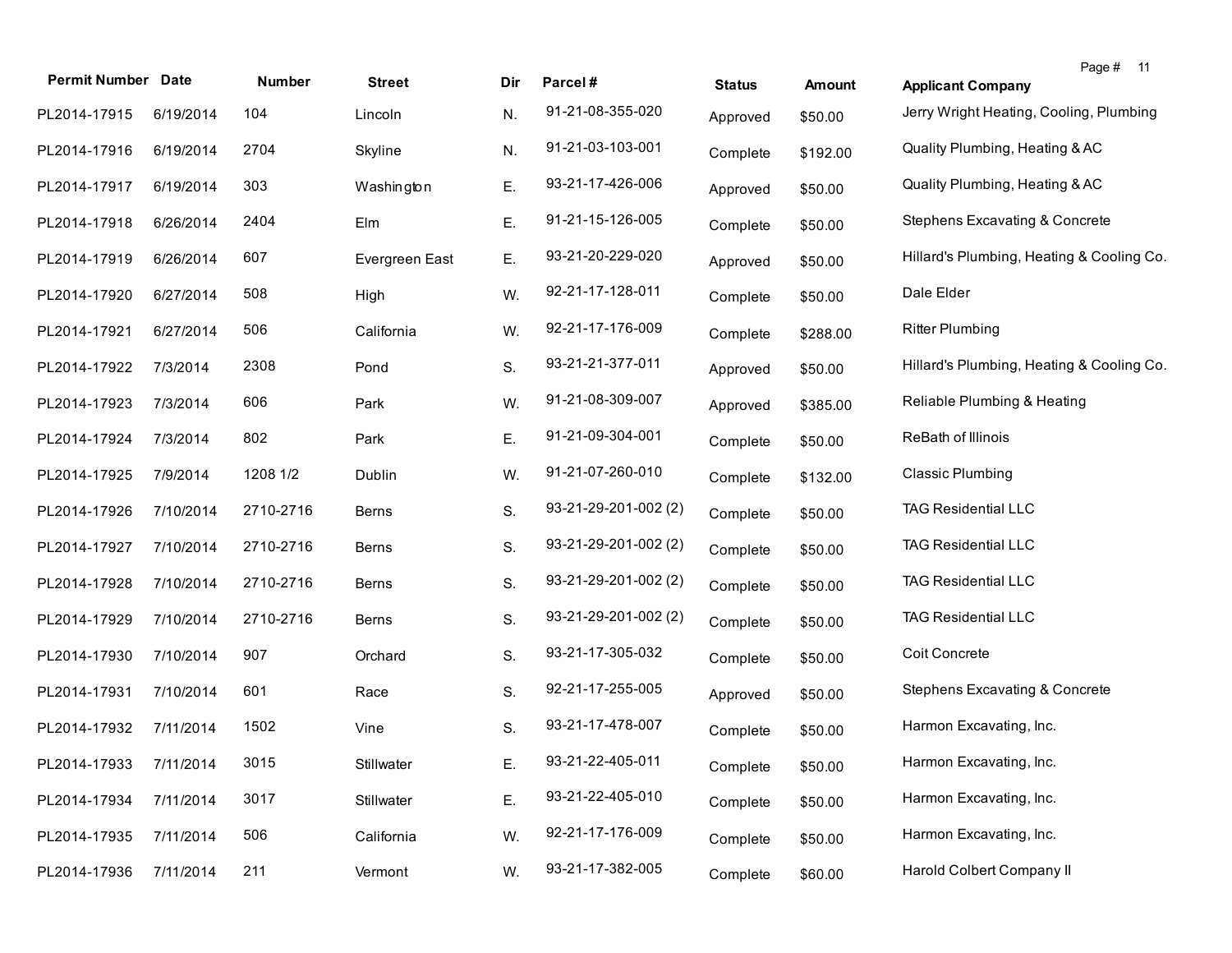| Permit Number | Date | Number | Street | Dir | Parcel # | Status | Amount | Applicant Company |
|---|---|---|---|---|---|---|---|---|
| PL2014-17915 | 6/19/2014 | 104 | Lincoln | N. | 91-21-08-355-020 | Approved | $50.00 | Jerry Wright Heating, Cooling, Plumbing |
| PL2014-17916 | 6/19/2014 | 2704 | Skyline | N. | 91-21-03-103-001 | Complete | $192.00 | Quality Plumbing, Heating & AC |
| PL2014-17917 | 6/19/2014 | 303 | Washington | E. | 93-21-17-426-006 | Approved | $50.00 | Quality Plumbing, Heating & AC |
| PL2014-17918 | 6/26/2014 | 2404 | Elm | E. | 91-21-15-126-005 | Complete | $50.00 | Stephens Excavating & Concrete |
| PL2014-17919 | 6/26/2014 | 607 | Evergreen East | E. | 93-21-20-229-020 | Approved | $50.00 | Hillard's Plumbing, Heating & Cooling Co. |
| PL2014-17920 | 6/27/2014 | 508 | High | W. | 92-21-17-128-011 | Complete | $50.00 | Dale Elder |
| PL2014-17921 | 6/27/2014 | 506 | California | W. | 92-21-17-176-009 | Complete | $288.00 | Ritter Plumbing |
| PL2014-17922 | 7/3/2014 | 2308 | Pond | S. | 93-21-21-377-011 | Approved | $50.00 | Hillard's Plumbing, Heating & Cooling Co. |
| PL2014-17923 | 7/3/2014 | 606 | Park | W. | 91-21-08-309-007 | Approved | $385.00 | Reliable Plumbing & Heating |
| PL2014-17924 | 7/3/2014 | 802 | Park | E. | 91-21-09-304-001 | Complete | $50.00 | ReBath of Illinois |
| PL2014-17925 | 7/9/2014 | 1208 1/2 | Dublin | W. | 91-21-07-260-010 | Complete | $132.00 | Classic Plumbing |
| PL2014-17926 | 7/10/2014 | 2710-2716 | Berns | S. | 93-21-29-201-002 (2) | Complete | $50.00 | TAG Residential LLC |
| PL2014-17927 | 7/10/2014 | 2710-2716 | Berns | S. | 93-21-29-201-002 (2) | Complete | $50.00 | TAG Residential LLC |
| PL2014-17928 | 7/10/2014 | 2710-2716 | Berns | S. | 93-21-29-201-002 (2) | Complete | $50.00 | TAG Residential LLC |
| PL2014-17929 | 7/10/2014 | 2710-2716 | Berns | S. | 93-21-29-201-002 (2) | Complete | $50.00 | TAG Residential LLC |
| PL2014-17930 | 7/10/2014 | 907 | Orchard | S. | 93-21-17-305-032 | Complete | $50.00 | Coit Concrete |
| PL2014-17931 | 7/10/2014 | 601 | Race | S. | 92-21-17-255-005 | Approved | $50.00 | Stephens Excavating & Concrete |
| PL2014-17932 | 7/11/2014 | 1502 | Vine | S. | 93-21-17-478-007 | Complete | $50.00 | Harmon Excavating, Inc. |
| PL2014-17933 | 7/11/2014 | 3015 | Stillwater | E. | 93-21-22-405-011 | Complete | $50.00 | Harmon Excavating, Inc. |
| PL2014-17934 | 7/11/2014 | 3017 | Stillwater | E. | 93-21-22-405-010 | Complete | $50.00 | Harmon Excavating, Inc. |
| PL2014-17935 | 7/11/2014 | 506 | California | W. | 92-21-17-176-009 | Complete | $50.00 | Harmon Excavating, Inc. |
| PL2014-17936 | 7/11/2014 | 211 | Vermont | W. | 93-21-17-382-005 | Complete | $60.00 | Harold Colbert Company II |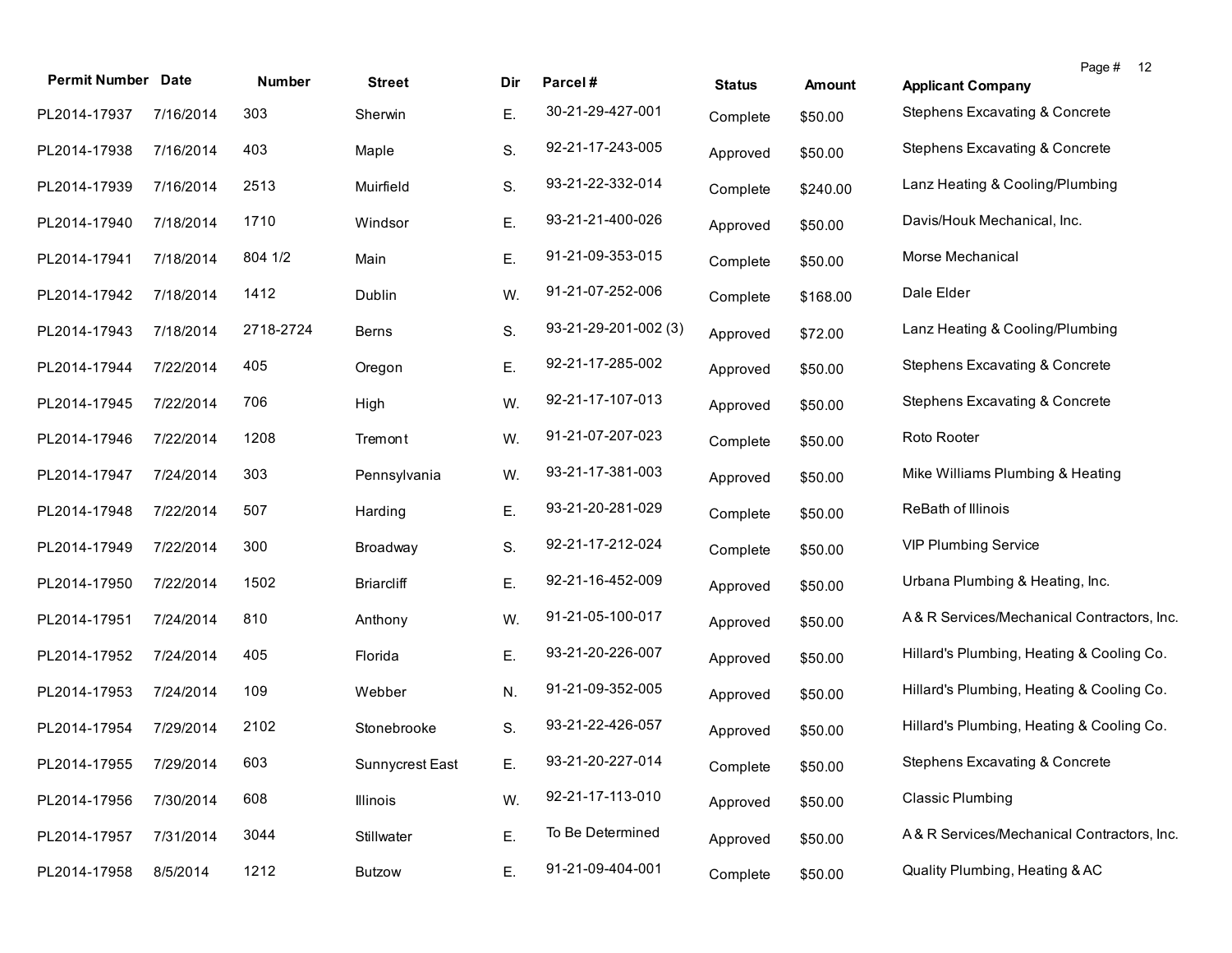| Permit Number | Date | Number | Street | Dir | Parcel # | Status | Amount | Applicant Company |
|---|---|---|---|---|---|---|---|---|
| PL2014-17937 | 7/16/2014 | 303 | Sherwin | E. | 30-21-29-427-001 | Complete | $50.00 | Stephens Excavating & Concrete |
| PL2014-17938 | 7/16/2014 | 403 | Maple | S. | 92-21-17-243-005 | Approved | $50.00 | Stephens Excavating & Concrete |
| PL2014-17939 | 7/16/2014 | 2513 | Muirfield | S. | 93-21-22-332-014 | Complete | $240.00 | Lanz Heating & Cooling/Plumbing |
| PL2014-17940 | 7/18/2014 | 1710 | Windsor | E. | 93-21-21-400-026 | Approved | $50.00 | Davis/Houk Mechanical, Inc. |
| PL2014-17941 | 7/18/2014 | 804 1/2 | Main | E. | 91-21-09-353-015 | Complete | $50.00 | Morse Mechanical |
| PL2014-17942 | 7/18/2014 | 1412 | Dublin | W. | 91-21-07-252-006 | Complete | $168.00 | Dale Elder |
| PL2014-17943 | 7/18/2014 | 2718-2724 | Berns | S. | 93-21-29-201-002 (3) | Approved | $72.00 | Lanz Heating & Cooling/Plumbing |
| PL2014-17944 | 7/22/2014 | 405 | Oregon | E. | 92-21-17-285-002 | Approved | $50.00 | Stephens Excavating & Concrete |
| PL2014-17945 | 7/22/2014 | 706 | High | W. | 92-21-17-107-013 | Approved | $50.00 | Stephens Excavating & Concrete |
| PL2014-17946 | 7/22/2014 | 1208 | Tremont | W. | 91-21-07-207-023 | Complete | $50.00 | Roto Rooter |
| PL2014-17947 | 7/24/2014 | 303 | Pennsylvania | W. | 93-21-17-381-003 | Approved | $50.00 | Mike Williams Plumbing & Heating |
| PL2014-17948 | 7/22/2014 | 507 | Harding | E. | 93-21-20-281-029 | Complete | $50.00 | ReBath of Illinois |
| PL2014-17949 | 7/22/2014 | 300 | Broadway | S. | 92-21-17-212-024 | Complete | $50.00 | VIP Plumbing Service |
| PL2014-17950 | 7/22/2014 | 1502 | Briarcliff | E. | 92-21-16-452-009 | Approved | $50.00 | Urbana Plumbing & Heating, Inc. |
| PL2014-17951 | 7/24/2014 | 810 | Anthony | W. | 91-21-05-100-017 | Approved | $50.00 | A & R Services/Mechanical Contractors, Inc. |
| PL2014-17952 | 7/24/2014 | 405 | Florida | E. | 93-21-20-226-007 | Approved | $50.00 | Hillard's Plumbing, Heating & Cooling Co. |
| PL2014-17953 | 7/24/2014 | 109 | Webber | N. | 91-21-09-352-005 | Approved | $50.00 | Hillard's Plumbing, Heating & Cooling Co. |
| PL2014-17954 | 7/29/2014 | 2102 | Stonebrooke | S. | 93-21-22-426-057 | Approved | $50.00 | Hillard's Plumbing, Heating & Cooling Co. |
| PL2014-17955 | 7/29/2014 | 603 | Sunnycrest East | E. | 93-21-20-227-014 | Complete | $50.00 | Stephens Excavating & Concrete |
| PL2014-17956 | 7/30/2014 | 608 | Illinois | W. | 92-21-17-113-010 | Approved | $50.00 | Classic Plumbing |
| PL2014-17957 | 7/31/2014 | 3044 | Stillwater | E. | To Be Determined | Approved | $50.00 | A & R Services/Mechanical Contractors, Inc. |
| PL2014-17958 | 8/5/2014 | 1212 | Butzow | E. | 91-21-09-404-001 | Complete | $50.00 | Quality Plumbing, Heating & AC |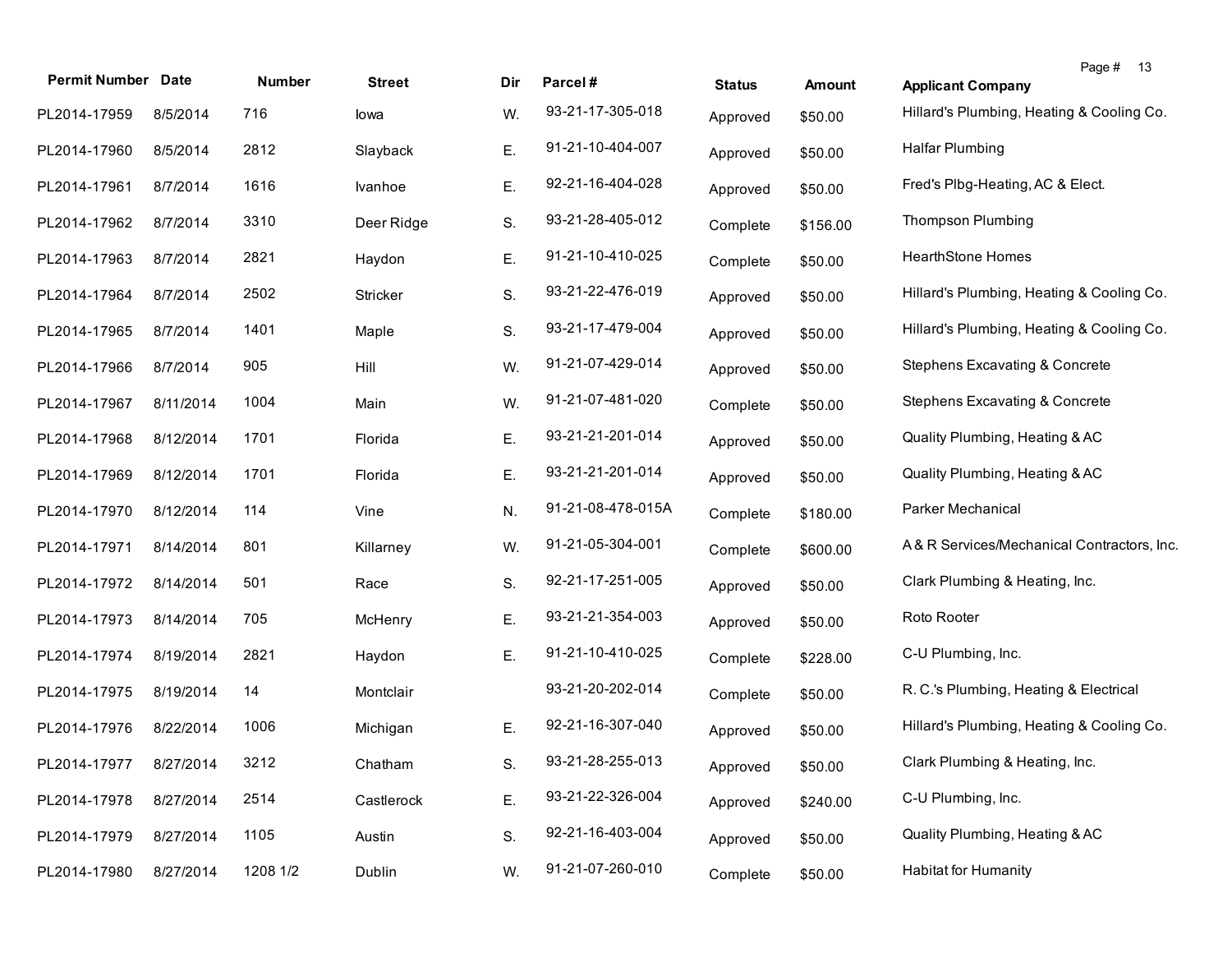| Permit Number | Date | Number | Street | Dir | Parcel # | Status | Amount | Applicant Company |
|---|---|---|---|---|---|---|---|---|
| PL2014-17959 | 8/5/2014 | 716 | Iowa | W. | 93-21-17-305-018 | Approved | $50.00 | Hillard's Plumbing, Heating & Cooling Co. |
| PL2014-17960 | 8/5/2014 | 2812 | Slayback | E. | 91-21-10-404-007 | Approved | $50.00 | Halfar Plumbing |
| PL2014-17961 | 8/7/2014 | 1616 | Ivanhoe | E. | 92-21-16-404-028 | Approved | $50.00 | Fred's Plbg-Heating, AC & Elect. |
| PL2014-17962 | 8/7/2014 | 3310 | Deer Ridge | S. | 93-21-28-405-012 | Complete | $156.00 | Thompson Plumbing |
| PL2014-17963 | 8/7/2014 | 2821 | Haydon | E. | 91-21-10-410-025 | Complete | $50.00 | HearthStone Homes |
| PL2014-17964 | 8/7/2014 | 2502 | Stricker | S. | 93-21-22-476-019 | Approved | $50.00 | Hillard's Plumbing, Heating & Cooling Co. |
| PL2014-17965 | 8/7/2014 | 1401 | Maple | S. | 93-21-17-479-004 | Approved | $50.00 | Hillard's Plumbing, Heating & Cooling Co. |
| PL2014-17966 | 8/7/2014 | 905 | Hill | W. | 91-21-07-429-014 | Approved | $50.00 | Stephens Excavating & Concrete |
| PL2014-17967 | 8/11/2014 | 1004 | Main | W. | 91-21-07-481-020 | Complete | $50.00 | Stephens Excavating & Concrete |
| PL2014-17968 | 8/12/2014 | 1701 | Florida | E. | 93-21-21-201-014 | Approved | $50.00 | Quality Plumbing, Heating & AC |
| PL2014-17969 | 8/12/2014 | 1701 | Florida | E. | 93-21-21-201-014 | Approved | $50.00 | Quality Plumbing, Heating & AC |
| PL2014-17970 | 8/12/2014 | 114 | Vine | N. | 91-21-08-478-015A | Complete | $180.00 | Parker Mechanical |
| PL2014-17971 | 8/14/2014 | 801 | Killarney | W. | 91-21-05-304-001 | Complete | $600.00 | A & R Services/Mechanical Contractors, Inc. |
| PL2014-17972 | 8/14/2014 | 501 | Race | S. | 92-21-17-251-005 | Approved | $50.00 | Clark Plumbing & Heating, Inc. |
| PL2014-17973 | 8/14/2014 | 705 | McHenry | E. | 93-21-21-354-003 | Approved | $50.00 | Roto Rooter |
| PL2014-17974 | 8/19/2014 | 2821 | Haydon | E. | 91-21-10-410-025 | Complete | $228.00 | C-U Plumbing, Inc. |
| PL2014-17975 | 8/19/2014 | 14 | Montclair | | 93-21-20-202-014 | Complete | $50.00 | R. C.'s Plumbing, Heating & Electrical |
| PL2014-17976 | 8/22/2014 | 1006 | Michigan | E. | 92-21-16-307-040 | Approved | $50.00 | Hillard's Plumbing, Heating & Cooling Co. |
| PL2014-17977 | 8/27/2014 | 3212 | Chatham | S. | 93-21-28-255-013 | Approved | $50.00 | Clark Plumbing & Heating, Inc. |
| PL2014-17978 | 8/27/2014 | 2514 | Castlerock | E. | 93-21-22-326-004 | Approved | $240.00 | C-U Plumbing, Inc. |
| PL2014-17979 | 8/27/2014 | 1105 | Austin | S. | 92-21-16-403-004 | Approved | $50.00 | Quality Plumbing, Heating & AC |
| PL2014-17980 | 8/27/2014 | 1208 1/2 | Dublin | W. | 91-21-07-260-010 | Complete | $50.00 | Habitat for Humanity |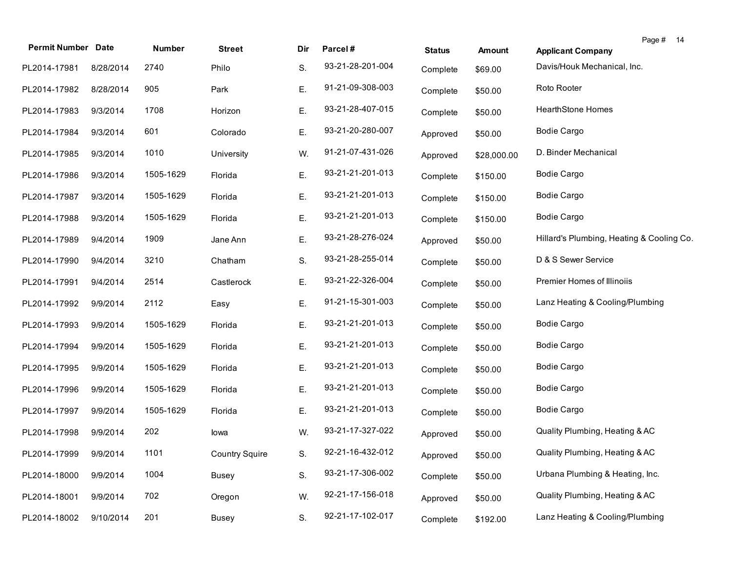| Permit Number | Date | Number | Street | Dir | Parcel # | Status | Amount | Applicant Company |
|---|---|---|---|---|---|---|---|---|
| PL2014-17981 | 8/28/2014 | 2740 | Philo | S. | 93-21-28-201-004 | Complete | $69.00 | Davis/Houk Mechanical, Inc. |
| PL2014-17982 | 8/28/2014 | 905 | Park | E. | 91-21-09-308-003 | Complete | $50.00 | Roto Rooter |
| PL2014-17983 | 9/3/2014 | 1708 | Horizon | E. | 93-21-28-407-015 | Complete | $50.00 | HearthStone Homes |
| PL2014-17984 | 9/3/2014 | 601 | Colorado | E. | 93-21-20-280-007 | Approved | $50.00 | Bodie Cargo |
| PL2014-17985 | 9/3/2014 | 1010 | University | W. | 91-21-07-431-026 | Approved | $28,000.00 | D. Binder Mechanical |
| PL2014-17986 | 9/3/2014 | 1505-1629 | Florida | E. | 93-21-21-201-013 | Complete | $150.00 | Bodie Cargo |
| PL2014-17987 | 9/3/2014 | 1505-1629 | Florida | E. | 93-21-21-201-013 | Complete | $150.00 | Bodie Cargo |
| PL2014-17988 | 9/3/2014 | 1505-1629 | Florida | E. | 93-21-21-201-013 | Complete | $150.00 | Bodie Cargo |
| PL2014-17989 | 9/4/2014 | 1909 | Jane Ann | E. | 93-21-28-276-024 | Approved | $50.00 | Hillard's Plumbing, Heating & Cooling Co. |
| PL2014-17990 | 9/4/2014 | 3210 | Chatham | S. | 93-21-28-255-014 | Complete | $50.00 | D & S Sewer Service |
| PL2014-17991 | 9/4/2014 | 2514 | Castlerock | E. | 93-21-22-326-004 | Complete | $50.00 | Premier Homes of Illinoiis |
| PL2014-17992 | 9/9/2014 | 2112 | Easy | E. | 91-21-15-301-003 | Complete | $50.00 | Lanz Heating & Cooling/Plumbing |
| PL2014-17993 | 9/9/2014 | 1505-1629 | Florida | E. | 93-21-21-201-013 | Complete | $50.00 | Bodie Cargo |
| PL2014-17994 | 9/9/2014 | 1505-1629 | Florida | E. | 93-21-21-201-013 | Complete | $50.00 | Bodie Cargo |
| PL2014-17995 | 9/9/2014 | 1505-1629 | Florida | E. | 93-21-21-201-013 | Complete | $50.00 | Bodie Cargo |
| PL2014-17996 | 9/9/2014 | 1505-1629 | Florida | E. | 93-21-21-201-013 | Complete | $50.00 | Bodie Cargo |
| PL2014-17997 | 9/9/2014 | 1505-1629 | Florida | E. | 93-21-21-201-013 | Complete | $50.00 | Bodie Cargo |
| PL2014-17998 | 9/9/2014 | 202 | Iowa | W. | 93-21-17-327-022 | Approved | $50.00 | Quality Plumbing, Heating & AC |
| PL2014-17999 | 9/9/2014 | 1101 | Country Squire | S. | 92-21-16-432-012 | Approved | $50.00 | Quality Plumbing, Heating & AC |
| PL2014-18000 | 9/9/2014 | 1004 | Busey | S. | 93-21-17-306-002 | Complete | $50.00 | Urbana Plumbing & Heating, Inc. |
| PL2014-18001 | 9/9/2014 | 702 | Oregon | W. | 92-21-17-156-018 | Approved | $50.00 | Quality Plumbing, Heating & AC |
| PL2014-18002 | 9/10/2014 | 201 | Busey | S. | 92-21-17-102-017 | Complete | $192.00 | Lanz Heating & Cooling/Plumbing |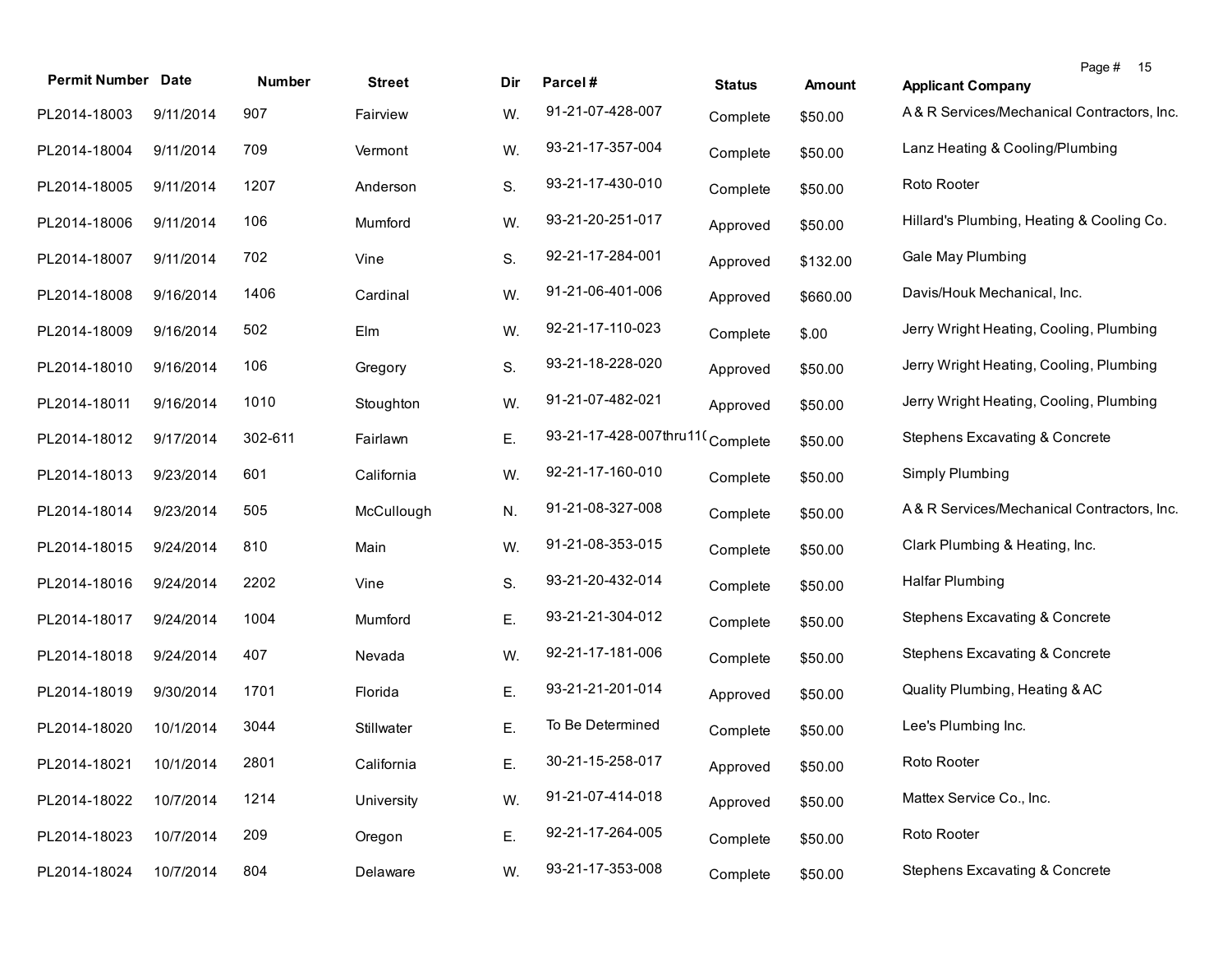| Permit Number | Date | Number | Street | Dir | Parcel # | Status | Amount | Applicant Company |
|---|---|---|---|---|---|---|---|---|
| PL2014-18003 | 9/11/2014 | 907 | Fairview | W. | 91-21-07-428-007 | Complete | $50.00 | A & R Services/Mechanical Contractors, Inc. |
| PL2014-18004 | 9/11/2014 | 709 | Vermont | W. | 93-21-17-357-004 | Complete | $50.00 | Lanz Heating & Cooling/Plumbing |
| PL2014-18005 | 9/11/2014 | 1207 | Anderson | S. | 93-21-17-430-010 | Complete | $50.00 | Roto Rooter |
| PL2014-18006 | 9/11/2014 | 106 | Mumford | W. | 93-21-20-251-017 | Approved | $50.00 | Hillard's Plumbing, Heating & Cooling Co. |
| PL2014-18007 | 9/11/2014 | 702 | Vine | S. | 92-21-17-284-001 | Approved | $132.00 | Gale May Plumbing |
| PL2014-18008 | 9/16/2014 | 1406 | Cardinal | W. | 91-21-06-401-006 | Approved | $660.00 | Davis/Houk Mechanical, Inc. |
| PL2014-18009 | 9/16/2014 | 502 | Elm | W. | 92-21-17-110-023 | Complete | $.00 | Jerry Wright Heating, Cooling, Plumbing |
| PL2014-18010 | 9/16/2014 | 106 | Gregory | S. | 93-21-18-228-020 | Approved | $50.00 | Jerry Wright Heating, Cooling, Plumbing |
| PL2014-18011 | 9/16/2014 | 1010 | Stoughton | W. | 91-21-07-482-021 | Approved | $50.00 | Jerry Wright Heating, Cooling, Plumbing |
| PL2014-18012 | 9/17/2014 | 302-611 | Fairlawn | E. | 93-21-17-428-007thru11( | Complete | $50.00 | Stephens Excavating & Concrete |
| PL2014-18013 | 9/23/2014 | 601 | California | W. | 92-21-17-160-010 | Complete | $50.00 | Simply Plumbing |
| PL2014-18014 | 9/23/2014 | 505 | McCullough | N. | 91-21-08-327-008 | Complete | $50.00 | A & R Services/Mechanical Contractors, Inc. |
| PL2014-18015 | 9/24/2014 | 810 | Main | W. | 91-21-08-353-015 | Complete | $50.00 | Clark Plumbing & Heating, Inc. |
| PL2014-18016 | 9/24/2014 | 2202 | Vine | S. | 93-21-20-432-014 | Complete | $50.00 | Halfar Plumbing |
| PL2014-18017 | 9/24/2014 | 1004 | Mumford | E. | 93-21-21-304-012 | Complete | $50.00 | Stephens Excavating & Concrete |
| PL2014-18018 | 9/24/2014 | 407 | Nevada | W. | 92-21-17-181-006 | Complete | $50.00 | Stephens Excavating & Concrete |
| PL2014-18019 | 9/30/2014 | 1701 | Florida | E. | 93-21-21-201-014 | Approved | $50.00 | Quality Plumbing, Heating & AC |
| PL2014-18020 | 10/1/2014 | 3044 | Stillwater | E. | To Be Determined | Complete | $50.00 | Lee's Plumbing Inc. |
| PL2014-18021 | 10/1/2014 | 2801 | California | E. | 30-21-15-258-017 | Approved | $50.00 | Roto Rooter |
| PL2014-18022 | 10/7/2014 | 1214 | University | W. | 91-21-07-414-018 | Approved | $50.00 | Mattex Service Co., Inc. |
| PL2014-18023 | 10/7/2014 | 209 | Oregon | E. | 92-21-17-264-005 | Complete | $50.00 | Roto Rooter |
| PL2014-18024 | 10/7/2014 | 804 | Delaware | W. | 93-21-17-353-008 | Complete | $50.00 | Stephens Excavating & Concrete |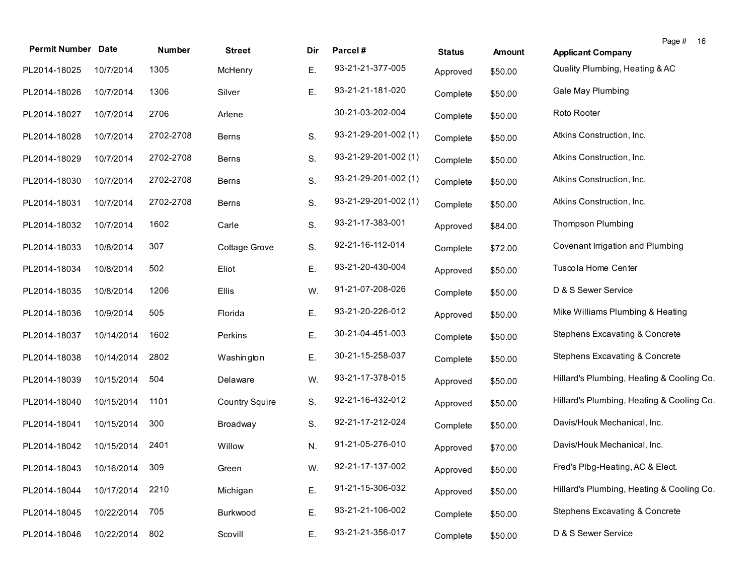| Permit Number | Date | Number | Street | Dir | Parcel # | Status | Amount | Applicant Company |
|---|---|---|---|---|---|---|---|---|
| PL2014-18025 | 10/7/2014 | 1305 | McHenry | E. | 93-21-21-377-005 | Approved | $50.00 | Quality Plumbing, Heating & AC |
| PL2014-18026 | 10/7/2014 | 1306 | Silver | E. | 93-21-21-181-020 | Complete | $50.00 | Gale May Plumbing |
| PL2014-18027 | 10/7/2014 | 2706 | Arlene | | 30-21-03-202-004 | Complete | $50.00 | Roto Rooter |
| PL2014-18028 | 10/7/2014 | 2702-2708 | Berns | S. | 93-21-29-201-002 (1) | Complete | $50.00 | Atkins Construction, Inc. |
| PL2014-18029 | 10/7/2014 | 2702-2708 | Berns | S. | 93-21-29-201-002 (1) | Complete | $50.00 | Atkins Construction, Inc. |
| PL2014-18030 | 10/7/2014 | 2702-2708 | Berns | S. | 93-21-29-201-002 (1) | Complete | $50.00 | Atkins Construction, Inc. |
| PL2014-18031 | 10/7/2014 | 2702-2708 | Berns | S. | 93-21-29-201-002 (1) | Complete | $50.00 | Atkins Construction, Inc. |
| PL2014-18032 | 10/7/2014 | 1602 | Carle | S. | 93-21-17-383-001 | Approved | $84.00 | Thompson Plumbing |
| PL2014-18033 | 10/8/2014 | 307 | Cottage Grove | S. | 92-21-16-112-014 | Complete | $72.00 | Covenant Irrigation and Plumbing |
| PL2014-18034 | 10/8/2014 | 502 | Eliot | E. | 93-21-20-430-004 | Approved | $50.00 | Tuscola Home Center |
| PL2014-18035 | 10/8/2014 | 1206 | Ellis | W. | 91-21-07-208-026 | Complete | $50.00 | D & S Sewer Service |
| PL2014-18036 | 10/9/2014 | 505 | Florida | E. | 93-21-20-226-012 | Approved | $50.00 | Mike Williams Plumbing & Heating |
| PL2014-18037 | 10/14/2014 | 1602 | Perkins | E. | 30-21-04-451-003 | Complete | $50.00 | Stephens Excavating & Concrete |
| PL2014-18038 | 10/14/2014 | 2802 | Washington | E. | 30-21-15-258-037 | Complete | $50.00 | Stephens Excavating & Concrete |
| PL2014-18039 | 10/15/2014 | 504 | Delaware | W. | 93-21-17-378-015 | Approved | $50.00 | Hillard's Plumbing, Heating & Cooling Co. |
| PL2014-18040 | 10/15/2014 | 1101 | Country Squire | S. | 92-21-16-432-012 | Approved | $50.00 | Hillard's Plumbing, Heating & Cooling Co. |
| PL2014-18041 | 10/15/2014 | 300 | Broadway | S. | 92-21-17-212-024 | Complete | $50.00 | Davis/Houk Mechanical, Inc. |
| PL2014-18042 | 10/15/2014 | 2401 | Willow | N. | 91-21-05-276-010 | Approved | $70.00 | Davis/Houk Mechanical, Inc. |
| PL2014-18043 | 10/16/2014 | 309 | Green | W. | 92-21-17-137-002 | Approved | $50.00 | Fred's Plbg-Heating, AC & Elect. |
| PL2014-18044 | 10/17/2014 | 2210 | Michigan | E. | 91-21-15-306-032 | Approved | $50.00 | Hillard's Plumbing, Heating & Cooling Co. |
| PL2014-18045 | 10/22/2014 | 705 | Burkwood | E. | 93-21-21-106-002 | Complete | $50.00 | Stephens Excavating & Concrete |
| PL2014-18046 | 10/22/2014 | 802 | Scovill | E. | 93-21-21-356-017 | Complete | $50.00 | D & S Sewer Service |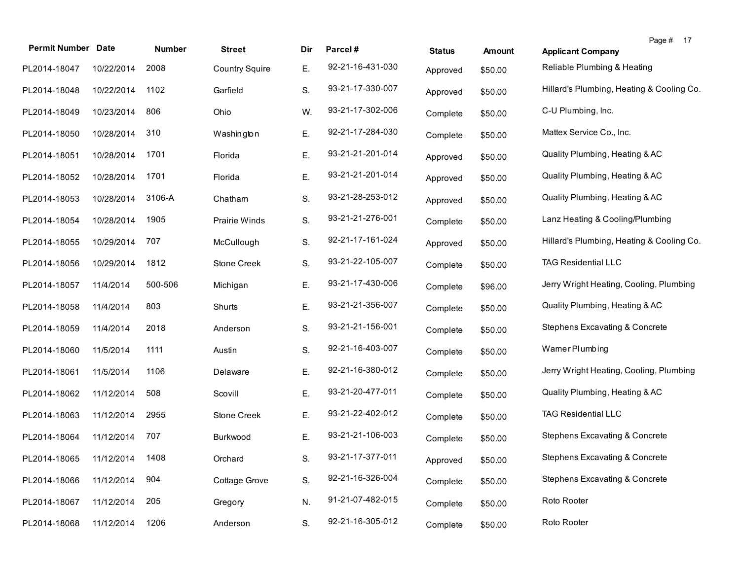| Permit Number | Date | Number | Street | Dir | Parcel # | Status | Amount | Applicant Company |
|---|---|---|---|---|---|---|---|---|
| PL2014-18047 | 10/22/2014 | 2008 | Country Squire | E. | 92-21-16-431-030 | Approved | $50.00 | Reliable Plumbing & Heating |
| PL2014-18048 | 10/22/2014 | 1102 | Garfield | S. | 93-21-17-330-007 | Approved | $50.00 | Hillard's Plumbing, Heating & Cooling Co. |
| PL2014-18049 | 10/23/2014 | 806 | Ohio | W. | 93-21-17-302-006 | Complete | $50.00 | C-U Plumbing, Inc. |
| PL2014-18050 | 10/28/2014 | 310 | Washington | E. | 92-21-17-284-030 | Complete | $50.00 | Mattex Service Co., Inc. |
| PL2014-18051 | 10/28/2014 | 1701 | Florida | E. | 93-21-21-201-014 | Approved | $50.00 | Quality Plumbing, Heating & AC |
| PL2014-18052 | 10/28/2014 | 1701 | Florida | E. | 93-21-21-201-014 | Approved | $50.00 | Quality Plumbing, Heating & AC |
| PL2014-18053 | 10/28/2014 | 3106-A | Chatham | S. | 93-21-28-253-012 | Approved | $50.00 | Quality Plumbing, Heating & AC |
| PL2014-18054 | 10/28/2014 | 1905 | Prairie Winds | S. | 93-21-21-276-001 | Complete | $50.00 | Lanz Heating & Cooling/Plumbing |
| PL2014-18055 | 10/29/2014 | 707 | McCullough | S. | 92-21-17-161-024 | Approved | $50.00 | Hillard's Plumbing, Heating & Cooling Co. |
| PL2014-18056 | 10/29/2014 | 1812 | Stone Creek | S. | 93-21-22-105-007 | Complete | $50.00 | TAG Residential LLC |
| PL2014-18057 | 11/4/2014 | 500-506 | Michigan | E. | 93-21-17-430-006 | Complete | $96.00 | Jerry Wright Heating, Cooling, Plumbing |
| PL2014-18058 | 11/4/2014 | 803 | Shurts | E. | 93-21-21-356-007 | Complete | $50.00 | Quality Plumbing, Heating & AC |
| PL2014-18059 | 11/4/2014 | 2018 | Anderson | S. | 93-21-21-156-001 | Complete | $50.00 | Stephens Excavating & Concrete |
| PL2014-18060 | 11/5/2014 | 1111 | Austin | S. | 92-21-16-403-007 | Complete | $50.00 | Warner Plumbing |
| PL2014-18061 | 11/5/2014 | 1106 | Delaware | E. | 92-21-16-380-012 | Complete | $50.00 | Jerry Wright Heating, Cooling, Plumbing |
| PL2014-18062 | 11/12/2014 | 508 | Scovill | E. | 93-21-20-477-011 | Complete | $50.00 | Quality Plumbing, Heating & AC |
| PL2014-18063 | 11/12/2014 | 2955 | Stone Creek | E. | 93-21-22-402-012 | Complete | $50.00 | TAG Residential LLC |
| PL2014-18064 | 11/12/2014 | 707 | Burkwood | E. | 93-21-21-106-003 | Complete | $50.00 | Stephens Excavating & Concrete |
| PL2014-18065 | 11/12/2014 | 1408 | Orchard | S. | 93-21-17-377-011 | Approved | $50.00 | Stephens Excavating & Concrete |
| PL2014-18066 | 11/12/2014 | 904 | Cottage Grove | S. | 92-21-16-326-004 | Complete | $50.00 | Stephens Excavating & Concrete |
| PL2014-18067 | 11/12/2014 | 205 | Gregory | N. | 91-21-07-482-015 | Complete | $50.00 | Roto Rooter |
| PL2014-18068 | 11/12/2014 | 1206 | Anderson | S. | 92-21-16-305-012 | Complete | $50.00 | Roto Rooter |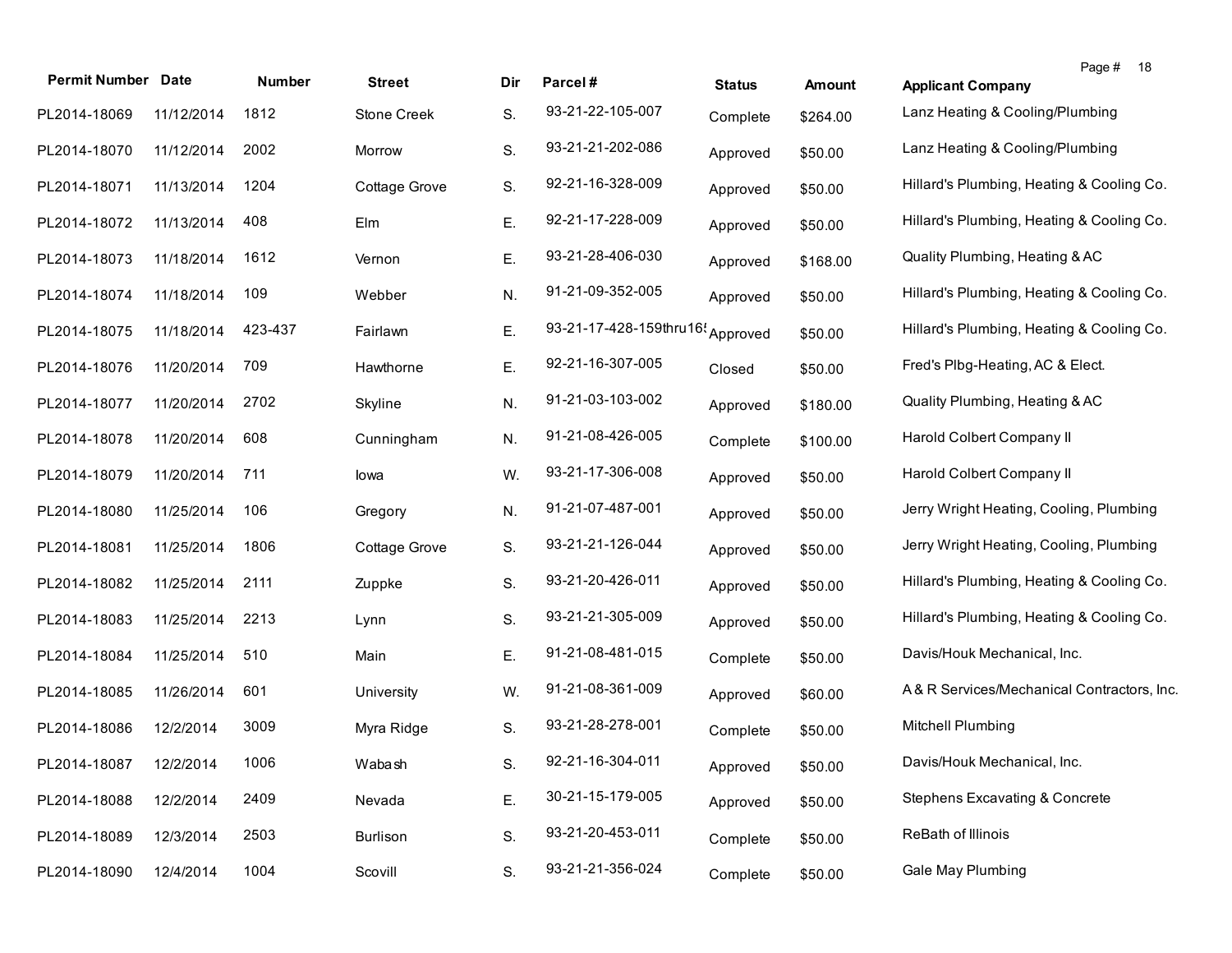| Permit Number | Date | Number | Street | Dir | Parcel # | Status | Amount | Applicant Company |
|---|---|---|---|---|---|---|---|---|
| PL2014-18069 | 11/12/2014 | 1812 | Stone Creek | S. | 93-21-22-105-007 | Complete | $264.00 | Lanz Heating & Cooling/Plumbing |
| PL2014-18070 | 11/12/2014 | 2002 | Morrow | S. | 93-21-21-202-086 | Approved | $50.00 | Lanz Heating & Cooling/Plumbing |
| PL2014-18071 | 11/13/2014 | 1204 | Cottage Grove | S. | 92-21-16-328-009 | Approved | $50.00 | Hillard's Plumbing, Heating & Cooling Co. |
| PL2014-18072 | 11/13/2014 | 408 | Elm | E. | 92-21-17-228-009 | Approved | $50.00 | Hillard's Plumbing, Heating & Cooling Co. |
| PL2014-18073 | 11/18/2014 | 1612 | Vernon | E. | 93-21-28-406-030 | Approved | $168.00 | Quality Plumbing, Heating & AC |
| PL2014-18074 | 11/18/2014 | 109 | Webber | N. | 91-21-09-352-005 | Approved | $50.00 | Hillard's Plumbing, Heating & Cooling Co. |
| PL2014-18075 | 11/18/2014 | 423-437 | Fairlawn | E. | 93-21-17-428-159thru165 | Approved | $50.00 | Hillard's Plumbing, Heating & Cooling Co. |
| PL2014-18076 | 11/20/2014 | 709 | Hawthorne | E. | 92-21-16-307-005 | Closed | $50.00 | Fred's Plbg-Heating, AC & Elect. |
| PL2014-18077 | 11/20/2014 | 2702 | Skyline | N. | 91-21-03-103-002 | Approved | $180.00 | Quality Plumbing, Heating & AC |
| PL2014-18078 | 11/20/2014 | 608 | Cunningham | N. | 91-21-08-426-005 | Complete | $100.00 | Harold Colbert Company II |
| PL2014-18079 | 11/20/2014 | 711 | Iowa | W. | 93-21-17-306-008 | Approved | $50.00 | Harold Colbert Company II |
| PL2014-18080 | 11/25/2014 | 106 | Gregory | N. | 91-21-07-487-001 | Approved | $50.00 | Jerry Wright Heating, Cooling, Plumbing |
| PL2014-18081 | 11/25/2014 | 1806 | Cottage Grove | S. | 93-21-21-126-044 | Approved | $50.00 | Jerry Wright Heating, Cooling, Plumbing |
| PL2014-18082 | 11/25/2014 | 2111 | Zuppke | S. | 93-21-20-426-011 | Approved | $50.00 | Hillard's Plumbing, Heating & Cooling Co. |
| PL2014-18083 | 11/25/2014 | 2213 | Lynn | S. | 93-21-21-305-009 | Approved | $50.00 | Hillard's Plumbing, Heating & Cooling Co. |
| PL2014-18084 | 11/25/2014 | 510 | Main | E. | 91-21-08-481-015 | Complete | $50.00 | Davis/Houk Mechanical, Inc. |
| PL2014-18085 | 11/26/2014 | 601 | University | W. | 91-21-08-361-009 | Approved | $60.00 | A & R Services/Mechanical Contractors, Inc. |
| PL2014-18086 | 12/2/2014 | 3009 | Myra Ridge | S. | 93-21-28-278-001 | Complete | $50.00 | Mitchell Plumbing |
| PL2014-18087 | 12/2/2014 | 1006 | Wabash | S. | 92-21-16-304-011 | Approved | $50.00 | Davis/Houk Mechanical, Inc. |
| PL2014-18088 | 12/2/2014 | 2409 | Nevada | E. | 30-21-15-179-005 | Approved | $50.00 | Stephens Excavating & Concrete |
| PL2014-18089 | 12/3/2014 | 2503 | Burlison | S. | 93-21-20-453-011 | Complete | $50.00 | ReBath of Illinois |
| PL2014-18090 | 12/4/2014 | 1004 | Scovill | S. | 93-21-21-356-024 | Complete | $50.00 | Gale May Plumbing |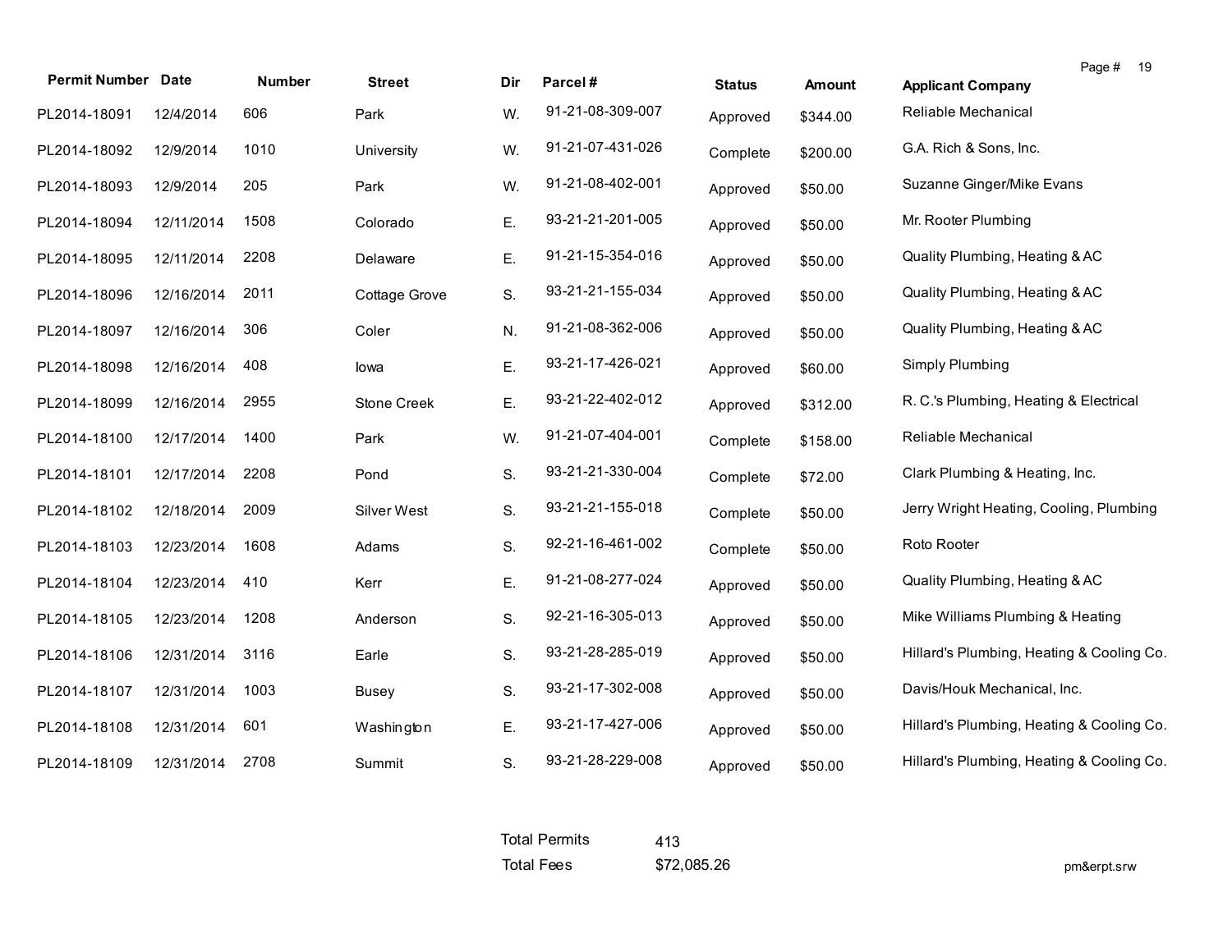| Permit Number | Date | Number | Street | Dir | Parcel # | Status | Amount | Applicant Company |
|---|---|---|---|---|---|---|---|---|
| PL2014-18091 | 12/4/2014 | 606 | Park | W. | 91-21-08-309-007 | Approved | $344.00 | Reliable Mechanical |
| PL2014-18092 | 12/9/2014 | 1010 | University | W. | 91-21-07-431-026 | Complete | $200.00 | G.A. Rich & Sons, Inc. |
| PL2014-18093 | 12/9/2014 | 205 | Park | W. | 91-21-08-402-001 | Approved | $50.00 | Suzanne Ginger/Mike Evans |
| PL2014-18094 | 12/11/2014 | 1508 | Colorado | E. | 93-21-21-201-005 | Approved | $50.00 | Mr. Rooter Plumbing |
| PL2014-18095 | 12/11/2014 | 2208 | Delaware | E. | 91-21-15-354-016 | Approved | $50.00 | Quality Plumbing, Heating & AC |
| PL2014-18096 | 12/16/2014 | 2011 | Cottage Grove | S. | 93-21-21-155-034 | Approved | $50.00 | Quality Plumbing, Heating & AC |
| PL2014-18097 | 12/16/2014 | 306 | Coler | N. | 91-21-08-362-006 | Approved | $50.00 | Quality Plumbing, Heating & AC |
| PL2014-18098 | 12/16/2014 | 408 | Iowa | E. | 93-21-17-426-021 | Approved | $60.00 | Simply Plumbing |
| PL2014-18099 | 12/16/2014 | 2955 | Stone Creek | E. | 93-21-22-402-012 | Approved | $312.00 | R. C.'s Plumbing, Heating & Electrical |
| PL2014-18100 | 12/17/2014 | 1400 | Park | W. | 91-21-07-404-001 | Complete | $158.00 | Reliable Mechanical |
| PL2014-18101 | 12/17/2014 | 2208 | Pond | S. | 93-21-21-330-004 | Complete | $72.00 | Clark Plumbing & Heating, Inc. |
| PL2014-18102 | 12/18/2014 | 2009 | Silver West | S. | 93-21-21-155-018 | Complete | $50.00 | Jerry Wright Heating, Cooling, Plumbing |
| PL2014-18103 | 12/23/2014 | 1608 | Adams | S. | 92-21-16-461-002 | Complete | $50.00 | Roto Rooter |
| PL2014-18104 | 12/23/2014 | 410 | Kerr | E. | 91-21-08-277-024 | Approved | $50.00 | Quality Plumbing, Heating & AC |
| PL2014-18105 | 12/23/2014 | 1208 | Anderson | S. | 92-21-16-305-013 | Approved | $50.00 | Mike Williams Plumbing & Heating |
| PL2014-18106 | 12/31/2014 | 3116 | Earle | S. | 93-21-28-285-019 | Approved | $50.00 | Hillard's Plumbing, Heating & Cooling Co. |
| PL2014-18107 | 12/31/2014 | 1003 | Busey | S. | 93-21-17-302-008 | Approved | $50.00 | Davis/Houk Mechanical, Inc. |
| PL2014-18108 | 12/31/2014 | 601 | Washington | E. | 93-21-17-427-006 | Approved | $50.00 | Hillard's Plumbing, Heating & Cooling Co. |
| PL2014-18109 | 12/31/2014 | 2708 | Summit | S. | 93-21-28-229-008 | Approved | $50.00 | Hillard's Plumbing, Heating & Cooling Co. |

| | |
|---|---|
| Total Permits | 413 |
| Total Fees | $72,085.26 |

pm&erpt.srw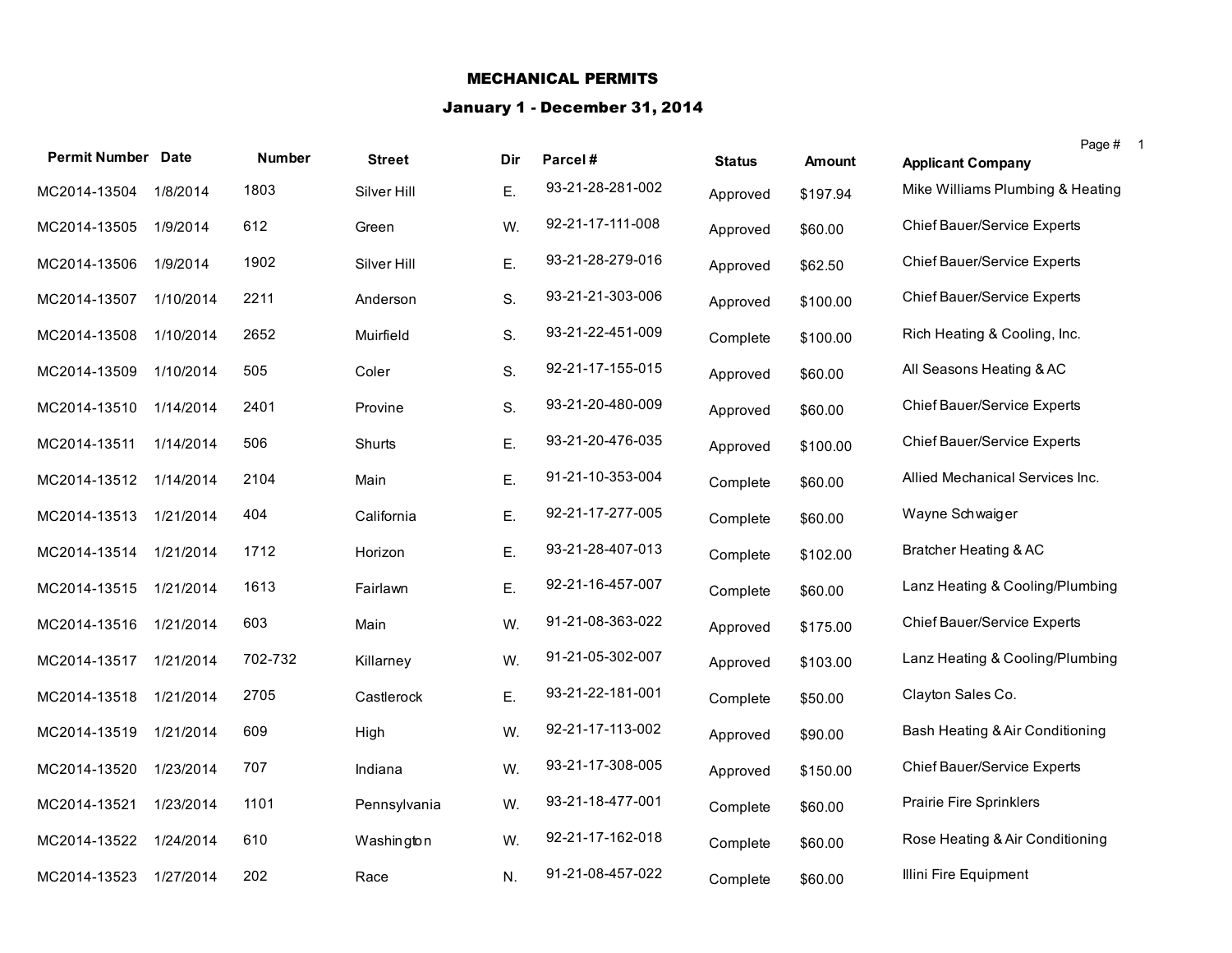**MECHANICAL PERMITS**

**January 1 - December 31, 2014**

| Permit Number | Date | Number | Street | Dir | Parcel # | Status | Amount | Applicant Company |
|---|---|---|---|---|---|---|---|---|
| MC2014-13504 | 1/8/2014 | 1803 | Silver Hill | E. | 93-21-28-281-002 | Approved | $197.94 | Mike Williams Plumbing & Heating |
| MC2014-13505 | 1/9/2014 | 612 | Green | W. | 92-21-17-111-008 | Approved | $60.00 | Chief Bauer/Service Experts |
| MC2014-13506 | 1/9/2014 | 1902 | Silver Hill | E. | 93-21-28-279-016 | Approved | $62.50 | Chief Bauer/Service Experts |
| MC2014-13507 | 1/10/2014 | 2211 | Anderson | S. | 93-21-21-303-006 | Approved | $100.00 | Chief Bauer/Service Experts |
| MC2014-13508 | 1/10/2014 | 2652 | Muirfield | S. | 93-21-22-451-009 | Complete | $100.00 | Rich Heating & Cooling, Inc. |
| MC2014-13509 | 1/10/2014 | 505 | Coler | S. | 92-21-17-155-015 | Approved | $60.00 | All Seasons Heating & AC |
| MC2014-13510 | 1/14/2014 | 2401 | Provine | S. | 93-21-20-480-009 | Approved | $60.00 | Chief Bauer/Service Experts |
| MC2014-13511 | 1/14/2014 | 506 | Shurts | E. | 93-21-20-476-035 | Approved | $100.00 | Chief Bauer/Service Experts |
| MC2014-13512 | 1/14/2014 | 2104 | Main | E. | 91-21-10-353-004 | Complete | $60.00 | Allied Mechanical Services Inc. |
| MC2014-13513 | 1/21/2014 | 404 | California | E. | 92-21-17-277-005 | Complete | $60.00 | Wayne Schwaiger |
| MC2014-13514 | 1/21/2014 | 1712 | Horizon | E. | 93-21-28-407-013 | Complete | $102.00 | Bratcher Heating & AC |
| MC2014-13515 | 1/21/2014 | 1613 | Fairlawn | E. | 92-21-16-457-007 | Complete | $60.00 | Lanz Heating & Cooling/Plumbing |
| MC2014-13516 | 1/21/2014 | 603 | Main | W. | 91-21-08-363-022 | Approved | $175.00 | Chief Bauer/Service Experts |
| MC2014-13517 | 1/21/2014 | 702-732 | Killarney | W. | 91-21-05-302-007 | Approved | $103.00 | Lanz Heating & Cooling/Plumbing |
| MC2014-13518 | 1/21/2014 | 2705 | Castlerock | E. | 93-21-22-181-001 | Complete | $50.00 | Clayton Sales Co. |
| MC2014-13519 | 1/21/2014 | 609 | High | W. | 92-21-17-113-002 | Approved | $90.00 | Bash Heating & Air Conditioning |
| MC2014-13520 | 1/23/2014 | 707 | Indiana | W. | 93-21-17-308-005 | Approved | $150.00 | Chief Bauer/Service Experts |
| MC2014-13521 | 1/23/2014 | 1101 | Pennsylvania | W. | 93-21-18-477-001 | Complete | $60.00 | Prairie Fire Sprinklers |
| MC2014-13522 | 1/24/2014 | 610 | Washington | W. | 92-21-17-162-018 | Complete | $60.00 | Rose Heating & Air Conditioning |
| MC2014-13523 | 1/27/2014 | 202 | Race | N. | 91-21-08-457-022 | Complete | $60.00 | Illini Fire Equipment |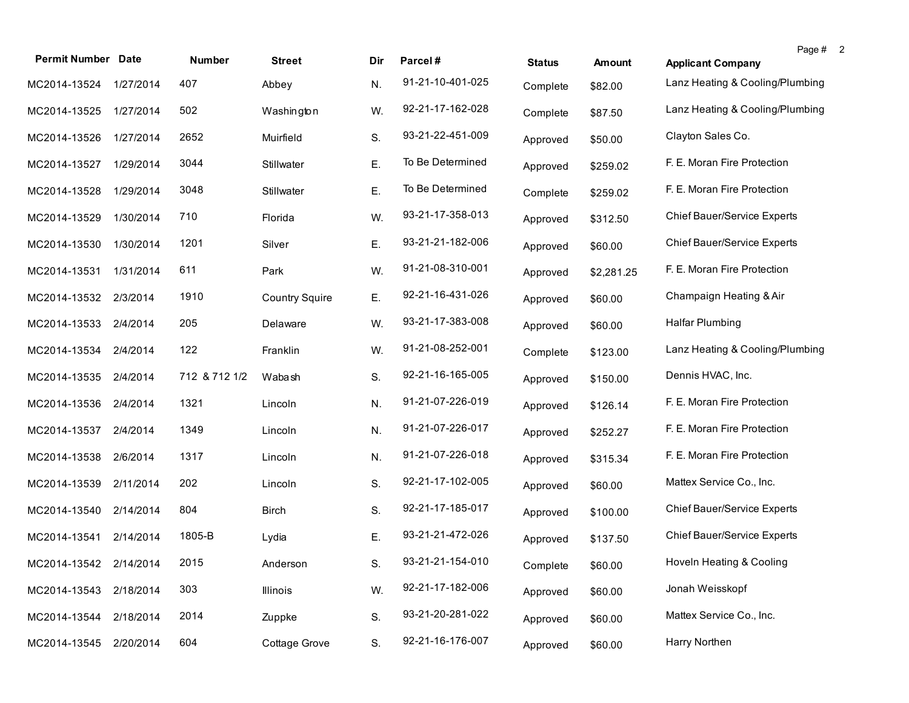| Permit Number | Date | Number | Street | Dir | Parcel # | Status | Amount | Applicant Company |
|---|---|---|---|---|---|---|---|---|
| MC2014-13524 | 1/27/2014 | 407 | Abbey | N. | 91-21-10-401-025 | Complete | $82.00 | Lanz Heating & Cooling/Plumbing |
| MC2014-13525 | 1/27/2014 | 502 | Washington | W. | 92-21-17-162-028 | Complete | $87.50 | Lanz Heating & Cooling/Plumbing |
| MC2014-13526 | 1/27/2014 | 2652 | Muirfield | S. | 93-21-22-451-009 | Approved | $50.00 | Clayton Sales Co. |
| MC2014-13527 | 1/29/2014 | 3044 | Stillwater | E. | To Be Determined | Approved | $259.02 | F. E. Moran Fire Protection |
| MC2014-13528 | 1/29/2014 | 3048 | Stillwater | E. | To Be Determined | Complete | $259.02 | F. E. Moran Fire Protection |
| MC2014-13529 | 1/30/2014 | 710 | Florida | W. | 93-21-17-358-013 | Approved | $312.50 | Chief Bauer/Service Experts |
| MC2014-13530 | 1/30/2014 | 1201 | Silver | E. | 93-21-21-182-006 | Approved | $60.00 | Chief Bauer/Service Experts |
| MC2014-13531 | 1/31/2014 | 611 | Park | W. | 91-21-08-310-001 | Approved | $2,281.25 | F. E. Moran Fire Protection |
| MC2014-13532 | 2/3/2014 | 1910 | Country Squire | E. | 92-21-16-431-026 | Approved | $60.00 | Champaign Heating & Air |
| MC2014-13533 | 2/4/2014 | 205 | Delaware | W. | 93-21-17-383-008 | Approved | $60.00 | Halfar Plumbing |
| MC2014-13534 | 2/4/2014 | 122 | Franklin | W. | 91-21-08-252-001 | Complete | $123.00 | Lanz Heating & Cooling/Plumbing |
| MC2014-13535 | 2/4/2014 | 712 & 712 1/2 | Wabash | S. | 92-21-16-165-005 | Approved | $150.00 | Dennis HVAC, Inc. |
| MC2014-13536 | 2/4/2014 | 1321 | Lincoln | N. | 91-21-07-226-019 | Approved | $126.14 | F. E. Moran Fire Protection |
| MC2014-13537 | 2/4/2014 | 1349 | Lincoln | N. | 91-21-07-226-017 | Approved | $252.27 | F. E. Moran Fire Protection |
| MC2014-13538 | 2/6/2014 | 1317 | Lincoln | N. | 91-21-07-226-018 | Approved | $315.34 | F. E. Moran Fire Protection |
| MC2014-13539 | 2/11/2014 | 202 | Lincoln | S. | 92-21-17-102-005 | Approved | $60.00 | Mattex Service Co., Inc. |
| MC2014-13540 | 2/14/2014 | 804 | Birch | S. | 92-21-17-185-017 | Approved | $100.00 | Chief Bauer/Service Experts |
| MC2014-13541 | 2/14/2014 | 1805-B | Lydia | E. | 93-21-21-472-026 | Approved | $137.50 | Chief Bauer/Service Experts |
| MC2014-13542 | 2/14/2014 | 2015 | Anderson | S. | 93-21-21-154-010 | Complete | $60.00 | Hoveln Heating & Cooling |
| MC2014-13543 | 2/18/2014 | 303 | Illinois | W. | 92-21-17-182-006 | Approved | $60.00 | Jonah Weisskopf |
| MC2014-13544 | 2/18/2014 | 2014 | Zuppke | S. | 93-21-20-281-022 | Approved | $60.00 | Mattex Service Co., Inc. |
| MC2014-13545 | 2/20/2014 | 604 | Cottage Grove | S. | 92-21-16-176-007 | Approved | $60.00 | Harry Northen |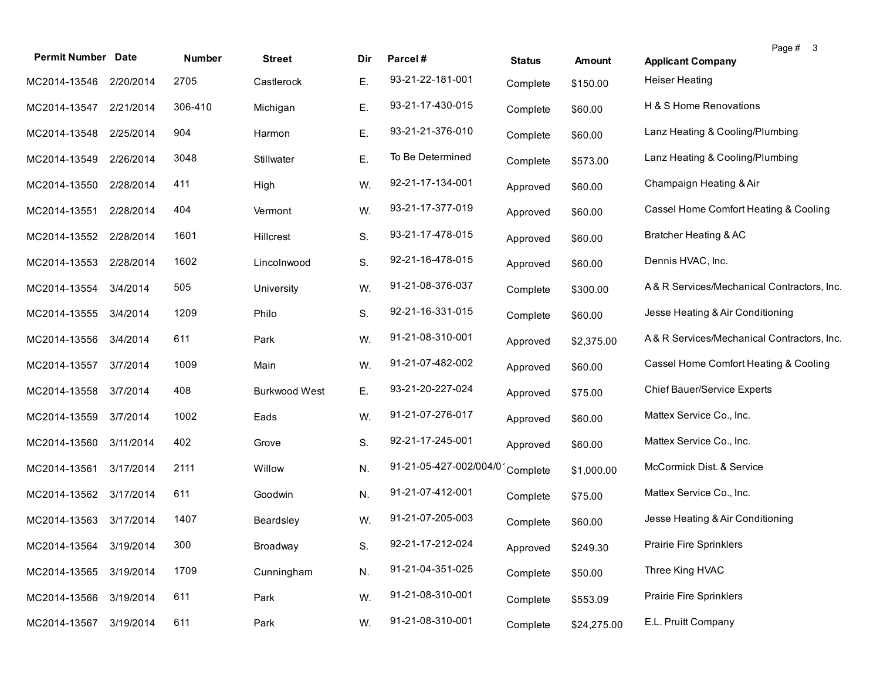| Permit Number | Date | Number | Street | Dir | Parcel # | Status | Amount | Applicant Company |
|---|---|---|---|---|---|---|---|---|
| MC2014-13546 | 2/20/2014 | 2705 | Castlerock | E. | 93-21-22-181-001 | Complete | $150.00 | Heiser Heating |
| MC2014-13547 | 2/21/2014 | 306-410 | Michigan | E. | 93-21-17-430-015 | Complete | $60.00 | H & S Home Renovations |
| MC2014-13548 | 2/25/2014 | 904 | Harmon | E. | 93-21-21-376-010 | Complete | $60.00 | Lanz Heating & Cooling/Plumbing |
| MC2014-13549 | 2/26/2014 | 3048 | Stillwater | E. | To Be Determined | Complete | $573.00 | Lanz Heating & Cooling/Plumbing |
| MC2014-13550 | 2/28/2014 | 411 | High | W. | 92-21-17-134-001 | Approved | $60.00 | Champaign Heating & Air |
| MC2014-13551 | 2/28/2014 | 404 | Vermont | W. | 93-21-17-377-019 | Approved | $60.00 | Cassel Home Comfort Heating & Cooling |
| MC2014-13552 | 2/28/2014 | 1601 | Hillcrest | S. | 93-21-17-478-015 | Approved | $60.00 | Bratcher Heating & AC |
| MC2014-13553 | 2/28/2014 | 1602 | Lincolnwood | S. | 92-21-16-478-015 | Approved | $60.00 | Dennis HVAC, Inc. |
| MC2014-13554 | 3/4/2014 | 505 | University | W. | 91-21-08-376-037 | Complete | $300.00 | A & R Services/Mechanical Contractors, Inc. |
| MC2014-13555 | 3/4/2014 | 1209 | Philo | S. | 92-21-16-331-015 | Complete | $60.00 | Jesse Heating & Air Conditioning |
| MC2014-13556 | 3/4/2014 | 611 | Park | W. | 91-21-08-310-001 | Approved | $2,375.00 | A & R Services/Mechanical Contractors, Inc. |
| MC2014-13557 | 3/7/2014 | 1009 | Main | W. | 91-21-07-482-002 | Approved | $60.00 | Cassel Home Comfort Heating & Cooling |
| MC2014-13558 | 3/7/2014 | 408 | Burkwood West | E. | 93-21-20-227-024 | Approved | $75.00 | Chief Bauer/Service Experts |
| MC2014-13559 | 3/7/2014 | 1002 | Eads | W. | 91-21-07-276-017 | Approved | $60.00 | Mattex Service Co., Inc. |
| MC2014-13560 | 3/11/2014 | 402 | Grove | S. | 92-21-17-245-001 | Approved | $60.00 | Mattex Service Co., Inc. |
| MC2014-13561 | 3/17/2014 | 2111 | Willow | N. | 91-21-05-427-002/004/0 | Complete | $1,000.00 | McCormick Dist. & Service |
| MC2014-13562 | 3/17/2014 | 611 | Goodwin | N. | 91-21-07-412-001 | Complete | $75.00 | Mattex Service Co., Inc. |
| MC2014-13563 | 3/17/2014 | 1407 | Beardsley | W. | 91-21-07-205-003 | Complete | $60.00 | Jesse Heating & Air Conditioning |
| MC2014-13564 | 3/19/2014 | 300 | Broadway | S. | 92-21-17-212-024 | Approved | $249.30 | Prairie Fire Sprinklers |
| MC2014-13565 | 3/19/2014 | 1709 | Cunningham | N. | 91-21-04-351-025 | Complete | $50.00 | Three King HVAC |
| MC2014-13566 | 3/19/2014 | 611 | Park | W. | 91-21-08-310-001 | Complete | $553.09 | Prairie Fire Sprinklers |
| MC2014-13567 | 3/19/2014 | 611 | Park | W. | 91-21-08-310-001 | Complete | $24,275.00 | E.L. Pruitt Company |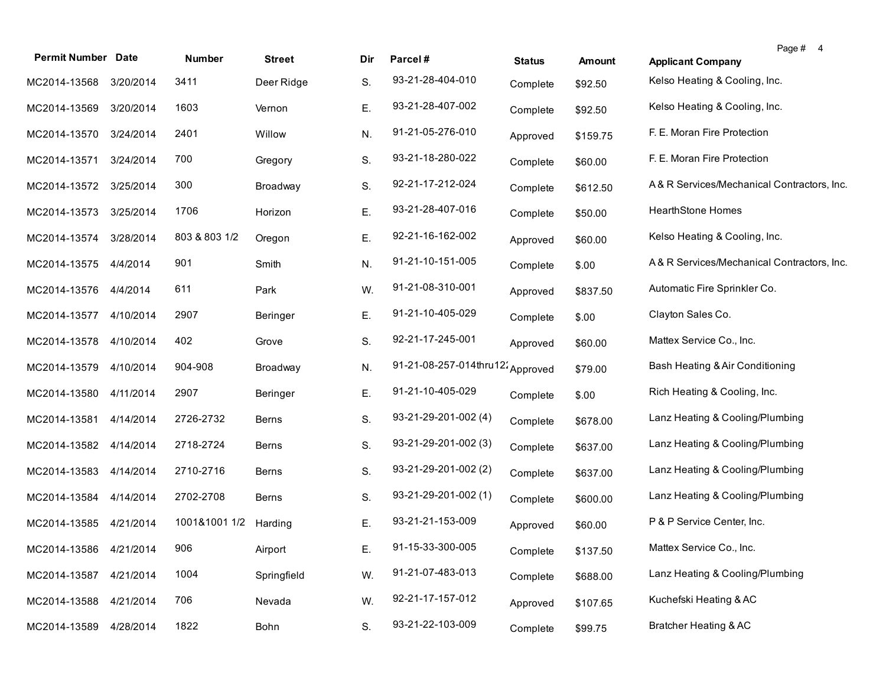| Permit Number | Date | Number | Street | Dir | Parcel # | Status | Amount | Applicant Company |
|---|---|---|---|---|---|---|---|---|
| MC2014-13568 | 3/20/2014 | 3411 | Deer Ridge | S. | 93-21-28-404-010 | Complete | $92.50 | Kelso Heating & Cooling, Inc. |
| MC2014-13569 | 3/20/2014 | 1603 | Vernon | E. | 93-21-28-407-002 | Complete | $92.50 | Kelso Heating & Cooling, Inc. |
| MC2014-13570 | 3/24/2014 | 2401 | Willow | N. | 91-21-05-276-010 | Approved | $159.75 | F. E. Moran Fire Protection |
| MC2014-13571 | 3/24/2014 | 700 | Gregory | S. | 93-21-18-280-022 | Complete | $60.00 | F. E. Moran Fire Protection |
| MC2014-13572 | 3/25/2014 | 300 | Broadway | S. | 92-21-17-212-024 | Complete | $612.50 | A & R Services/Mechanical Contractors, Inc. |
| MC2014-13573 | 3/25/2014 | 1706 | Horizon | E. | 93-21-28-407-016 | Complete | $50.00 | HearthStone Homes |
| MC2014-13574 | 3/28/2014 | 803 & 803 1/2 | Oregon | E. | 92-21-16-162-002 | Approved | $60.00 | Kelso Heating & Cooling, Inc. |
| MC2014-13575 | 4/4/2014 | 901 | Smith | N. | 91-21-10-151-005 | Complete | $.00 | A & R Services/Mechanical Contractors, Inc. |
| MC2014-13576 | 4/4/2014 | 611 | Park | W. | 91-21-08-310-001 | Approved | $837.50 | Automatic Fire Sprinkler Co. |
| MC2014-13577 | 4/10/2014 | 2907 | Beringer | E. | 91-21-10-405-029 | Complete | $.00 | Clayton Sales Co. |
| MC2014-13578 | 4/10/2014 | 402 | Grove | S. | 92-21-17-245-001 | Approved | $60.00 | Mattex Service Co., Inc. |
| MC2014-13579 | 4/10/2014 | 904-908 | Broadway | N. | 91-21-08-257-014thru122 | Approved | $79.00 | Bash Heating & Air Conditioning |
| MC2014-13580 | 4/11/2014 | 2907 | Beringer | E. | 91-21-10-405-029 | Complete | $.00 | Rich Heating & Cooling, Inc. |
| MC2014-13581 | 4/14/2014 | 2726-2732 | Berns | S. | 93-21-29-201-002 (4) | Complete | $678.00 | Lanz Heating & Cooling/Plumbing |
| MC2014-13582 | 4/14/2014 | 2718-2724 | Berns | S. | 93-21-29-201-002 (3) | Complete | $637.00 | Lanz Heating & Cooling/Plumbing |
| MC2014-13583 | 4/14/2014 | 2710-2716 | Berns | S. | 93-21-29-201-002 (2) | Complete | $637.00 | Lanz Heating & Cooling/Plumbing |
| MC2014-13584 | 4/14/2014 | 2702-2708 | Berns | S. | 93-21-29-201-002 (1) | Complete | $600.00 | Lanz Heating & Cooling/Plumbing |
| MC2014-13585 | 4/21/2014 | 1001&1001 1/2 | Harding | E. | 93-21-21-153-009 | Approved | $60.00 | P & P Service Center, Inc. |
| MC2014-13586 | 4/21/2014 | 906 | Airport | E. | 91-15-33-300-005 | Complete | $137.50 | Mattex Service Co., Inc. |
| MC2014-13587 | 4/21/2014 | 1004 | Springfield | W. | 91-21-07-483-013 | Complete | $688.00 | Lanz Heating & Cooling/Plumbing |
| MC2014-13588 | 4/21/2014 | 706 | Nevada | W. | 92-21-17-157-012 | Approved | $107.65 | Kuchefski Heating & AC |
| MC2014-13589 | 4/28/2014 | 1822 | Bohn | S. | 93-21-22-103-009 | Complete | $99.75 | Bratcher Heating & AC |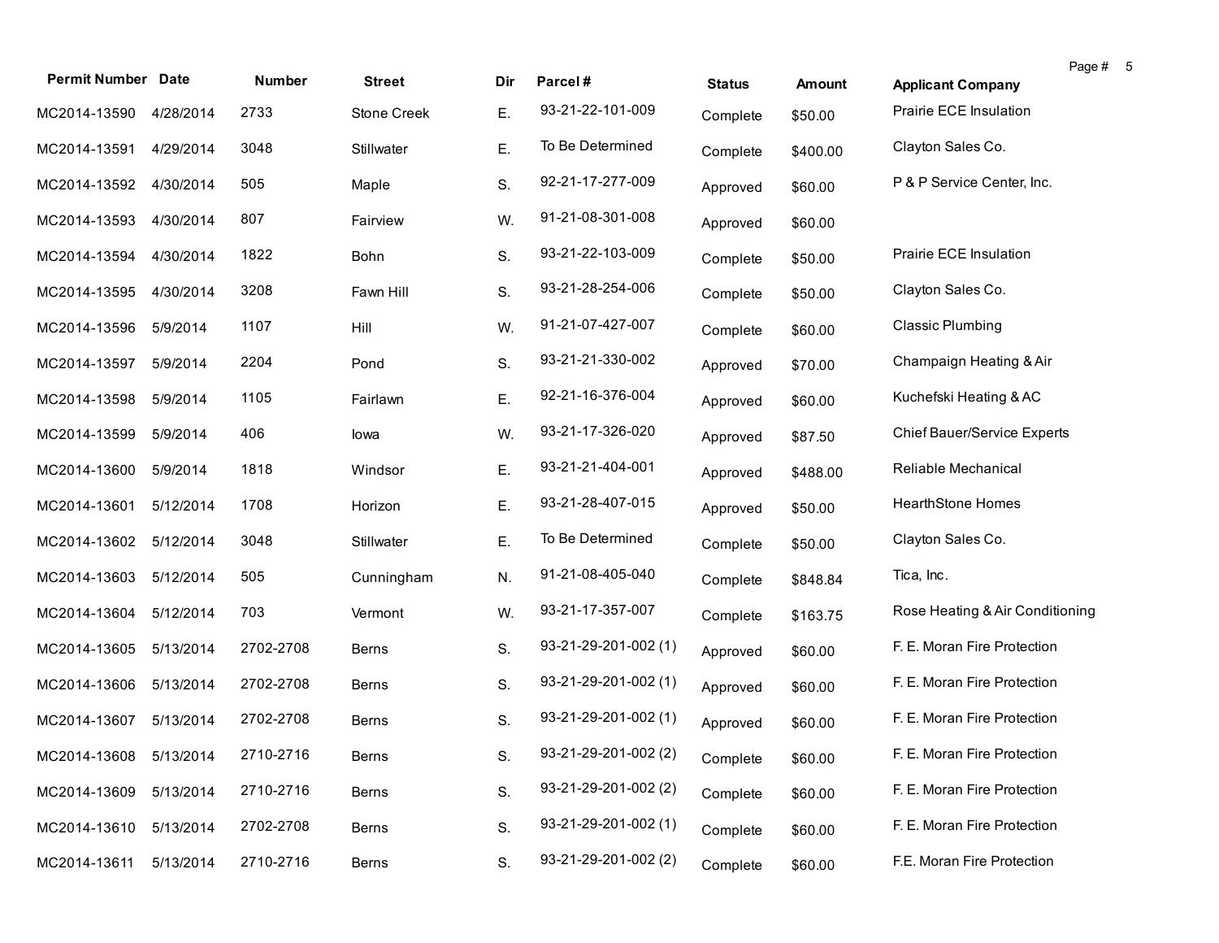| Permit Number | Date | Number | Street | Dir | Parcel # | Status | Amount | Applicant Company |
|---|---|---|---|---|---|---|---|---|
| MC2014-13590 | 4/28/2014 | 2733 | Stone Creek | E. | 93-21-22-101-009 | Complete | $50.00 | Prairie ECE Insulation |
| MC2014-13591 | 4/29/2014 | 3048 | Stillwater | E. | To Be Determined | Complete | $400.00 | Clayton Sales Co. |
| MC2014-13592 | 4/30/2014 | 505 | Maple | S. | 92-21-17-277-009 | Approved | $60.00 | P & P Service Center, Inc. |
| MC2014-13593 | 4/30/2014 | 807 | Fairview | W. | 91-21-08-301-008 | Approved | $60.00 | |
| MC2014-13594 | 4/30/2014 | 1822 | Bohn | S. | 93-21-22-103-009 | Complete | $50.00 | Prairie ECE Insulation |
| MC2014-13595 | 4/30/2014 | 3208 | Fawn Hill | S. | 93-21-28-254-006 | Complete | $50.00 | Clayton Sales Co. |
| MC2014-13596 | 5/9/2014 | 1107 | Hill | W. | 91-21-07-427-007 | Complete | $60.00 | Classic Plumbing |
| MC2014-13597 | 5/9/2014 | 2204 | Pond | S. | 93-21-21-330-002 | Approved | $70.00 | Champaign Heating & Air |
| MC2014-13598 | 5/9/2014 | 1105 | Fairlawn | E. | 92-21-16-376-004 | Approved | $60.00 | Kuchefski Heating & AC |
| MC2014-13599 | 5/9/2014 | 406 | Iowa | W. | 93-21-17-326-020 | Approved | $87.50 | Chief Bauer/Service Experts |
| MC2014-13600 | 5/9/2014 | 1818 | Windsor | E. | 93-21-21-404-001 | Approved | $488.00 | Reliable Mechanical |
| MC2014-13601 | 5/12/2014 | 1708 | Horizon | E. | 93-21-28-407-015 | Approved | $50.00 | HearthStone Homes |
| MC2014-13602 | 5/12/2014 | 3048 | Stillwater | E. | To Be Determined | Complete | $50.00 | Clayton Sales Co. |
| MC2014-13603 | 5/12/2014 | 505 | Cunningham | N. | 91-21-08-405-040 | Complete | $848.84 | Tica, Inc. |
| MC2014-13604 | 5/12/2014 | 703 | Vermont | W. | 93-21-17-357-007 | Complete | $163.75 | Rose Heating & Air Conditioning |
| MC2014-13605 | 5/13/2014 | 2702-2708 | Berns | S. | 93-21-29-201-002 (1) | Approved | $60.00 | F. E. Moran Fire Protection |
| MC2014-13606 | 5/13/2014 | 2702-2708 | Berns | S. | 93-21-29-201-002 (1) | Approved | $60.00 | F. E. Moran Fire Protection |
| MC2014-13607 | 5/13/2014 | 2702-2708 | Berns | S. | 93-21-29-201-002 (1) | Approved | $60.00 | F. E. Moran Fire Protection |
| MC2014-13608 | 5/13/2014 | 2710-2716 | Berns | S. | 93-21-29-201-002 (2) | Complete | $60.00 | F. E. Moran Fire Protection |
| MC2014-13609 | 5/13/2014 | 2710-2716 | Berns | S. | 93-21-29-201-002 (2) | Complete | $60.00 | F. E. Moran Fire Protection |
| MC2014-13610 | 5/13/2014 | 2702-2708 | Berns | S. | 93-21-29-201-002 (1) | Complete | $60.00 | F. E. Moran Fire Protection |
| MC2014-13611 | 5/13/2014 | 2710-2716 | Berns | S. | 93-21-29-201-002 (2) | Complete | $60.00 | F.E. Moran Fire Protection |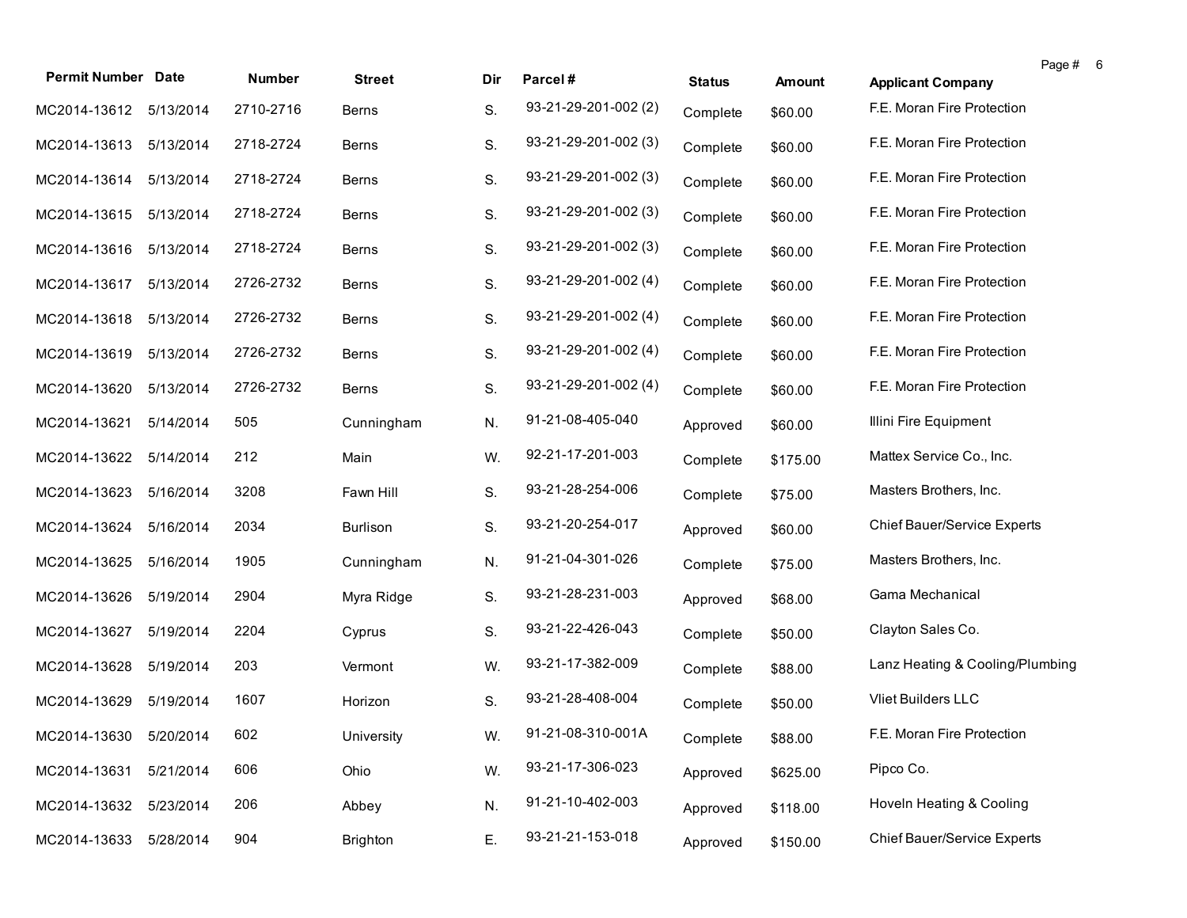| Permit Number | Date | Number | Street | Dir | Parcel # | Status | Amount | Applicant Company |
|---|---|---|---|---|---|---|---|---|
| MC2014-13612 | 5/13/2014 | 2710-2716 | Berns | S. | 93-21-29-201-002 (2) | Complete | $60.00 | F.E. Moran Fire Protection |
| MC2014-13613 | 5/13/2014 | 2718-2724 | Berns | S. | 93-21-29-201-002 (3) | Complete | $60.00 | F.E. Moran Fire Protection |
| MC2014-13614 | 5/13/2014 | 2718-2724 | Berns | S. | 93-21-29-201-002 (3) | Complete | $60.00 | F.E. Moran Fire Protection |
| MC2014-13615 | 5/13/2014 | 2718-2724 | Berns | S. | 93-21-29-201-002 (3) | Complete | $60.00 | F.E. Moran Fire Protection |
| MC2014-13616 | 5/13/2014 | 2718-2724 | Berns | S. | 93-21-29-201-002 (3) | Complete | $60.00 | F.E. Moran Fire Protection |
| MC2014-13617 | 5/13/2014 | 2726-2732 | Berns | S. | 93-21-29-201-002 (4) | Complete | $60.00 | F.E. Moran Fire Protection |
| MC2014-13618 | 5/13/2014 | 2726-2732 | Berns | S. | 93-21-29-201-002 (4) | Complete | $60.00 | F.E. Moran Fire Protection |
| MC2014-13619 | 5/13/2014 | 2726-2732 | Berns | S. | 93-21-29-201-002 (4) | Complete | $60.00 | F.E. Moran Fire Protection |
| MC2014-13620 | 5/13/2014 | 2726-2732 | Berns | S. | 93-21-29-201-002 (4) | Complete | $60.00 | F.E. Moran Fire Protection |
| MC2014-13621 | 5/14/2014 | 505 | Cunningham | N. | 91-21-08-405-040 | Approved | $60.00 | Illini Fire Equipment |
| MC2014-13622 | 5/14/2014 | 212 | Main | W. | 92-21-17-201-003 | Complete | $175.00 | Mattex Service Co., Inc. |
| MC2014-13623 | 5/16/2014 | 3208 | Fawn Hill | S. | 93-21-28-254-006 | Complete | $75.00 | Masters Brothers, Inc. |
| MC2014-13624 | 5/16/2014 | 2034 | Burlison | S. | 93-21-20-254-017 | Approved | $60.00 | Chief Bauer/Service Experts |
| MC2014-13625 | 5/16/2014 | 1905 | Cunningham | N. | 91-21-04-301-026 | Complete | $75.00 | Masters Brothers, Inc. |
| MC2014-13626 | 5/19/2014 | 2904 | Myra Ridge | S. | 93-21-28-231-003 | Approved | $68.00 | Gama Mechanical |
| MC2014-13627 | 5/19/2014 | 2204 | Cyprus | S. | 93-21-22-426-043 | Complete | $50.00 | Clayton Sales Co. |
| MC2014-13628 | 5/19/2014 | 203 | Vermont | W. | 93-21-17-382-009 | Complete | $88.00 | Lanz Heating & Cooling/Plumbing |
| MC2014-13629 | 5/19/2014 | 1607 | Horizon | S. | 93-21-28-408-004 | Complete | $50.00 | Vliet Builders LLC |
| MC2014-13630 | 5/20/2014 | 602 | University | W. | 91-21-08-310-001A | Complete | $88.00 | F.E. Moran Fire Protection |
| MC2014-13631 | 5/21/2014 | 606 | Ohio | W. | 93-21-17-306-023 | Approved | $625.00 | Pipco Co. |
| MC2014-13632 | 5/23/2014 | 206 | Abbey | N. | 91-21-10-402-003 | Approved | $118.00 | Hoveln Heating & Cooling |
| MC2014-13633 | 5/28/2014 | 904 | Brighton | E. | 93-21-21-153-018 | Approved | $150.00 | Chief Bauer/Service Experts |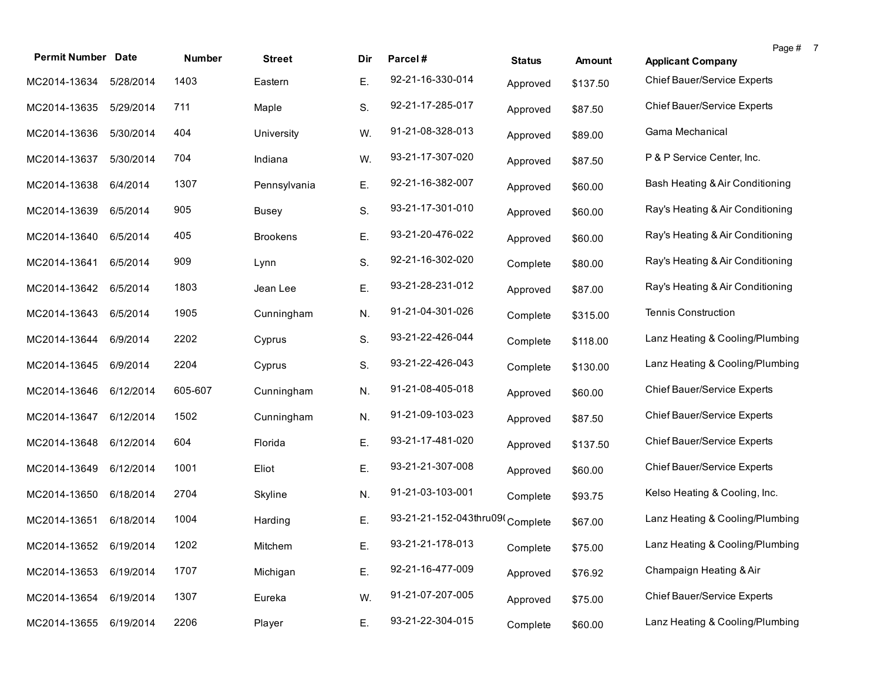| Permit Number | Date | Number | Street | Dir | Parcel # | Status | Amount | Applicant Company |
|---|---|---|---|---|---|---|---|---|
| MC2014-13634 | 5/28/2014 | 1403 | Eastern | E. | 92-21-16-330-014 | Approved | $137.50 | Chief Bauer/Service Experts |
| MC2014-13635 | 5/29/2014 | 711 | Maple | S. | 92-21-17-285-017 | Approved | $87.50 | Chief Bauer/Service Experts |
| MC2014-13636 | 5/30/2014 | 404 | University | W. | 91-21-08-328-013 | Approved | $89.00 | Gama Mechanical |
| MC2014-13637 | 5/30/2014 | 704 | Indiana | W. | 93-21-17-307-020 | Approved | $87.50 | P & P Service Center, Inc. |
| MC2014-13638 | 6/4/2014 | 1307 | Pennsylvania | E. | 92-21-16-382-007 | Approved | $60.00 | Bash Heating & Air Conditioning |
| MC2014-13639 | 6/5/2014 | 905 | Busey | S. | 93-21-17-301-010 | Approved | $60.00 | Ray's Heating & Air Conditioning |
| MC2014-13640 | 6/5/2014 | 405 | Brookens | E. | 93-21-20-476-022 | Approved | $60.00 | Ray's Heating & Air Conditioning |
| MC2014-13641 | 6/5/2014 | 909 | Lynn | S. | 92-21-16-302-020 | Complete | $80.00 | Ray's Heating & Air Conditioning |
| MC2014-13642 | 6/5/2014 | 1803 | Jean Lee | E. | 93-21-28-231-012 | Approved | $87.00 | Ray's Heating & Air Conditioning |
| MC2014-13643 | 6/5/2014 | 1905 | Cunningham | N. | 91-21-04-301-026 | Complete | $315.00 | Tennis Construction |
| MC2014-13644 | 6/9/2014 | 2202 | Cyprus | S. | 93-21-22-426-044 | Complete | $118.00 | Lanz Heating & Cooling/Plumbing |
| MC2014-13645 | 6/9/2014 | 2204 | Cyprus | S. | 93-21-22-426-043 | Complete | $130.00 | Lanz Heating & Cooling/Plumbing |
| MC2014-13646 | 6/12/2014 | 605-607 | Cunningham | N. | 91-21-08-405-018 | Approved | $60.00 | Chief Bauer/Service Experts |
| MC2014-13647 | 6/12/2014 | 1502 | Cunningham | N. | 91-21-09-103-023 | Approved | $87.50 | Chief Bauer/Service Experts |
| MC2014-13648 | 6/12/2014 | 604 | Florida | E. | 93-21-17-481-020 | Approved | $137.50 | Chief Bauer/Service Experts |
| MC2014-13649 | 6/12/2014 | 1001 | Eliot | E. | 93-21-21-307-008 | Approved | $60.00 | Chief Bauer/Service Experts |
| MC2014-13650 | 6/18/2014 | 2704 | Skyline | N. | 91-21-03-103-001 | Complete | $93.75 | Kelso Heating & Cooling, Inc. |
| MC2014-13651 | 6/18/2014 | 1004 | Harding | E. | 93-21-21-152-043thru09( | Complete | $67.00 | Lanz Heating & Cooling/Plumbing |
| MC2014-13652 | 6/19/2014 | 1202 | Mitchem | E. | 93-21-21-178-013 | Complete | $75.00 | Lanz Heating & Cooling/Plumbing |
| MC2014-13653 | 6/19/2014 | 1707 | Michigan | E. | 92-21-16-477-009 | Approved | $76.92 | Champaign Heating & Air |
| MC2014-13654 | 6/19/2014 | 1307 | Eureka | W. | 91-21-07-207-005 | Approved | $75.00 | Chief Bauer/Service Experts |
| MC2014-13655 | 6/19/2014 | 2206 | Player | E. | 93-21-22-304-015 | Complete | $60.00 | Lanz Heating & Cooling/Plumbing |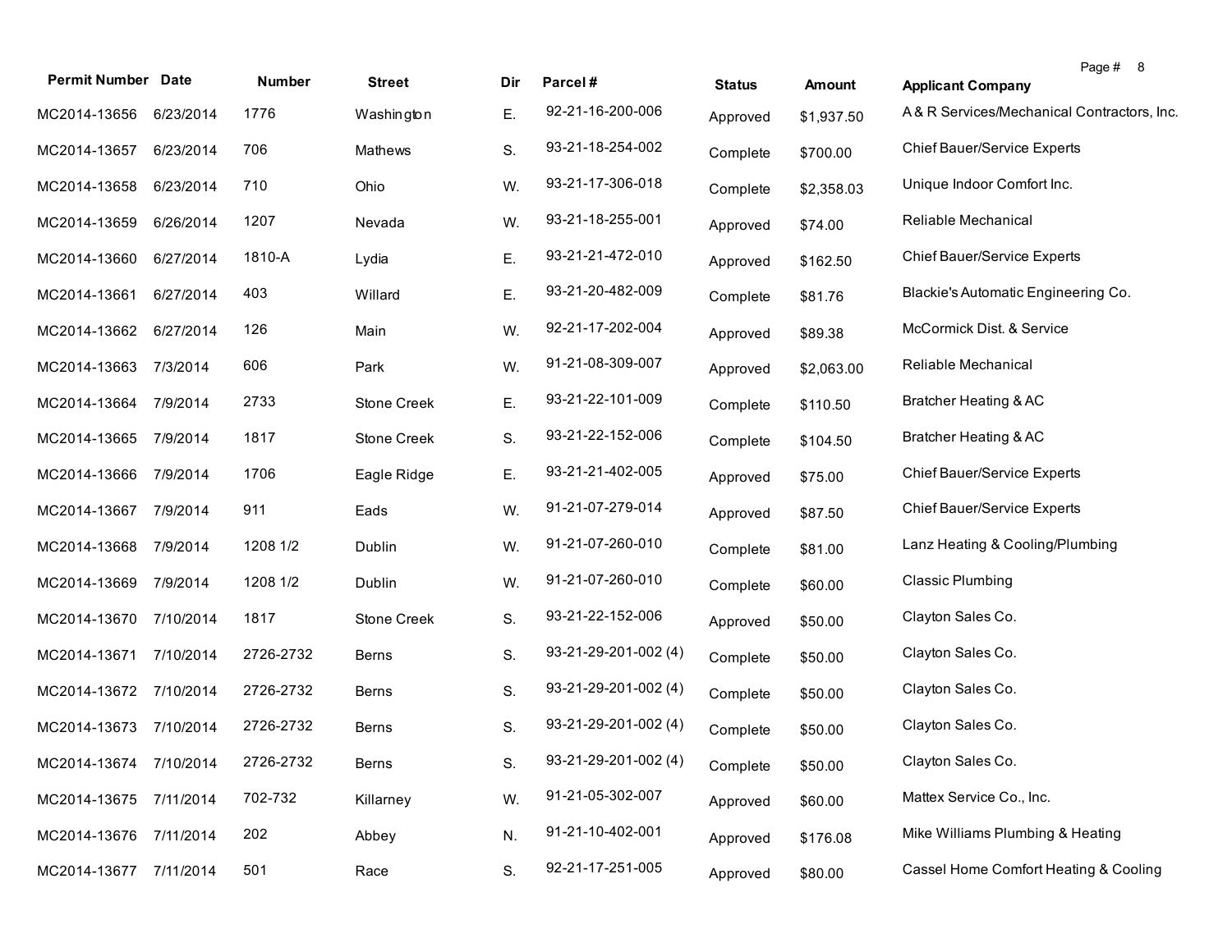| Permit Number | Date | Number | Street | Dir | Parcel # | Status | Amount | Applicant Company |
|---|---|---|---|---|---|---|---|---|
| MC2014-13656 | 6/23/2014 | 1776 | Washington | E. | 92-21-16-200-006 | Approved | $1,937.50 | A & R Services/Mechanical Contractors, Inc. |
| MC2014-13657 | 6/23/2014 | 706 | Mathews | S. | 93-21-18-254-002 | Complete | $700.00 | Chief Bauer/Service Experts |
| MC2014-13658 | 6/23/2014 | 710 | Ohio | W. | 93-21-17-306-018 | Complete | $2,358.03 | Unique Indoor Comfort Inc. |
| MC2014-13659 | 6/26/2014 | 1207 | Nevada | W. | 93-21-18-255-001 | Approved | $74.00 | Reliable Mechanical |
| MC2014-13660 | 6/27/2014 | 1810-A | Lydia | E. | 93-21-21-472-010 | Approved | $162.50 | Chief Bauer/Service Experts |
| MC2014-13661 | 6/27/2014 | 403 | Willard | E. | 93-21-20-482-009 | Complete | $81.76 | Blackie's Automatic Engineering Co. |
| MC2014-13662 | 6/27/2014 | 126 | Main | W. | 92-21-17-202-004 | Approved | $89.38 | McCormick Dist. & Service |
| MC2014-13663 | 7/3/2014 | 606 | Park | W. | 91-21-08-309-007 | Approved | $2,063.00 | Reliable Mechanical |
| MC2014-13664 | 7/9/2014 | 2733 | Stone Creek | E. | 93-21-22-101-009 | Complete | $110.50 | Bratcher Heating & AC |
| MC2014-13665 | 7/9/2014 | 1817 | Stone Creek | S. | 93-21-22-152-006 | Complete | $104.50 | Bratcher Heating & AC |
| MC2014-13666 | 7/9/2014 | 1706 | Eagle Ridge | E. | 93-21-21-402-005 | Approved | $75.00 | Chief Bauer/Service Experts |
| MC2014-13667 | 7/9/2014 | 911 | Eads | W. | 91-21-07-279-014 | Approved | $87.50 | Chief Bauer/Service Experts |
| MC2014-13668 | 7/9/2014 | 1208 1/2 | Dublin | W. | 91-21-07-260-010 | Complete | $81.00 | Lanz Heating & Cooling/Plumbing |
| MC2014-13669 | 7/9/2014 | 1208 1/2 | Dublin | W. | 91-21-07-260-010 | Complete | $60.00 | Classic Plumbing |
| MC2014-13670 | 7/10/2014 | 1817 | Stone Creek | S. | 93-21-22-152-006 | Approved | $50.00 | Clayton Sales Co. |
| MC2014-13671 | 7/10/2014 | 2726-2732 | Berns | S. | 93-21-29-201-002 (4) | Complete | $50.00 | Clayton Sales Co. |
| MC2014-13672 | 7/10/2014 | 2726-2732 | Berns | S. | 93-21-29-201-002 (4) | Complete | $50.00 | Clayton Sales Co. |
| MC2014-13673 | 7/10/2014 | 2726-2732 | Berns | S. | 93-21-29-201-002 (4) | Complete | $50.00 | Clayton Sales Co. |
| MC2014-13674 | 7/10/2014 | 2726-2732 | Berns | S. | 93-21-29-201-002 (4) | Complete | $50.00 | Clayton Sales Co. |
| MC2014-13675 | 7/11/2014 | 702-732 | Killarney | W. | 91-21-05-302-007 | Approved | $60.00 | Mattex Service Co., Inc. |
| MC2014-13676 | 7/11/2014 | 202 | Abbey | N. | 91-21-10-402-001 | Approved | $176.08 | Mike Williams Plumbing & Heating |
| MC2014-13677 | 7/11/2014 | 501 | Race | S. | 92-21-17-251-005 | Approved | $80.00 | Cassel Home Comfort Heating & Cooling |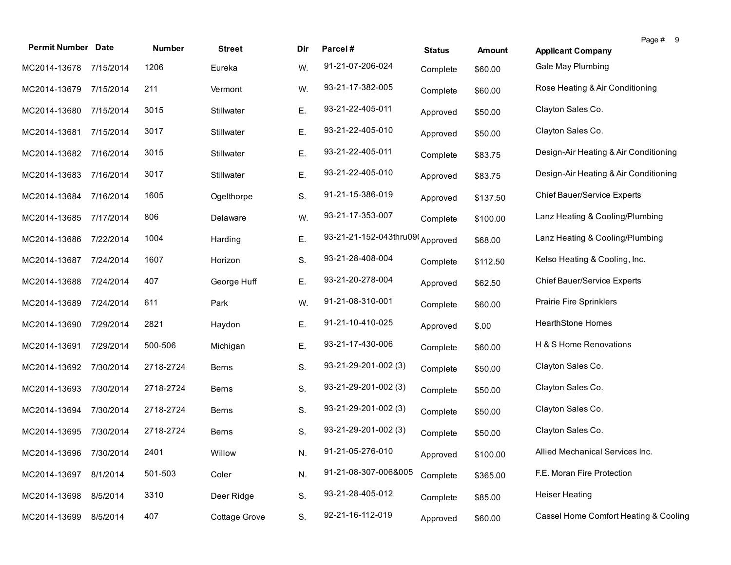| Permit Number | Date | Number | Street | Dir | Parcel # | Status | Amount | Applicant Company |
|---|---|---|---|---|---|---|---|---|
| MC2014-13678 | 7/15/2014 | 1206 | Eureka | W. | 91-21-07-206-024 | Complete | $60.00 | Gale May Plumbing |
| MC2014-13679 | 7/15/2014 | 211 | Vermont | W. | 93-21-17-382-005 | Complete | $60.00 | Rose Heating & Air Conditioning |
| MC2014-13680 | 7/15/2014 | 3015 | Stillwater | E. | 93-21-22-405-011 | Approved | $50.00 | Clayton Sales Co. |
| MC2014-13681 | 7/15/2014 | 3017 | Stillwater | E. | 93-21-22-405-010 | Approved | $50.00 | Clayton Sales Co. |
| MC2014-13682 | 7/16/2014 | 3015 | Stillwater | E. | 93-21-22-405-011 | Complete | $83.75 | Design-Air Heating & Air Conditioning |
| MC2014-13683 | 7/16/2014 | 3017 | Stillwater | E. | 93-21-22-405-010 | Approved | $83.75 | Design-Air Heating & Air Conditioning |
| MC2014-13684 | 7/16/2014 | 1605 | Ogelthorpe | S. | 91-21-15-386-019 | Approved | $137.50 | Chief Bauer/Service Experts |
| MC2014-13685 | 7/17/2014 | 806 | Delaware | W. | 93-21-17-353-007 | Complete | $100.00 | Lanz Heating & Cooling/Plumbing |
| MC2014-13686 | 7/22/2014 | 1004 | Harding | E. | 93-21-21-152-043thru09( | Approved | $68.00 | Lanz Heating & Cooling/Plumbing |
| MC2014-13687 | 7/24/2014 | 1607 | Horizon | S. | 93-21-28-408-004 | Complete | $112.50 | Kelso Heating & Cooling, Inc. |
| MC2014-13688 | 7/24/2014 | 407 | George Huff | E. | 93-21-20-278-004 | Approved | $62.50 | Chief Bauer/Service Experts |
| MC2014-13689 | 7/24/2014 | 611 | Park | W. | 91-21-08-310-001 | Complete | $60.00 | Prairie Fire Sprinklers |
| MC2014-13690 | 7/29/2014 | 2821 | Haydon | E. | 91-21-10-410-025 | Approved | $.00 | HearthStone Homes |
| MC2014-13691 | 7/29/2014 | 500-506 | Michigan | E. | 93-21-17-430-006 | Complete | $60.00 | H & S Home Renovations |
| MC2014-13692 | 7/30/2014 | 2718-2724 | Berns | S. | 93-21-29-201-002 (3) | Complete | $50.00 | Clayton Sales Co. |
| MC2014-13693 | 7/30/2014 | 2718-2724 | Berns | S. | 93-21-29-201-002 (3) | Complete | $50.00 | Clayton Sales Co. |
| MC2014-13694 | 7/30/2014 | 2718-2724 | Berns | S. | 93-21-29-201-002 (3) | Complete | $50.00 | Clayton Sales Co. |
| MC2014-13695 | 7/30/2014 | 2718-2724 | Berns | S. | 93-21-29-201-002 (3) | Complete | $50.00 | Clayton Sales Co. |
| MC2014-13696 | 7/30/2014 | 2401 | Willow | N. | 91-21-05-276-010 | Approved | $100.00 | Allied Mechanical Services Inc. |
| MC2014-13697 | 8/1/2014 | 501-503 | Coler | N. | 91-21-08-307-006&005 | Complete | $365.00 | F.E. Moran Fire Protection |
| MC2014-13698 | 8/5/2014 | 3310 | Deer Ridge | S. | 93-21-28-405-012 | Complete | $85.00 | Heiser Heating |
| MC2014-13699 | 8/5/2014 | 407 | Cottage Grove | S. | 92-21-16-112-019 | Approved | $60.00 | Cassel Home Comfort Heating & Cooling |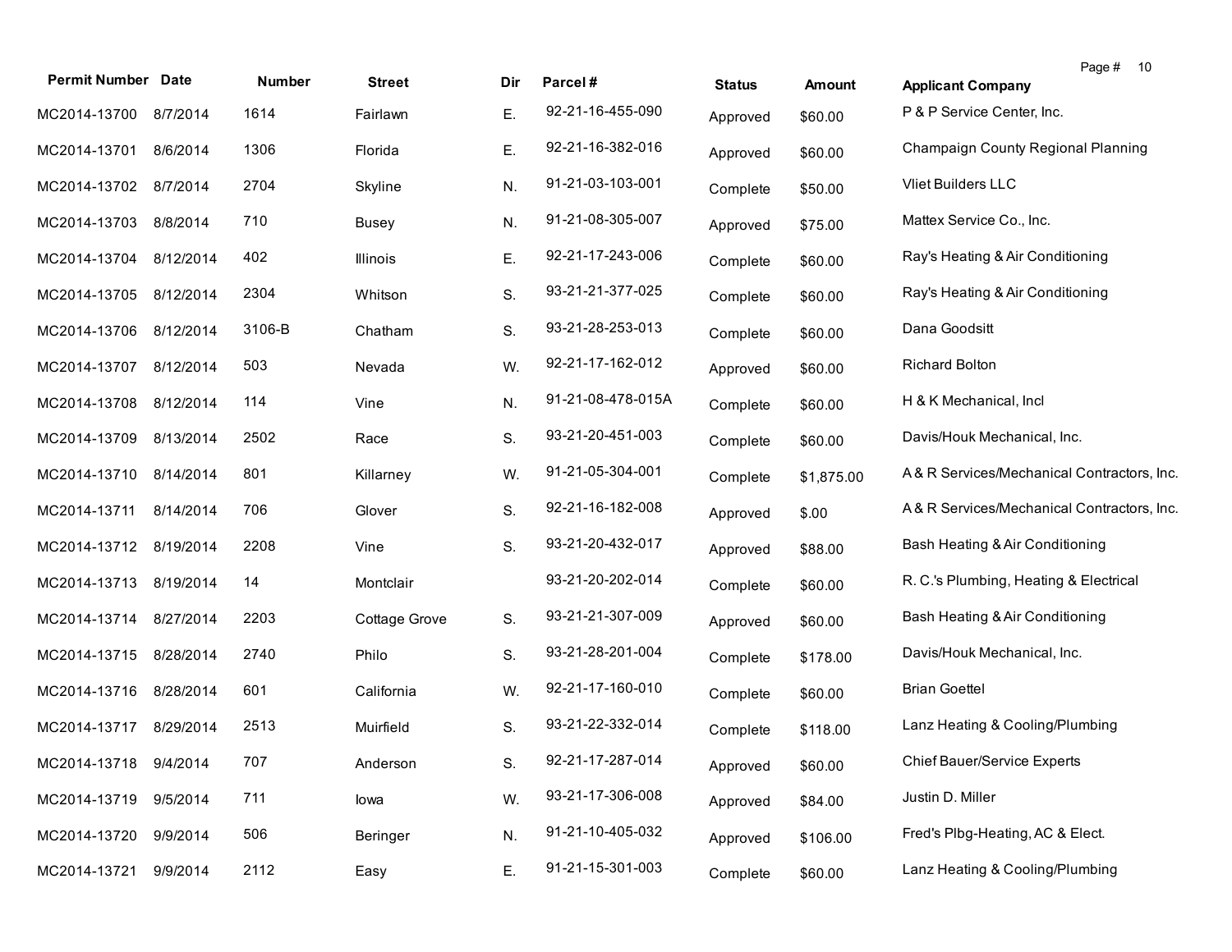| Permit Number | Date | Number | Street | Dir | Parcel # | Status | Amount | Applicant Company |
|---|---|---|---|---|---|---|---|---|
| MC2014-13700 | 8/7/2014 | 1614 | Fairlawn | E. | 92-21-16-455-090 | Approved | $60.00 | P & P Service Center, Inc. |
| MC2014-13701 | 8/6/2014 | 1306 | Florida | E. | 92-21-16-382-016 | Approved | $60.00 | Champaign County Regional Planning |
| MC2014-13702 | 8/7/2014 | 2704 | Skyline | N. | 91-21-03-103-001 | Complete | $50.00 | Vliet Builders LLC |
| MC2014-13703 | 8/8/2014 | 710 | Busey | N. | 91-21-08-305-007 | Approved | $75.00 | Mattex Service Co., Inc. |
| MC2014-13704 | 8/12/2014 | 402 | Illinois | E. | 92-21-17-243-006 | Complete | $60.00 | Ray's Heating & Air Conditioning |
| MC2014-13705 | 8/12/2014 | 2304 | Whitson | S. | 93-21-21-377-025 | Complete | $60.00 | Ray's Heating & Air Conditioning |
| MC2014-13706 | 8/12/2014 | 3106-B | Chatham | S. | 93-21-28-253-013 | Complete | $60.00 | Dana Goodsitt |
| MC2014-13707 | 8/12/2014 | 503 | Nevada | W. | 92-21-17-162-012 | Approved | $60.00 | Richard Bolton |
| MC2014-13708 | 8/12/2014 | 114 | Vine | N. | 91-21-08-478-015A | Complete | $60.00 | H & K Mechanical, Incl |
| MC2014-13709 | 8/13/2014 | 2502 | Race | S. | 93-21-20-451-003 | Complete | $60.00 | Davis/Houk Mechanical, Inc. |
| MC2014-13710 | 8/14/2014 | 801 | Killarney | W. | 91-21-05-304-001 | Complete | $1,875.00 | A & R Services/Mechanical Contractors, Inc. |
| MC2014-13711 | 8/14/2014 | 706 | Glover | S. | 92-21-16-182-008 | Approved | $.00 | A & R Services/Mechanical Contractors, Inc. |
| MC2014-13712 | 8/19/2014 | 2208 | Vine | S. | 93-21-20-432-017 | Approved | $88.00 | Bash Heating & Air Conditioning |
| MC2014-13713 | 8/19/2014 | 14 | Montclair | | 93-21-20-202-014 | Complete | $60.00 | R. C.'s Plumbing, Heating & Electrical |
| MC2014-13714 | 8/27/2014 | 2203 | Cottage Grove | S. | 93-21-21-307-009 | Approved | $60.00 | Bash Heating & Air Conditioning |
| MC2014-13715 | 8/28/2014 | 2740 | Philo | S. | 93-21-28-201-004 | Complete | $178.00 | Davis/Houk Mechanical, Inc. |
| MC2014-13716 | 8/28/2014 | 601 | California | W. | 92-21-17-160-010 | Complete | $60.00 | Brian Goettel |
| MC2014-13717 | 8/29/2014 | 2513 | Muirfield | S. | 93-21-22-332-014 | Complete | $118.00 | Lanz Heating & Cooling/Plumbing |
| MC2014-13718 | 9/4/2014 | 707 | Anderson | S. | 92-21-17-287-014 | Approved | $60.00 | Chief Bauer/Service Experts |
| MC2014-13719 | 9/5/2014 | 711 | Iowa | W. | 93-21-17-306-008 | Approved | $84.00 | Justin D. Miller |
| MC2014-13720 | 9/9/2014 | 506 | Beringer | N. | 91-21-10-405-032 | Approved | $106.00 | Fred's Plbg-Heating, AC & Elect. |
| MC2014-13721 | 9/9/2014 | 2112 | Easy | E. | 91-21-15-301-003 | Complete | $60.00 | Lanz Heating & Cooling/Plumbing |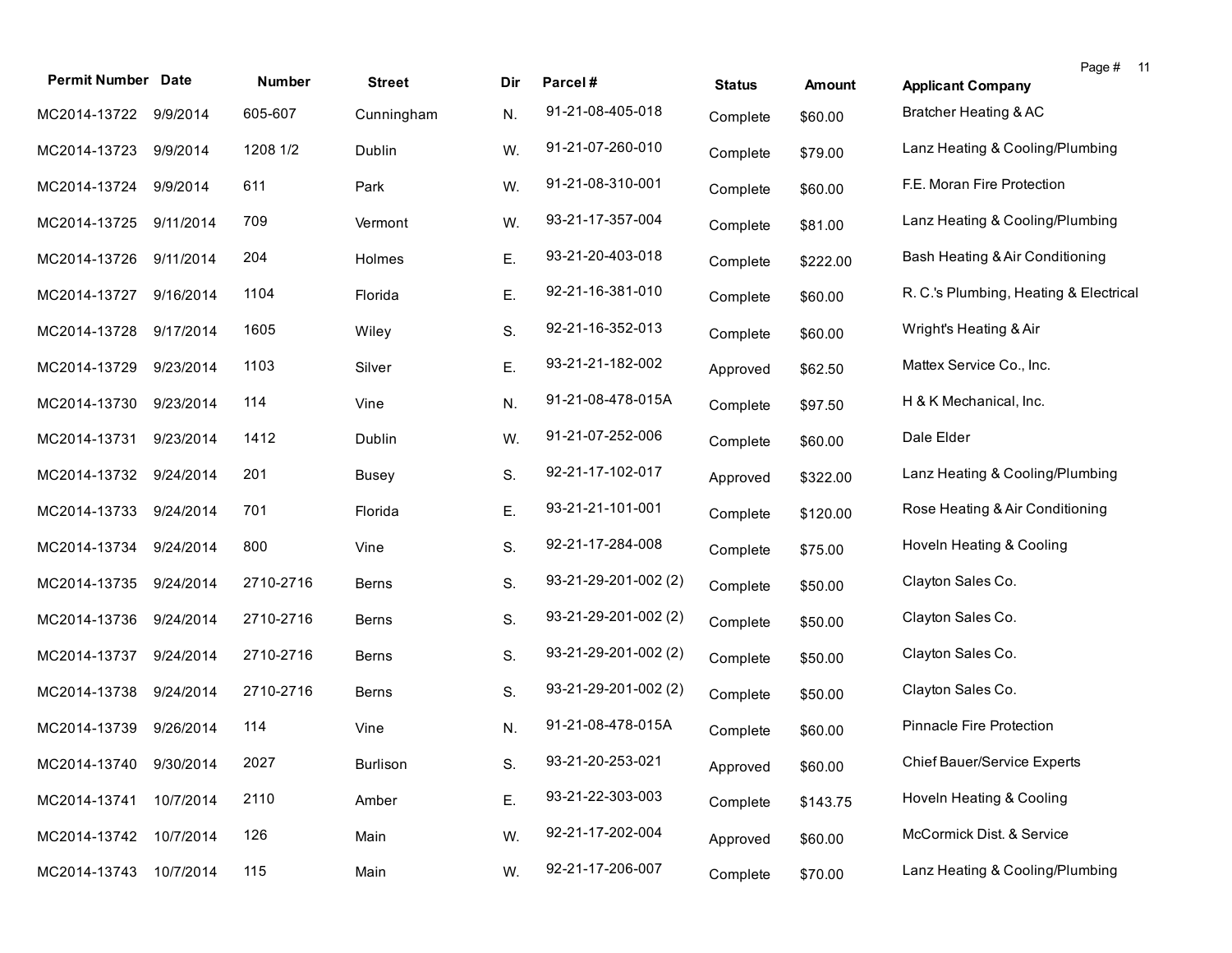| Permit Number | Date | Number | Street | Dir | Parcel # | Status | Amount | Applicant Company |
|---|---|---|---|---|---|---|---|---|
| MC2014-13722 | 9/9/2014 | 605-607 | Cunningham | N. | 91-21-08-405-018 | Complete | $60.00 | Bratcher Heating & AC |
| MC2014-13723 | 9/9/2014 | 1208 1/2 | Dublin | W. | 91-21-07-260-010 | Complete | $79.00 | Lanz Heating & Cooling/Plumbing |
| MC2014-13724 | 9/9/2014 | 611 | Park | W. | 91-21-08-310-001 | Complete | $60.00 | F.E. Moran Fire Protection |
| MC2014-13725 | 9/11/2014 | 709 | Vermont | W. | 93-21-17-357-004 | Complete | $81.00 | Lanz Heating & Cooling/Plumbing |
| MC2014-13726 | 9/11/2014 | 204 | Holmes | E. | 93-21-20-403-018 | Complete | $222.00 | Bash Heating & Air Conditioning |
| MC2014-13727 | 9/16/2014 | 1104 | Florida | E. | 92-21-16-381-010 | Complete | $60.00 | R. C.'s Plumbing, Heating & Electrical |
| MC2014-13728 | 9/17/2014 | 1605 | Wiley | S. | 92-21-16-352-013 | Complete | $60.00 | Wright's Heating & Air |
| MC2014-13729 | 9/23/2014 | 1103 | Silver | E. | 93-21-21-182-002 | Approved | $62.50 | Mattex Service Co., Inc. |
| MC2014-13730 | 9/23/2014 | 114 | Vine | N. | 91-21-08-478-015A | Complete | $97.50 | H & K Mechanical, Inc. |
| MC2014-13731 | 9/23/2014 | 1412 | Dublin | W. | 91-21-07-252-006 | Complete | $60.00 | Dale Elder |
| MC2014-13732 | 9/24/2014 | 201 | Busey | S. | 92-21-17-102-017 | Approved | $322.00 | Lanz Heating & Cooling/Plumbing |
| MC2014-13733 | 9/24/2014 | 701 | Florida | E. | 93-21-21-101-001 | Complete | $120.00 | Rose Heating & Air Conditioning |
| MC2014-13734 | 9/24/2014 | 800 | Vine | S. | 92-21-17-284-008 | Complete | $75.00 | Hoveln Heating & Cooling |
| MC2014-13735 | 9/24/2014 | 2710-2716 | Berns | S. | 93-21-29-201-002 (2) | Complete | $50.00 | Clayton Sales Co. |
| MC2014-13736 | 9/24/2014 | 2710-2716 | Berns | S. | 93-21-29-201-002 (2) | Complete | $50.00 | Clayton Sales Co. |
| MC2014-13737 | 9/24/2014 | 2710-2716 | Berns | S. | 93-21-29-201-002 (2) | Complete | $50.00 | Clayton Sales Co. |
| MC2014-13738 | 9/24/2014 | 2710-2716 | Berns | S. | 93-21-29-201-002 (2) | Complete | $50.00 | Clayton Sales Co. |
| MC2014-13739 | 9/26/2014 | 114 | Vine | N. | 91-21-08-478-015A | Complete | $60.00 | Pinnacle Fire Protection |
| MC2014-13740 | 9/30/2014 | 2027 | Burlison | S. | 93-21-20-253-021 | Approved | $60.00 | Chief Bauer/Service Experts |
| MC2014-13741 | 10/7/2014 | 2110 | Amber | E. | 93-21-22-303-003 | Complete | $143.75 | Hoveln Heating & Cooling |
| MC2014-13742 | 10/7/2014 | 126 | Main | W. | 92-21-17-202-004 | Approved | $60.00 | McCormick Dist. & Service |
| MC2014-13743 | 10/7/2014 | 115 | Main | W. | 92-21-17-206-007 | Complete | $70.00 | Lanz Heating & Cooling/Plumbing |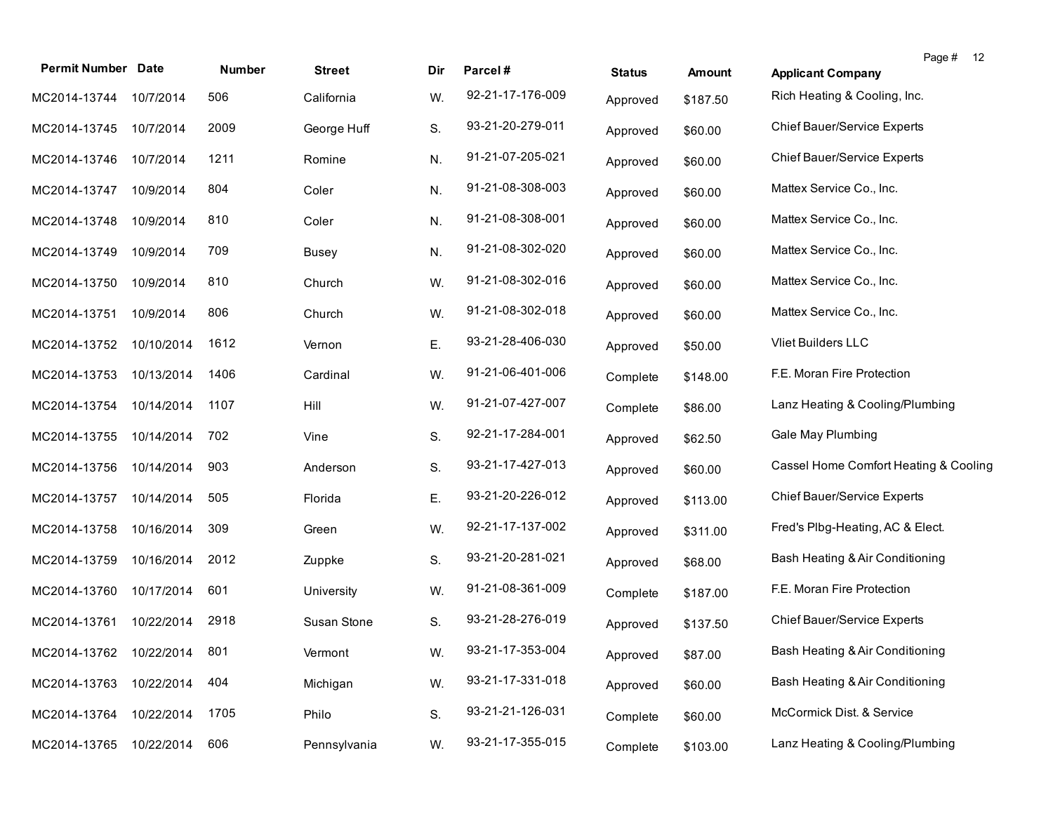| Permit Number | Date | Number | Street | Dir | Parcel # | Status | Amount | Applicant Company |
|---|---|---|---|---|---|---|---|---|
| MC2014-13744 | 10/7/2014 | 506 | California | W. | 92-21-17-176-009 | Approved | $187.50 | Rich Heating & Cooling, Inc. |
| MC2014-13745 | 10/7/2014 | 2009 | George Huff | S. | 93-21-20-279-011 | Approved | $60.00 | Chief Bauer/Service Experts |
| MC2014-13746 | 10/7/2014 | 1211 | Romine | N. | 91-21-07-205-021 | Approved | $60.00 | Chief Bauer/Service Experts |
| MC2014-13747 | 10/9/2014 | 804 | Coler | N. | 91-21-08-308-003 | Approved | $60.00 | Mattex Service Co., Inc. |
| MC2014-13748 | 10/9/2014 | 810 | Coler | N. | 91-21-08-308-001 | Approved | $60.00 | Mattex Service Co., Inc. |
| MC2014-13749 | 10/9/2014 | 709 | Busey | N. | 91-21-08-302-020 | Approved | $60.00 | Mattex Service Co., Inc. |
| MC2014-13750 | 10/9/2014 | 810 | Church | W. | 91-21-08-302-016 | Approved | $60.00 | Mattex Service Co., Inc. |
| MC2014-13751 | 10/9/2014 | 806 | Church | W. | 91-21-08-302-018 | Approved | $60.00 | Mattex Service Co., Inc. |
| MC2014-13752 | 10/10/2014 | 1612 | Vernon | E. | 93-21-28-406-030 | Approved | $50.00 | Vliet Builders LLC |
| MC2014-13753 | 10/13/2014 | 1406 | Cardinal | W. | 91-21-06-401-006 | Complete | $148.00 | F.E. Moran Fire Protection |
| MC2014-13754 | 10/14/2014 | 1107 | Hill | W. | 91-21-07-427-007 | Complete | $86.00 | Lanz Heating & Cooling/Plumbing |
| MC2014-13755 | 10/14/2014 | 702 | Vine | S. | 92-21-17-284-001 | Approved | $62.50 | Gale May Plumbing |
| MC2014-13756 | 10/14/2014 | 903 | Anderson | S. | 93-21-17-427-013 | Approved | $60.00 | Cassel Home Comfort Heating & Cooling |
| MC2014-13757 | 10/14/2014 | 505 | Florida | E. | 93-21-20-226-012 | Approved | $113.00 | Chief Bauer/Service Experts |
| MC2014-13758 | 10/16/2014 | 309 | Green | W. | 92-21-17-137-002 | Approved | $311.00 | Fred's Plbg-Heating, AC & Elect. |
| MC2014-13759 | 10/16/2014 | 2012 | Zuppke | S. | 93-21-20-281-021 | Approved | $68.00 | Bash Heating & Air Conditioning |
| MC2014-13760 | 10/17/2014 | 601 | University | W. | 91-21-08-361-009 | Complete | $187.00 | F.E. Moran Fire Protection |
| MC2014-13761 | 10/22/2014 | 2918 | Susan Stone | S. | 93-21-28-276-019 | Approved | $137.50 | Chief Bauer/Service Experts |
| MC2014-13762 | 10/22/2014 | 801 | Vermont | W. | 93-21-17-353-004 | Approved | $87.00 | Bash Heating & Air Conditioning |
| MC2014-13763 | 10/22/2014 | 404 | Michigan | W. | 93-21-17-331-018 | Approved | $60.00 | Bash Heating & Air Conditioning |
| MC2014-13764 | 10/22/2014 | 1705 | Philo | S. | 93-21-21-126-031 | Complete | $60.00 | McCormick Dist. & Service |
| MC2014-13765 | 10/22/2014 | 606 | Pennsylvania | W. | 93-21-17-355-015 | Complete | $103.00 | Lanz Heating & Cooling/Plumbing |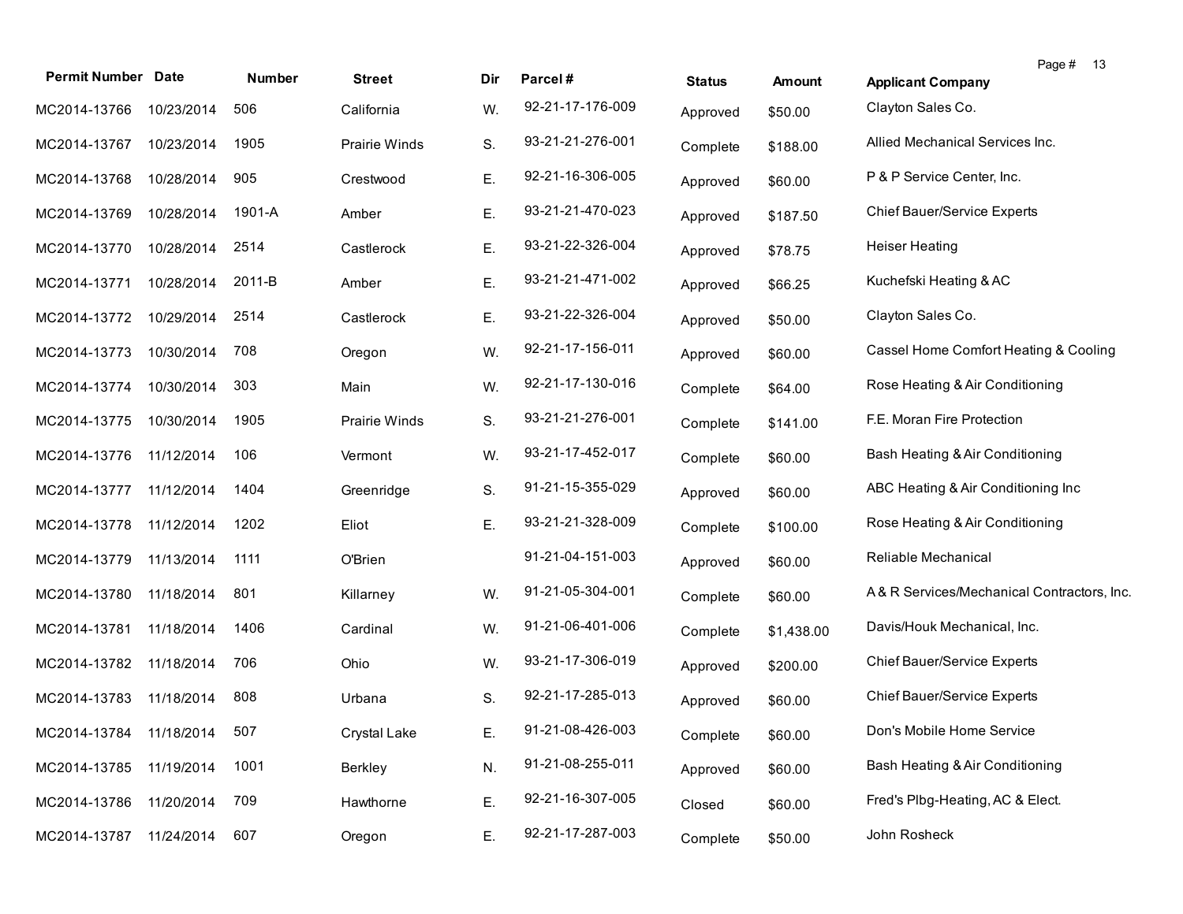| Permit Number | Date | Number | Street | Dir | Parcel # | Status | Amount | Applicant Company |
|---|---|---|---|---|---|---|---|---|
| MC2014-13766 | 10/23/2014 | 506 | California | W. | 92-21-17-176-009 | Approved | $50.00 | Clayton Sales Co. |
| MC2014-13767 | 10/23/2014 | 1905 | Prairie Winds | S. | 93-21-21-276-001 | Complete | $188.00 | Allied Mechanical Services Inc. |
| MC2014-13768 | 10/28/2014 | 905 | Crestwood | E. | 92-21-16-306-005 | Approved | $60.00 | P & P Service Center, Inc. |
| MC2014-13769 | 10/28/2014 | 1901-A | Amber | E. | 93-21-21-470-023 | Approved | $187.50 | Chief Bauer/Service Experts |
| MC2014-13770 | 10/28/2014 | 2514 | Castlerock | E. | 93-21-22-326-004 | Approved | $78.75 | Heiser Heating |
| MC2014-13771 | 10/28/2014 | 2011-B | Amber | E. | 93-21-21-471-002 | Approved | $66.25 | Kuchefski Heating & AC |
| MC2014-13772 | 10/29/2014 | 2514 | Castlerock | E. | 93-21-22-326-004 | Approved | $50.00 | Clayton Sales Co. |
| MC2014-13773 | 10/30/2014 | 708 | Oregon | W. | 92-21-17-156-011 | Approved | $60.00 | Cassel Home Comfort Heating & Cooling |
| MC2014-13774 | 10/30/2014 | 303 | Main | W. | 92-21-17-130-016 | Complete | $64.00 | Rose Heating & Air Conditioning |
| MC2014-13775 | 10/30/2014 | 1905 | Prairie Winds | S. | 93-21-21-276-001 | Complete | $141.00 | F.E. Moran Fire Protection |
| MC2014-13776 | 11/12/2014 | 106 | Vermont | W. | 93-21-17-452-017 | Complete | $60.00 | Bash Heating & Air Conditioning |
| MC2014-13777 | 11/12/2014 | 1404 | Greenridge | S. | 91-21-15-355-029 | Approved | $60.00 | ABC Heating & Air Conditioning Inc |
| MC2014-13778 | 11/12/2014 | 1202 | Eliot | E. | 93-21-21-328-009 | Complete | $100.00 | Rose Heating & Air Conditioning |
| MC2014-13779 | 11/13/2014 | 1111 | O'Brien | | 91-21-04-151-003 | Approved | $60.00 | Reliable Mechanical |
| MC2014-13780 | 11/18/2014 | 801 | Killarney | W. | 91-21-05-304-001 | Complete | $60.00 | A & R Services/Mechanical Contractors, Inc. |
| MC2014-13781 | 11/18/2014 | 1406 | Cardinal | W. | 91-21-06-401-006 | Complete | $1,438.00 | Davis/Houk Mechanical, Inc. |
| MC2014-13782 | 11/18/2014 | 706 | Ohio | W. | 93-21-17-306-019 | Approved | $200.00 | Chief Bauer/Service Experts |
| MC2014-13783 | 11/18/2014 | 808 | Urbana | S. | 92-21-17-285-013 | Approved | $60.00 | Chief Bauer/Service Experts |
| MC2014-13784 | 11/18/2014 | 507 | Crystal Lake | E. | 91-21-08-426-003 | Complete | $60.00 | Don's Mobile Home Service |
| MC2014-13785 | 11/19/2014 | 1001 | Berkley | N. | 91-21-08-255-011 | Approved | $60.00 | Bash Heating & Air Conditioning |
| MC2014-13786 | 11/20/2014 | 709 | Hawthorne | E. | 92-21-16-307-005 | Closed | $60.00 | Fred's Plbg-Heating, AC & Elect. |
| MC2014-13787 | 11/24/2014 | 607 | Oregon | E. | 92-21-17-287-003 | Complete | $50.00 | John Rosheck |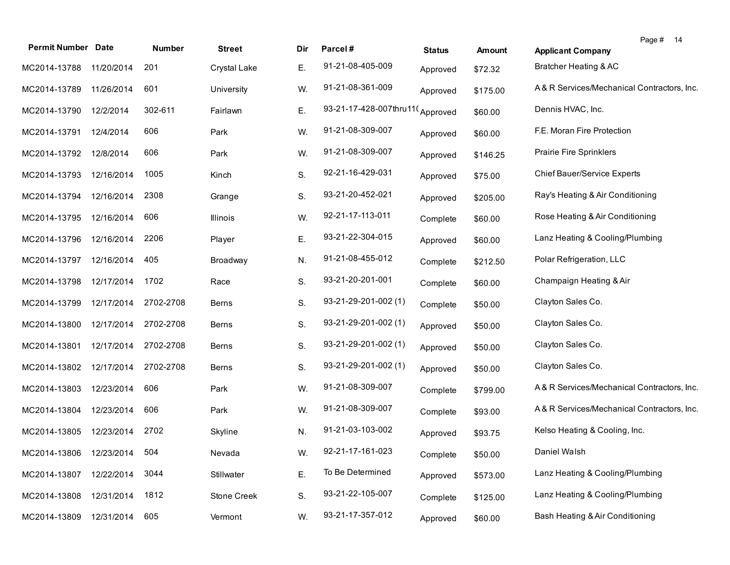| Permit Number | Date | Number | Street | Dir | Parcel # | Status | Amount | Applicant Company |
|---|---|---|---|---|---|---|---|---|
| MC2014-13788 | 11/20/2014 | 201 | Crystal Lake | E. | 91-21-08-405-009 | Approved | $72.32 | Bratcher Heating & AC |
| MC2014-13789 | 11/26/2014 | 601 | University | W. | 91-21-08-361-009 | Approved | $175.00 | A & R Services/Mechanical Contractors, Inc. |
| MC2014-13790 | 12/2/2014 | 302-611 | Fairlawn | E. | 93-21-17-428-007thru11( | Approved | $60.00 | Dennis HVAC, Inc. |
| MC2014-13791 | 12/4/2014 | 606 | Park | W. | 91-21-08-309-007 | Approved | $60.00 | F.E. Moran Fire Protection |
| MC2014-13792 | 12/8/2014 | 606 | Park | W. | 91-21-08-309-007 | Approved | $146.25 | Prairie Fire Sprinklers |
| MC2014-13793 | 12/16/2014 | 1005 | Kinch | S. | 92-21-16-429-031 | Approved | $75.00 | Chief Bauer/Service Experts |
| MC2014-13794 | 12/16/2014 | 2308 | Grange | S. | 93-21-20-452-021 | Approved | $205.00 | Ray's Heating & Air Conditioning |
| MC2014-13795 | 12/16/2014 | 606 | Illinois | W. | 92-21-17-113-011 | Complete | $60.00 | Rose Heating & Air Conditioning |
| MC2014-13796 | 12/16/2014 | 2206 | Player | E. | 93-21-22-304-015 | Approved | $60.00 | Lanz Heating & Cooling/Plumbing |
| MC2014-13797 | 12/16/2014 | 405 | Broadway | N. | 91-21-08-455-012 | Complete | $212.50 | Polar Refrigeration, LLC |
| MC2014-13798 | 12/17/2014 | 1702 | Race | S. | 93-21-20-201-001 | Complete | $60.00 | Champaign Heating & Air |
| MC2014-13799 | 12/17/2014 | 2702-2708 | Berns | S. | 93-21-29-201-002 (1) | Complete | $50.00 | Clayton Sales Co. |
| MC2014-13800 | 12/17/2014 | 2702-2708 | Berns | S. | 93-21-29-201-002 (1) | Approved | $50.00 | Clayton Sales Co. |
| MC2014-13801 | 12/17/2014 | 2702-2708 | Berns | S. | 93-21-29-201-002 (1) | Approved | $50.00 | Clayton Sales Co. |
| MC2014-13802 | 12/17/2014 | 2702-2708 | Berns | S. | 93-21-29-201-002 (1) | Approved | $50.00 | Clayton Sales Co. |
| MC2014-13803 | 12/23/2014 | 606 | Park | W. | 91-21-08-309-007 | Complete | $799.00 | A & R Services/Mechanical Contractors, Inc. |
| MC2014-13804 | 12/23/2014 | 606 | Park | W. | 91-21-08-309-007 | Complete | $93.00 | A & R Services/Mechanical Contractors, Inc. |
| MC2014-13805 | 12/23/2014 | 2702 | Skyline | N. | 91-21-03-103-002 | Approved | $93.75 | Kelso Heating & Cooling, Inc. |
| MC2014-13806 | 12/23/2014 | 504 | Nevada | W. | 92-21-17-161-023 | Complete | $50.00 | Daniel Walsh |
| MC2014-13807 | 12/22/2014 | 3044 | Stillwater | E. | To Be Determined | Approved | $573.00 | Lanz Heating & Cooling/Plumbing |
| MC2014-13808 | 12/31/2014 | 1812 | Stone Creek | S. | 93-21-22-105-007 | Complete | $125.00 | Lanz Heating & Cooling/Plumbing |
| MC2014-13809 | 12/31/2014 | 605 | Vermont | W. | 93-21-17-357-012 | Approved | $60.00 | Bash Heating & Air Conditioning |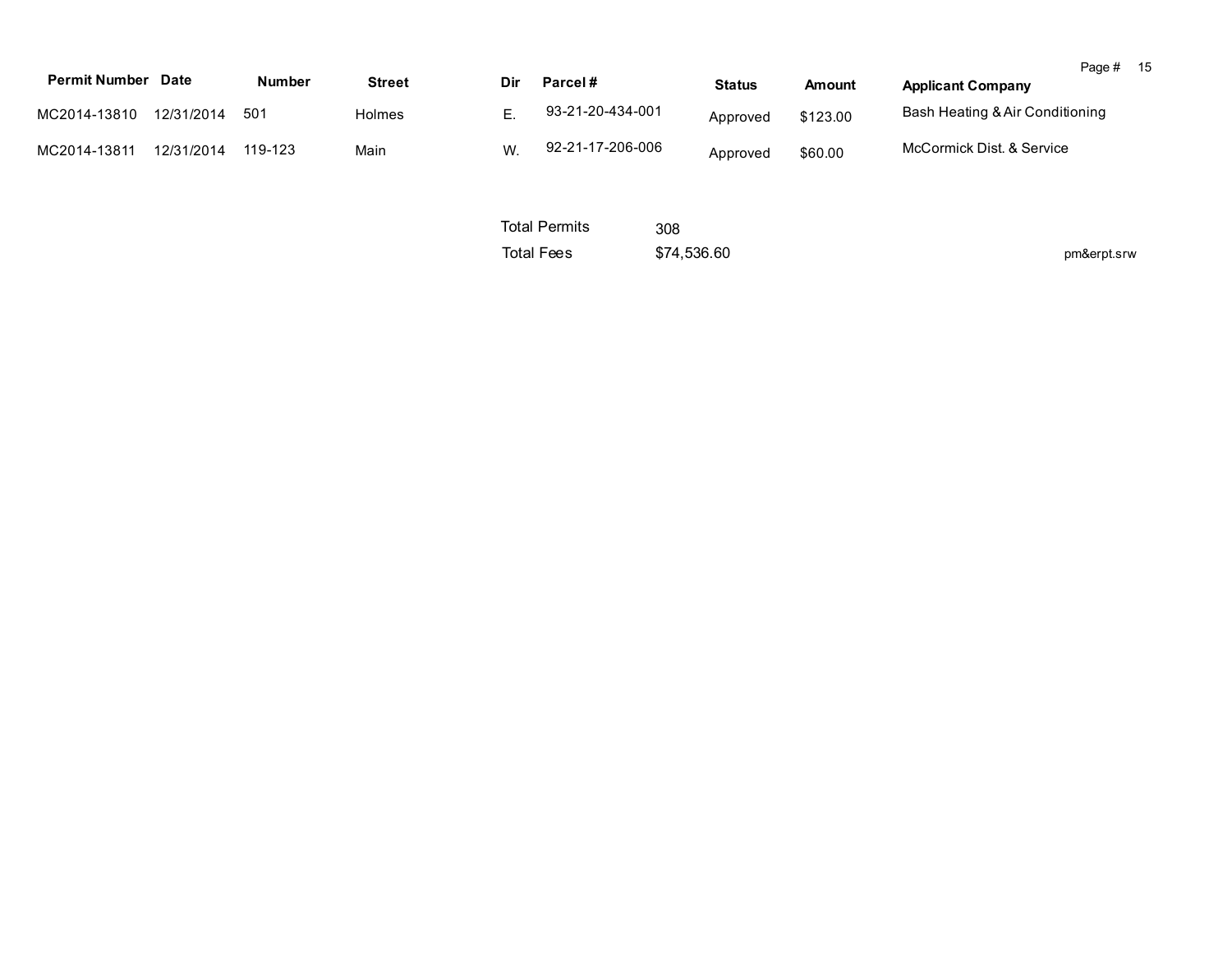| Permit Number | Date | Number | Street | Dir | Parcel # | Status | Amount | Applicant Company |
|---|---|---|---|---|---|---|---|---|
| MC2014-13810 | 12/31/2014 | 501 | Holmes | E. | 93-21-20-434-001 | Approved | $123.00 | Bash Heating & Air Conditioning |
| MC2014-13811 | 12/31/2014 | 119-123 | Main | W. | 92-21-17-206-006 | Approved | $60.00 | McCormick Dist. & Service |

Total Permits 308

Total Fees $74,536.60

pm&erpt.srw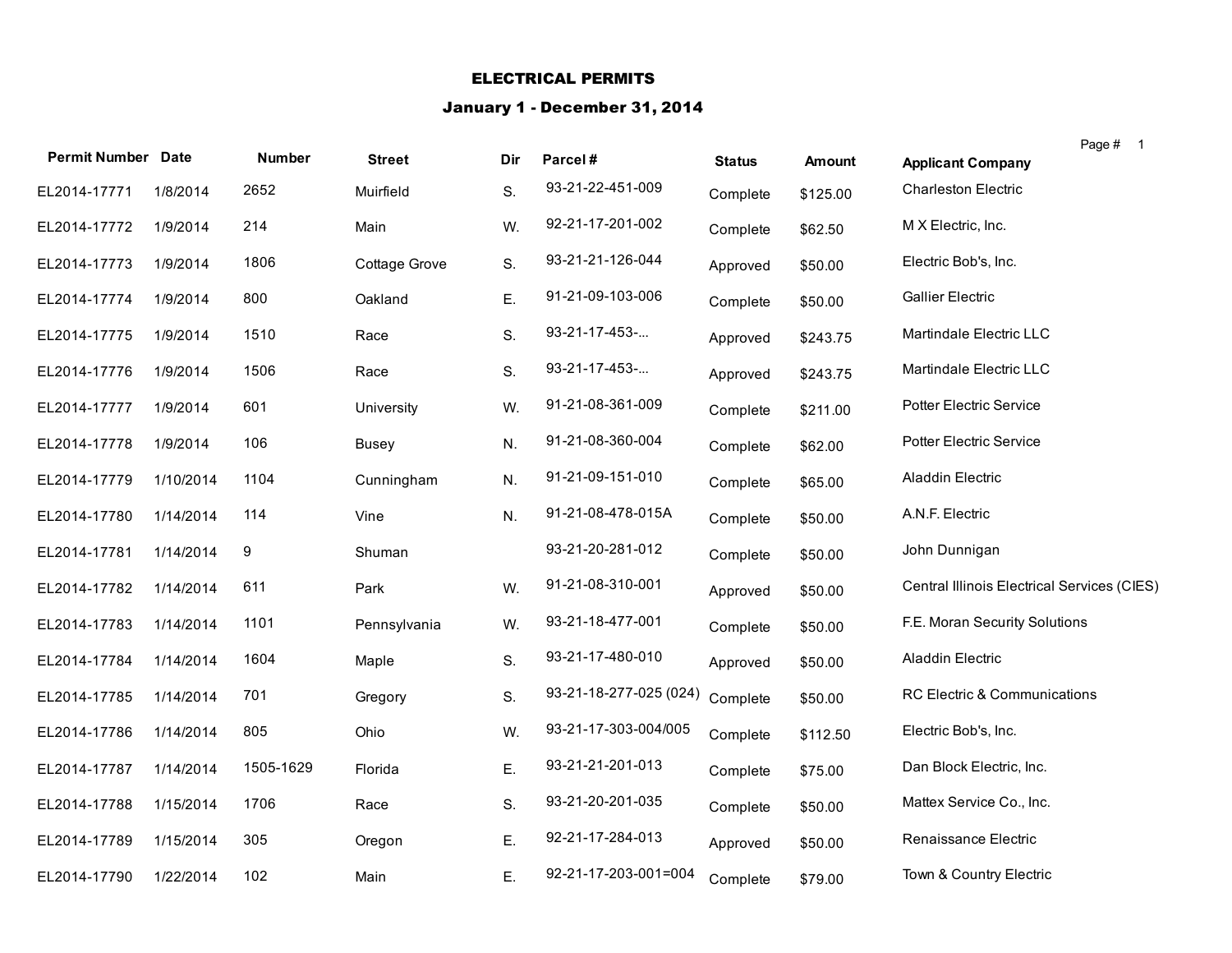# ELECTRICAL PERMITS

## January 1 - December 31, 2014

| Permit Number | Date | Number | Street | Dir | Parcel # | Status | Amount | Applicant Company |
|---|---|---|---|---|---|---|---|---|
| EL2014-17771 | 1/8/2014 | 2652 | Muirfield | S. | 93-21-22-451-009 | Complete | $125.00 | Charleston Electric |
| EL2014-17772 | 1/9/2014 | 214 | Main | W. | 92-21-17-201-002 | Complete | $62.50 | M X Electric, Inc. |
| EL2014-17773 | 1/9/2014 | 1806 | Cottage Grove | S. | 93-21-21-126-044 | Approved | $50.00 | Electric Bob's, Inc. |
| EL2014-17774 | 1/9/2014 | 800 | Oakland | E. | 91-21-09-103-006 | Complete | $50.00 | Gallier Electric |
| EL2014-17775 | 1/9/2014 | 1510 | Race | S. | 93-21-17-453-... | Approved | $243.75 | Martindale Electric LLC |
| EL2014-17776 | 1/9/2014 | 1506 | Race | S. | 93-21-17-453-... | Approved | $243.75 | Martindale Electric LLC |
| EL2014-17777 | 1/9/2014 | 601 | University | W. | 91-21-08-361-009 | Complete | $211.00 | Potter Electric Service |
| EL2014-17778 | 1/9/2014 | 106 | Busey | N. | 91-21-08-360-004 | Complete | $62.00 | Potter Electric Service |
| EL2014-17779 | 1/10/2014 | 1104 | Cunningham | N. | 91-21-09-151-010 | Complete | $65.00 | Aladdin Electric |
| EL2014-17780 | 1/14/2014 | 114 | Vine | N. | 91-21-08-478-015A | Complete | $50.00 | A.N.F. Electric |
| EL2014-17781 | 1/14/2014 | 9 | Shuman | | 93-21-20-281-012 | Complete | $50.00 | John Dunnigan |
| EL2014-17782 | 1/14/2014 | 611 | Park | W. | 91-21-08-310-001 | Approved | $50.00 | Central Illinois Electrical Services (CIES) |
| EL2014-17783 | 1/14/2014 | 1101 | Pennsylvania | W. | 93-21-18-477-001 | Complete | $50.00 | F.E. Moran Security Solutions |
| EL2014-17784 | 1/14/2014 | 1604 | Maple | S. | 93-21-17-480-010 | Approved | $50.00 | Aladdin Electric |
| EL2014-17785 | 1/14/2014 | 701 | Gregory | S. | 93-21-18-277-025 (024) | Complete | $50.00 | RC Electric & Communications |
| EL2014-17786 | 1/14/2014 | 805 | Ohio | W. | 93-21-17-303-004/005 | Complete | $112.50 | Electric Bob's, Inc. |
| EL2014-17787 | 1/14/2014 | 1505-1629 | Florida | E. | 93-21-21-201-013 | Complete | $75.00 | Dan Block Electric, Inc. |
| EL2014-17788 | 1/15/2014 | 1706 | Race | S. | 93-21-20-201-035 | Complete | $50.00 | Mattex Service Co., Inc. |
| EL2014-17789 | 1/15/2014 | 305 | Oregon | E. | 92-21-17-284-013 | Approved | $50.00 | Renaissance Electric |
| EL2014-17790 | 1/22/2014 | 102 | Main | E. | 92-21-17-203-001=004 | Complete | $79.00 | Town & Country Electric |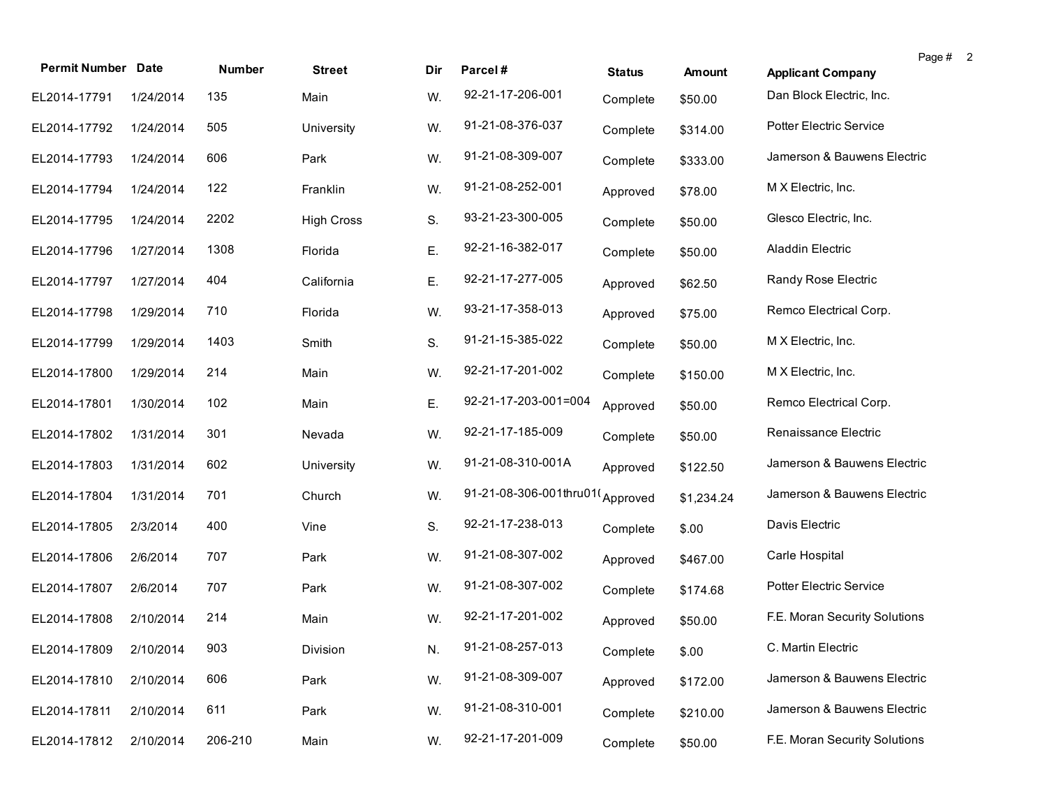| Permit Number | Date | Number | Street | Dir | Parcel # | Status | Amount | Applicant Company |
|---|---|---|---|---|---|---|---|---|
| EL2014-17791 | 1/24/2014 | 135 | Main | W. | 92-21-17-206-001 | Complete | $50.00 | Dan Block Electric, Inc. |
| EL2014-17792 | 1/24/2014 | 505 | University | W. | 91-21-08-376-037 | Complete | $314.00 | Potter Electric Service |
| EL2014-17793 | 1/24/2014 | 606 | Park | W. | 91-21-08-309-007 | Complete | $333.00 | Jamerson & Bauwens Electric |
| EL2014-17794 | 1/24/2014 | 122 | Franklin | W. | 91-21-08-252-001 | Approved | $78.00 | M X Electric, Inc. |
| EL2014-17795 | 1/24/2014 | 2202 | High Cross | S. | 93-21-23-300-005 | Complete | $50.00 | Glesco Electric, Inc. |
| EL2014-17796 | 1/27/2014 | 1308 | Florida | E. | 92-21-16-382-017 | Complete | $50.00 | Aladdin Electric |
| EL2014-17797 | 1/27/2014 | 404 | California | E. | 92-21-17-277-005 | Approved | $62.50 | Randy Rose Electric |
| EL2014-17798 | 1/29/2014 | 710 | Florida | W. | 93-21-17-358-013 | Approved | $75.00 | Remco Electrical Corp. |
| EL2014-17799 | 1/29/2014 | 1403 | Smith | S. | 91-21-15-385-022 | Complete | $50.00 | M X Electric, Inc. |
| EL2014-17800 | 1/29/2014 | 214 | Main | W. | 92-21-17-201-002 | Complete | $150.00 | M X Electric, Inc. |
| EL2014-17801 | 1/30/2014 | 102 | Main | E. | 92-21-17-203-001=004 | Approved | $50.00 | Remco Electrical Corp. |
| EL2014-17802 | 1/31/2014 | 301 | Nevada | W. | 92-21-17-185-009 | Complete | $50.00 | Renaissance Electric |
| EL2014-17803 | 1/31/2014 | 602 | University | W. | 91-21-08-310-001A | Approved | $122.50 | Jamerson & Bauwens Electric |
| EL2014-17804 | 1/31/2014 | 701 | Church | W. | 91-21-08-306-001thru01( | Approved | $1,234.24 | Jamerson & Bauwens Electric |
| EL2014-17805 | 2/3/2014 | 400 | Vine | S. | 92-21-17-238-013 | Complete | $.00 | Davis Electric |
| EL2014-17806 | 2/6/2014 | 707 | Park | W. | 91-21-08-307-002 | Approved | $467.00 | Carle Hospital |
| EL2014-17807 | 2/6/2014 | 707 | Park | W. | 91-21-08-307-002 | Complete | $174.68 | Potter Electric Service |
| EL2014-17808 | 2/10/2014 | 214 | Main | W. | 92-21-17-201-002 | Approved | $50.00 | F.E. Moran Security Solutions |
| EL2014-17809 | 2/10/2014 | 903 | Division | N. | 91-21-08-257-013 | Complete | $.00 | C. Martin Electric |
| EL2014-17810 | 2/10/2014 | 606 | Park | W. | 91-21-08-309-007 | Approved | $172.00 | Jamerson & Bauwens Electric |
| EL2014-17811 | 2/10/2014 | 611 | Park | W. | 91-21-08-310-001 | Complete | $210.00 | Jamerson & Bauwens Electric |
| EL2014-17812 | 2/10/2014 | 206-210 | Main | W. | 92-21-17-201-009 | Complete | $50.00 | F.E. Moran Security Solutions |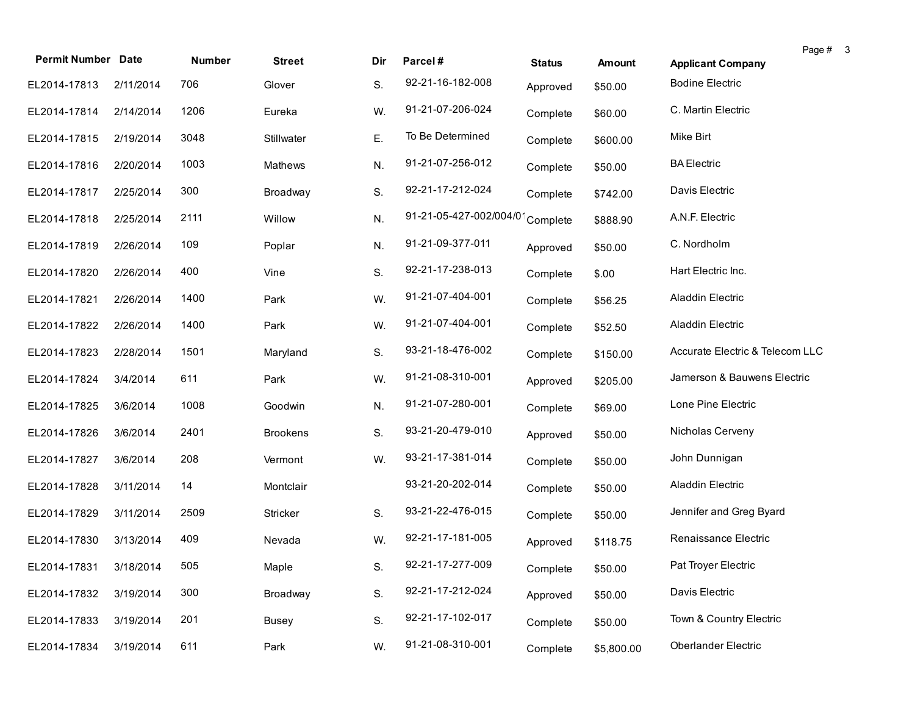| Permit Number | Date | Number | Street | Dir | Parcel # | Status | Amount | Applicant Company |
|---|---|---|---|---|---|---|---|---|
| EL2014-17813 | 2/11/2014 | 706 | Glover | S. | 92-21-16-182-008 | Approved | $50.00 | Bodine Electric |
| EL2014-17814 | 2/14/2014 | 1206 | Eureka | W. | 91-21-07-206-024 | Complete | $60.00 | C. Martin Electric |
| EL2014-17815 | 2/19/2014 | 3048 | Stillwater | E. | To Be Determined | Complete | $600.00 | Mike Birt |
| EL2014-17816 | 2/20/2014 | 1003 | Mathews | N. | 91-21-07-256-012 | Complete | $50.00 | BA Electric |
| EL2014-17817 | 2/25/2014 | 300 | Broadway | S. | 92-21-17-212-024 | Complete | $742.00 | Davis Electric |
| EL2014-17818 | 2/25/2014 | 2111 | Willow | N. | 91-21-05-427-002/004/0 | Complete | $888.90 | A.N.F. Electric |
| EL2014-17819 | 2/26/2014 | 109 | Poplar | N. | 91-21-09-377-011 | Approved | $50.00 | C. Nordholm |
| EL2014-17820 | 2/26/2014 | 400 | Vine | S. | 92-21-17-238-013 | Complete | $.00 | Hart Electric Inc. |
| EL2014-17821 | 2/26/2014 | 1400 | Park | W. | 91-21-07-404-001 | Complete | $56.25 | Aladdin Electric |
| EL2014-17822 | 2/26/2014 | 1400 | Park | W. | 91-21-07-404-001 | Complete | $52.50 | Aladdin Electric |
| EL2014-17823 | 2/28/2014 | 1501 | Maryland | S. | 93-21-18-476-002 | Complete | $150.00 | Accurate Electric & Telecom LLC |
| EL2014-17824 | 3/4/2014 | 611 | Park | W. | 91-21-08-310-001 | Approved | $205.00 | Jamerson & Bauwens Electric |
| EL2014-17825 | 3/6/2014 | 1008 | Goodwin | N. | 91-21-07-280-001 | Complete | $69.00 | Lone Pine Electric |
| EL2014-17826 | 3/6/2014 | 2401 | Brookens | S. | 93-21-20-479-010 | Approved | $50.00 | Nicholas Cerveny |
| EL2014-17827 | 3/6/2014 | 208 | Vermont | W. | 93-21-17-381-014 | Complete | $50.00 | John Dunnigan |
| EL2014-17828 | 3/11/2014 | 14 | Montclair | | 93-21-20-202-014 | Complete | $50.00 | Aladdin Electric |
| EL2014-17829 | 3/11/2014 | 2509 | Stricker | S. | 93-21-22-476-015 | Complete | $50.00 | Jennifer and Greg Byard |
| EL2014-17830 | 3/13/2014 | 409 | Nevada | W. | 92-21-17-181-005 | Approved | $118.75 | Renaissance Electric |
| EL2014-17831 | 3/18/2014 | 505 | Maple | S. | 92-21-17-277-009 | Complete | $50.00 | Pat Troyer Electric |
| EL2014-17832 | 3/19/2014 | 300 | Broadway | S. | 92-21-17-212-024 | Approved | $50.00 | Davis Electric |
| EL2014-17833 | 3/19/2014 | 201 | Busey | S. | 92-21-17-102-017 | Complete | $50.00 | Town & Country Electric |
| EL2014-17834 | 3/19/2014 | 611 | Park | W. | 91-21-08-310-001 | Complete | $5,800.00 | Oberlander Electric |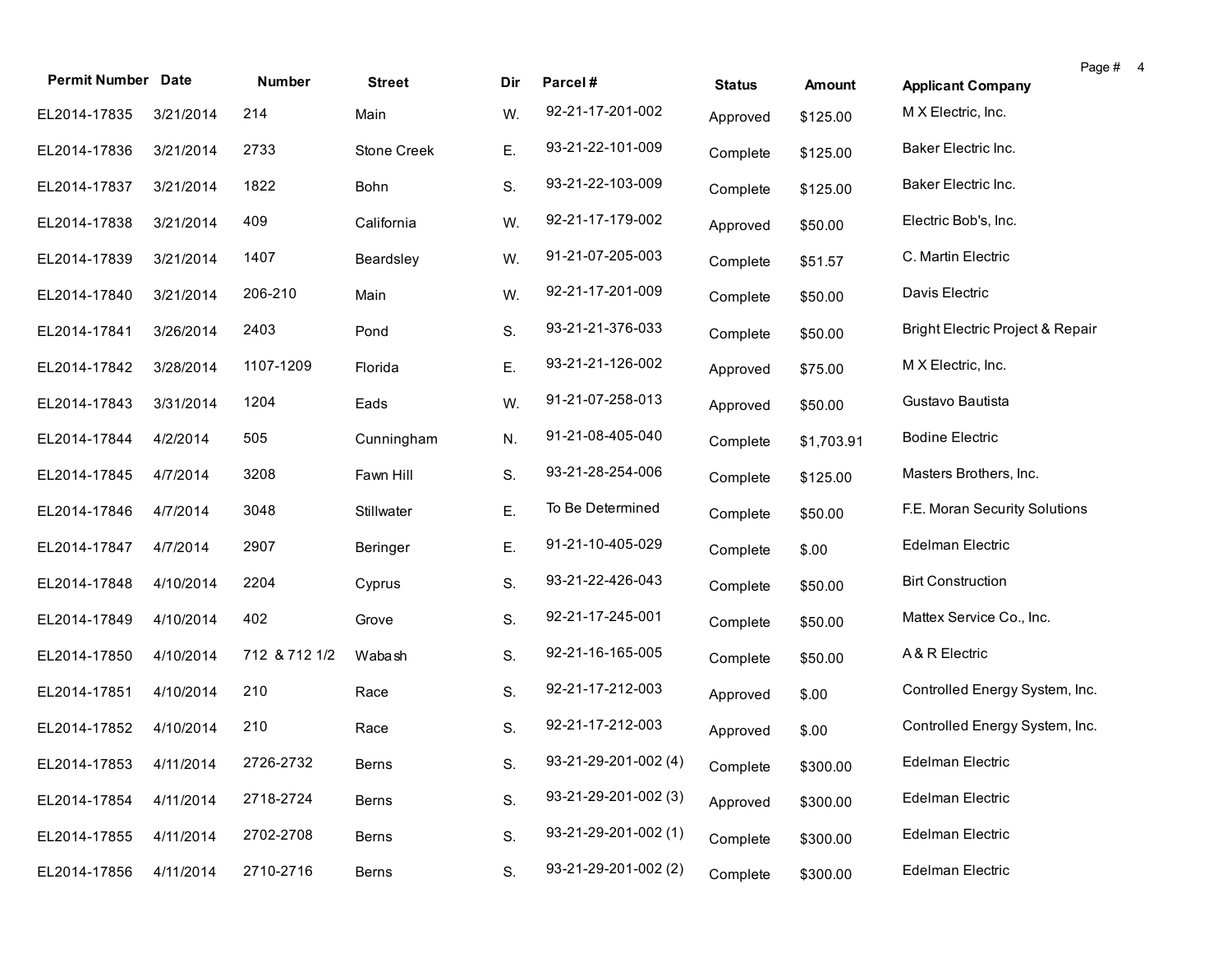| Permit Number | Date | Number | Street | Dir | Parcel # | Status | Amount | Applicant Company |
|---|---|---|---|---|---|---|---|---|
| EL2014-17835 | 3/21/2014 | 214 | Main | W. | 92-21-17-201-002 | Approved | $125.00 | M X Electric, Inc. |
| EL2014-17836 | 3/21/2014 | 2733 | Stone Creek | E. | 93-21-22-101-009 | Complete | $125.00 | Baker Electric Inc. |
| EL2014-17837 | 3/21/2014 | 1822 | Bohn | S. | 93-21-22-103-009 | Complete | $125.00 | Baker Electric Inc. |
| EL2014-17838 | 3/21/2014 | 409 | California | W. | 92-21-17-179-002 | Approved | $50.00 | Electric Bob's, Inc. |
| EL2014-17839 | 3/21/2014 | 1407 | Beardsley | W. | 91-21-07-205-003 | Complete | $51.57 | C. Martin Electric |
| EL2014-17840 | 3/21/2014 | 206-210 | Main | W. | 92-21-17-201-009 | Complete | $50.00 | Davis Electric |
| EL2014-17841 | 3/26/2014 | 2403 | Pond | S. | 93-21-21-376-033 | Complete | $50.00 | Bright Electric Project & Repair |
| EL2014-17842 | 3/28/2014 | 1107-1209 | Florida | E. | 93-21-21-126-002 | Approved | $75.00 | M X Electric, Inc. |
| EL2014-17843 | 3/31/2014 | 1204 | Eads | W. | 91-21-07-258-013 | Approved | $50.00 | Gustavo Bautista |
| EL2014-17844 | 4/2/2014 | 505 | Cunningham | N. | 91-21-08-405-040 | Complete | $1,703.91 | Bodine Electric |
| EL2014-17845 | 4/7/2014 | 3208 | Fawn Hill | S. | 93-21-28-254-006 | Complete | $125.00 | Masters Brothers, Inc. |
| EL2014-17846 | 4/7/2014 | 3048 | Stillwater | E. | To Be Determined | Complete | $50.00 | F.E. Moran Security Solutions |
| EL2014-17847 | 4/7/2014 | 2907 | Beringer | E. | 91-21-10-405-029 | Complete | $.00 | Edelman Electric |
| EL2014-17848 | 4/10/2014 | 2204 | Cyprus | S. | 93-21-22-426-043 | Complete | $50.00 | Birt Construction |
| EL2014-17849 | 4/10/2014 | 402 | Grove | S. | 92-21-17-245-001 | Complete | $50.00 | Mattex Service Co., Inc. |
| EL2014-17850 | 4/10/2014 | 712 & 712 1/2 | Wabash | S. | 92-21-16-165-005 | Complete | $50.00 | A & R Electric |
| EL2014-17851 | 4/10/2014 | 210 | Race | S. | 92-21-17-212-003 | Approved | $.00 | Controlled Energy System, Inc. |
| EL2014-17852 | 4/10/2014 | 210 | Race | S. | 92-21-17-212-003 | Approved | $.00 | Controlled Energy System, Inc. |
| EL2014-17853 | 4/11/2014 | 2726-2732 | Berns | S. | 93-21-29-201-002 (4) | Complete | $300.00 | Edelman Electric |
| EL2014-17854 | 4/11/2014 | 2718-2724 | Berns | S. | 93-21-29-201-002 (3) | Approved | $300.00 | Edelman Electric |
| EL2014-17855 | 4/11/2014 | 2702-2708 | Berns | S. | 93-21-29-201-002 (1) | Complete | $300.00 | Edelman Electric |
| EL2014-17856 | 4/11/2014 | 2710-2716 | Berns | S. | 93-21-29-201-002 (2) | Complete | $300.00 | Edelman Electric |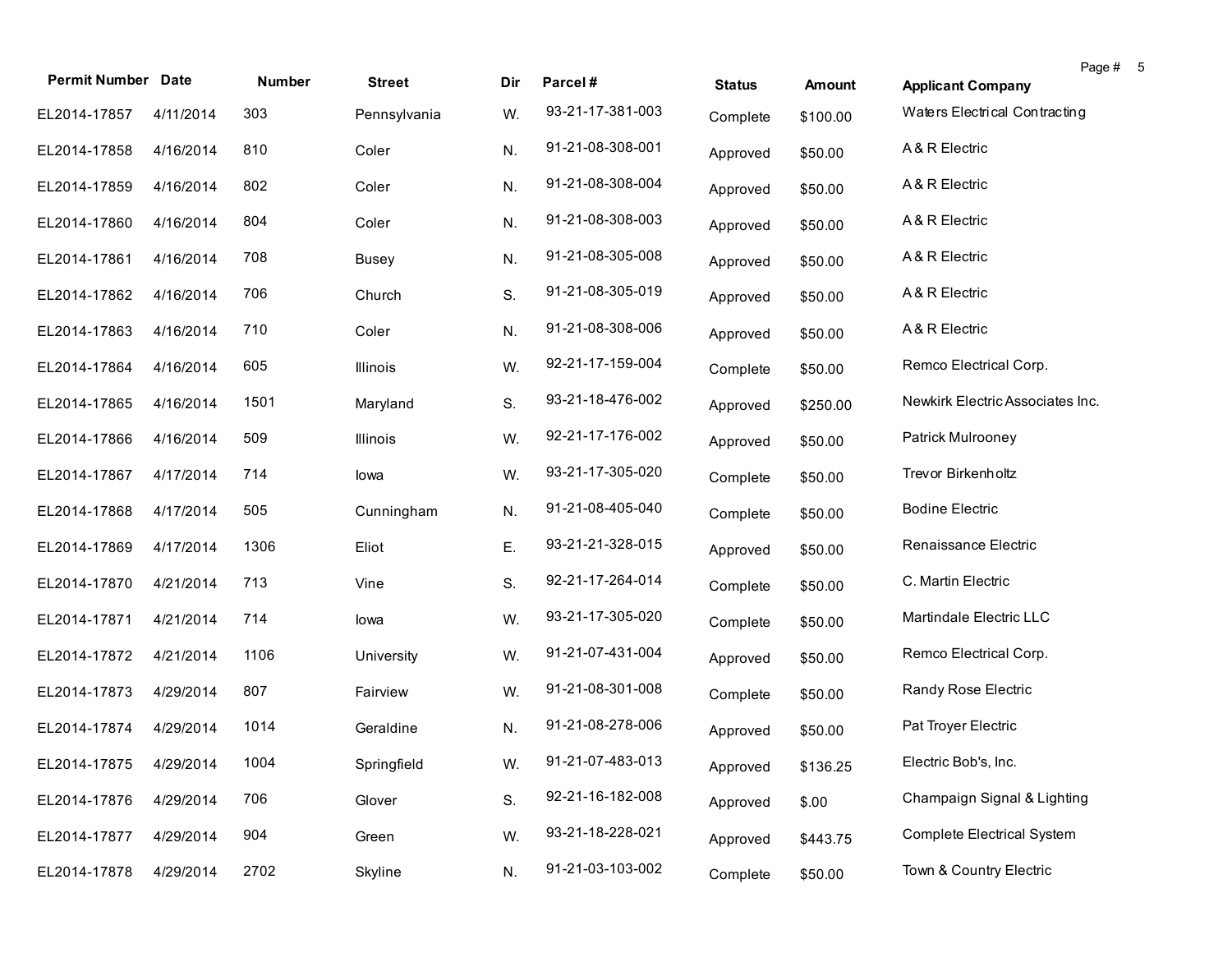| Permit Number | Date | Number | Street | Dir | Parcel # | Status | Amount | Applicant Company |
|---|---|---|---|---|---|---|---|---|
| EL2014-17857 | 4/11/2014 | 303 | Pennsylvania | W. | 93-21-17-381-003 | Complete | $100.00 | Waters Electrical Contracting |
| EL2014-17858 | 4/16/2014 | 810 | Coler | N. | 91-21-08-308-001 | Approved | $50.00 | A & R Electric |
| EL2014-17859 | 4/16/2014 | 802 | Coler | N. | 91-21-08-308-004 | Approved | $50.00 | A & R Electric |
| EL2014-17860 | 4/16/2014 | 804 | Coler | N. | 91-21-08-308-003 | Approved | $50.00 | A & R Electric |
| EL2014-17861 | 4/16/2014 | 708 | Busey | N. | 91-21-08-305-008 | Approved | $50.00 | A & R Electric |
| EL2014-17862 | 4/16/2014 | 706 | Church | S. | 91-21-08-305-019 | Approved | $50.00 | A & R Electric |
| EL2014-17863 | 4/16/2014 | 710 | Coler | N. | 91-21-08-308-006 | Approved | $50.00 | A & R Electric |
| EL2014-17864 | 4/16/2014 | 605 | Illinois | W. | 92-21-17-159-004 | Complete | $50.00 | Remco Electrical Corp. |
| EL2014-17865 | 4/16/2014 | 1501 | Maryland | S. | 93-21-18-476-002 | Approved | $250.00 | Newkirk Electric Associates Inc. |
| EL2014-17866 | 4/16/2014 | 509 | Illinois | W. | 92-21-17-176-002 | Approved | $50.00 | Patrick Mulrooney |
| EL2014-17867 | 4/17/2014 | 714 | Iowa | W. | 93-21-17-305-020 | Complete | $50.00 | Trevor Birkenholtz |
| EL2014-17868 | 4/17/2014 | 505 | Cunningham | N. | 91-21-08-405-040 | Complete | $50.00 | Bodine Electric |
| EL2014-17869 | 4/17/2014 | 1306 | Eliot | E. | 93-21-21-328-015 | Approved | $50.00 | Renaissance Electric |
| EL2014-17870 | 4/21/2014 | 713 | Vine | S. | 92-21-17-264-014 | Complete | $50.00 | C. Martin Electric |
| EL2014-17871 | 4/21/2014 | 714 | Iowa | W. | 93-21-17-305-020 | Complete | $50.00 | Martindale Electric LLC |
| EL2014-17872 | 4/21/2014 | 1106 | University | W. | 91-21-07-431-004 | Approved | $50.00 | Remco Electrical Corp. |
| EL2014-17873 | 4/29/2014 | 807 | Fairview | W. | 91-21-08-301-008 | Complete | $50.00 | Randy Rose Electric |
| EL2014-17874 | 4/29/2014 | 1014 | Geraldine | N. | 91-21-08-278-006 | Approved | $50.00 | Pat Troyer Electric |
| EL2014-17875 | 4/29/2014 | 1004 | Springfield | W. | 91-21-07-483-013 | Approved | $136.25 | Electric Bob's, Inc. |
| EL2014-17876 | 4/29/2014 | 706 | Glover | S. | 92-21-16-182-008 | Approved | $.00 | Champaign Signal & Lighting |
| EL2014-17877 | 4/29/2014 | 904 | Green | W. | 93-21-18-228-021 | Approved | $443.75 | Complete Electrical System |
| EL2014-17878 | 4/29/2014 | 2702 | Skyline | N. | 91-21-03-103-002 | Complete | $50.00 | Town & Country Electric |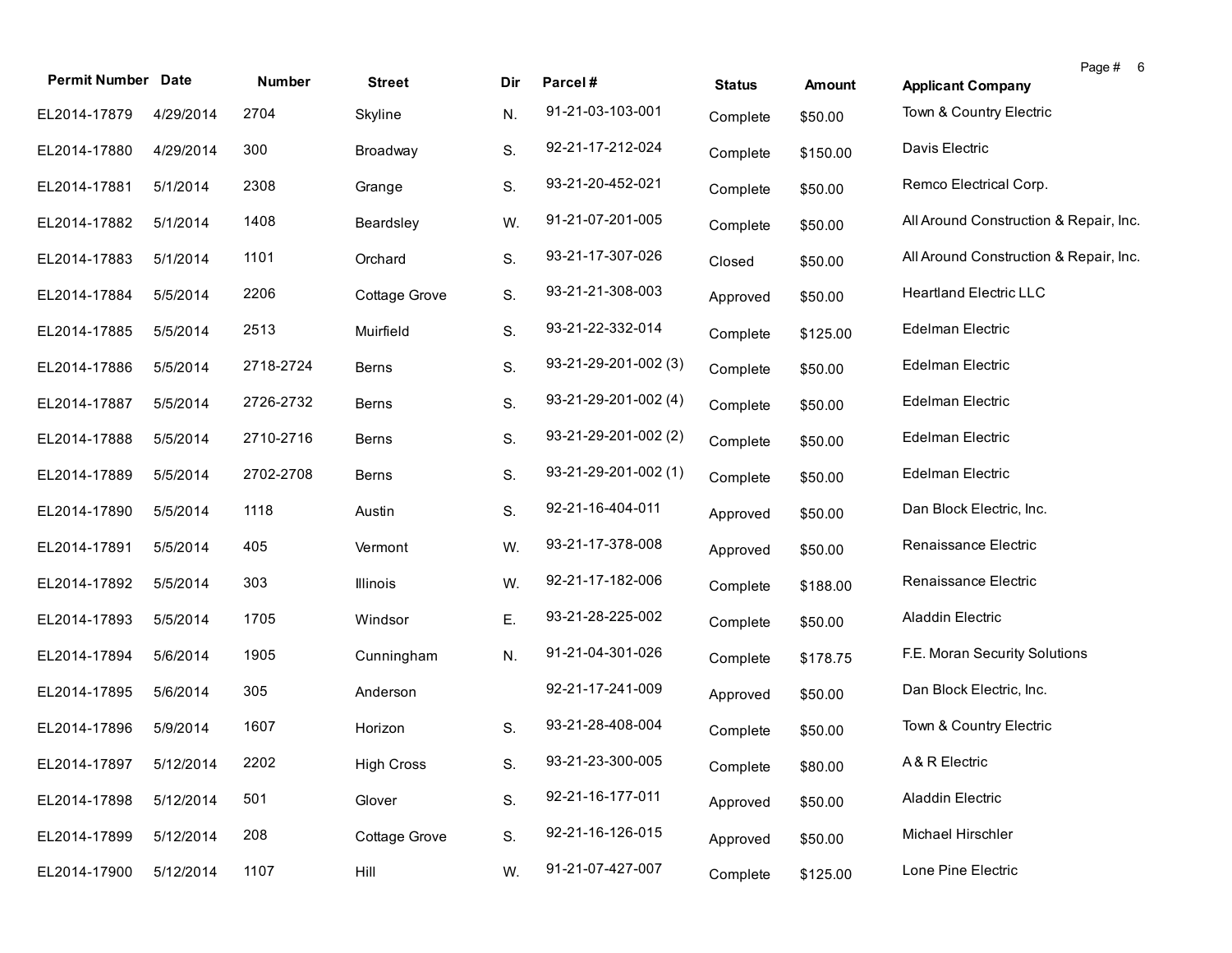| Permit Number | Date | Number | Street | Dir | Parcel # | Status | Amount | Applicant Company |
|---|---|---|---|---|---|---|---|---|
| EL2014-17879 | 4/29/2014 | 2704 | Skyline | N. | 91-21-03-103-001 | Complete | $50.00 | Town & Country Electric |
| EL2014-17880 | 4/29/2014 | 300 | Broadway | S. | 92-21-17-212-024 | Complete | $150.00 | Davis Electric |
| EL2014-17881 | 5/1/2014 | 2308 | Grange | S. | 93-21-20-452-021 | Complete | $50.00 | Remco Electrical Corp. |
| EL2014-17882 | 5/1/2014 | 1408 | Beardsley | W. | 91-21-07-201-005 | Complete | $50.00 | All Around Construction & Repair, Inc. |
| EL2014-17883 | 5/1/2014 | 1101 | Orchard | S. | 93-21-17-307-026 | Closed | $50.00 | All Around Construction & Repair, Inc. |
| EL2014-17884 | 5/5/2014 | 2206 | Cottage Grove | S. | 93-21-21-308-003 | Approved | $50.00 | Heartland Electric LLC |
| EL2014-17885 | 5/5/2014 | 2513 | Muirfield | S. | 93-21-22-332-014 | Complete | $125.00 | Edelman Electric |
| EL2014-17886 | 5/5/2014 | 2718-2724 | Berns | S. | 93-21-29-201-002 (3) | Complete | $50.00 | Edelman Electric |
| EL2014-17887 | 5/5/2014 | 2726-2732 | Berns | S. | 93-21-29-201-002 (4) | Complete | $50.00 | Edelman Electric |
| EL2014-17888 | 5/5/2014 | 2710-2716 | Berns | S. | 93-21-29-201-002 (2) | Complete | $50.00 | Edelman Electric |
| EL2014-17889 | 5/5/2014 | 2702-2708 | Berns | S. | 93-21-29-201-002 (1) | Complete | $50.00 | Edelman Electric |
| EL2014-17890 | 5/5/2014 | 1118 | Austin | S. | 92-21-16-404-011 | Approved | $50.00 | Dan Block Electric, Inc. |
| EL2014-17891 | 5/5/2014 | 405 | Vermont | W. | 93-21-17-378-008 | Approved | $50.00 | Renaissance Electric |
| EL2014-17892 | 5/5/2014 | 303 | Illinois | W. | 92-21-17-182-006 | Complete | $188.00 | Renaissance Electric |
| EL2014-17893 | 5/5/2014 | 1705 | Windsor | E. | 93-21-28-225-002 | Complete | $50.00 | Aladdin Electric |
| EL2014-17894 | 5/6/2014 | 1905 | Cunningham | N. | 91-21-04-301-026 | Complete | $178.75 | F.E. Moran Security Solutions |
| EL2014-17895 | 5/6/2014 | 305 | Anderson | | 92-21-17-241-009 | Approved | $50.00 | Dan Block Electric, Inc. |
| EL2014-17896 | 5/9/2014 | 1607 | Horizon | S. | 93-21-28-408-004 | Complete | $50.00 | Town & Country Electric |
| EL2014-17897 | 5/12/2014 | 2202 | High Cross | S. | 93-21-23-300-005 | Complete | $80.00 | A & R Electric |
| EL2014-17898 | 5/12/2014 | 501 | Glover | S. | 92-21-16-177-011 | Approved | $50.00 | Aladdin Electric |
| EL2014-17899 | 5/12/2014 | 208 | Cottage Grove | S. | 92-21-16-126-015 | Approved | $50.00 | Michael Hirschler |
| EL2014-17900 | 5/12/2014 | 1107 | Hill | W. | 91-21-07-427-007 | Complete | $125.00 | Lone Pine Electric |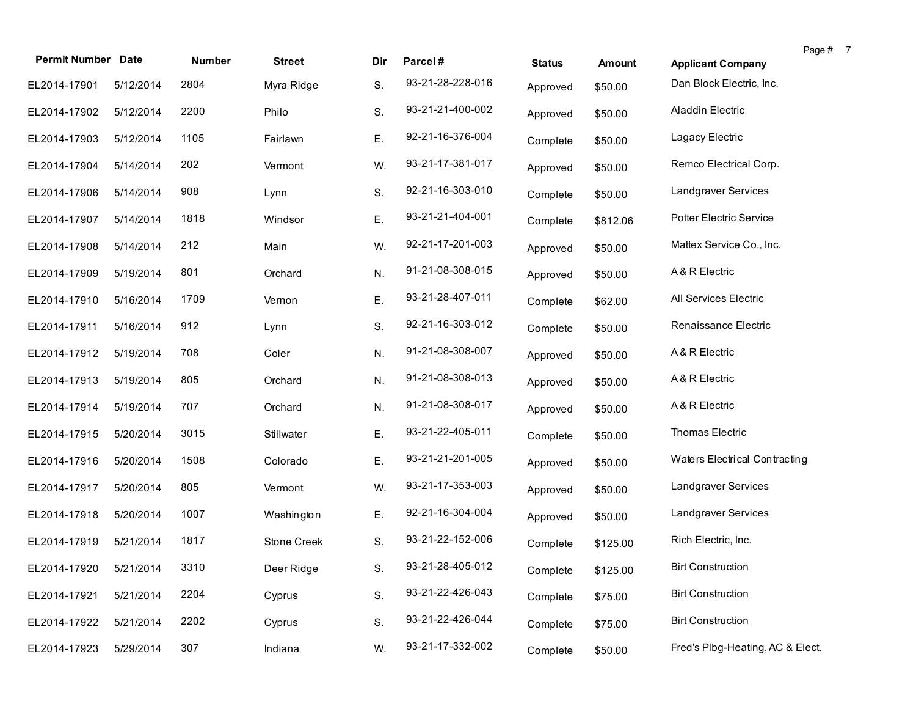| Permit Number | Date | Number | Street | Dir | Parcel # | Status | Amount | Applicant Company |
|---|---|---|---|---|---|---|---|---|
| EL2014-17901 | 5/12/2014 | 2804 | Myra Ridge | S. | 93-21-28-228-016 | Approved | $50.00 | Dan Block Electric, Inc. |
| EL2014-17902 | 5/12/2014 | 2200 | Philo | S. | 93-21-21-400-002 | Approved | $50.00 | Aladdin Electric |
| EL2014-17903 | 5/12/2014 | 1105 | Fairlawn | E. | 92-21-16-376-004 | Complete | $50.00 | Lagacy Electric |
| EL2014-17904 | 5/14/2014 | 202 | Vermont | W. | 93-21-17-381-017 | Approved | $50.00 | Remco Electrical Corp. |
| EL2014-17906 | 5/14/2014 | 908 | Lynn | S. | 92-21-16-303-010 | Complete | $50.00 | Landgraver Services |
| EL2014-17907 | 5/14/2014 | 1818 | Windsor | E. | 93-21-21-404-001 | Complete | $812.06 | Potter Electric Service |
| EL2014-17908 | 5/14/2014 | 212 | Main | W. | 92-21-17-201-003 | Approved | $50.00 | Mattex Service Co., Inc. |
| EL2014-17909 | 5/19/2014 | 801 | Orchard | N. | 91-21-08-308-015 | Approved | $50.00 | A & R Electric |
| EL2014-17910 | 5/16/2014 | 1709 | Vernon | E. | 93-21-28-407-011 | Complete | $62.00 | All Services Electric |
| EL2014-17911 | 5/16/2014 | 912 | Lynn | S. | 92-21-16-303-012 | Complete | $50.00 | Renaissance Electric |
| EL2014-17912 | 5/19/2014 | 708 | Coler | N. | 91-21-08-308-007 | Approved | $50.00 | A & R Electric |
| EL2014-17913 | 5/19/2014 | 805 | Orchard | N. | 91-21-08-308-013 | Approved | $50.00 | A & R Electric |
| EL2014-17914 | 5/19/2014 | 707 | Orchard | N. | 91-21-08-308-017 | Approved | $50.00 | A & R Electric |
| EL2014-17915 | 5/20/2014 | 3015 | Stillwater | E. | 93-21-22-405-011 | Complete | $50.00 | Thomas Electric |
| EL2014-17916 | 5/20/2014 | 1508 | Colorado | E. | 93-21-21-201-005 | Approved | $50.00 | Waters Electrical Contracting |
| EL2014-17917 | 5/20/2014 | 805 | Vermont | W. | 93-21-17-353-003 | Approved | $50.00 | Landgraver Services |
| EL2014-17918 | 5/20/2014 | 1007 | Washington | E. | 92-21-16-304-004 | Approved | $50.00 | Landgraver Services |
| EL2014-17919 | 5/21/2014 | 1817 | Stone Creek | S. | 93-21-22-152-006 | Complete | $125.00 | Rich Electric, Inc. |
| EL2014-17920 | 5/21/2014 | 3310 | Deer Ridge | S. | 93-21-28-405-012 | Complete | $125.00 | Birt Construction |
| EL2014-17921 | 5/21/2014 | 2204 | Cyprus | S. | 93-21-22-426-043 | Complete | $75.00 | Birt Construction |
| EL2014-17922 | 5/21/2014 | 2202 | Cyprus | S. | 93-21-22-426-044 | Complete | $75.00 | Birt Construction |
| EL2014-17923 | 5/29/2014 | 307 | Indiana | W. | 93-21-17-332-002 | Complete | $50.00 | Fred's Plbg-Heating, AC & Elect. |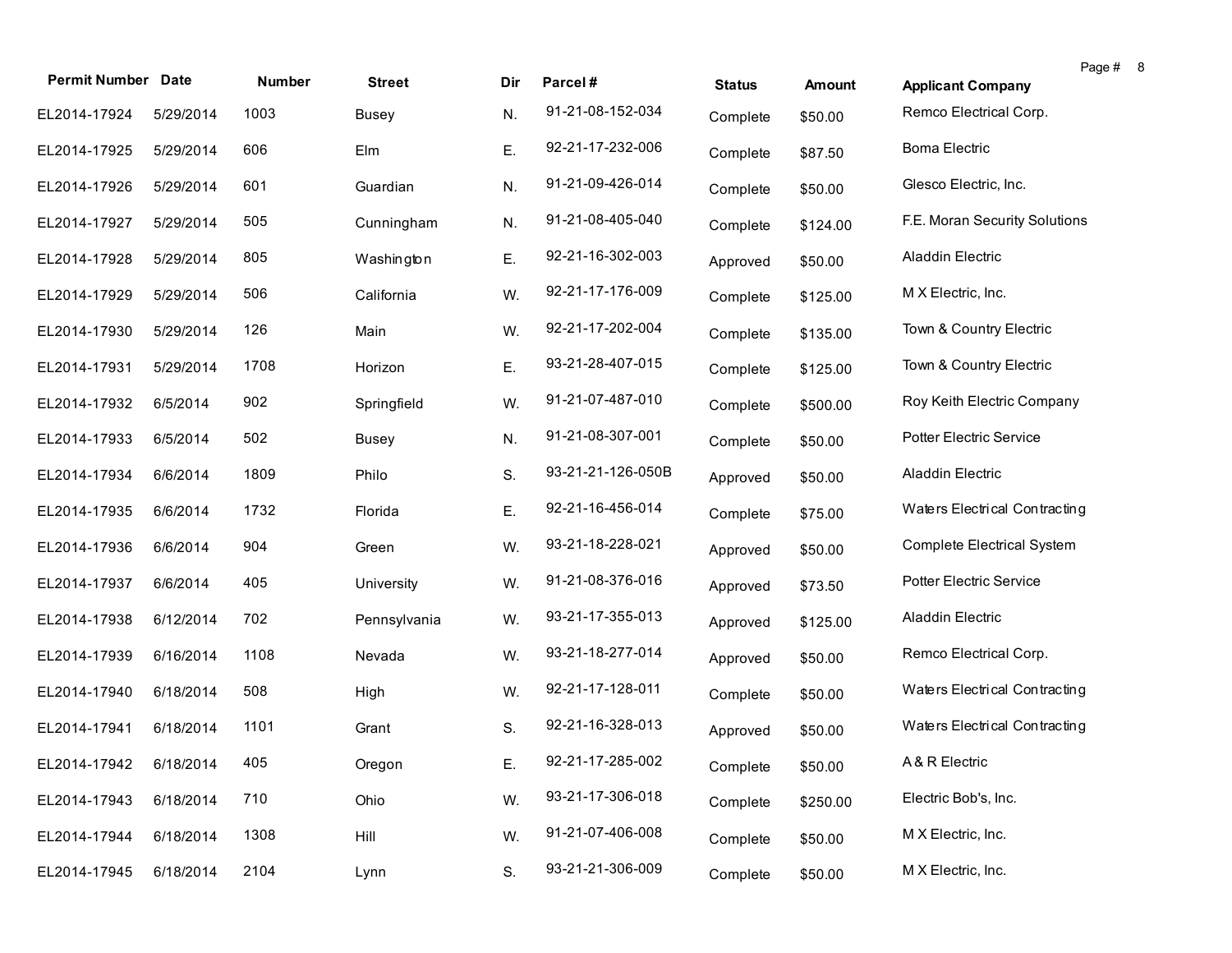| Permit Number | Date | Number | Street | Dir | Parcel # | Status | Amount | Applicant Company |
|---|---|---|---|---|---|---|---|---|
| EL2014-17924 | 5/29/2014 | 1003 | Busey | N. | 91-21-08-152-034 | Complete | $50.00 | Remco Electrical Corp. |
| EL2014-17925 | 5/29/2014 | 606 | Elm | E. | 92-21-17-232-006 | Complete | $87.50 | Boma Electric |
| EL2014-17926 | 5/29/2014 | 601 | Guardian | N. | 91-21-09-426-014 | Complete | $50.00 | Glesco Electric, Inc. |
| EL2014-17927 | 5/29/2014 | 505 | Cunningham | N. | 91-21-08-405-040 | Complete | $124.00 | F.E. Moran Security Solutions |
| EL2014-17928 | 5/29/2014 | 805 | Washington | E. | 92-21-16-302-003 | Approved | $50.00 | Aladdin Electric |
| EL2014-17929 | 5/29/2014 | 506 | California | W. | 92-21-17-176-009 | Complete | $125.00 | M X Electric, Inc. |
| EL2014-17930 | 5/29/2014 | 126 | Main | W. | 92-21-17-202-004 | Complete | $135.00 | Town & Country Electric |
| EL2014-17931 | 5/29/2014 | 1708 | Horizon | E. | 93-21-28-407-015 | Complete | $125.00 | Town & Country Electric |
| EL2014-17932 | 6/5/2014 | 902 | Springfield | W. | 91-21-07-487-010 | Complete | $500.00 | Roy Keith Electric Company |
| EL2014-17933 | 6/5/2014 | 502 | Busey | N. | 91-21-08-307-001 | Complete | $50.00 | Potter Electric Service |
| EL2014-17934 | 6/6/2014 | 1809 | Philo | S. | 93-21-21-126-050B | Approved | $50.00 | Aladdin Electric |
| EL2014-17935 | 6/6/2014 | 1732 | Florida | E. | 92-21-16-456-014 | Complete | $75.00 | Waters Electrical Contracting |
| EL2014-17936 | 6/6/2014 | 904 | Green | W. | 93-21-18-228-021 | Approved | $50.00 | Complete Electrical System |
| EL2014-17937 | 6/6/2014 | 405 | University | W. | 91-21-08-376-016 | Approved | $73.50 | Potter Electric Service |
| EL2014-17938 | 6/12/2014 | 702 | Pennsylvania | W. | 93-21-17-355-013 | Approved | $125.00 | Aladdin Electric |
| EL2014-17939 | 6/16/2014 | 1108 | Nevada | W. | 93-21-18-277-014 | Approved | $50.00 | Remco Electrical Corp. |
| EL2014-17940 | 6/18/2014 | 508 | High | W. | 92-21-17-128-011 | Complete | $50.00 | Waters Electrical Contracting |
| EL2014-17941 | 6/18/2014 | 1101 | Grant | S. | 92-21-16-328-013 | Approved | $50.00 | Waters Electrical Contracting |
| EL2014-17942 | 6/18/2014 | 405 | Oregon | E. | 92-21-17-285-002 | Complete | $50.00 | A & R Electric |
| EL2014-17943 | 6/18/2014 | 710 | Ohio | W. | 93-21-17-306-018 | Complete | $250.00 | Electric Bob's, Inc. |
| EL2014-17944 | 6/18/2014 | 1308 | Hill | W. | 91-21-07-406-008 | Complete | $50.00 | M X Electric, Inc. |
| EL2014-17945 | 6/18/2014 | 2104 | Lynn | S. | 93-21-21-306-009 | Complete | $50.00 | M X Electric, Inc. |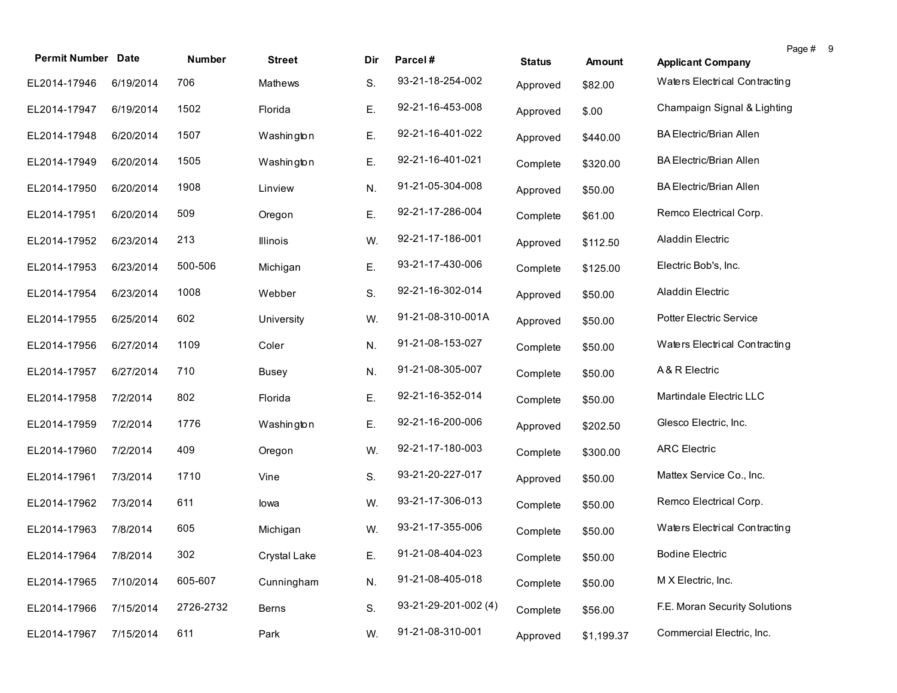| Permit Number | Date | Number | Street | Dir | Parcel # | Status | Amount | Applicant Company |
|---|---|---|---|---|---|---|---|---|
| EL2014-17946 | 6/19/2014 | 706 | Mathews | S. | 93-21-18-254-002 | Approved | $82.00 | Waters Electrical Contracting |
| EL2014-17947 | 6/19/2014 | 1502 | Florida | E. | 92-21-16-453-008 | Approved | $.00 | Champaign Signal & Lighting |
| EL2014-17948 | 6/20/2014 | 1507 | Washington | E. | 92-21-16-401-022 | Approved | $440.00 | BA Electric/Brian Allen |
| EL2014-17949 | 6/20/2014 | 1505 | Washington | E. | 92-21-16-401-021 | Complete | $320.00 | BA Electric/Brian Allen |
| EL2014-17950 | 6/20/2014 | 1908 | Linview | N. | 91-21-05-304-008 | Approved | $50.00 | BA Electric/Brian Allen |
| EL2014-17951 | 6/20/2014 | 509 | Oregon | E. | 92-21-17-286-004 | Complete | $61.00 | Remco Electrical Corp. |
| EL2014-17952 | 6/23/2014 | 213 | Illinois | W. | 92-21-17-186-001 | Approved | $112.50 | Aladdin Electric |
| EL2014-17953 | 6/23/2014 | 500-506 | Michigan | E. | 93-21-17-430-006 | Complete | $125.00 | Electric Bob's, Inc. |
| EL2014-17954 | 6/23/2014 | 1008 | Webber | S. | 92-21-16-302-014 | Approved | $50.00 | Aladdin Electric |
| EL2014-17955 | 6/25/2014 | 602 | University | W. | 91-21-08-310-001A | Approved | $50.00 | Potter Electric Service |
| EL2014-17956 | 6/27/2014 | 1109 | Coler | N. | 91-21-08-153-027 | Complete | $50.00 | Waters Electrical Contracting |
| EL2014-17957 | 6/27/2014 | 710 | Busey | N. | 91-21-08-305-007 | Complete | $50.00 | A & R Electric |
| EL2014-17958 | 7/2/2014 | 802 | Florida | E. | 92-21-16-352-014 | Complete | $50.00 | Martindale Electric LLC |
| EL2014-17959 | 7/2/2014 | 1776 | Washington | E. | 92-21-16-200-006 | Approved | $202.50 | Glesco Electric, Inc. |
| EL2014-17960 | 7/2/2014 | 409 | Oregon | W. | 92-21-17-180-003 | Complete | $300.00 | ARC Electric |
| EL2014-17961 | 7/3/2014 | 1710 | Vine | S. | 93-21-20-227-017 | Approved | $50.00 | Mattex Service Co., Inc. |
| EL2014-17962 | 7/3/2014 | 611 | Iowa | W. | 93-21-17-306-013 | Complete | $50.00 | Remco Electrical Corp. |
| EL2014-17963 | 7/8/2014 | 605 | Michigan | W. | 93-21-17-355-006 | Complete | $50.00 | Waters Electrical Contracting |
| EL2014-17964 | 7/8/2014 | 302 | Crystal Lake | E. | 91-21-08-404-023 | Complete | $50.00 | Bodine Electric |
| EL2014-17965 | 7/10/2014 | 605-607 | Cunningham | N. | 91-21-08-405-018 | Complete | $50.00 | M X Electric, Inc. |
| EL2014-17966 | 7/15/2014 | 2726-2732 | Berns | S. | 93-21-29-201-002 (4) | Complete | $56.00 | F.E. Moran Security Solutions |
| EL2014-17967 | 7/15/2014 | 611 | Park | W. | 91-21-08-310-001 | Approved | $1,199.37 | Commercial Electric, Inc. |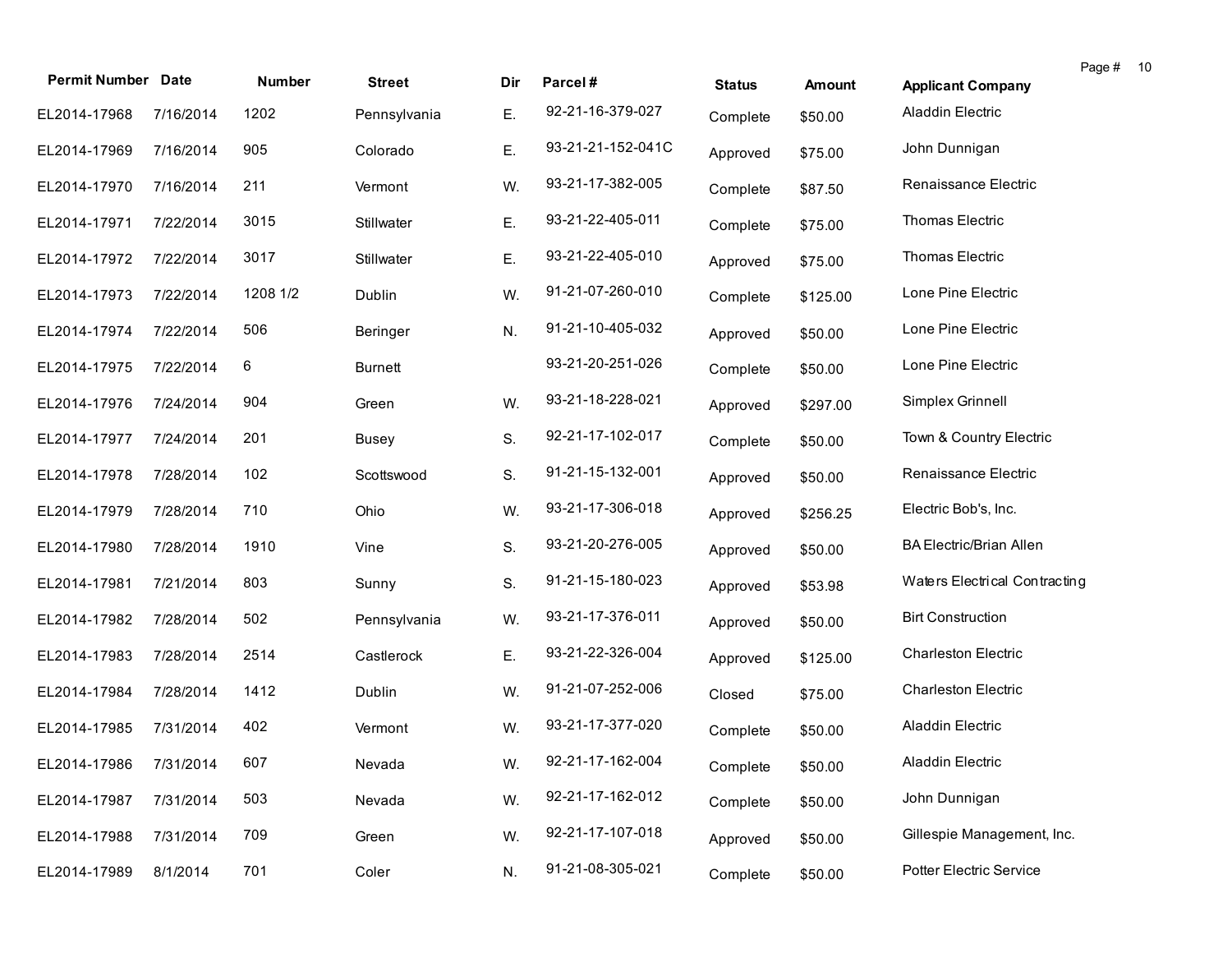| Permit Number | Date | Number | Street | Dir | Parcel # | Status | Amount | Applicant Company |
|---|---|---|---|---|---|---|---|---|
| EL2014-17968 | 7/16/2014 | 1202 | Pennsylvania | E. | 92-21-16-379-027 | Complete | $50.00 | Aladdin Electric |
| EL2014-17969 | 7/16/2014 | 905 | Colorado | E. | 93-21-21-152-041C | Approved | $75.00 | John Dunnigan |
| EL2014-17970 | 7/16/2014 | 211 | Vermont | W. | 93-21-17-382-005 | Complete | $87.50 | Renaissance Electric |
| EL2014-17971 | 7/22/2014 | 3015 | Stillwater | E. | 93-21-22-405-011 | Complete | $75.00 | Thomas Electric |
| EL2014-17972 | 7/22/2014 | 3017 | Stillwater | E. | 93-21-22-405-010 | Approved | $75.00 | Thomas Electric |
| EL2014-17973 | 7/22/2014 | 1208 1/2 | Dublin | W. | 91-21-07-260-010 | Complete | $125.00 | Lone Pine Electric |
| EL2014-17974 | 7/22/2014 | 506 | Beringer | N. | 91-21-10-405-032 | Approved | $50.00 | Lone Pine Electric |
| EL2014-17975 | 7/22/2014 | 6 | Burnett | | 93-21-20-251-026 | Complete | $50.00 | Lone Pine Electric |
| EL2014-17976 | 7/24/2014 | 904 | Green | W. | 93-21-18-228-021 | Approved | $297.00 | Simplex Grinnell |
| EL2014-17977 | 7/24/2014 | 201 | Busey | S. | 92-21-17-102-017 | Complete | $50.00 | Town & Country Electric |
| EL2014-17978 | 7/28/2014 | 102 | Scottswood | S. | 91-21-15-132-001 | Approved | $50.00 | Renaissance Electric |
| EL2014-17979 | 7/28/2014 | 710 | Ohio | W. | 93-21-17-306-018 | Approved | $256.25 | Electric Bob's, Inc. |
| EL2014-17980 | 7/28/2014 | 1910 | Vine | S. | 93-21-20-276-005 | Approved | $50.00 | BA Electric/Brian Allen |
| EL2014-17981 | 7/21/2014 | 803 | Sunny | S. | 91-21-15-180-023 | Approved | $53.98 | Waters Electrical Contracting |
| EL2014-17982 | 7/28/2014 | 502 | Pennsylvania | W. | 93-21-17-376-011 | Approved | $50.00 | Birt Construction |
| EL2014-17983 | 7/28/2014 | 2514 | Castlerock | E. | 93-21-22-326-004 | Approved | $125.00 | Charleston Electric |
| EL2014-17984 | 7/28/2014 | 1412 | Dublin | W. | 91-21-07-252-006 | Closed | $75.00 | Charleston Electric |
| EL2014-17985 | 7/31/2014 | 402 | Vermont | W. | 93-21-17-377-020 | Complete | $50.00 | Aladdin Electric |
| EL2014-17986 | 7/31/2014 | 607 | Nevada | W. | 92-21-17-162-004 | Complete | $50.00 | Aladdin Electric |
| EL2014-17987 | 7/31/2014 | 503 | Nevada | W. | 92-21-17-162-012 | Complete | $50.00 | John Dunnigan |
| EL2014-17988 | 7/31/2014 | 709 | Green | W. | 92-21-17-107-018 | Approved | $50.00 | Gillespie Management, Inc. |
| EL2014-17989 | 8/1/2014 | 701 | Coler | N. | 91-21-08-305-021 | Complete | $50.00 | Potter Electric Service |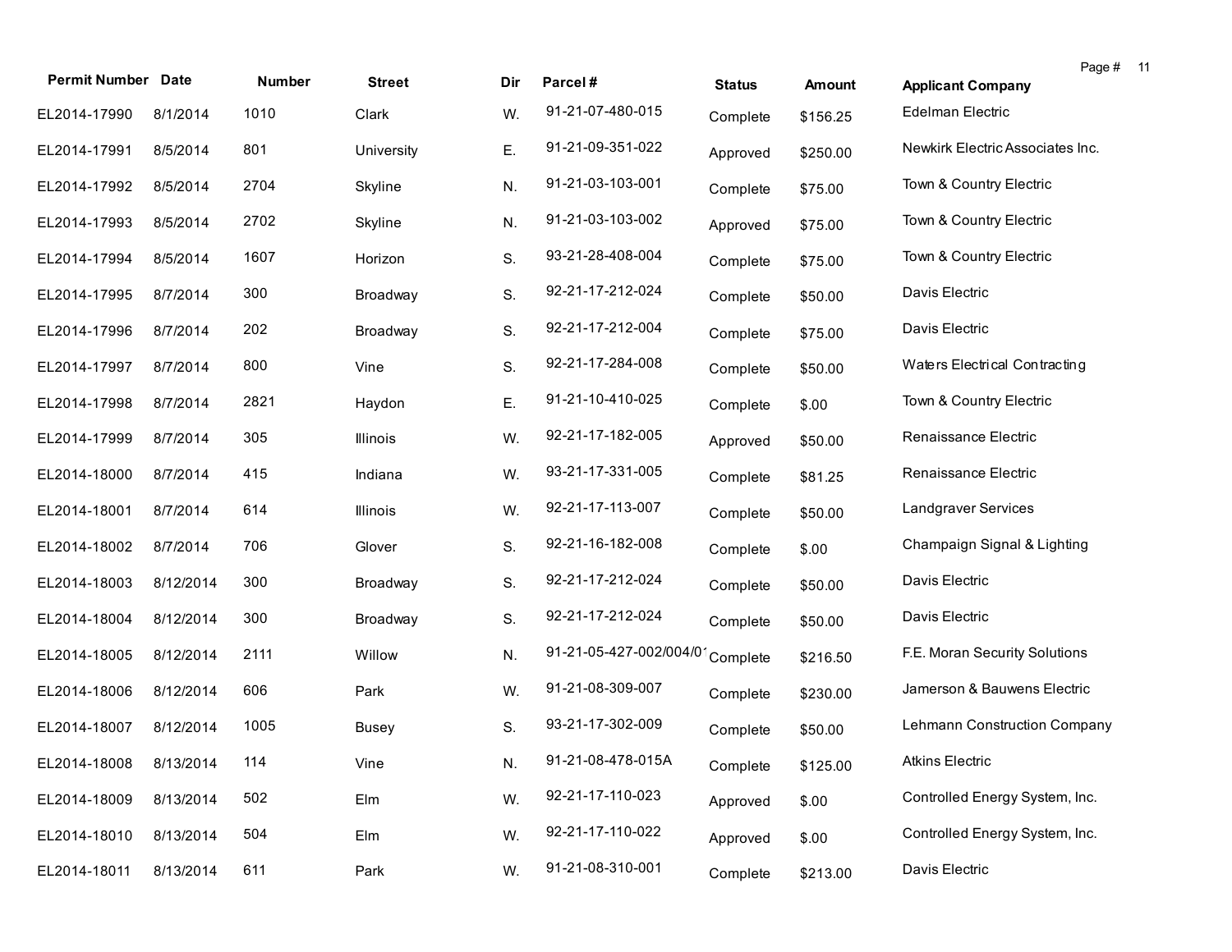| Permit Number | Date | Number | Street | Dir | Parcel # | Status | Amount | Applicant Company |
|---|---|---|---|---|---|---|---|---|
| EL2014-17990 | 8/1/2014 | 1010 | Clark | W. | 91-21-07-480-015 | Complete | $156.25 | Edelman Electric |
| EL2014-17991 | 8/5/2014 | 801 | University | E. | 91-21-09-351-022 | Approved | $250.00 | Newkirk Electric Associates Inc. |
| EL2014-17992 | 8/5/2014 | 2704 | Skyline | N. | 91-21-03-103-001 | Complete | $75.00 | Town & Country Electric |
| EL2014-17993 | 8/5/2014 | 2702 | Skyline | N. | 91-21-03-103-002 | Approved | $75.00 | Town & Country Electric |
| EL2014-17994 | 8/5/2014 | 1607 | Horizon | S. | 93-21-28-408-004 | Complete | $75.00 | Town & Country Electric |
| EL2014-17995 | 8/7/2014 | 300 | Broadway | S. | 92-21-17-212-024 | Complete | $50.00 | Davis Electric |
| EL2014-17996 | 8/7/2014 | 202 | Broadway | S. | 92-21-17-212-004 | Complete | $75.00 | Davis Electric |
| EL2014-17997 | 8/7/2014 | 800 | Vine | S. | 92-21-17-284-008 | Complete | $50.00 | Waters Electrical Contracting |
| EL2014-17998 | 8/7/2014 | 2821 | Haydon | E. | 91-21-10-410-025 | Complete | $.00 | Town & Country Electric |
| EL2014-17999 | 8/7/2014 | 305 | Illinois | W. | 92-21-17-182-005 | Approved | $50.00 | Renaissance Electric |
| EL2014-18000 | 8/7/2014 | 415 | Indiana | W. | 93-21-17-331-005 | Complete | $81.25 | Renaissance Electric |
| EL2014-18001 | 8/7/2014 | 614 | Illinois | W. | 92-21-17-113-007 | Complete | $50.00 | Landgraver Services |
| EL2014-18002 | 8/7/2014 | 706 | Glover | S. | 92-21-16-182-008 | Complete | $.00 | Champaign Signal & Lighting |
| EL2014-18003 | 8/12/2014 | 300 | Broadway | S. | 92-21-17-212-024 | Complete | $50.00 | Davis Electric |
| EL2014-18004 | 8/12/2014 | 300 | Broadway | S. | 92-21-17-212-024 | Complete | $50.00 | Davis Electric |
| EL2014-18005 | 8/12/2014 | 2111 | Willow | N. | 91-21-05-427-002/004/0 | Complete | $216.50 | F.E. Moran Security Solutions |
| EL2014-18006 | 8/12/2014 | 606 | Park | W. | 91-21-08-309-007 | Complete | $230.00 | Jamerson & Bauwens Electric |
| EL2014-18007 | 8/12/2014 | 1005 | Busey | S. | 93-21-17-302-009 | Complete | $50.00 | Lehmann Construction Company |
| EL2014-18008 | 8/13/2014 | 114 | Vine | N. | 91-21-08-478-015A | Complete | $125.00 | Atkins Electric |
| EL2014-18009 | 8/13/2014 | 502 | Elm | W. | 92-21-17-110-023 | Approved | $.00 | Controlled Energy System, Inc. |
| EL2014-18010 | 8/13/2014 | 504 | Elm | W. | 92-21-17-110-022 | Approved | $.00 | Controlled Energy System, Inc. |
| EL2014-18011 | 8/13/2014 | 611 | Park | W. | 91-21-08-310-001 | Complete | $213.00 | Davis Electric |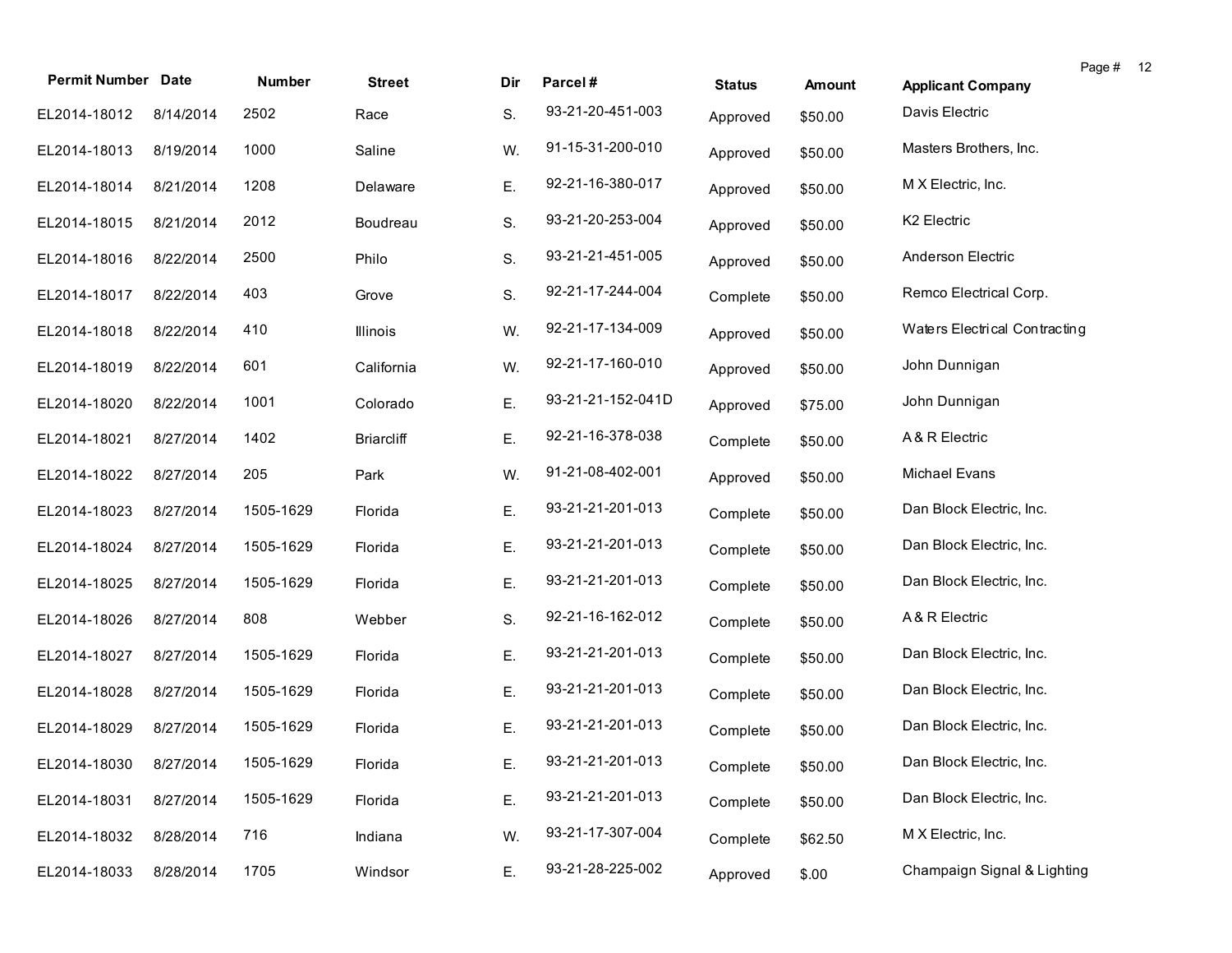| Permit Number | Date | Number | Street | Dir | Parcel # | Status | Amount | Applicant Company |
|---|---|---|---|---|---|---|---|---|
| EL2014-18012 | 8/14/2014 | 2502 | Race | S. | 93-21-20-451-003 | Approved | $50.00 | Davis Electric |
| EL2014-18013 | 8/19/2014 | 1000 | Saline | W. | 91-15-31-200-010 | Approved | $50.00 | Masters Brothers, Inc. |
| EL2014-18014 | 8/21/2014 | 1208 | Delaware | E. | 92-21-16-380-017 | Approved | $50.00 | M X Electric, Inc. |
| EL2014-18015 | 8/21/2014 | 2012 | Boudreau | S. | 93-21-20-253-004 | Approved | $50.00 | K2 Electric |
| EL2014-18016 | 8/22/2014 | 2500 | Philo | S. | 93-21-21-451-005 | Approved | $50.00 | Anderson Electric |
| EL2014-18017 | 8/22/2014 | 403 | Grove | S. | 92-21-17-244-004 | Complete | $50.00 | Remco Electrical Corp. |
| EL2014-18018 | 8/22/2014 | 410 | Illinois | W. | 92-21-17-134-009 | Approved | $50.00 | Waters Electrical Contracting |
| EL2014-18019 | 8/22/2014 | 601 | California | W. | 92-21-17-160-010 | Approved | $50.00 | John Dunnigan |
| EL2014-18020 | 8/22/2014 | 1001 | Colorado | E. | 93-21-21-152-041D | Approved | $75.00 | John Dunnigan |
| EL2014-18021 | 8/27/2014 | 1402 | Briarcliff | E. | 92-21-16-378-038 | Complete | $50.00 | A & R Electric |
| EL2014-18022 | 8/27/2014 | 205 | Park | W. | 91-21-08-402-001 | Approved | $50.00 | Michael Evans |
| EL2014-18023 | 8/27/2014 | 1505-1629 | Florida | E. | 93-21-21-201-013 | Complete | $50.00 | Dan Block Electric, Inc. |
| EL2014-18024 | 8/27/2014 | 1505-1629 | Florida | E. | 93-21-21-201-013 | Complete | $50.00 | Dan Block Electric, Inc. |
| EL2014-18025 | 8/27/2014 | 1505-1629 | Florida | E. | 93-21-21-201-013 | Complete | $50.00 | Dan Block Electric, Inc. |
| EL2014-18026 | 8/27/2014 | 808 | Webber | S. | 92-21-16-162-012 | Complete | $50.00 | A & R Electric |
| EL2014-18027 | 8/27/2014 | 1505-1629 | Florida | E. | 93-21-21-201-013 | Complete | $50.00 | Dan Block Electric, Inc. |
| EL2014-18028 | 8/27/2014 | 1505-1629 | Florida | E. | 93-21-21-201-013 | Complete | $50.00 | Dan Block Electric, Inc. |
| EL2014-18029 | 8/27/2014 | 1505-1629 | Florida | E. | 93-21-21-201-013 | Complete | $50.00 | Dan Block Electric, Inc. |
| EL2014-18030 | 8/27/2014 | 1505-1629 | Florida | E. | 93-21-21-201-013 | Complete | $50.00 | Dan Block Electric, Inc. |
| EL2014-18031 | 8/27/2014 | 1505-1629 | Florida | E. | 93-21-21-201-013 | Complete | $50.00 | Dan Block Electric, Inc. |
| EL2014-18032 | 8/28/2014 | 716 | Indiana | W. | 93-21-17-307-004 | Complete | $62.50 | M X Electric, Inc. |
| EL2014-18033 | 8/28/2014 | 1705 | Windsor | E. | 93-21-28-225-002 | Approved | $.00 | Champaign Signal & Lighting |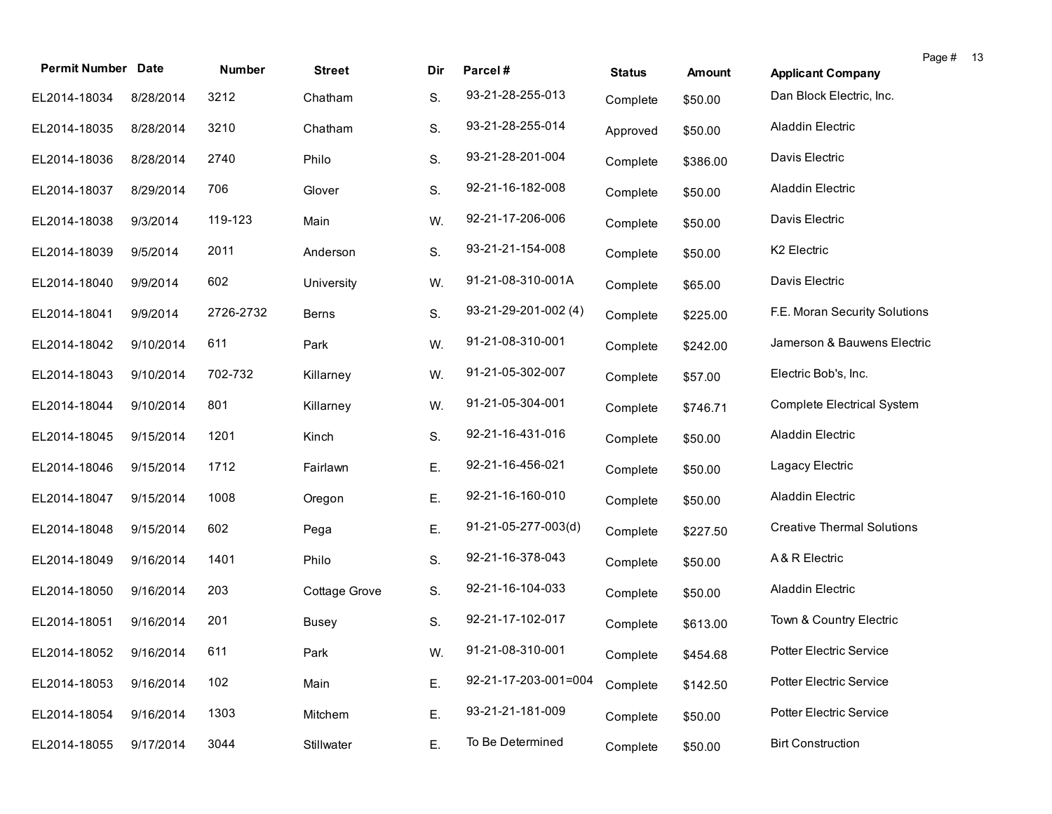| Permit Number | Date | Number | Street | Dir | Parcel # | Status | Amount | Applicant Company |
|---|---|---|---|---|---|---|---|---|
| EL2014-18034 | 8/28/2014 | 3212 | Chatham | S. | 93-21-28-255-013 | Complete | $50.00 | Dan Block Electric, Inc. |
| EL2014-18035 | 8/28/2014 | 3210 | Chatham | S. | 93-21-28-255-014 | Approved | $50.00 | Aladdin Electric |
| EL2014-18036 | 8/28/2014 | 2740 | Philo | S. | 93-21-28-201-004 | Complete | $386.00 | Davis Electric |
| EL2014-18037 | 8/29/2014 | 706 | Glover | S. | 92-21-16-182-008 | Complete | $50.00 | Aladdin Electric |
| EL2014-18038 | 9/3/2014 | 119-123 | Main | W. | 92-21-17-206-006 | Complete | $50.00 | Davis Electric |
| EL2014-18039 | 9/5/2014 | 2011 | Anderson | S. | 93-21-21-154-008 | Complete | $50.00 | K2 Electric |
| EL2014-18040 | 9/9/2014 | 602 | University | W. | 91-21-08-310-001A | Complete | $65.00 | Davis Electric |
| EL2014-18041 | 9/9/2014 | 2726-2732 | Berns | S. | 93-21-29-201-002 (4) | Complete | $225.00 | F.E. Moran Security Solutions |
| EL2014-18042 | 9/10/2014 | 611 | Park | W. | 91-21-08-310-001 | Complete | $242.00 | Jamerson & Bauwens Electric |
| EL2014-18043 | 9/10/2014 | 702-732 | Killarney | W. | 91-21-05-302-007 | Complete | $57.00 | Electric Bob's, Inc. |
| EL2014-18044 | 9/10/2014 | 801 | Killarney | W. | 91-21-05-304-001 | Complete | $746.71 | Complete Electrical System |
| EL2014-18045 | 9/15/2014 | 1201 | Kinch | S. | 92-21-16-431-016 | Complete | $50.00 | Aladdin Electric |
| EL2014-18046 | 9/15/2014 | 1712 | Fairlawn | E. | 92-21-16-456-021 | Complete | $50.00 | Lagacy Electric |
| EL2014-18047 | 9/15/2014 | 1008 | Oregon | E. | 92-21-16-160-010 | Complete | $50.00 | Aladdin Electric |
| EL2014-18048 | 9/15/2014 | 602 | Pega | E. | 91-21-05-277-003(d) | Complete | $227.50 | Creative Thermal Solutions |
| EL2014-18049 | 9/16/2014 | 1401 | Philo | S. | 92-21-16-378-043 | Complete | $50.00 | A & R Electric |
| EL2014-18050 | 9/16/2014 | 203 | Cottage Grove | S. | 92-21-16-104-033 | Complete | $50.00 | Aladdin Electric |
| EL2014-18051 | 9/16/2014 | 201 | Busey | S. | 92-21-17-102-017 | Complete | $613.00 | Town & Country Electric |
| EL2014-18052 | 9/16/2014 | 611 | Park | W. | 91-21-08-310-001 | Complete | $454.68 | Potter Electric Service |
| EL2014-18053 | 9/16/2014 | 102 | Main | E. | 92-21-17-203-001=004 | Complete | $142.50 | Potter Electric Service |
| EL2014-18054 | 9/16/2014 | 1303 | Mitchem | E. | 93-21-21-181-009 | Complete | $50.00 | Potter Electric Service |
| EL2014-18055 | 9/17/2014 | 3044 | Stillwater | E. | To Be Determined | Complete | $50.00 | Birt Construction |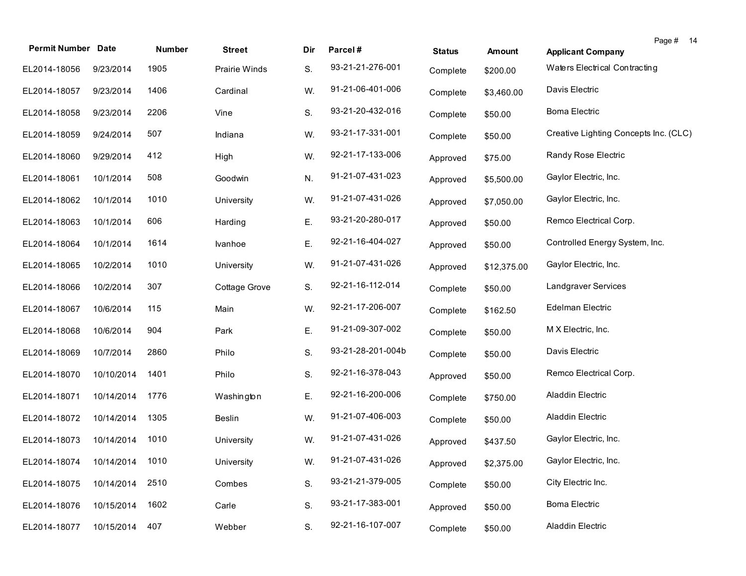| Permit Number | Date | Number | Street | Dir | Parcel # | Status | Amount | Applicant Company |
|---|---|---|---|---|---|---|---|---|
| EL2014-18056 | 9/23/2014 | 1905 | Prairie Winds | S. | 93-21-21-276-001 | Complete | $200.00 | Waters Electrical Contracting |
| EL2014-18057 | 9/23/2014 | 1406 | Cardinal | W. | 91-21-06-401-006 | Complete | $3,460.00 | Davis Electric |
| EL2014-18058 | 9/23/2014 | 2206 | Vine | S. | 93-21-20-432-016 | Complete | $50.00 | Boma Electric |
| EL2014-18059 | 9/24/2014 | 507 | Indiana | W. | 93-21-17-331-001 | Complete | $50.00 | Creative Lighting Concepts Inc. (CLC) |
| EL2014-18060 | 9/29/2014 | 412 | High | W. | 92-21-17-133-006 | Approved | $75.00 | Randy Rose Electric |
| EL2014-18061 | 10/1/2014 | 508 | Goodwin | N. | 91-21-07-431-023 | Approved | $5,500.00 | Gaylor Electric, Inc. |
| EL2014-18062 | 10/1/2014 | 1010 | University | W. | 91-21-07-431-026 | Approved | $7,050.00 | Gaylor Electric, Inc. |
| EL2014-18063 | 10/1/2014 | 606 | Harding | E. | 93-21-20-280-017 | Approved | $50.00 | Remco Electrical Corp. |
| EL2014-18064 | 10/1/2014 | 1614 | Ivanhoe | E. | 92-21-16-404-027 | Approved | $50.00 | Controlled Energy System, Inc. |
| EL2014-18065 | 10/2/2014 | 1010 | University | W. | 91-21-07-431-026 | Approved | $12,375.00 | Gaylor Electric, Inc. |
| EL2014-18066 | 10/2/2014 | 307 | Cottage Grove | S. | 92-21-16-112-014 | Complete | $50.00 | Landgraver Services |
| EL2014-18067 | 10/6/2014 | 115 | Main | W. | 92-21-17-206-007 | Complete | $162.50 | Edelman Electric |
| EL2014-18068 | 10/6/2014 | 904 | Park | E. | 91-21-09-307-002 | Complete | $50.00 | M X Electric, Inc. |
| EL2014-18069 | 10/7/2014 | 2860 | Philo | S. | 93-21-28-201-004b | Complete | $50.00 | Davis Electric |
| EL2014-18070 | 10/10/2014 | 1401 | Philo | S. | 92-21-16-378-043 | Approved | $50.00 | Remco Electrical Corp. |
| EL2014-18071 | 10/14/2014 | 1776 | Washington | E. | 92-21-16-200-006 | Complete | $750.00 | Aladdin Electric |
| EL2014-18072 | 10/14/2014 | 1305 | Beslin | W. | 91-21-07-406-003 | Complete | $50.00 | Aladdin Electric |
| EL2014-18073 | 10/14/2014 | 1010 | University | W. | 91-21-07-431-026 | Approved | $437.50 | Gaylor Electric, Inc. |
| EL2014-18074 | 10/14/2014 | 1010 | University | W. | 91-21-07-431-026 | Approved | $2,375.00 | Gaylor Electric, Inc. |
| EL2014-18075 | 10/14/2014 | 2510 | Combes | S. | 93-21-21-379-005 | Complete | $50.00 | City Electric Inc. |
| EL2014-18076 | 10/15/2014 | 1602 | Carle | S. | 93-21-17-383-001 | Approved | $50.00 | Boma Electric |
| EL2014-18077 | 10/15/2014 | 407 | Webber | S. | 92-21-16-107-007 | Complete | $50.00 | Aladdin Electric |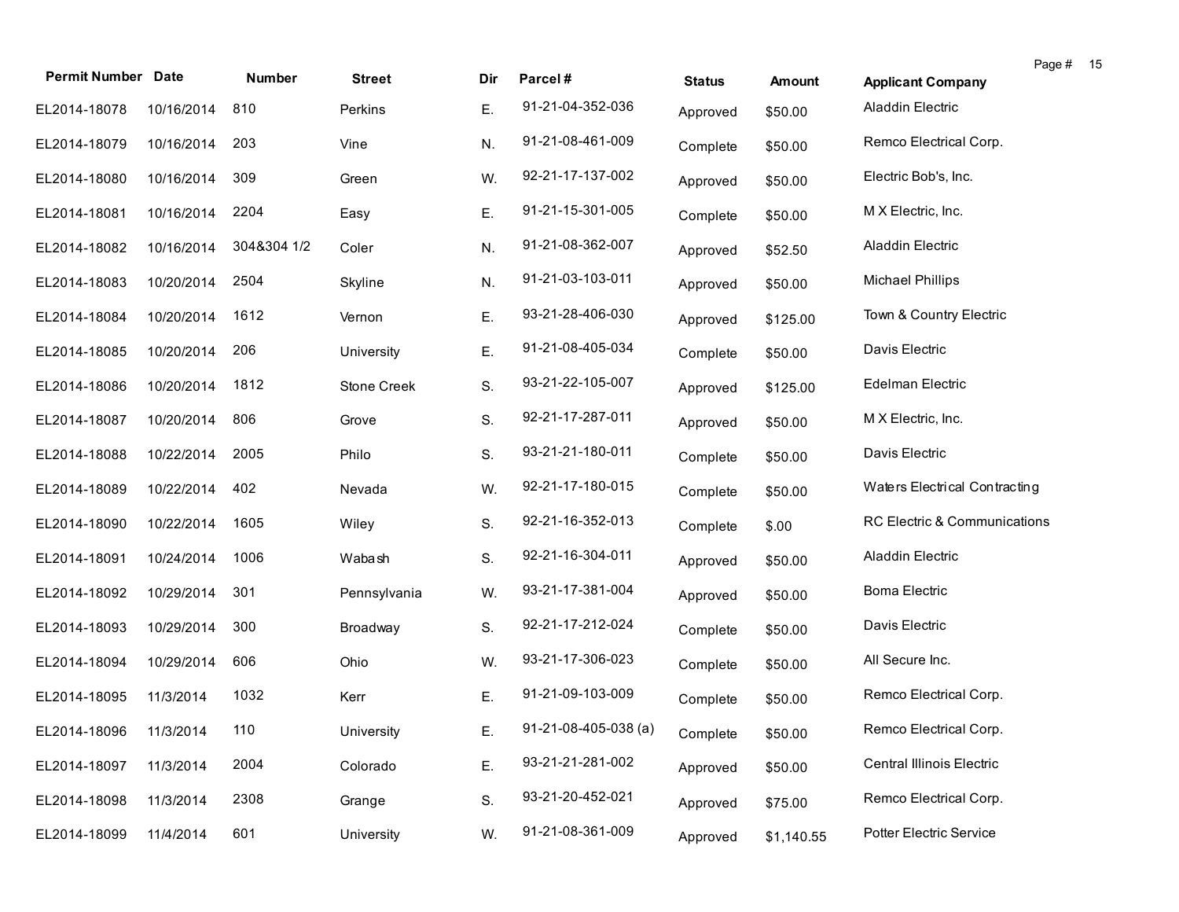| Permit Number | Date | Number | Street | Dir | Parcel # | Status | Amount | Applicant Company |
|---|---|---|---|---|---|---|---|---|
| EL2014-18078 | 10/16/2014 | 810 | Perkins | E. | 91-21-04-352-036 | Approved | $50.00 | Aladdin Electric |
| EL2014-18079 | 10/16/2014 | 203 | Vine | N. | 91-21-08-461-009 | Complete | $50.00 | Remco Electrical Corp. |
| EL2014-18080 | 10/16/2014 | 309 | Green | W. | 92-21-17-137-002 | Approved | $50.00 | Electric Bob's, Inc. |
| EL2014-18081 | 10/16/2014 | 2204 | Easy | E. | 91-21-15-301-005 | Complete | $50.00 | M X Electric, Inc. |
| EL2014-18082 | 10/16/2014 | 304&304 1/2 | Coler | N. | 91-21-08-362-007 | Approved | $52.50 | Aladdin Electric |
| EL2014-18083 | 10/20/2014 | 2504 | Skyline | N. | 91-21-03-103-011 | Approved | $50.00 | Michael Phillips |
| EL2014-18084 | 10/20/2014 | 1612 | Vernon | E. | 93-21-28-406-030 | Approved | $125.00 | Town & Country Electric |
| EL2014-18085 | 10/20/2014 | 206 | University | E. | 91-21-08-405-034 | Complete | $50.00 | Davis Electric |
| EL2014-18086 | 10/20/2014 | 1812 | Stone Creek | S. | 93-21-22-105-007 | Approved | $125.00 | Edelman Electric |
| EL2014-18087 | 10/20/2014 | 806 | Grove | S. | 92-21-17-287-011 | Approved | $50.00 | M X Electric, Inc. |
| EL2014-18088 | 10/22/2014 | 2005 | Philo | S. | 93-21-21-180-011 | Complete | $50.00 | Davis Electric |
| EL2014-18089 | 10/22/2014 | 402 | Nevada | W. | 92-21-17-180-015 | Complete | $50.00 | Waters Electrical Contracting |
| EL2014-18090 | 10/22/2014 | 1605 | Wiley | S. | 92-21-16-352-013 | Complete | $.00 | RC Electric & Communications |
| EL2014-18091 | 10/24/2014 | 1006 | Wabash | S. | 92-21-16-304-011 | Approved | $50.00 | Aladdin Electric |
| EL2014-18092 | 10/29/2014 | 301 | Pennsylvania | W. | 93-21-17-381-004 | Approved | $50.00 | Boma Electric |
| EL2014-18093 | 10/29/2014 | 300 | Broadway | S. | 92-21-17-212-024 | Complete | $50.00 | Davis Electric |
| EL2014-18094 | 10/29/2014 | 606 | Ohio | W. | 93-21-17-306-023 | Complete | $50.00 | All Secure Inc. |
| EL2014-18095 | 11/3/2014 | 1032 | Kerr | E. | 91-21-09-103-009 | Complete | $50.00 | Remco Electrical Corp. |
| EL2014-18096 | 11/3/2014 | 110 | University | E. | 91-21-08-405-038 (a) | Complete | $50.00 | Remco Electrical Corp. |
| EL2014-18097 | 11/3/2014 | 2004 | Colorado | E. | 93-21-21-281-002 | Approved | $50.00 | Central Illinois Electric |
| EL2014-18098 | 11/3/2014 | 2308 | Grange | S. | 93-21-20-452-021 | Approved | $75.00 | Remco Electrical Corp. |
| EL2014-18099 | 11/4/2014 | 601 | University | W. | 91-21-08-361-009 | Approved | $1,140.55 | Potter Electric Service |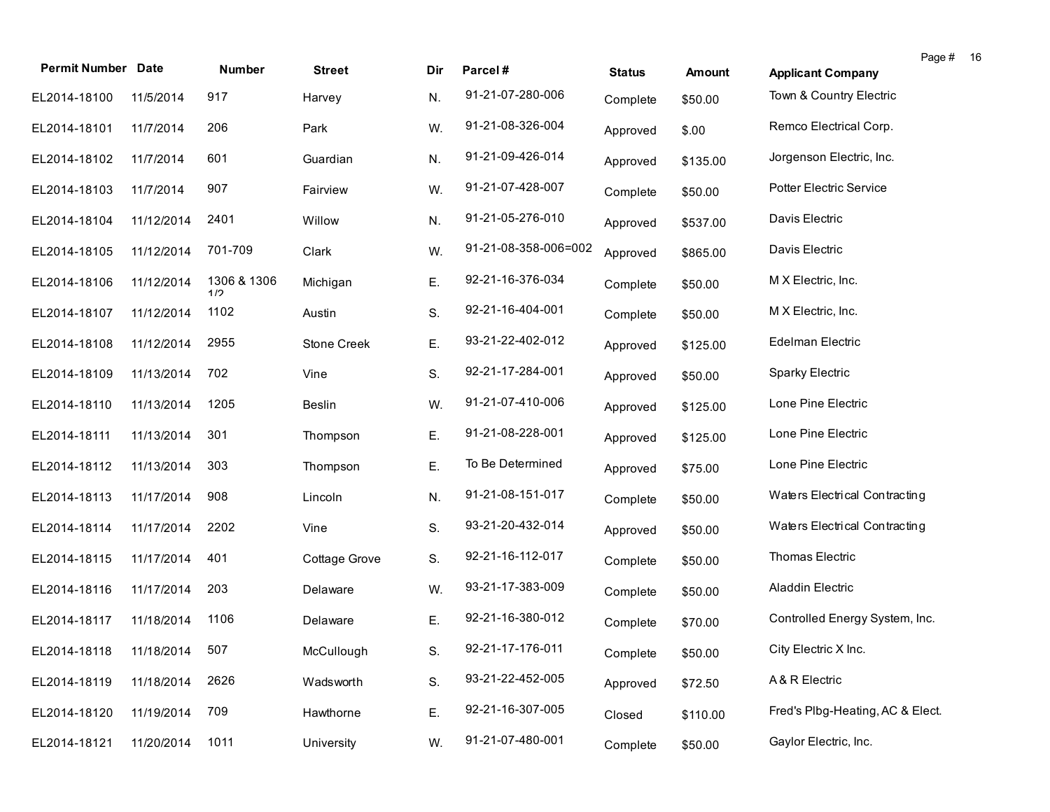| Permit Number | Date | Number | Street | Dir | Parcel # | Status | Amount | Applicant Company |
|---|---|---|---|---|---|---|---|---|
| EL2014-18100 | 11/5/2014 | 917 | Harvey | N. | 91-21-07-280-006 | Complete | $50.00 | Town & Country Electric |
| EL2014-18101 | 11/7/2014 | 206 | Park | W. | 91-21-08-326-004 | Approved | $.00 | Remco Electrical Corp. |
| EL2014-18102 | 11/7/2014 | 601 | Guardian | N. | 91-21-09-426-014 | Approved | $135.00 | Jorgenson Electric, Inc. |
| EL2014-18103 | 11/7/2014 | 907 | Fairview | W. | 91-21-07-428-007 | Complete | $50.00 | Potter Electric Service |
| EL2014-18104 | 11/12/2014 | 2401 | Willow | N. | 91-21-05-276-010 | Approved | $537.00 | Davis Electric |
| EL2014-18105 | 11/12/2014 | 701-709 | Clark | W. | 91-21-08-358-006=002 | Approved | $865.00 | Davis Electric |
| EL2014-18106 | 11/12/2014 | 1306 & 1306 1/2 | Michigan | E. | 92-21-16-376-034 | Complete | $50.00 | M X Electric, Inc. |
| EL2014-18107 | 11/12/2014 | 1102 | Austin | S. | 92-21-16-404-001 | Complete | $50.00 | M X Electric, Inc. |
| EL2014-18108 | 11/12/2014 | 2955 | Stone Creek | E. | 93-21-22-402-012 | Approved | $125.00 | Edelman Electric |
| EL2014-18109 | 11/13/2014 | 702 | Vine | S. | 92-21-17-284-001 | Approved | $50.00 | Sparky Electric |
| EL2014-18110 | 11/13/2014 | 1205 | Beslin | W. | 91-21-07-410-006 | Approved | $125.00 | Lone Pine Electric |
| EL2014-18111 | 11/13/2014 | 301 | Thompson | E. | 91-21-08-228-001 | Approved | $125.00 | Lone Pine Electric |
| EL2014-18112 | 11/13/2014 | 303 | Thompson | E. | To Be Determined | Approved | $75.00 | Lone Pine Electric |
| EL2014-18113 | 11/17/2014 | 908 | Lincoln | N. | 91-21-08-151-017 | Complete | $50.00 | Waters Electrical Contracting |
| EL2014-18114 | 11/17/2014 | 2202 | Vine | S. | 93-21-20-432-014 | Approved | $50.00 | Waters Electrical Contracting |
| EL2014-18115 | 11/17/2014 | 401 | Cottage Grove | S. | 92-21-16-112-017 | Complete | $50.00 | Thomas Electric |
| EL2014-18116 | 11/17/2014 | 203 | Delaware | W. | 93-21-17-383-009 | Complete | $50.00 | Aladdin Electric |
| EL2014-18117 | 11/18/2014 | 1106 | Delaware | E. | 92-21-16-380-012 | Complete | $70.00 | Controlled Energy System, Inc. |
| EL2014-18118 | 11/18/2014 | 507 | McCullough | S. | 92-21-17-176-011 | Complete | $50.00 | City Electric X Inc. |
| EL2014-18119 | 11/18/2014 | 2626 | Wadsworth | S. | 93-21-22-452-005 | Approved | $72.50 | A & R Electric |
| EL2014-18120 | 11/19/2014 | 709 | Hawthorne | E. | 92-21-16-307-005 | Closed | $110.00 | Fred's Plbg-Heating, AC & Elect. |
| EL2014-18121 | 11/20/2014 | 1011 | University | W. | 91-21-07-480-001 | Complete | $50.00 | Gaylor Electric, Inc. |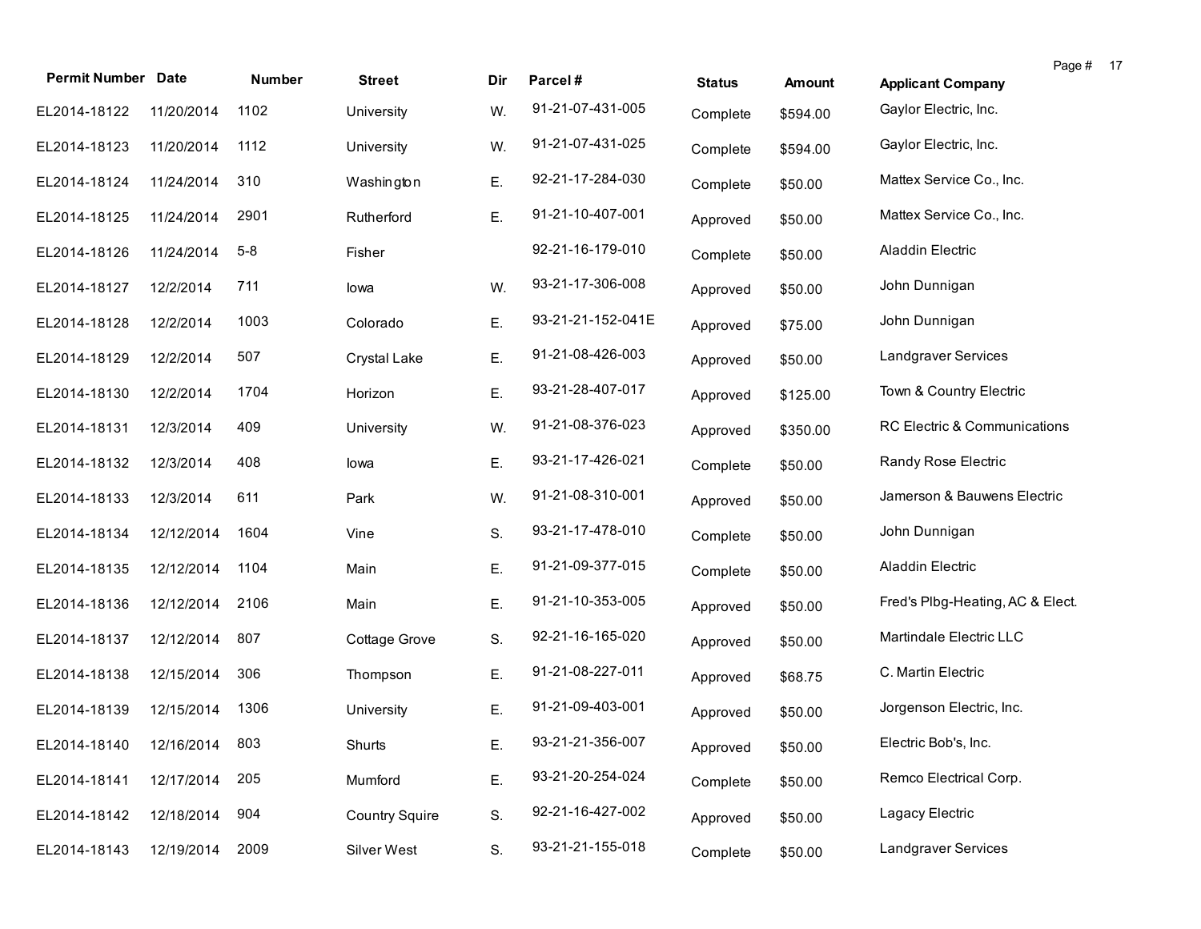| Permit Number | Date | Number | Street | Dir | Parcel # | Status | Amount | Applicant Company |
|---|---|---|---|---|---|---|---|---|
| EL2014-18122 | 11/20/2014 | 1102 | University | W. | 91-21-07-431-005 | Complete | $594.00 | Gaylor Electric, Inc. |
| EL2014-18123 | 11/20/2014 | 1112 | University | W. | 91-21-07-431-025 | Complete | $594.00 | Gaylor Electric, Inc. |
| EL2014-18124 | 11/24/2014 | 310 | Washington | E. | 92-21-17-284-030 | Complete | $50.00 | Mattex Service Co., Inc. |
| EL2014-18125 | 11/24/2014 | 2901 | Rutherford | E. | 91-21-10-407-001 | Approved | $50.00 | Mattex Service Co., Inc. |
| EL2014-18126 | 11/24/2014 | 5-8 | Fisher | | 92-21-16-179-010 | Complete | $50.00 | Aladdin Electric |
| EL2014-18127 | 12/2/2014 | 711 | Iowa | W. | 93-21-17-306-008 | Approved | $50.00 | John Dunnigan |
| EL2014-18128 | 12/2/2014 | 1003 | Colorado | E. | 93-21-21-152-041E | Approved | $75.00 | John Dunnigan |
| EL2014-18129 | 12/2/2014 | 507 | Crystal Lake | E. | 91-21-08-426-003 | Approved | $50.00 | Landgraver Services |
| EL2014-18130 | 12/2/2014 | 1704 | Horizon | E. | 93-21-28-407-017 | Approved | $125.00 | Town & Country Electric |
| EL2014-18131 | 12/3/2014 | 409 | University | W. | 91-21-08-376-023 | Approved | $350.00 | RC Electric & Communications |
| EL2014-18132 | 12/3/2014 | 408 | Iowa | E. | 93-21-17-426-021 | Complete | $50.00 | Randy Rose Electric |
| EL2014-18133 | 12/3/2014 | 611 | Park | W. | 91-21-08-310-001 | Approved | $50.00 | Jamerson & Bauwens Electric |
| EL2014-18134 | 12/12/2014 | 1604 | Vine | S. | 93-21-17-478-010 | Complete | $50.00 | John Dunnigan |
| EL2014-18135 | 12/12/2014 | 1104 | Main | E. | 91-21-09-377-015 | Complete | $50.00 | Aladdin Electric |
| EL2014-18136 | 12/12/2014 | 2106 | Main | E. | 91-21-10-353-005 | Approved | $50.00 | Fred's Plbg-Heating, AC & Elect. |
| EL2014-18137 | 12/12/2014 | 807 | Cottage Grove | S. | 92-21-16-165-020 | Approved | $50.00 | Martindale Electric LLC |
| EL2014-18138 | 12/15/2014 | 306 | Thompson | E. | 91-21-08-227-011 | Approved | $68.75 | C. Martin Electric |
| EL2014-18139 | 12/15/2014 | 1306 | University | E. | 91-21-09-403-001 | Approved | $50.00 | Jorgenson Electric, Inc. |
| EL2014-18140 | 12/16/2014 | 803 | Shurts | E. | 93-21-21-356-007 | Approved | $50.00 | Electric Bob's, Inc. |
| EL2014-18141 | 12/17/2014 | 205 | Mumford | E. | 93-21-20-254-024 | Complete | $50.00 | Remco Electrical Corp. |
| EL2014-18142 | 12/18/2014 | 904 | Country Squire | S. | 92-21-16-427-002 | Approved | $50.00 | Lagacy Electric |
| EL2014-18143 | 12/19/2014 | 2009 | Silver West | S. | 93-21-21-155-018 | Complete | $50.00 | Landgraver Services |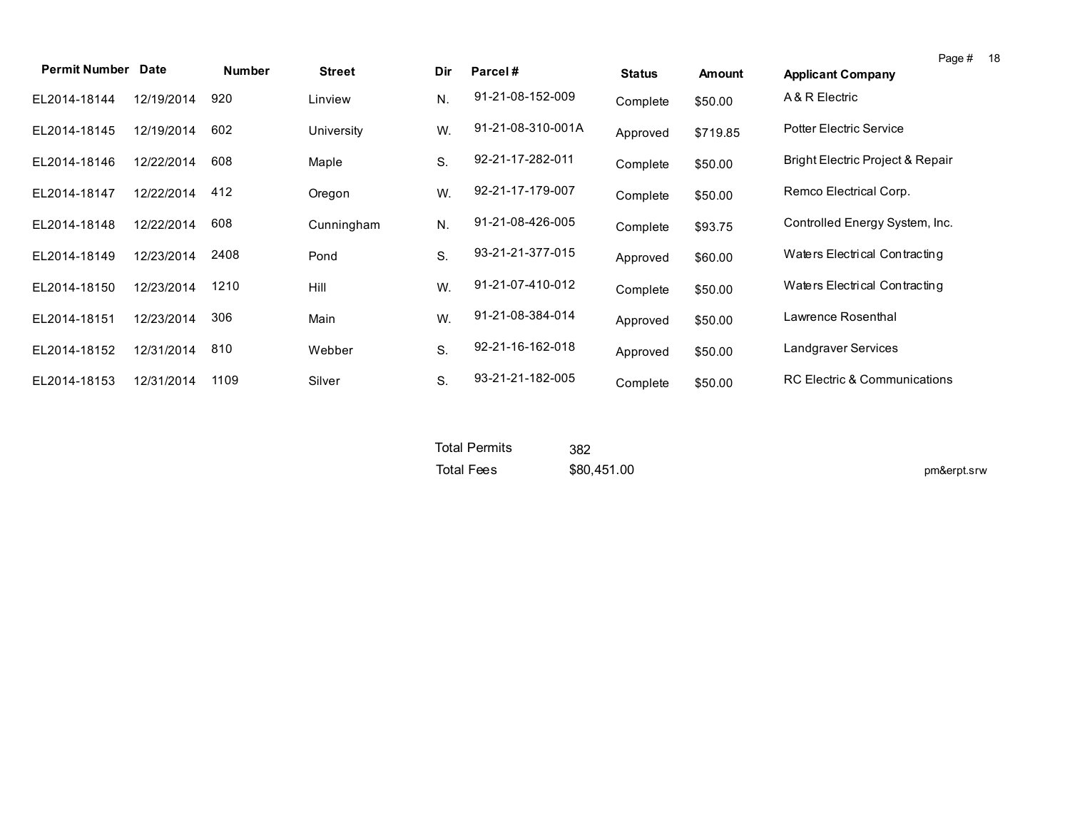| Permit Number | Date | Number | Street | Dir | Parcel # | Status | Amount | Applicant Company |
|---|---|---|---|---|---|---|---|---|
| EL2014-18144 | 12/19/2014 | 920 | Linview | N. | 91-21-08-152-009 | Complete | $50.00 | A & R Electric |
| EL2014-18145 | 12/19/2014 | 602 | University | W. | 91-21-08-310-001A | Approved | $719.85 | Potter Electric Service |
| EL2014-18146 | 12/22/2014 | 608 | Maple | S. | 92-21-17-282-011 | Complete | $50.00 | Bright Electric Project & Repair |
| EL2014-18147 | 12/22/2014 | 412 | Oregon | W. | 92-21-17-179-007 | Complete | $50.00 | Remco Electrical Corp. |
| EL2014-18148 | 12/22/2014 | 608 | Cunningham | N. | 91-21-08-426-005 | Complete | $93.75 | Controlled Energy System, Inc. |
| EL2014-18149 | 12/23/2014 | 2408 | Pond | S. | 93-21-21-377-015 | Approved | $60.00 | Waters Electrical Contracting |
| EL2014-18150 | 12/23/2014 | 1210 | Hill | W. | 91-21-07-410-012 | Complete | $50.00 | Waters Electrical Contracting |
| EL2014-18151 | 12/23/2014 | 306 | Main | W. | 91-21-08-384-014 | Approved | $50.00 | Lawrence Rosenthal |
| EL2014-18152 | 12/31/2014 | 810 | Webber | S. | 92-21-16-162-018 | Approved | $50.00 | Landgraver Services |
| EL2014-18153 | 12/31/2014 | 1109 | Silver | S. | 93-21-21-182-005 | Complete | $50.00 | RC Electric & Communications |

Total Permits 382

Total Fees $80,451.00

pm&erpt.srw